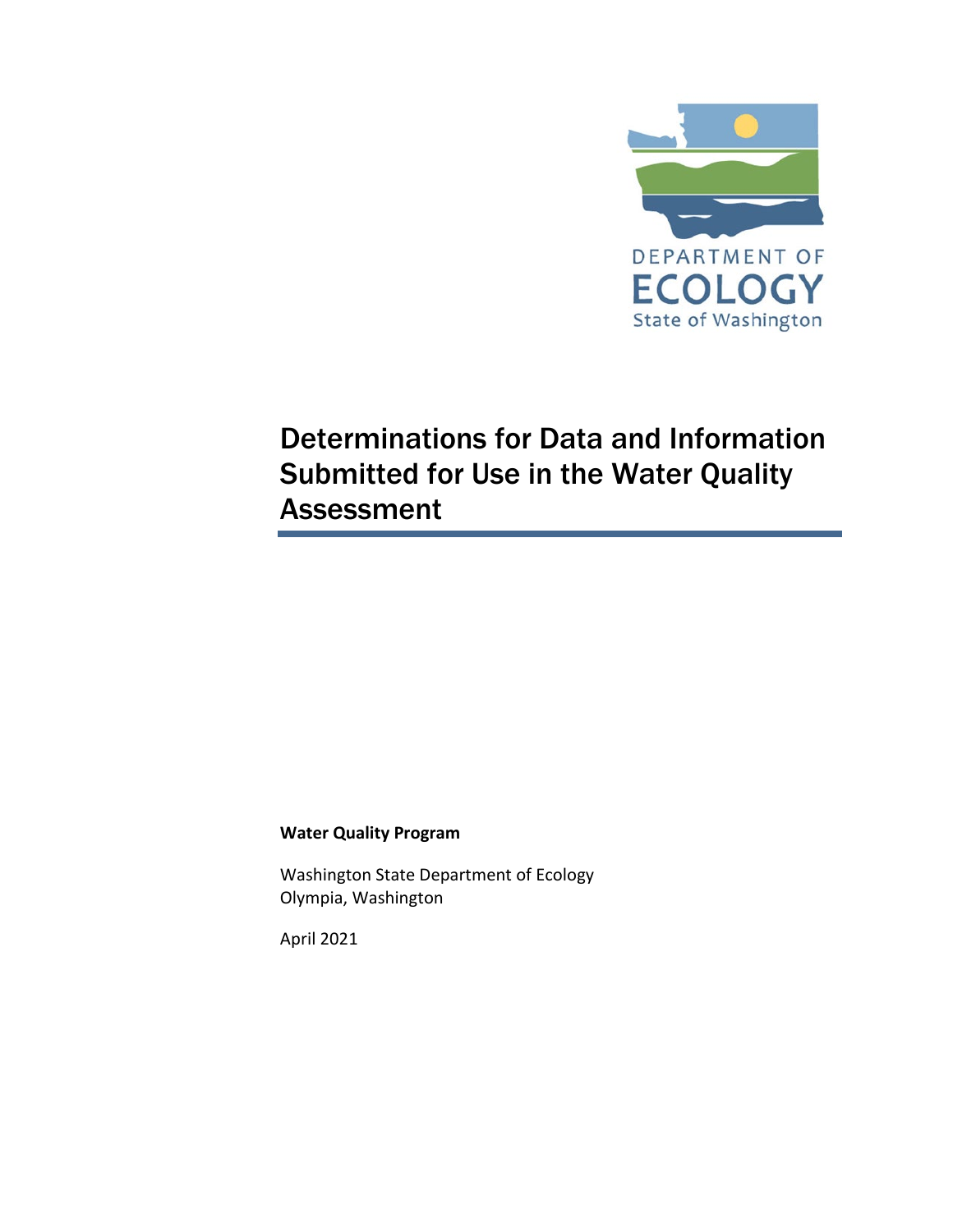DEPARTMENT OF
ECOLOGY
State of Washington

# Determinations for Data and Information Submitted for Use in the Water Quality Assessment

**Water Quality Program**

Washington State Department of Ecology
Olympia, Washington

April 2021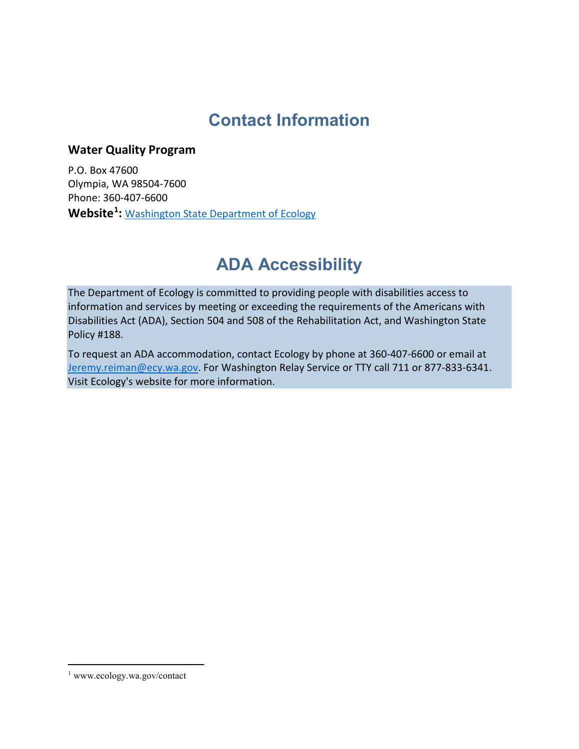# Contact Information

### Water Quality Program

P.O. Box 47600
Olympia, WA 98504-7600
Phone: 360-407-6600
**Website[1]:** [Washington State Department of Ecology](www.ecology.wa.gov/contact)

# ADA Accessibility

The Department of Ecology is committed to providing people with disabilities access to information and services by meeting or exceeding the requirements of the Americans with Disabilities Act (ADA), Section 504 and 508 of the Rehabilitation Act, and Washington State Policy #188.

To request an ADA accommodation, contact Ecology by phone at 360-407-6600 or email at [Jeremy.reiman@ecy.wa.gov](mailto:Jeremy.reiman@ecy.wa.gov). For Washington Relay Service or TTY call 711 or 877-833-6341. Visit Ecology's website for more information.

[1] www.ecology.wa.gov/contact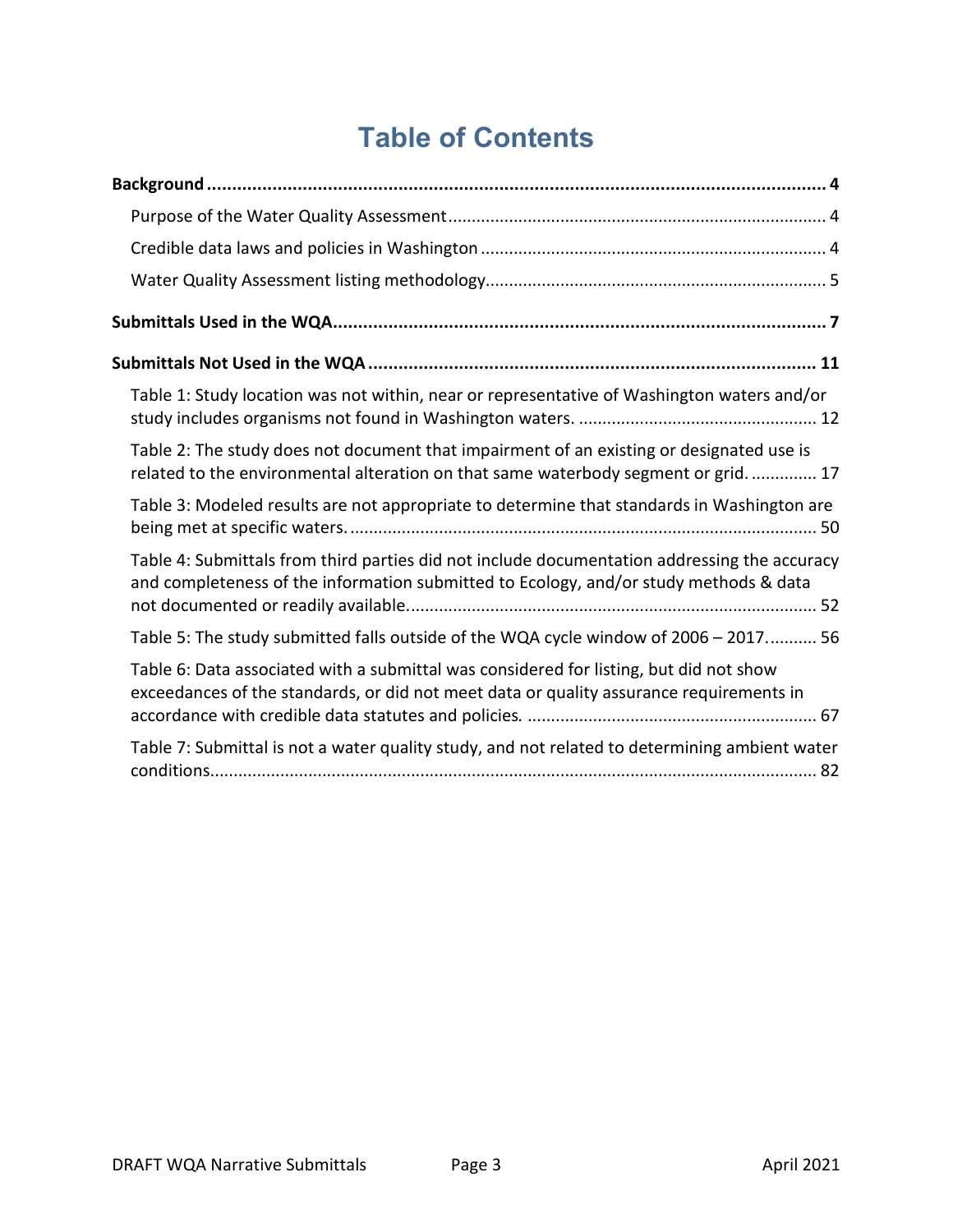# Table of Contents

**Background** ... **4**

- Purpose of the Water Quality Assessment ... 4
- Credible data laws and policies in Washington ... 4
- Water Quality Assessment listing methodology ... 5

**Submittals Used in the WQA** ... **7**

**Submittals Not Used in the WQA** ... **11**

- Table 1: Study location was not within, near or representative of Washington waters and/or study includes organisms not found in Washington waters. ... 12
- Table 2: The study does not document that impairment of an existing or designated use is related to the environmental alteration on that same waterbody segment or grid. ... 17
- Table 3: Modeled results are not appropriate to determine that standards in Washington are being met at specific waters. ... 50
- Table 4: Submittals from third parties did not include documentation addressing the accuracy and completeness of the information submitted to Ecology, and/or study methods & data not documented or readily available. ... 52
- Table 5: The study submitted falls outside of the WQA cycle window of 2006 – 2017. ... 56
- Table 6: Data associated with a submittal was considered for listing, but did not show exceedances of the standards, or did not meet data or quality assurance requirements in accordance with credible data statutes and policies. ... 67
- Table 7: Submittal is not a water quality study, and not related to determining ambient water conditions. ... 82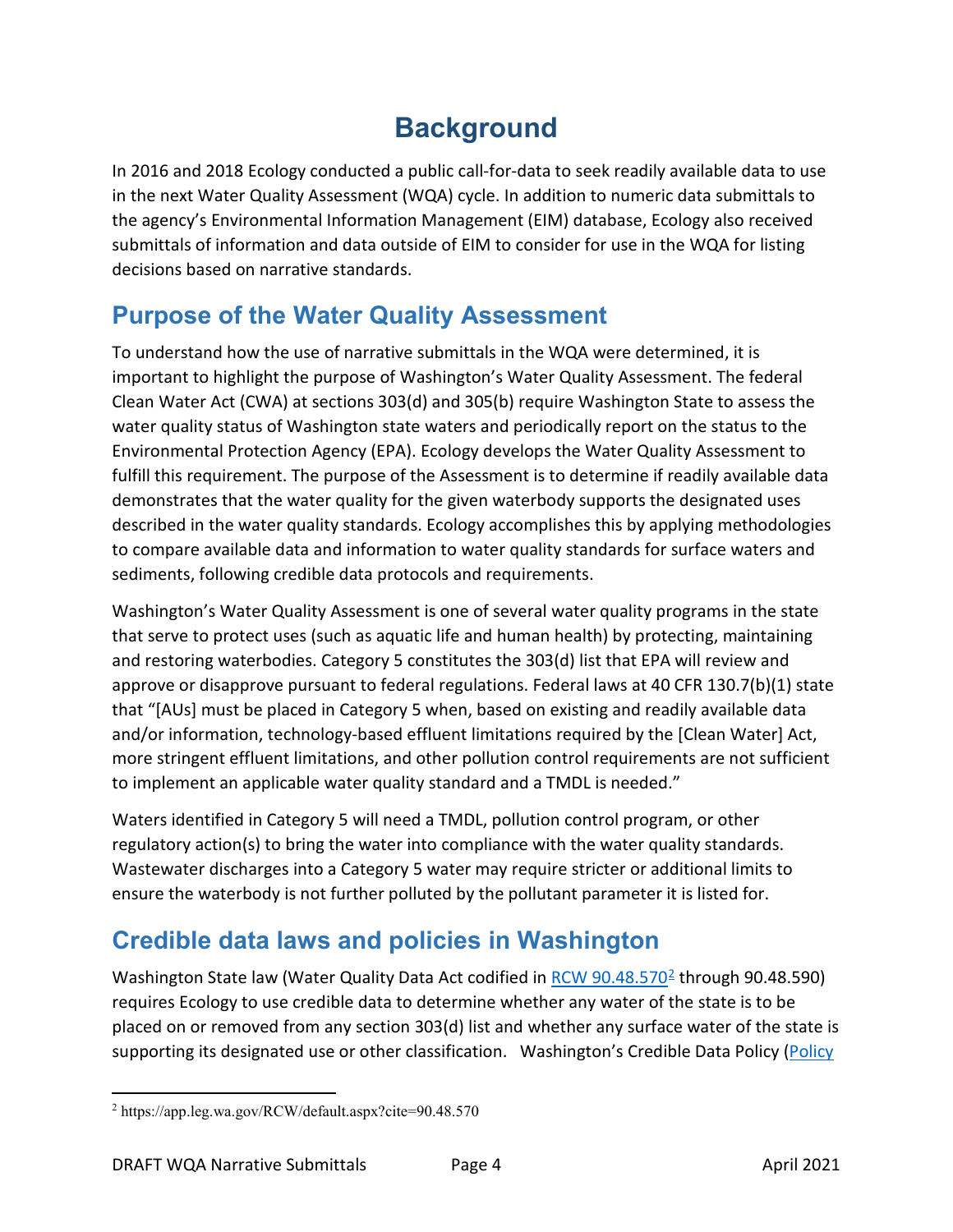# Background

In 2016 and 2018 Ecology conducted a public call-for-data to seek readily available data to use in the next Water Quality Assessment (WQA) cycle. In addition to numeric data submittals to the agency's Environmental Information Management (EIM) database, Ecology also received submittals of information and data outside of EIM to consider for use in the WQA for listing decisions based on narrative standards.

## Purpose of the Water Quality Assessment

To understand how the use of narrative submittals in the WQA were determined, it is important to highlight the purpose of Washington's Water Quality Assessment. The federal Clean Water Act (CWA) at sections 303(d) and 305(b) require Washington State to assess the water quality status of Washington state waters and periodically report on the status to the Environmental Protection Agency (EPA). Ecology develops the Water Quality Assessment to fulfill this requirement. The purpose of the Assessment is to determine if readily available data demonstrates that the water quality for the given waterbody supports the designated uses described in the water quality standards. Ecology accomplishes this by applying methodologies to compare available data and information to water quality standards for surface waters and sediments, following credible data protocols and requirements.

Washington's Water Quality Assessment is one of several water quality programs in the state that serve to protect uses (such as aquatic life and human health) by protecting, maintaining and restoring waterbodies. Category 5 constitutes the 303(d) list that EPA will review and approve or disapprove pursuant to federal regulations. Federal laws at 40 CFR 130.7(b)(1) state that "[AUs] must be placed in Category 5 when, based on existing and readily available data and/or information, technology-based effluent limitations required by the [Clean Water] Act, more stringent effluent limitations, and other pollution control requirements are not sufficient to implement an applicable water quality standard and a TMDL is needed."

Waters identified in Category 5 will need a TMDL, pollution control program, or other regulatory action(s) to bring the water into compliance with the water quality standards. Wastewater discharges into a Category 5 water may require stricter or additional limits to ensure the waterbody is not further polluted by the pollutant parameter it is listed for.

## Credible data laws and policies in Washington

Washington State law (Water Quality Data Act codified in RCW 90.48.570[2] through 90.48.590) requires Ecology to use credible data to determine whether any water of the state is to be placed on or removed from any section 303(d) list and whether any surface water of the state is supporting its designated use or other classification. Washington's Credible Data Policy (Policy

[2] https://app.leg.wa.gov/RCW/default.aspx?cite=90.48.570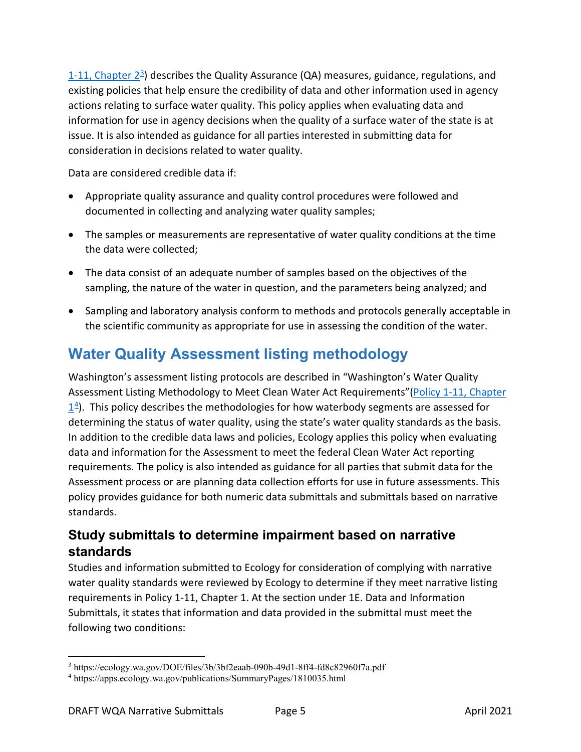1-11, Chapter 2[3]) describes the Quality Assurance (QA) measures, guidance, regulations, and existing policies that help ensure the credibility of data and other information used in agency actions relating to surface water quality. This policy applies when evaluating data and information for use in agency decisions when the quality of a surface water of the state is at issue. It is also intended as guidance for all parties interested in submitting data for consideration in decisions related to water quality.

Data are considered credible data if:

- Appropriate quality assurance and quality control procedures were followed and documented in collecting and analyzing water quality samples;
- The samples or measurements are representative of water quality conditions at the time the data were collected;
- The data consist of an adequate number of samples based on the objectives of the sampling, the nature of the water in question, and the parameters being analyzed; and
- Sampling and laboratory analysis conform to methods and protocols generally acceptable in the scientific community as appropriate for use in assessing the condition of the water.

## Water Quality Assessment listing methodology

Washington's assessment listing protocols are described in "Washington's Water Quality Assessment Listing Methodology to Meet Clean Water Act Requirements"(Policy 1-11, Chapter 1[4]). This policy describes the methodologies for how waterbody segments are assessed for determining the status of water quality, using the state's water quality standards as the basis. In addition to the credible data laws and policies, Ecology applies this policy when evaluating data and information for the Assessment to meet the federal Clean Water Act reporting requirements. The policy is also intended as guidance for all parties that submit data for the Assessment process or are planning data collection efforts for use in future assessments. This policy provides guidance for both numeric data submittals and submittals based on narrative standards.

### Study submittals to determine impairment based on narrative standards

Studies and information submitted to Ecology for consideration of complying with narrative water quality standards were reviewed by Ecology to determine if they meet narrative listing requirements in Policy 1-11, Chapter 1. At the section under 1E. Data and Information Submittals, it states that information and data provided in the submittal must meet the following two conditions:

[3] https://ecology.wa.gov/DOE/files/3b/3bf2eaab-090b-49d1-8ff4-fd8c82960f7a.pdf

[4] https://apps.ecology.wa.gov/publications/SummaryPages/1810035.html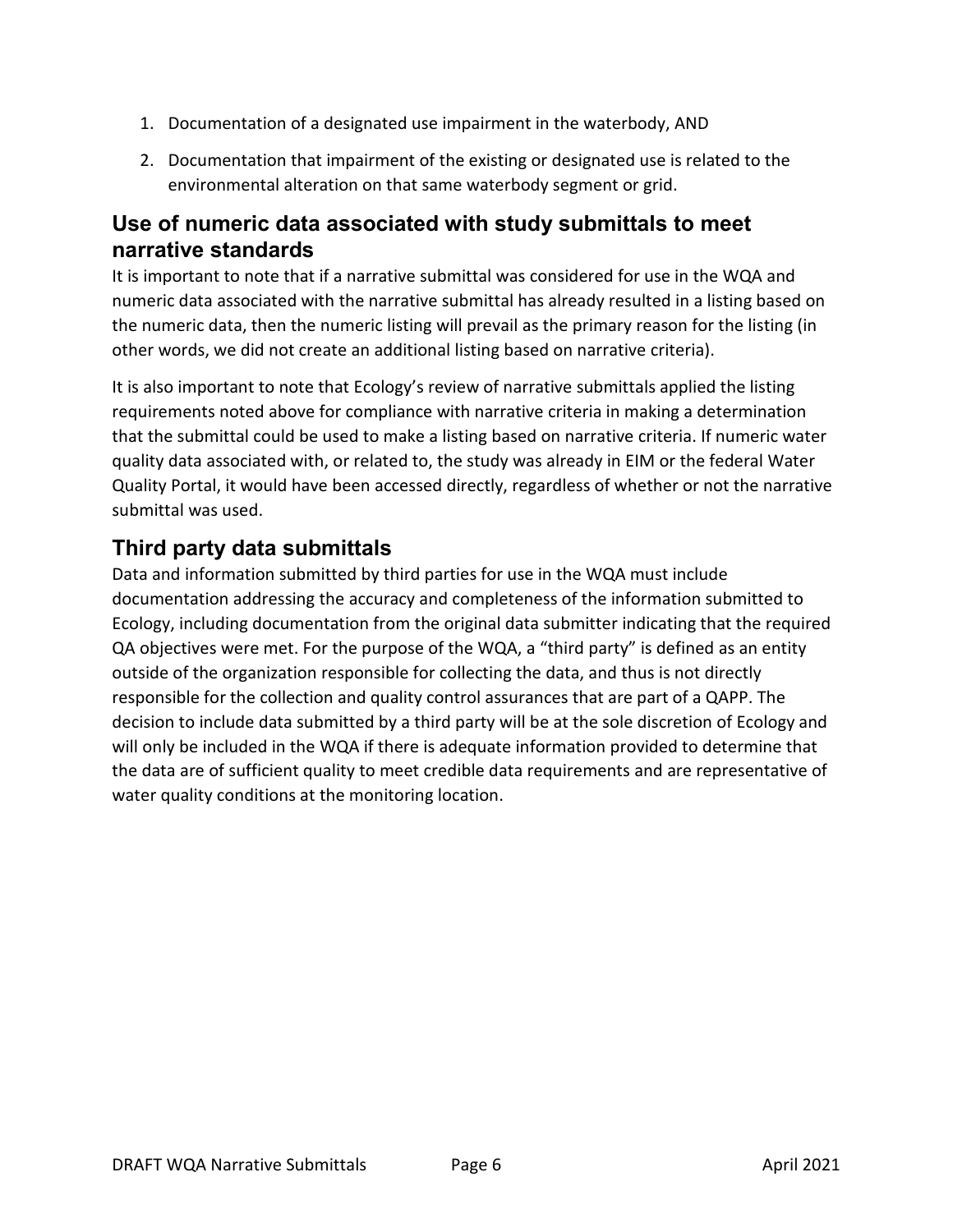1. Documentation of a designated use impairment in the waterbody, AND
2. Documentation that impairment of the existing or designated use is related to the environmental alteration on that same waterbody segment or grid.

## Use of numeric data associated with study submittals to meet narrative standards

It is important to note that if a narrative submittal was considered for use in the WQA and numeric data associated with the narrative submittal has already resulted in a listing based on the numeric data, then the numeric listing will prevail as the primary reason for the listing (in other words, we did not create an additional listing based on narrative criteria).

It is also important to note that Ecology's review of narrative submittals applied the listing requirements noted above for compliance with narrative criteria in making a determination that the submittal could be used to make a listing based on narrative criteria. If numeric water quality data associated with, or related to, the study was already in EIM or the federal Water Quality Portal, it would have been accessed directly, regardless of whether or not the narrative submittal was used.

## Third party data submittals

Data and information submitted by third parties for use in the WQA must include documentation addressing the accuracy and completeness of the information submitted to Ecology, including documentation from the original data submitter indicating that the required QA objectives were met. For the purpose of the WQA, a "third party" is defined as an entity outside of the organization responsible for collecting the data, and thus is not directly responsible for the collection and quality control assurances that are part of a QAPP. The decision to include data submitted by a third party will be at the sole discretion of Ecology and will only be included in the WQA if there is adequate information provided to determine that the data are of sufficient quality to meet credible data requirements and are representative of water quality conditions at the monitoring location.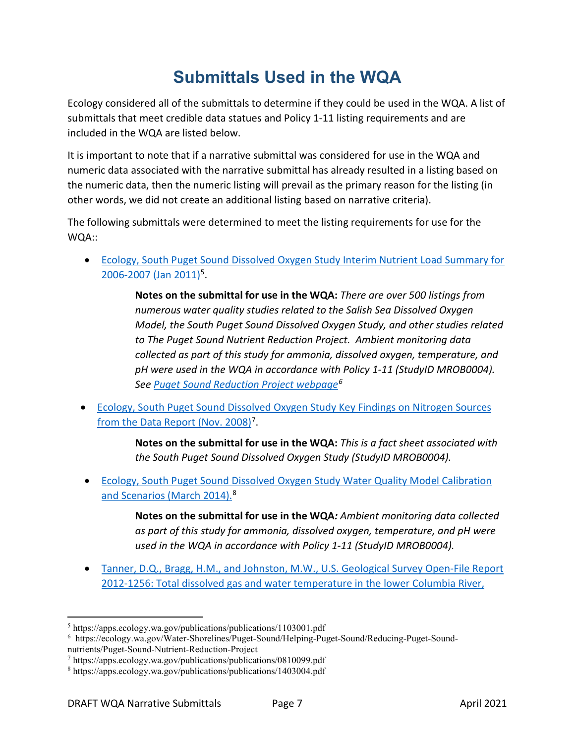# Submittals Used in the WQA

Ecology considered all of the submittals to determine if they could be used in the WQA. A list of submittals that meet credible data statues and Policy 1-11 listing requirements and are included in the WQA are listed below.

It is important to note that if a narrative submittal was considered for use in the WQA and numeric data associated with the narrative submittal has already resulted in a listing based on the numeric data, then the numeric listing will prevail as the primary reason for the listing (in other words, we did not create an additional listing based on narrative criteria).

The following submittals were determined to meet the listing requirements for use for the WQA::

- Ecology, South Puget Sound Dissolved Oxygen Study Interim Nutrient Load Summary for 2006-2007 (Jan 2011)[5].

  **Notes on the submittal for use in the WQA:** *There are over 500 listings from numerous water quality studies related to the Salish Sea Dissolved Oxygen Model, the South Puget Sound Dissolved Oxygen Study, and other studies related to The Puget Sound Nutrient Reduction Project. Ambient monitoring data collected as part of this study for ammonia, dissolved oxygen, temperature, and pH were used in the WQA in accordance with Policy 1-11 (StudyID MROB0004). See Puget Sound Reduction Project webpage[6]*

- Ecology, South Puget Sound Dissolved Oxygen Study Key Findings on Nitrogen Sources from the Data Report (Nov. 2008)[7].

  **Notes on the submittal for use in the WQA:** *This is a fact sheet associated with the South Puget Sound Dissolved Oxygen Study (StudyID MROB0004).*

- Ecology, South Puget Sound Dissolved Oxygen Study Water Quality Model Calibration and Scenarios (March 2014).[8]

  **Notes on the submittal for use in the WQA***: Ambient monitoring data collected as part of this study for ammonia, dissolved oxygen, temperature, and pH were used in the WQA in accordance with Policy 1-11 (StudyID MROB0004).*

- Tanner, D.Q., Bragg, H.M., and Johnston, M.W., U.S. Geological Survey Open-File Report 2012-1256: Total dissolved gas and water temperature in the lower Columbia River,

---

[5] https://apps.ecology.wa.gov/publications/publications/1103001.pdf

[6] https://ecology.wa.gov/Water-Shorelines/Puget-Sound/Helping-Puget-Sound/Reducing-Puget-Sound-nutrients/Puget-Sound-Nutrient-Reduction-Project

[7] https://apps.ecology.wa.gov/publications/publications/0810099.pdf

[8] https://apps.ecology.wa.gov/publications/publications/1403004.pdf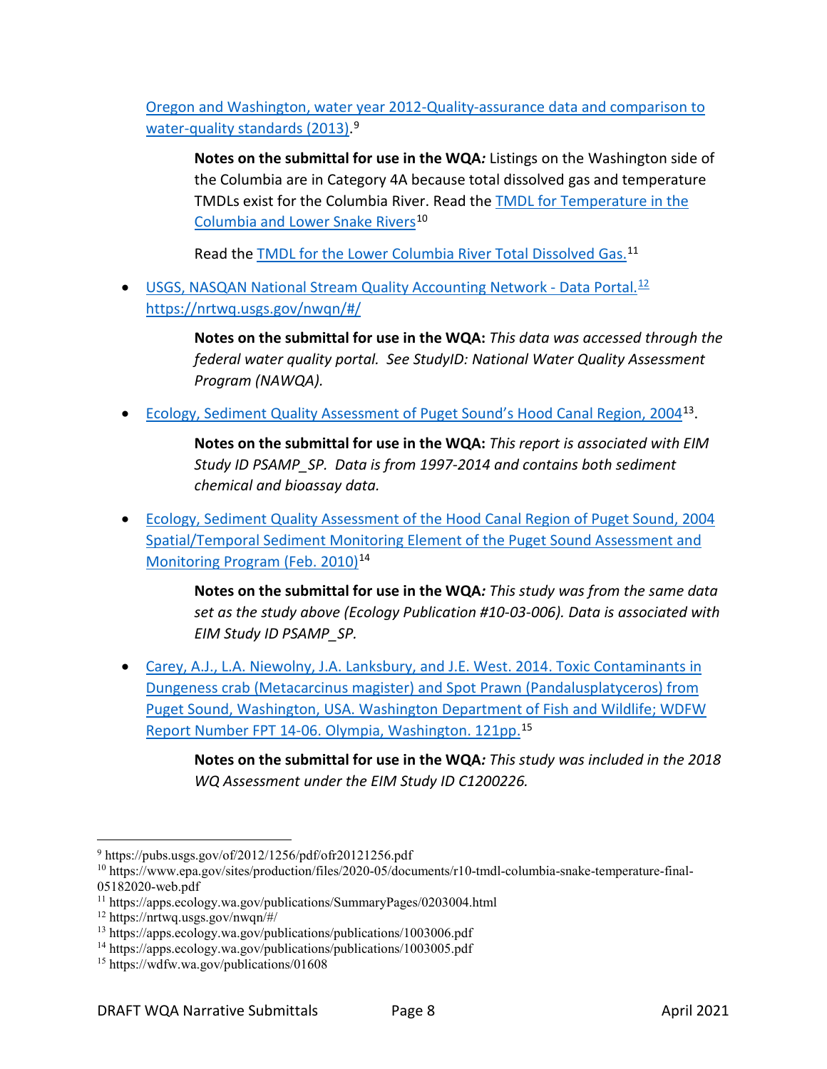Oregon and Washington, water year 2012-Quality-assurance data and comparison to water-quality standards (2013).[9]

> **Notes on the submittal for use in the WQA*:*** Listings on the Washington side of the Columbia are in Category 4A because total dissolved gas and temperature TMDLs exist for the Columbia River. Read the TMDL for Temperature in the Columbia and Lower Snake Rivers[10]
>
> Read the TMDL for the Lower Columbia River Total Dissolved Gas.[11]

- USGS, NASQAN National Stream Quality Accounting Network - Data Portal.[12] https://nrtwq.usgs.gov/nwqn/#/

> **Notes on the submittal for use in the WQA:** *This data was accessed through the federal water quality portal. See StudyID: National Water Quality Assessment Program (NAWQA).*

- Ecology, Sediment Quality Assessment of Puget Sound's Hood Canal Region, 2004[13].

> **Notes on the submittal for use in the WQA:** *This report is associated with EIM Study ID PSAMP_SP. Data is from 1997-2014 and contains both sediment chemical and bioassay data.*

- Ecology, Sediment Quality Assessment of the Hood Canal Region of Puget Sound, 2004 Spatial/Temporal Sediment Monitoring Element of the Puget Sound Assessment and Monitoring Program (Feb. 2010)[14]

> **Notes on the submittal for use in the WQA*:*** *This study was from the same data set as the study above (Ecology Publication #10-03-006). Data is associated with EIM Study ID PSAMP_SP.*

- Carey, A.J., L.A. Niewolny, J.A. Lanksbury, and J.E. West. 2014. Toxic Contaminants in Dungeness crab (Metacarcinus magister) and Spot Prawn (Pandalusplatyceros) from Puget Sound, Washington, USA. Washington Department of Fish and Wildlife; WDFW Report Number FPT 14-06. Olympia, Washington. 121pp.[15]

> **Notes on the submittal for use in the WQA*:*** *This study was included in the 2018 WQ Assessment under the EIM Study ID C1200226.*

---

[9] https://pubs.usgs.gov/of/2012/1256/pdf/ofr20121256.pdf
[10] https://www.epa.gov/sites/production/files/2020-05/documents/r10-tmdl-columbia-snake-temperature-final-05182020-web.pdf
[11] https://apps.ecology.wa.gov/publications/SummaryPages/0203004.html
[12] https://nrtwq.usgs.gov/nwqn/#/
[13] https://apps.ecology.wa.gov/publications/publications/1003006.pdf
[14] https://apps.ecology.wa.gov/publications/publications/1003005.pdf
[15] https://wdfw.wa.gov/publications/01608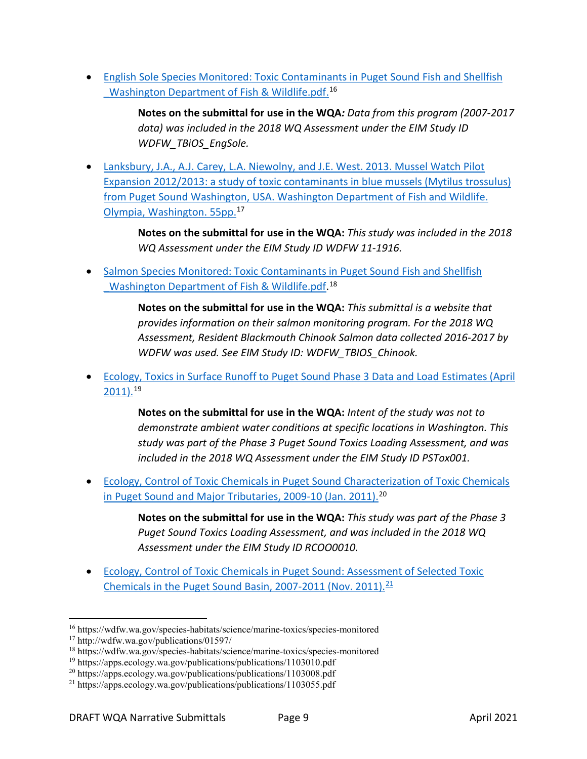- English Sole Species Monitored: Toxic Contaminants in Puget Sound Fish and Shellfish _Washington Department of Fish & Wildlife.pdf.[16]

  **Notes on the submittal for use in the WQA***: Data from this program (2007-2017 data) was included in the 2018 WQ Assessment under the EIM Study ID WDFW_TBiOS_EngSole.*

- Lanksbury, J.A., A.J. Carey, L.A. Niewolny, and J.E. West. 2013. Mussel Watch Pilot Expansion 2012/2013: a study of toxic contaminants in blue mussels (Mytilus trossulus) from Puget Sound Washington, USA. Washington Department of Fish and Wildlife. Olympia, Washington. 55pp.[17]

  **Notes on the submittal for use in the WQA:** *This study was included in the 2018 WQ Assessment under the EIM Study ID WDFW 11-1916.*

- Salmon Species Monitored: Toxic Contaminants in Puget Sound Fish and Shellfish _Washington Department of Fish & Wildlife.pdf.[18]

  **Notes on the submittal for use in the WQA:** *This submittal is a website that provides information on their salmon monitoring program. For the 2018 WQ Assessment, Resident Blackmouth Chinook Salmon data collected 2016-2017 by WDFW was used. See EIM Study ID: WDFW_TBIOS_Chinook.*

- Ecology, Toxics in Surface Runoff to Puget Sound Phase 3 Data and Load Estimates (April 2011).[19]

  **Notes on the submittal for use in the WQA:** *Intent of the study was not to demonstrate ambient water conditions at specific locations in Washington. This study was part of the Phase 3 Puget Sound Toxics Loading Assessment, and was included in the 2018 WQ Assessment under the EIM Study ID PSTox001.*

- Ecology, Control of Toxic Chemicals in Puget Sound Characterization of Toxic Chemicals in Puget Sound and Major Tributaries, 2009-10 (Jan. 2011).[20]

  **Notes on the submittal for use in the WQA:** *This study was part of the Phase 3 Puget Sound Toxics Loading Assessment, and was included in the 2018 WQ Assessment under the EIM Study ID RCOO0010.*

- Ecology, Control of Toxic Chemicals in Puget Sound: Assessment of Selected Toxic Chemicals in the Puget Sound Basin, 2007-2011 (Nov. 2011).[21]

---

[16] https://wdfw.wa.gov/species-habitats/science/marine-toxics/species-monitored
[17] http://wdfw.wa.gov/publications/01597/
[18] https://wdfw.wa.gov/species-habitats/science/marine-toxics/species-monitored
[19] https://apps.ecology.wa.gov/publications/publications/1103010.pdf
[20] https://apps.ecology.wa.gov/publications/publications/1103008.pdf
[21] https://apps.ecology.wa.gov/publications/publications/1103055.pdf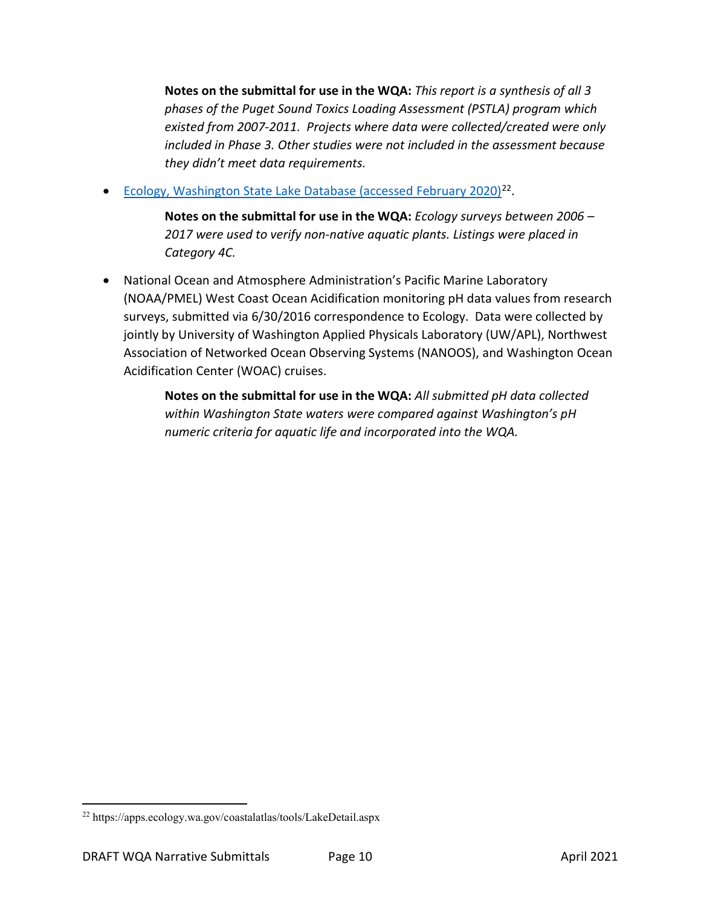> **Notes on the submittal for use in the WQA:** *This report is a synthesis of all 3 phases of the Puget Sound Toxics Loading Assessment (PSTLA) program which existed from 2007-2011. Projects where data were collected/created were only included in Phase 3. Other studies were not included in the assessment because they didn't meet data requirements.*

- [Ecology, Washington State Lake Database (accessed February 2020)](https://apps.ecology.wa.gov/coastalatlas/tools/LakeDetail.aspx)[22].

  > **Notes on the submittal for use in the WQA:** *Ecology surveys between 2006 – 2017 were used to verify non-native aquatic plants. Listings were placed in Category 4C.*

- National Ocean and Atmosphere Administration's Pacific Marine Laboratory (NOAA/PMEL) West Coast Ocean Acidification monitoring pH data values from research surveys, submitted via 6/30/2016 correspondence to Ecology. Data were collected by jointly by University of Washington Applied Physicals Laboratory (UW/APL), Northwest Association of Networked Ocean Observing Systems (NANOOS), and Washington Ocean Acidification Center (WOAC) cruises.

  > **Notes on the submittal for use in the WQA:** *All submitted pH data collected within Washington State waters were compared against Washington's pH numeric criteria for aquatic life and incorporated into the WQA.*

---

[22] https://apps.ecology.wa.gov/coastalatlas/tools/LakeDetail.aspx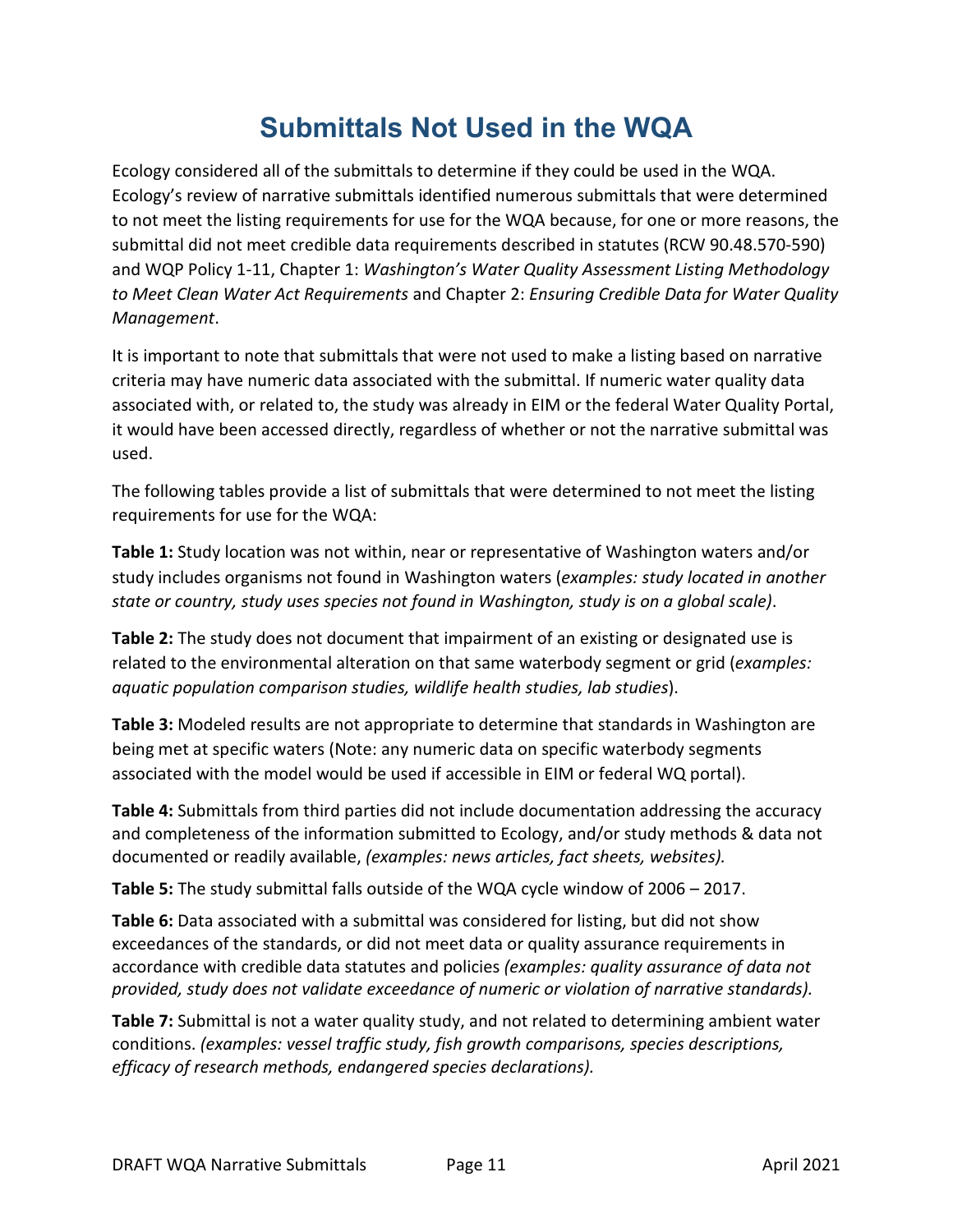# Submittals Not Used in the WQA

Ecology considered all of the submittals to determine if they could be used in the WQA. Ecology's review of narrative submittals identified numerous submittals that were determined to not meet the listing requirements for use for the WQA because, for one or more reasons, the submittal did not meet credible data requirements described in statutes (RCW 90.48.570-590) and WQP Policy 1-11, Chapter 1: *Washington's Water Quality Assessment Listing Methodology to Meet Clean Water Act Requirements* and Chapter 2: *Ensuring Credible Data for Water Quality Management*.

It is important to note that submittals that were not used to make a listing based on narrative criteria may have numeric data associated with the submittal. If numeric water quality data associated with, or related to, the study was already in EIM or the federal Water Quality Portal, it would have been accessed directly, regardless of whether or not the narrative submittal was used.

The following tables provide a list of submittals that were determined to not meet the listing requirements for use for the WQA:

**Table 1:** Study location was not within, near or representative of Washington waters and/or study includes organisms not found in Washington waters (*examples: study located in another state or country, study uses species not found in Washington, study is on a global scale)*.

**Table 2:** The study does not document that impairment of an existing or designated use is related to the environmental alteration on that same waterbody segment or grid (*examples: aquatic population comparison studies, wildlife health studies, lab studies*).

**Table 3:** Modeled results are not appropriate to determine that standards in Washington are being met at specific waters (Note: any numeric data on specific waterbody segments associated with the model would be used if accessible in EIM or federal WQ portal).

**Table 4:** Submittals from third parties did not include documentation addressing the accuracy and completeness of the information submitted to Ecology, and/or study methods & data not documented or readily available, *(examples: news articles, fact sheets, websites).*

**Table 5:** The study submittal falls outside of the WQA cycle window of 2006 – 2017.

**Table 6:** Data associated with a submittal was considered for listing, but did not show exceedances of the standards, or did not meet data or quality assurance requirements in accordance with credible data statutes and policies *(examples: quality assurance of data not provided, study does not validate exceedance of numeric or violation of narrative standards).*

**Table 7:** Submittal is not a water quality study, and not related to determining ambient water conditions. *(examples: vessel traffic study, fish growth comparisons, species descriptions, efficacy of research methods, endangered species declarations).*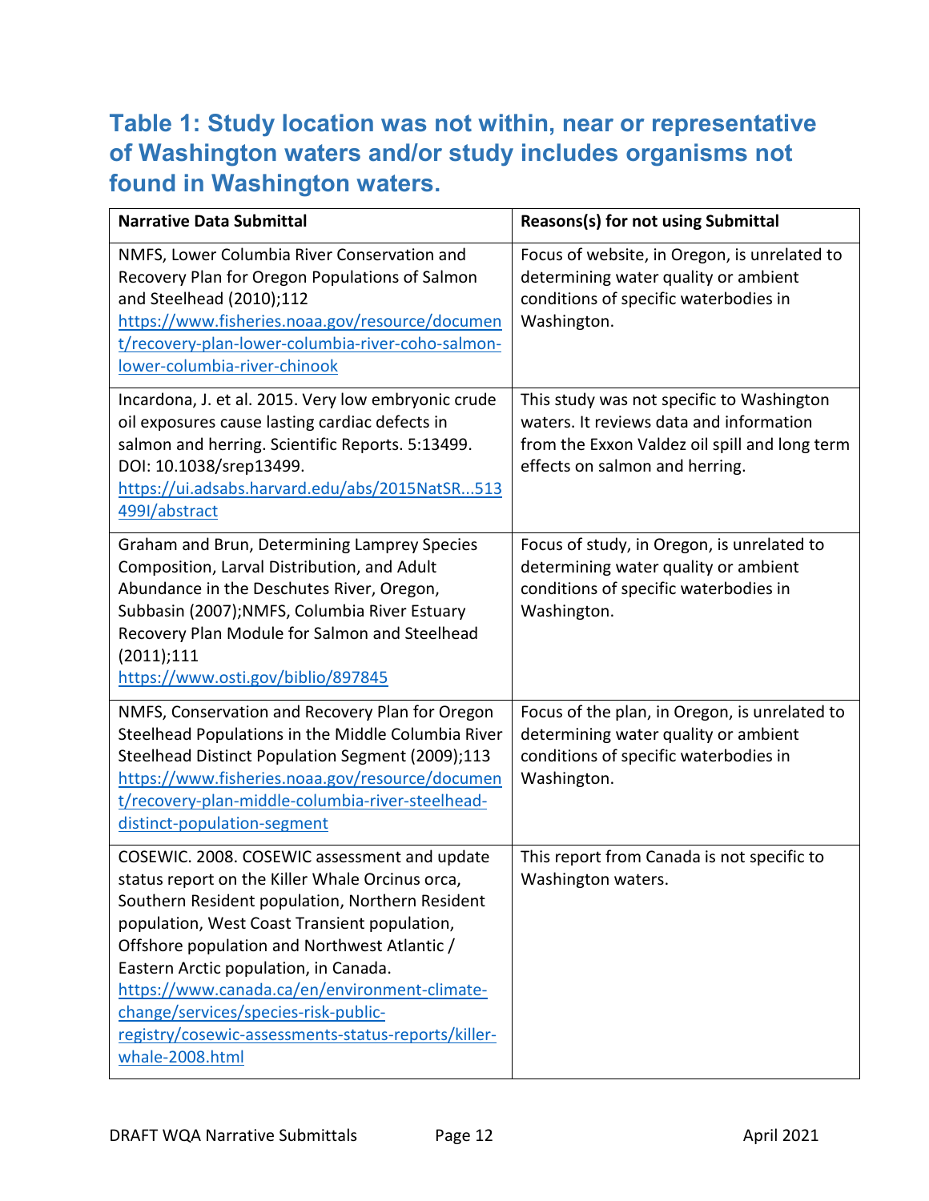## Table 1: Study location was not within, near or representative of Washington waters and/or study includes organisms not found in Washington waters.

| Narrative Data Submittal | Reasons(s) for not using Submittal |
|---|---|
| NMFS, Lower Columbia River Conservation and Recovery Plan for Oregon Populations of Salmon and Steelhead (2010);112 https://www.fisheries.noaa.gov/resource/document/recovery-plan-lower-columbia-river-coho-salmon-lower-columbia-river-chinook | Focus of website, in Oregon, is unrelated to determining water quality or ambient conditions of specific waterbodies in Washington. |
| Incardona, J. et al. 2015. Very low embryonic crude oil exposures cause lasting cardiac defects in salmon and herring. Scientific Reports. 5:13499. DOI: 10.1038/srep13499. https://ui.adsabs.harvard.edu/abs/2015NatSR...513499I/abstract | This study was not specific to Washington waters. It reviews data and information from the Exxon Valdez oil spill and long term effects on salmon and herring. |
| Graham and Brun, Determining Lamprey Species Composition, Larval Distribution, and Adult Abundance in the Deschutes River, Oregon, Subbasin (2007);NMFS, Columbia River Estuary Recovery Plan Module for Salmon and Steelhead (2011);111 https://www.osti.gov/biblio/897845 | Focus of study, in Oregon, is unrelated to determining water quality or ambient conditions of specific waterbodies in Washington. |
| NMFS, Conservation and Recovery Plan for Oregon Steelhead Populations in the Middle Columbia River Steelhead Distinct Population Segment (2009);113 https://www.fisheries.noaa.gov/resource/document/recovery-plan-middle-columbia-river-steelhead-distinct-population-segment | Focus of the plan, in Oregon, is unrelated to determining water quality or ambient conditions of specific waterbodies in Washington. |
| COSEWIC. 2008. COSEWIC assessment and update status report on the Killer Whale Orcinus orca, Southern Resident population, Northern Resident population, West Coast Transient population, Offshore population and Northwest Atlantic / Eastern Arctic population, in Canada. https://www.canada.ca/en/environment-climate-change/services/species-risk-public-registry/cosewic-assessments-status-reports/killer-whale-2008.html | This report from Canada is not specific to Washington waters. |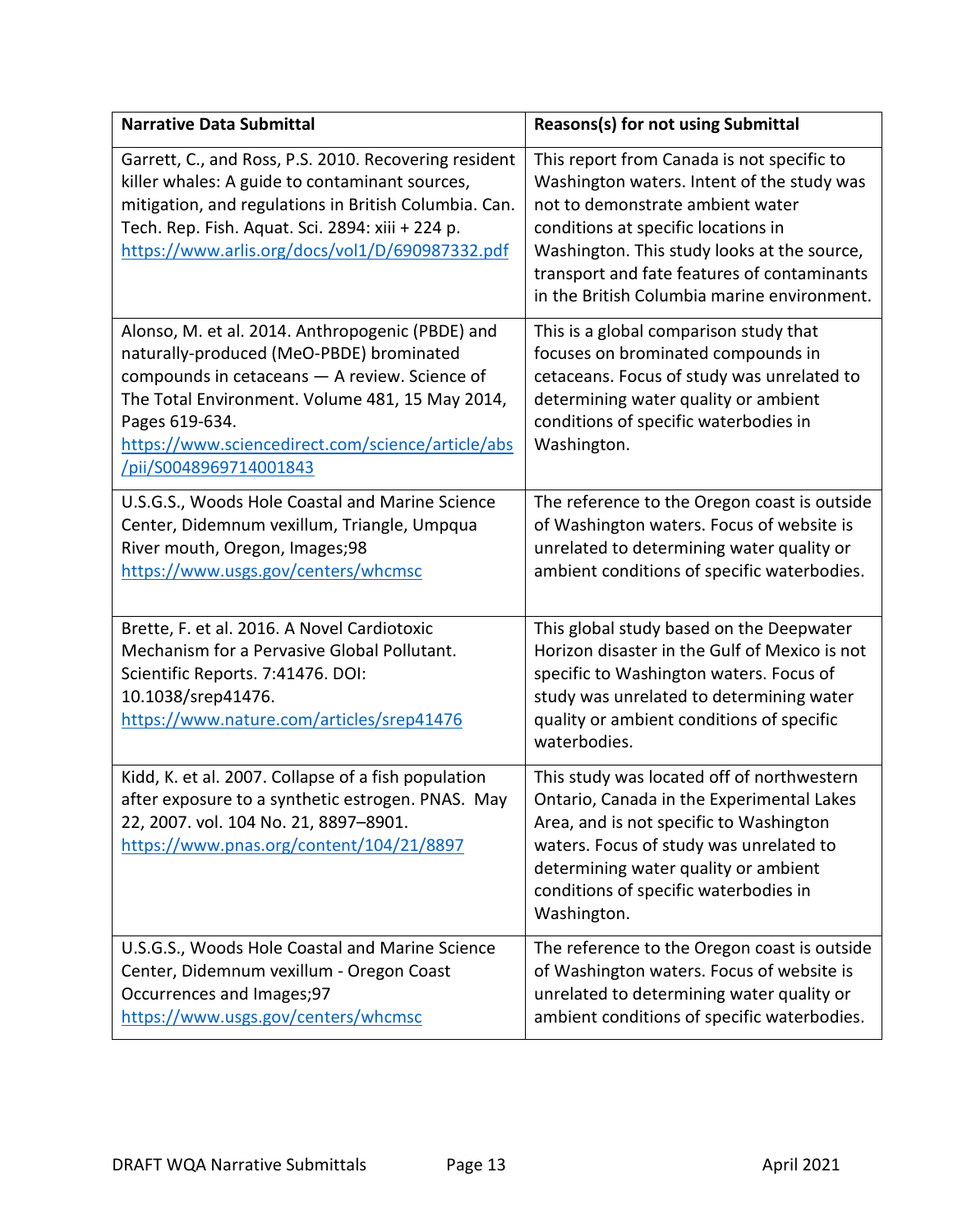| Narrative Data Submittal | Reasons(s) for not using Submittal |
| --- | --- |
| Garrett, C., and Ross, P.S. 2010. Recovering resident killer whales: A guide to contaminant sources, mitigation, and regulations in British Columbia. Can. Tech. Rep. Fish. Aquat. Sci. 2894: xiii + 224 p. https://www.arlis.org/docs/vol1/D/690987332.pdf | This report from Canada is not specific to Washington waters. Intent of the study was not to demonstrate ambient water conditions at specific locations in Washington. This study looks at the source, transport and fate features of contaminants in the British Columbia marine environment. |
| Alonso, M. et al. 2014. Anthropogenic (PBDE) and naturally-produced (MeO-PBDE) brominated compounds in cetaceans — A review. Science of The Total Environment. Volume 481, 15 May 2014, Pages 619-634. https://www.sciencedirect.com/science/article/abs/pii/S0048969714001843 | This is a global comparison study that focuses on brominated compounds in cetaceans. Focus of study was unrelated to determining water quality or ambient conditions of specific waterbodies in Washington. |
| U.S.G.S., Woods Hole Coastal and Marine Science Center, Didemnum vexillum, Triangle, Umpqua River mouth, Oregon, Images;98 https://www.usgs.gov/centers/whcmsc | The reference to the Oregon coast is outside of Washington waters. Focus of website is unrelated to determining water quality or ambient conditions of specific waterbodies. |
| Brette, F. et al. 2016. A Novel Cardiotoxic Mechanism for a Pervasive Global Pollutant. Scientific Reports. 7:41476. DOI: 10.1038/srep41476. https://www.nature.com/articles/srep41476 | This global study based on the Deepwater Horizon disaster in the Gulf of Mexico is not specific to Washington waters. Focus of study was unrelated to determining water quality or ambient conditions of specific waterbodies. |
| Kidd, K. et al. 2007. Collapse of a fish population after exposure to a synthetic estrogen. PNAS. May 22, 2007. vol. 104 No. 21, 8897–8901. https://www.pnas.org/content/104/21/8897 | This study was located off of northwestern Ontario, Canada in the Experimental Lakes Area, and is not specific to Washington waters. Focus of study was unrelated to determining water quality or ambient conditions of specific waterbodies in Washington. |
| U.S.G.S., Woods Hole Coastal and Marine Science Center, Didemnum vexillum - Oregon Coast Occurrences and Images;97 https://www.usgs.gov/centers/whcmsc | The reference to the Oregon coast is outside of Washington waters. Focus of website is unrelated to determining water quality or ambient conditions of specific waterbodies. |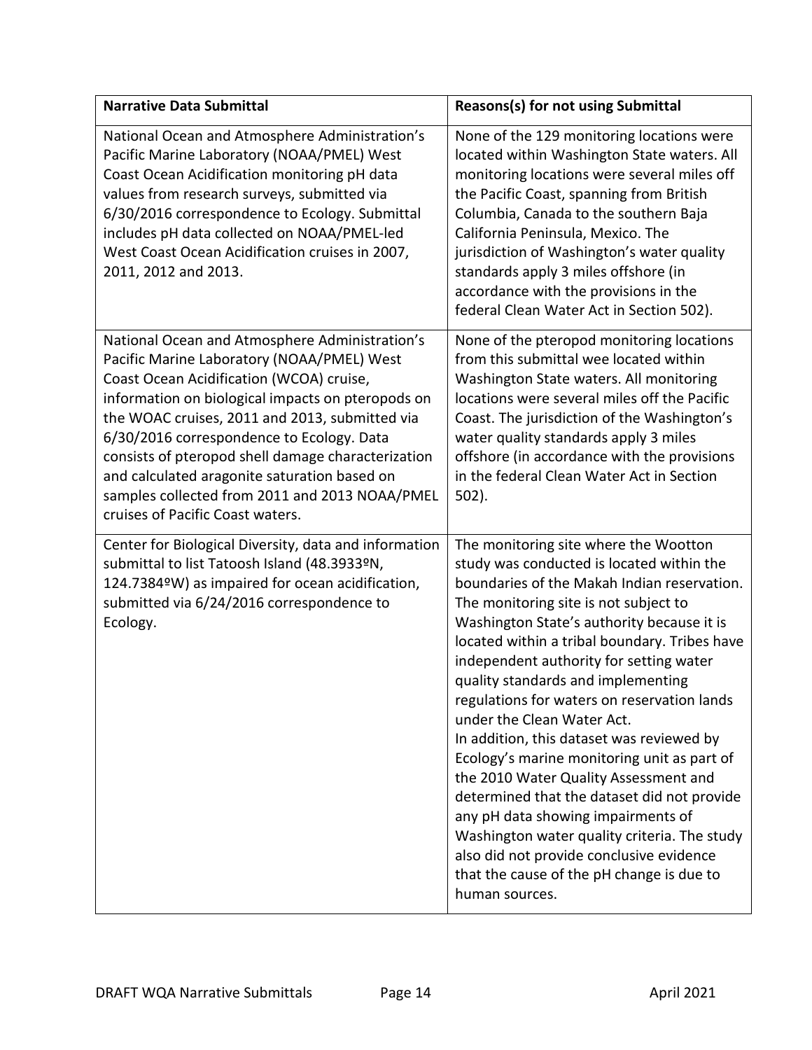| Narrative Data Submittal | Reasons(s) for not using Submittal |
| --- | --- |
| National Ocean and Atmosphere Administration's Pacific Marine Laboratory (NOAA/PMEL) West Coast Ocean Acidification monitoring pH data values from research surveys, submitted via 6/30/2016 correspondence to Ecology. Submittal includes pH data collected on NOAA/PMEL-led West Coast Ocean Acidification cruises in 2007, 2011, 2012 and 2013. | None of the 129 monitoring locations were located within Washington State waters. All monitoring locations were several miles off the Pacific Coast, spanning from British Columbia, Canada to the southern Baja California Peninsula, Mexico. The jurisdiction of Washington's water quality standards apply 3 miles offshore (in accordance with the provisions in the federal Clean Water Act in Section 502). |
| National Ocean and Atmosphere Administration's Pacific Marine Laboratory (NOAA/PMEL) West Coast Ocean Acidification (WCOA) cruise, information on biological impacts on pteropods on the WOAC cruises, 2011 and 2013, submitted via 6/30/2016 correspondence to Ecology. Data consists of pteropod shell damage characterization and calculated aragonite saturation based on samples collected from 2011 and 2013 NOAA/PMEL cruises of Pacific Coast waters. | None of the pteropod monitoring locations from this submittal wee located within Washington State waters. All monitoring locations were several miles off the Pacific Coast. The jurisdiction of the Washington's water quality standards apply 3 miles offshore (in accordance with the provisions in the federal Clean Water Act in Section 502). |
| Center for Biological Diversity, data and information submittal to list Tatoosh Island (48.3933ºN, 124.7384ºW) as impaired for ocean acidification, submitted via 6/24/2016 correspondence to Ecology. | The monitoring site where the Wootton study was conducted is located within the boundaries of the Makah Indian reservation. The monitoring site is not subject to Washington State's authority because it is located within a tribal boundary. Tribes have independent authority for setting water quality standards and implementing regulations for waters on reservation lands under the Clean Water Act.<br>In addition, this dataset was reviewed by Ecology's marine monitoring unit as part of the 2010 Water Quality Assessment and determined that the dataset did not provide any pH data showing impairments of Washington water quality criteria. The study also did not provide conclusive evidence that the cause of the pH change is due to human sources. |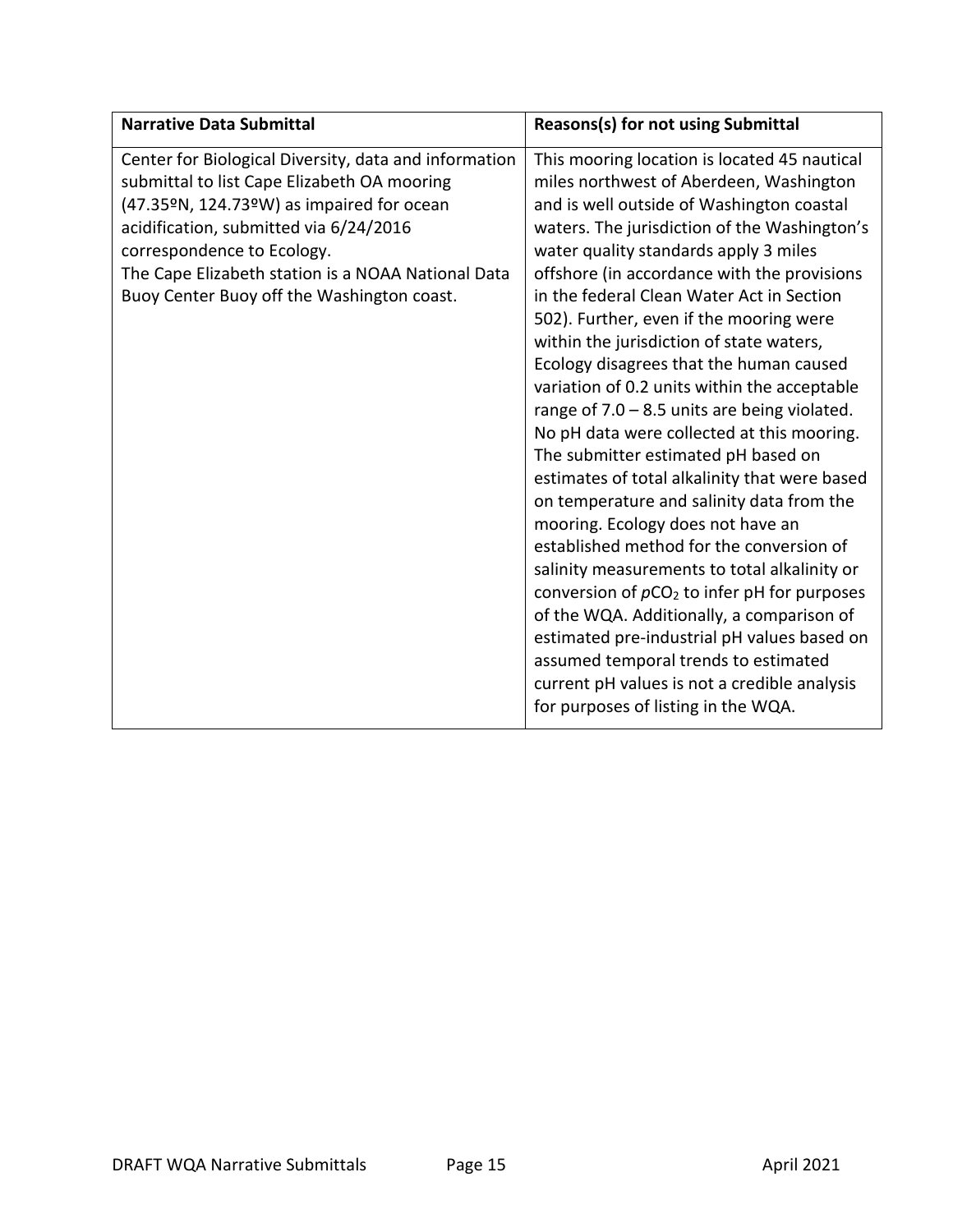| Narrative Data Submittal | Reasons(s) for not using Submittal |
|---|---|
| Center for Biological Diversity, data and information submittal to list Cape Elizabeth OA mooring (47.35ºN, 124.73ºW) as impaired for ocean acidification, submitted via 6/24/2016 correspondence to Ecology.<br>The Cape Elizabeth station is a NOAA National Data Buoy Center Buoy off the Washington coast. | This mooring location is located 45 nautical miles northwest of Aberdeen, Washington and is well outside of Washington coastal waters. The jurisdiction of the Washington's water quality standards apply 3 miles offshore (in accordance with the provisions in the federal Clean Water Act in Section 502). Further, even if the mooring were within the jurisdiction of state waters, Ecology disagrees that the human caused variation of 0.2 units within the acceptable range of 7.0 – 8.5 units are being violated. No pH data were collected at this mooring. The submitter estimated pH based on estimates of total alkalinity that were based on temperature and salinity data from the mooring. Ecology does not have an established method for the conversion of salinity measurements to total alkalinity or conversion of $pCO_2$ to infer pH for purposes of the WQA. Additionally, a comparison of estimated pre-industrial pH values based on assumed temporal trends to estimated current pH values is not a credible analysis for purposes of listing in the WQA. |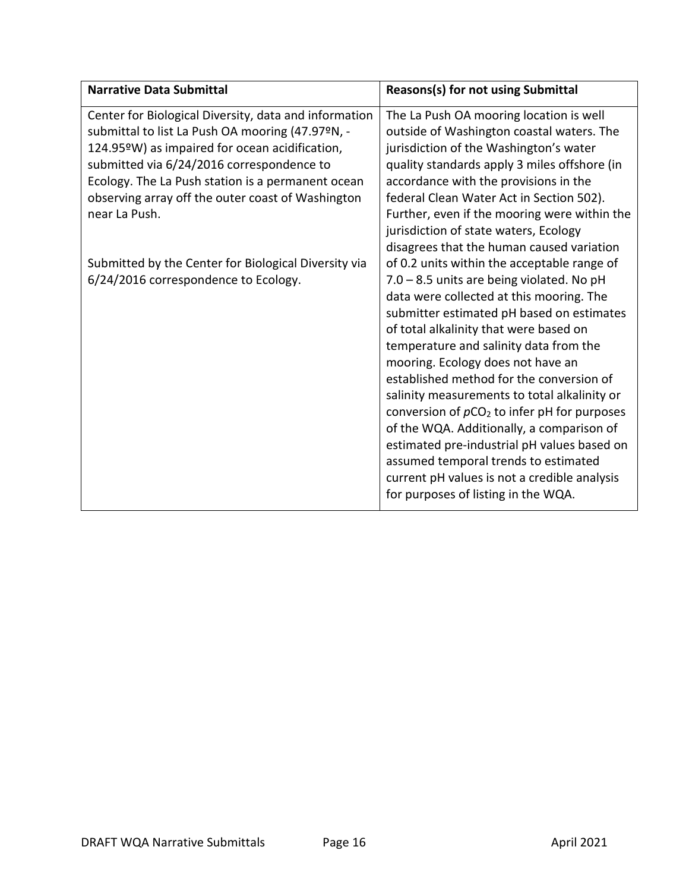| Narrative Data Submittal | Reasons(s) for not using Submittal |
|---|---|
| Center for Biological Diversity, data and information submittal to list La Push OA mooring (47.97ºN, -124.95ºW) as impaired for ocean acidification, submitted via 6/24/2016 correspondence to Ecology. The La Push station is a permanent ocean observing array off the outer coast of Washington near La Push.<br><br>Submitted by the Center for Biological Diversity via 6/24/2016 correspondence to Ecology. | The La Push OA mooring location is well outside of Washington coastal waters. The jurisdiction of the Washington's water quality standards apply 3 miles offshore (in accordance with the provisions in the federal Clean Water Act in Section 502). Further, even if the mooring were within the jurisdiction of state waters, Ecology disagrees that the human caused variation of 0.2 units within the acceptable range of 7.0 – 8.5 units are being violated. No pH data were collected at this mooring. The submitter estimated pH based on estimates of total alkalinity that were based on temperature and salinity data from the mooring. Ecology does not have an established method for the conversion of salinity measurements to total alkalinity or conversion of $pCO_2$ to infer pH for purposes of the WQA. Additionally, a comparison of estimated pre-industrial pH values based on assumed temporal trends to estimated current pH values is not a credible analysis for purposes of listing in the WQA. |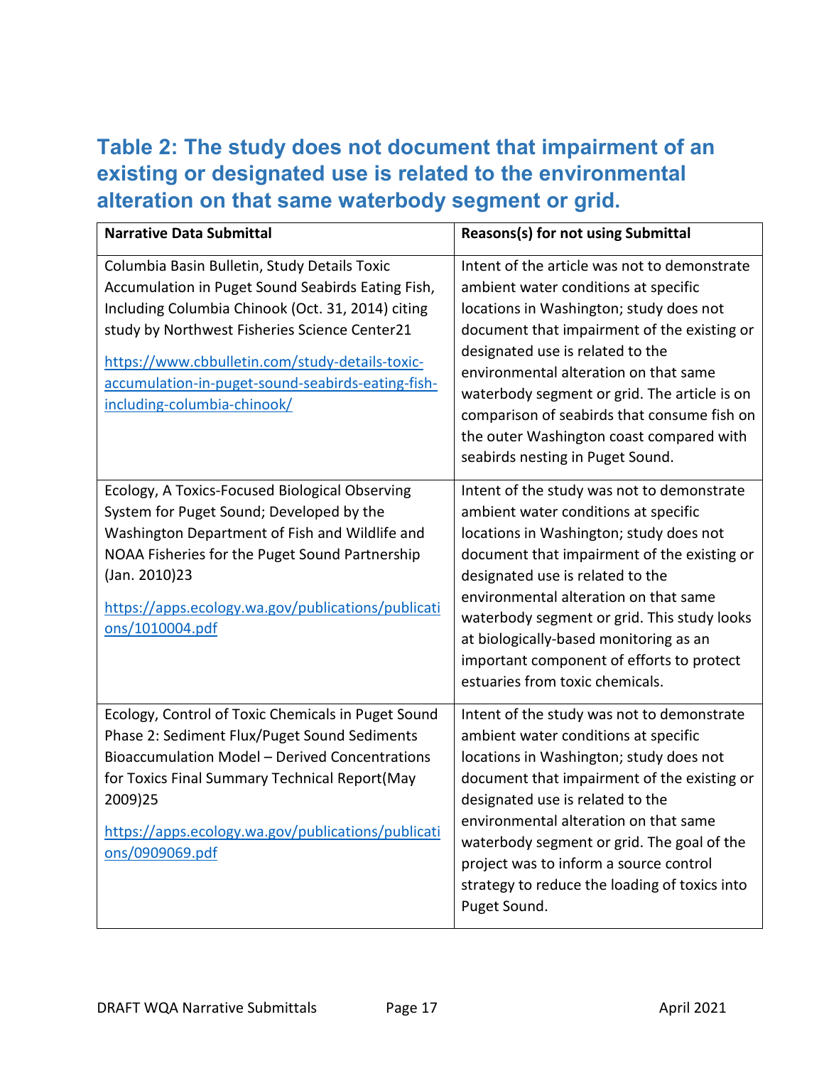## Table 2: The study does not document that impairment of an existing or designated use is related to the environmental alteration on that same waterbody segment or grid.

| Narrative Data Submittal | Reasons(s) for not using Submittal |
|---|---|
| Columbia Basin Bulletin, Study Details Toxic Accumulation in Puget Sound Seabirds Eating Fish, Including Columbia Chinook (Oct. 31, 2014) citing study by Northwest Fisheries Science Center21<br><br>https://www.cbbulletin.com/study-details-toxic-accumulation-in-puget-sound-seabirds-eating-fish-including-columbia-chinook/ | Intent of the article was not to demonstrate ambient water conditions at specific locations in Washington; study does not document that impairment of the existing or designated use is related to the environmental alteration on that same waterbody segment or grid. The article is on comparison of seabirds that consume fish on the outer Washington coast compared with seabirds nesting in Puget Sound. |
| Ecology, A Toxics-Focused Biological Observing System for Puget Sound; Developed by the Washington Department of Fish and Wildlife and NOAA Fisheries for the Puget Sound Partnership (Jan. 2010)23<br><br>https://apps.ecology.wa.gov/publications/publications/1010004.pdf | Intent of the study was not to demonstrate ambient water conditions at specific locations in Washington; study does not document that impairment of the existing or designated use is related to the environmental alteration on that same waterbody segment or grid. This study looks at biologically-based monitoring as an important component of efforts to protect estuaries from toxic chemicals. |
| Ecology, Control of Toxic Chemicals in Puget Sound Phase 2: Sediment Flux/Puget Sound Sediments Bioaccumulation Model – Derived Concentrations for Toxics Final Summary Technical Report(May 2009)25<br><br>https://apps.ecology.wa.gov/publications/publications/0909069.pdf | Intent of the study was not to demonstrate ambient water conditions at specific locations in Washington; study does not document that impairment of the existing or designated use is related to the environmental alteration on that same waterbody segment or grid. The goal of the project was to inform a source control strategy to reduce the loading of toxics into Puget Sound. |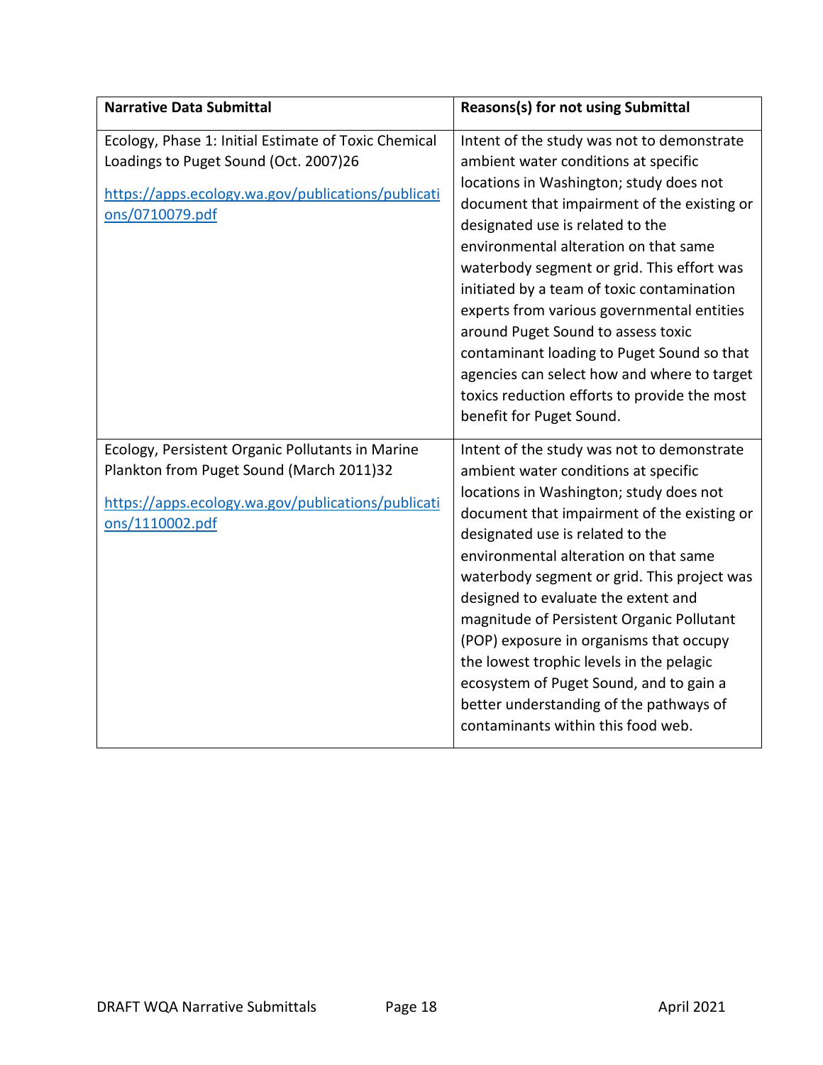| Narrative Data Submittal | Reasons(s) for not using Submittal |
| --- | --- |
| Ecology, Phase 1: Initial Estimate of Toxic Chemical Loadings to Puget Sound (Oct. 2007)26 [https://apps.ecology.wa.gov/publications/publications/0710079.pdf](https://apps.ecology.wa.gov/publications/publications/0710079.pdf) | Intent of the study was not to demonstrate ambient water conditions at specific locations in Washington; study does not document that impairment of the existing or designated use is related to the environmental alteration on that same waterbody segment or grid. This effort was initiated by a team of toxic contamination experts from various governmental entities around Puget Sound to assess toxic contaminant loading to Puget Sound so that agencies can select how and where to target toxics reduction efforts to provide the most benefit for Puget Sound. |
| Ecology, Persistent Organic Pollutants in Marine Plankton from Puget Sound (March 2011)32 [https://apps.ecology.wa.gov/publications/publications/1110002.pdf](https://apps.ecology.wa.gov/publications/publications/1110002.pdf) | Intent of the study was not to demonstrate ambient water conditions at specific locations in Washington; study does not document that impairment of the existing or designated use is related to the environmental alteration on that same waterbody segment or grid. This project was designed to evaluate the extent and magnitude of Persistent Organic Pollutant (POP) exposure in organisms that occupy the lowest trophic levels in the pelagic ecosystem of Puget Sound, and to gain a better understanding of the pathways of contaminants within this food web. |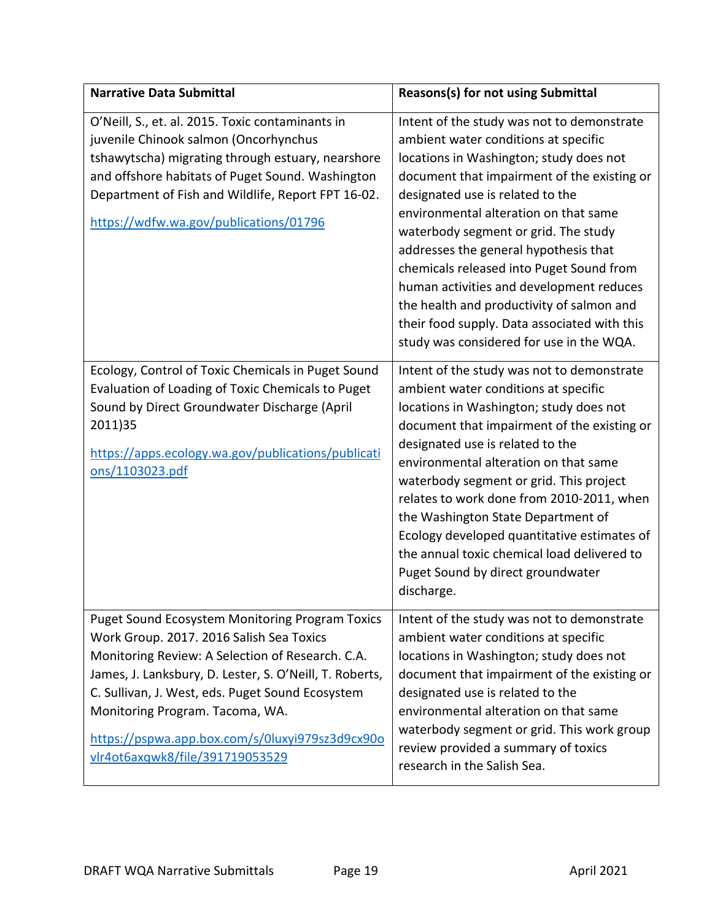| Narrative Data Submittal | Reasons(s) for not using Submittal |
|---|---|
| O'Neill, S., et. al. 2015. Toxic contaminants in juvenile Chinook salmon (Oncorhynchus tshawytscha) migrating through estuary, nearshore and offshore habitats of Puget Sound. Washington Department of Fish and Wildlife, Report FPT 16-02. [https://wdfw.wa.gov/publications/01796](https://wdfw.wa.gov/publications/01796) | Intent of the study was not to demonstrate ambient water conditions at specific locations in Washington; study does not document that impairment of the existing or designated use is related to the environmental alteration on that same waterbody segment or grid. The study addresses the general hypothesis that chemicals released into Puget Sound from human activities and development reduces the health and productivity of salmon and their food supply. Data associated with this study was considered for use in the WQA. |
| Ecology, Control of Toxic Chemicals in Puget Sound Evaluation of Loading of Toxic Chemicals to Puget Sound by Direct Groundwater Discharge (April 2011)35 [https://apps.ecology.wa.gov/publications/publications/1103023.pdf](https://apps.ecology.wa.gov/publications/publications/1103023.pdf) | Intent of the study was not to demonstrate ambient water conditions at specific locations in Washington; study does not document that impairment of the existing or designated use is related to the environmental alteration on that same waterbody segment or grid. This project relates to work done from 2010-2011, when the Washington State Department of Ecology developed quantitative estimates of the annual toxic chemical load delivered to Puget Sound by direct groundwater discharge. |
| Puget Sound Ecosystem Monitoring Program Toxics Work Group. 2017. 2016 Salish Sea Toxics Monitoring Review: A Selection of Research. C.A. James, J. Lanksbury, D. Lester, S. O'Neill, T. Roberts, C. Sullivan, J. West, eds. Puget Sound Ecosystem Monitoring Program. Tacoma, WA. [https://pspwa.app.box.com/s/0luxyi979sz3d9cx90ovlr4ot6axqwk8/file/391719053529](https://pspwa.app.box.com/s/0luxyi979sz3d9cx90ovlr4ot6axqwk8/file/391719053529) | Intent of the study was not to demonstrate ambient water conditions at specific locations in Washington; study does not document that impairment of the existing or designated use is related to the environmental alteration on that same waterbody segment or grid. This work group review provided a summary of toxics research in the Salish Sea. |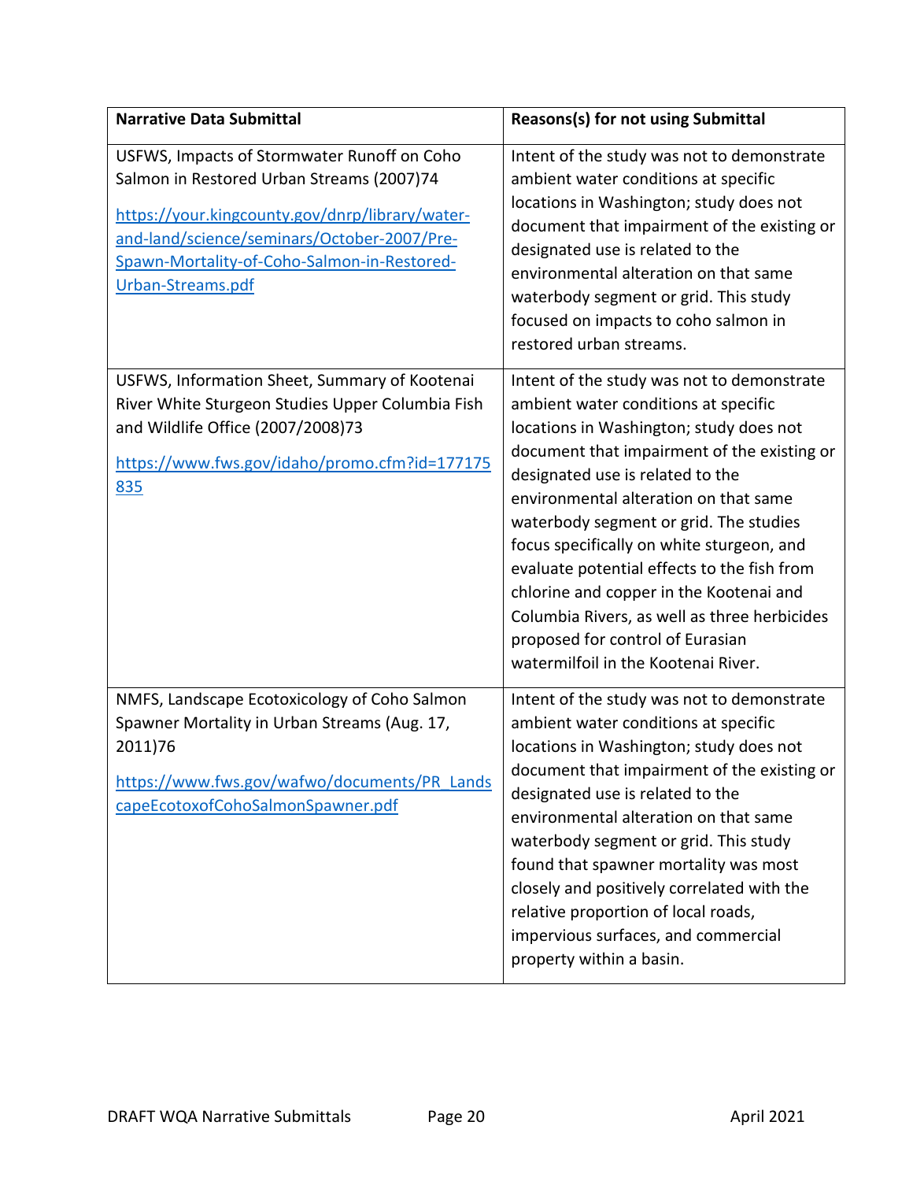| Narrative Data Submittal | Reasons(s) for not using Submittal |
|---|---|
| USFWS, Impacts of Stormwater Runoff on Coho Salmon in Restored Urban Streams (2007)74<br><br>https://your.kingcounty.gov/dnrp/library/water-and-land/science/seminars/October-2007/Pre-Spawn-Mortality-of-Coho-Salmon-in-Restored-Urban-Streams.pdf | Intent of the study was not to demonstrate ambient water conditions at specific locations in Washington; study does not document that impairment of the existing or designated use is related to the environmental alteration on that same waterbody segment or grid. This study focused on impacts to coho salmon in restored urban streams. |
| USFWS, Information Sheet, Summary of Kootenai River White Sturgeon Studies Upper Columbia Fish and Wildlife Office (2007/2008)73<br><br>https://www.fws.gov/idaho/promo.cfm?id=177175835 | Intent of the study was not to demonstrate ambient water conditions at specific locations in Washington; study does not document that impairment of the existing or designated use is related to the environmental alteration on that same waterbody segment or grid. The studies focus specifically on white sturgeon, and evaluate potential effects to the fish from chlorine and copper in the Kootenai and Columbia Rivers, as well as three herbicides proposed for control of Eurasian watermilfoil in the Kootenai River. |
| NMFS, Landscape Ecotoxicology of Coho Salmon Spawner Mortality in Urban Streams (Aug. 17, 2011)76<br><br>https://www.fws.gov/wafwo/documents/PR_LandscapeEcotoxofCohoSalmonSpawner.pdf | Intent of the study was not to demonstrate ambient water conditions at specific locations in Washington; study does not document that impairment of the existing or designated use is related to the environmental alteration on that same waterbody segment or grid. This study found that spawner mortality was most closely and positively correlated with the relative proportion of local roads, impervious surfaces, and commercial property within a basin. |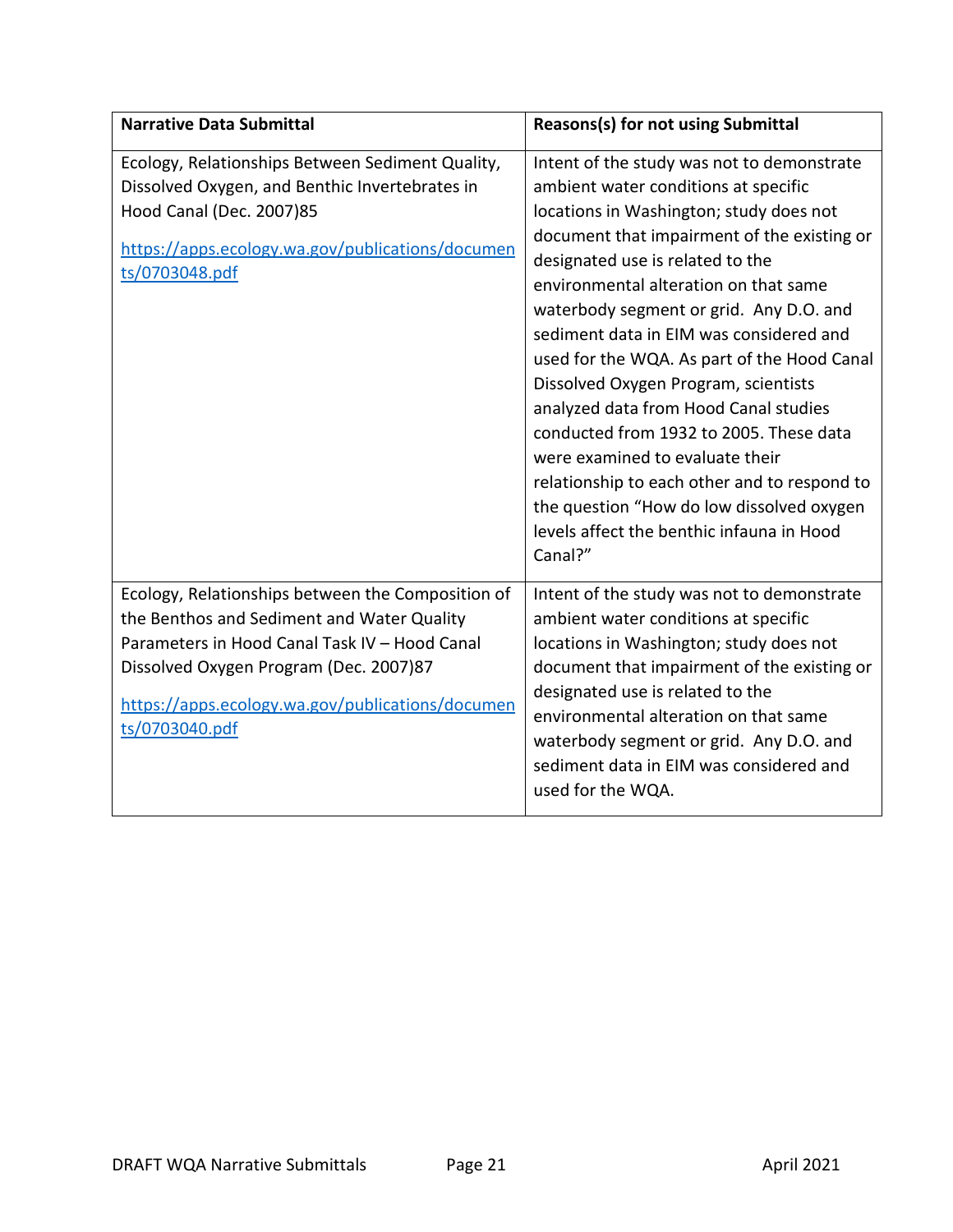| Narrative Data Submittal | Reasons(s) for not using Submittal |
|---|---|
| Ecology, Relationships Between Sediment Quality, Dissolved Oxygen, and Benthic Invertebrates in Hood Canal (Dec. 2007)85 [https://apps.ecology.wa.gov/publications/documents/0703048.pdf](https://apps.ecology.wa.gov/publications/documents/0703048.pdf) | Intent of the study was not to demonstrate ambient water conditions at specific locations in Washington; study does not document that impairment of the existing or designated use is related to the environmental alteration on that same waterbody segment or grid. Any D.O. and sediment data in EIM was considered and used for the WQA. As part of the Hood Canal Dissolved Oxygen Program, scientists analyzed data from Hood Canal studies conducted from 1932 to 2005. These data were examined to evaluate their relationship to each other and to respond to the question "How do low dissolved oxygen levels affect the benthic infauna in Hood Canal?" |
| Ecology, Relationships between the Composition of the Benthos and Sediment and Water Quality Parameters in Hood Canal Task IV – Hood Canal Dissolved Oxygen Program (Dec. 2007)87 [https://apps.ecology.wa.gov/publications/documents/0703040.pdf](https://apps.ecology.wa.gov/publications/documents/0703040.pdf) | Intent of the study was not to demonstrate ambient water conditions at specific locations in Washington; study does not document that impairment of the existing or designated use is related to the environmental alteration on that same waterbody segment or grid. Any D.O. and sediment data in EIM was considered and used for the WQA. |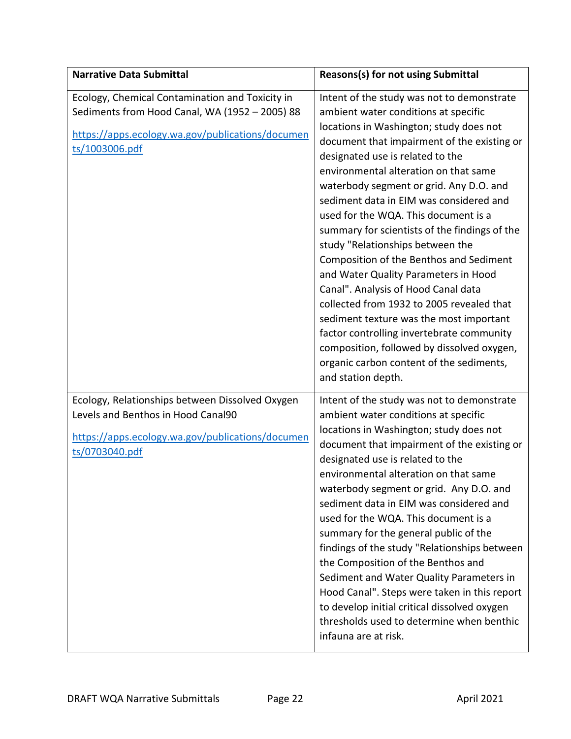| Narrative Data Submittal | Reasons(s) for not using Submittal |
|---|---|
| Ecology, Chemical Contamination and Toxicity in Sediments from Hood Canal, WA (1952 – 2005) 88<br><br>https://apps.ecology.wa.gov/publications/documents/1003006.pdf | Intent of the study was not to demonstrate ambient water conditions at specific locations in Washington; study does not document that impairment of the existing or designated use is related to the environmental alteration on that same waterbody segment or grid. Any D.O. and sediment data in EIM was considered and used for the WQA. This document is a summary for scientists of the findings of the study "Relationships between the Composition of the Benthos and Sediment and Water Quality Parameters in Hood Canal". Analysis of Hood Canal data collected from 1932 to 2005 revealed that sediment texture was the most important factor controlling invertebrate community composition, followed by dissolved oxygen, organic carbon content of the sediments, and station depth. |
| Ecology, Relationships between Dissolved Oxygen Levels and Benthos in Hood Canal90<br><br>https://apps.ecology.wa.gov/publications/documents/0703040.pdf | Intent of the study was not to demonstrate ambient water conditions at specific locations in Washington; study does not document that impairment of the existing or designated use is related to the environmental alteration on that same waterbody segment or grid. Any D.O. and sediment data in EIM was considered and used for the WQA. This document is a summary for the general public of the findings of the study "Relationships between the Composition of the Benthos and Sediment and Water Quality Parameters in Hood Canal". Steps were taken in this report to develop initial critical dissolved oxygen thresholds used to determine when benthic infauna are at risk. |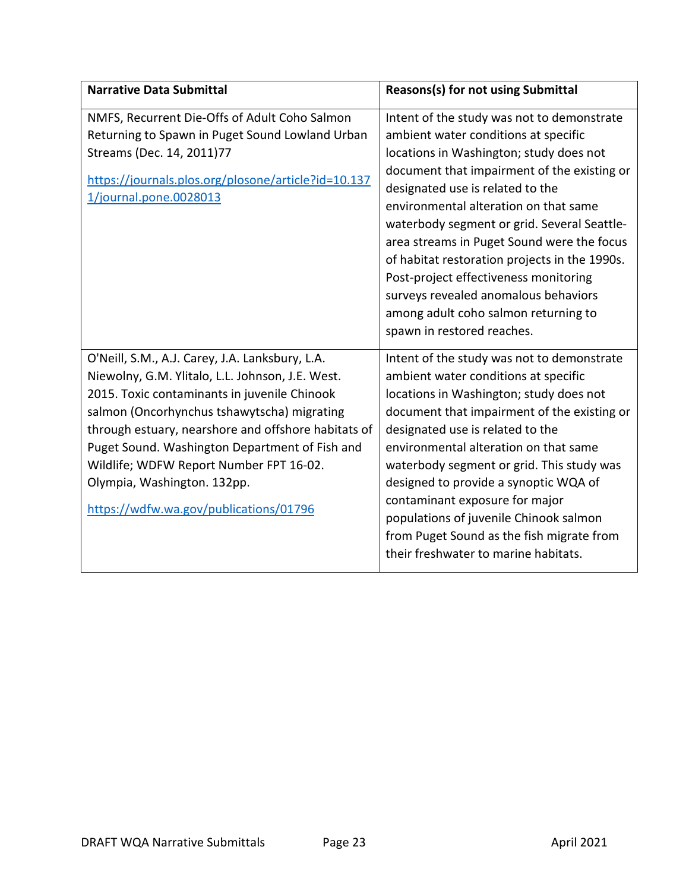| Narrative Data Submittal | Reasons(s) for not using Submittal |
|---|---|
| NMFS, Recurrent Die-Offs of Adult Coho Salmon Returning to Spawn in Puget Sound Lowland Urban Streams (Dec. 14, 2011)77<br><br>https://journals.plos.org/plosone/article?id=10.1371/journal.pone.0028013 | Intent of the study was not to demonstrate ambient water conditions at specific locations in Washington; study does not document that impairment of the existing or designated use is related to the environmental alteration on that same waterbody segment or grid. Several Seattle-area streams in Puget Sound were the focus of habitat restoration projects in the 1990s. Post-project effectiveness monitoring surveys revealed anomalous behaviors among adult coho salmon returning to spawn in restored reaches. |
| O'Neill, S.M., A.J. Carey, J.A. Lanksbury, L.A. Niewolny, G.M. Ylitalo, L.L. Johnson, J.E. West. 2015. Toxic contaminants in juvenile Chinook salmon (Oncorhynchus tshawytscha) migrating through estuary, nearshore and offshore habitats of Puget Sound. Washington Department of Fish and Wildlife; WDFW Report Number FPT 16-02. Olympia, Washington. 132pp.<br><br>https://wdfw.wa.gov/publications/01796 | Intent of the study was not to demonstrate ambient water conditions at specific locations in Washington; study does not document that impairment of the existing or designated use is related to the environmental alteration on that same waterbody segment or grid. This study was designed to provide a synoptic WQA of contaminant exposure for major populations of juvenile Chinook salmon from Puget Sound as the fish migrate from their freshwater to marine habitats. |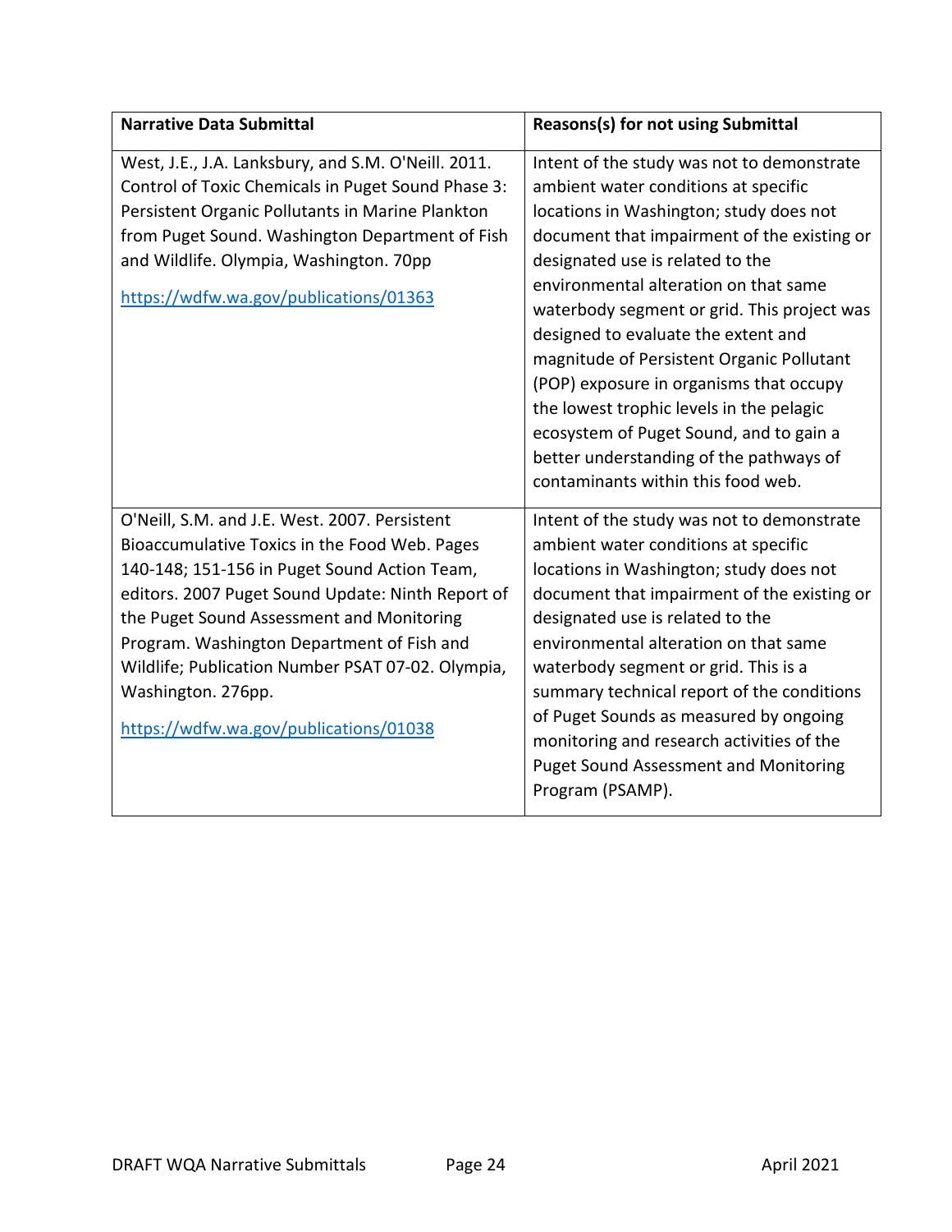| Narrative Data Submittal | Reasons(s) for not using Submittal |
|---|---|
| West, J.E., J.A. Lanksbury, and S.M. O'Neill. 2011. Control of Toxic Chemicals in Puget Sound Phase 3: Persistent Organic Pollutants in Marine Plankton from Puget Sound. Washington Department of Fish and Wildlife. Olympia, Washington. 70pp<br><br>[https://wdfw.wa.gov/publications/01363](https://wdfw.wa.gov/publications/01363) | Intent of the study was not to demonstrate ambient water conditions at specific locations in Washington; study does not document that impairment of the existing or designated use is related to the environmental alteration on that same waterbody segment or grid. This project was designed to evaluate the extent and magnitude of Persistent Organic Pollutant (POP) exposure in organisms that occupy the lowest trophic levels in the pelagic ecosystem of Puget Sound, and to gain a better understanding of the pathways of contaminants within this food web. |
| O'Neill, S.M. and J.E. West. 2007. Persistent Bioaccumulative Toxics in the Food Web. Pages 140-148; 151-156 in Puget Sound Action Team, editors. 2007 Puget Sound Update: Ninth Report of the Puget Sound Assessment and Monitoring Program. Washington Department of Fish and Wildlife; Publication Number PSAT 07-02. Olympia, Washington. 276pp.<br><br>[https://wdfw.wa.gov/publications/01038](https://wdfw.wa.gov/publications/01038) | Intent of the study was not to demonstrate ambient water conditions at specific locations in Washington; study does not document that impairment of the existing or designated use is related to the environmental alteration on that same waterbody segment or grid. This is a summary technical report of the conditions of Puget Sounds as measured by ongoing monitoring and research activities of the Puget Sound Assessment and Monitoring Program (PSAMP). |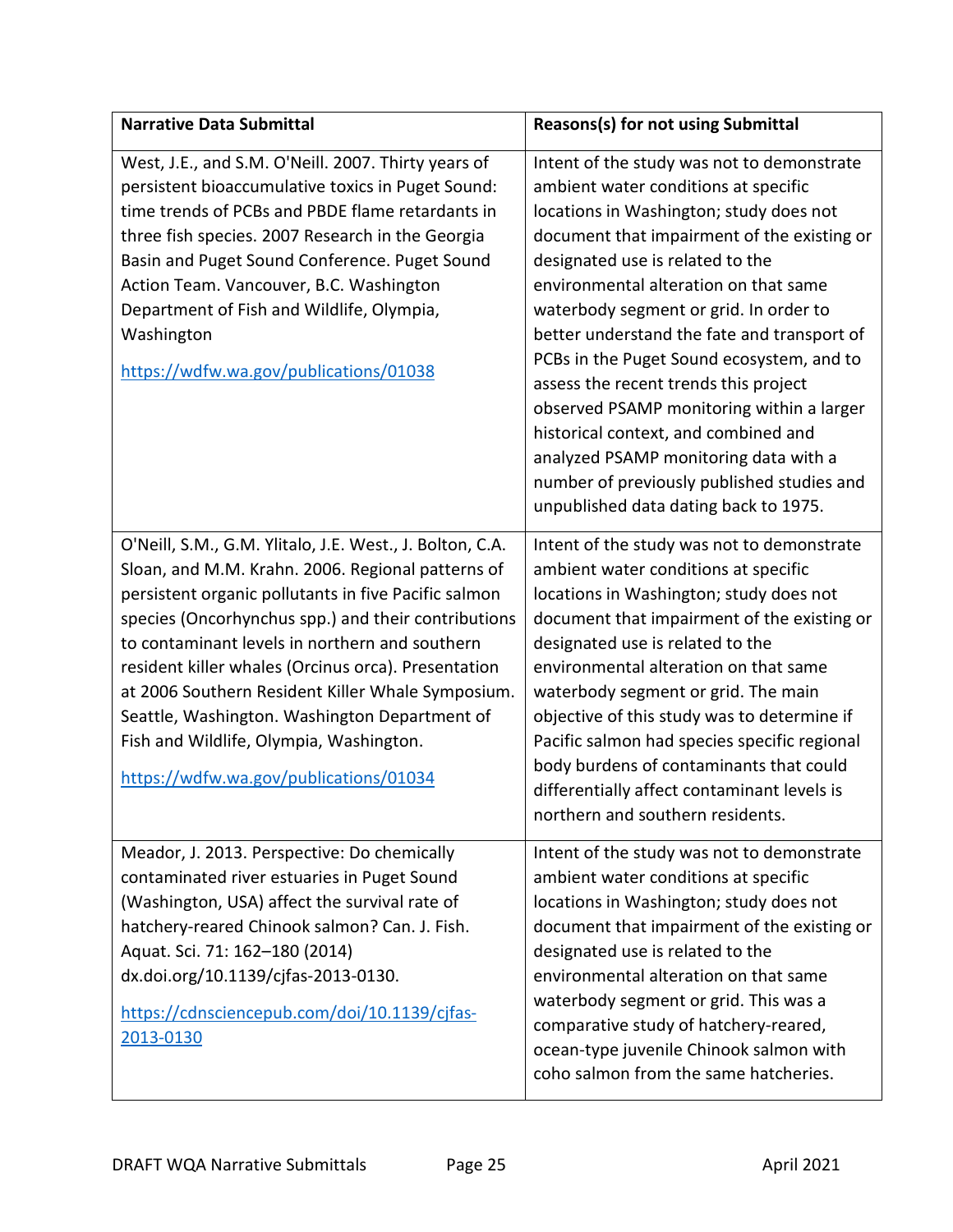| Narrative Data Submittal | Reasons(s) for not using Submittal |
|---|---|
| West, J.E., and S.M. O'Neill. 2007. Thirty years of persistent bioaccumulative toxics in Puget Sound: time trends of PCBs and PBDE flame retardants in three fish species. 2007 Research in the Georgia Basin and Puget Sound Conference. Puget Sound Action Team. Vancouver, B.C. Washington Department of Fish and Wildlife, Olympia, Washington<br><br>[https://wdfw.wa.gov/publications/01038](https://wdfw.wa.gov/publications/01038) | Intent of the study was not to demonstrate ambient water conditions at specific locations in Washington; study does not document that impairment of the existing or designated use is related to the environmental alteration on that same waterbody segment or grid. In order to better understand the fate and transport of PCBs in the Puget Sound ecosystem, and to assess the recent trends this project observed PSAMP monitoring within a larger historical context, and combined and analyzed PSAMP monitoring data with a number of previously published studies and unpublished data dating back to 1975. |
| O'Neill, S.M., G.M. Ylitalo, J.E. West., J. Bolton, C.A. Sloan, and M.M. Krahn. 2006. Regional patterns of persistent organic pollutants in five Pacific salmon species (Oncorhynchus spp.) and their contributions to contaminant levels in northern and southern resident killer whales (Orcinus orca). Presentation at 2006 Southern Resident Killer Whale Symposium. Seattle, Washington. Washington Department of Fish and Wildlife, Olympia, Washington.<br><br>[https://wdfw.wa.gov/publications/01034](https://wdfw.wa.gov/publications/01034) | Intent of the study was not to demonstrate ambient water conditions at specific locations in Washington; study does not document that impairment of the existing or designated use is related to the environmental alteration on that same waterbody segment or grid. The main objective of this study was to determine if Pacific salmon had species specific regional body burdens of contaminants that could differentially affect contaminant levels is northern and southern residents. |
| Meador, J. 2013. Perspective: Do chemically contaminated river estuaries in Puget Sound (Washington, USA) affect the survival rate of hatchery-reared Chinook salmon? Can. J. Fish. Aquat. Sci. 71: 162–180 (2014) dx.doi.org/10.1139/cjfas-2013-0130.<br><br>[https://cdnsciencepub.com/doi/10.1139/cjfas-2013-0130](https://cdnsciencepub.com/doi/10.1139/cjfas-2013-0130) | Intent of the study was not to demonstrate ambient water conditions at specific locations in Washington; study does not document that impairment of the existing or designated use is related to the environmental alteration on that same waterbody segment or grid. This was a comparative study of hatchery-reared, ocean-type juvenile Chinook salmon with coho salmon from the same hatcheries. |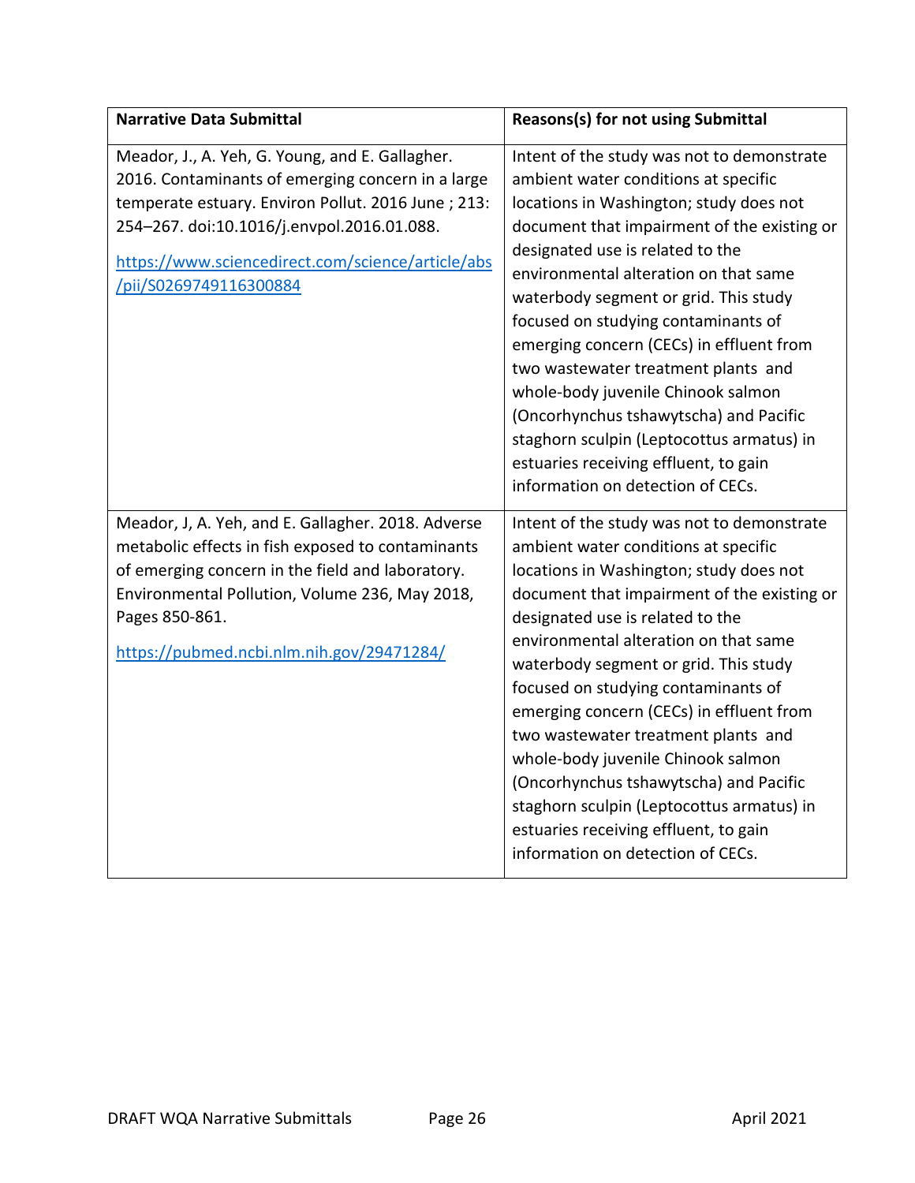| Narrative Data Submittal | Reasons(s) for not using Submittal |
| --- | --- |
| Meador, J., A. Yeh, G. Young, and E. Gallagher. 2016. Contaminants of emerging concern in a large temperate estuary. Environ Pollut. 2016 June ; 213: 254–267. doi:10.1016/j.envpol.2016.01.088. [https://www.sciencedirect.com/science/article/abs/pii/S0269749116300884](https://www.sciencedirect.com/science/article/abs/pii/S0269749116300884) | Intent of the study was not to demonstrate ambient water conditions at specific locations in Washington; study does not document that impairment of the existing or designated use is related to the environmental alteration on that same waterbody segment or grid. This study focused on studying contaminants of emerging concern (CECs) in effluent from two wastewater treatment plants and whole-body juvenile Chinook salmon (Oncorhynchus tshawytscha) and Pacific staghorn sculpin (Leptocottus armatus) in estuaries receiving effluent, to gain information on detection of CECs. |
| Meador, J, A. Yeh, and E. Gallagher. 2018. Adverse metabolic effects in fish exposed to contaminants of emerging concern in the field and laboratory. Environmental Pollution, Volume 236, May 2018, Pages 850-861. [https://pubmed.ncbi.nlm.nih.gov/29471284/](https://pubmed.ncbi.nlm.nih.gov/29471284/) | Intent of the study was not to demonstrate ambient water conditions at specific locations in Washington; study does not document that impairment of the existing or designated use is related to the environmental alteration on that same waterbody segment or grid. This study focused on studying contaminants of emerging concern (CECs) in effluent from two wastewater treatment plants and whole-body juvenile Chinook salmon (Oncorhynchus tshawytscha) and Pacific staghorn sculpin (Leptocottus armatus) in estuaries receiving effluent, to gain information on detection of CECs. |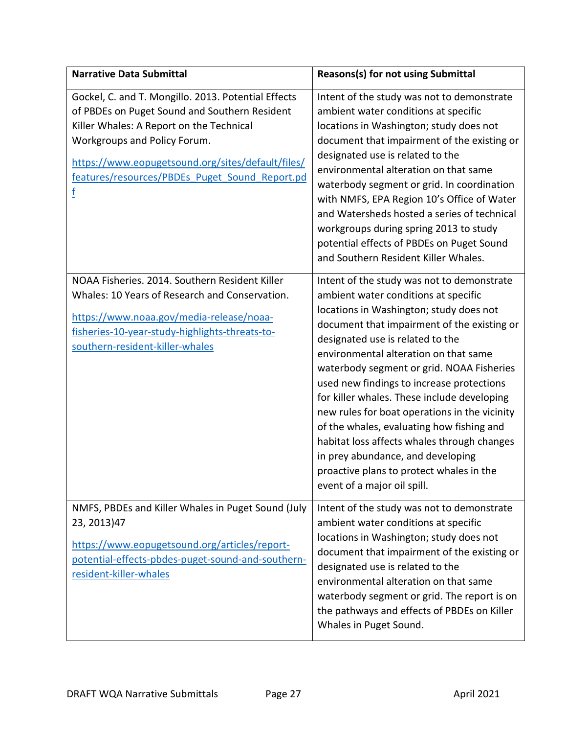| Narrative Data Submittal | Reasons(s) for not using Submittal |
|---|---|
| Gockel, C. and T. Mongillo. 2013. Potential Effects of PBDEs on Puget Sound and Southern Resident Killer Whales: A Report on the Technical Workgroups and Policy Forum. https://www.eopugetsound.org/sites/default/files/features/resources/PBDEs_Puget_Sound_Report.pdf | Intent of the study was not to demonstrate ambient water conditions at specific locations in Washington; study does not document that impairment of the existing or designated use is related to the environmental alteration on that same waterbody segment or grid. In coordination with NMFS, EPA Region 10's Office of Water and Watersheds hosted a series of technical workgroups during spring 2013 to study potential effects of PBDEs on Puget Sound and Southern Resident Killer Whales. |
| NOAA Fisheries. 2014. Southern Resident Killer Whales: 10 Years of Research and Conservation. https://www.noaa.gov/media-release/noaa-fisheries-10-year-study-highlights-threats-to-southern-resident-killer-whales | Intent of the study was not to demonstrate ambient water conditions at specific locations in Washington; study does not document that impairment of the existing or designated use is related to the environmental alteration on that same waterbody segment or grid. NOAA Fisheries used new findings to increase protections for killer whales. These include developing new rules for boat operations in the vicinity of the whales, evaluating how fishing and habitat loss affects whales through changes in prey abundance, and developing proactive plans to protect whales in the event of a major oil spill. |
| NMFS, PBDEs and Killer Whales in Puget Sound (July 23, 2013)47 https://www.eopugetsound.org/articles/report-potential-effects-pbdes-puget-sound-and-southern-resident-killer-whales | Intent of the study was not to demonstrate ambient water conditions at specific locations in Washington; study does not document that impairment of the existing or designated use is related to the environmental alteration on that same waterbody segment or grid. The report is on the pathways and effects of PBDEs on Killer Whales in Puget Sound. |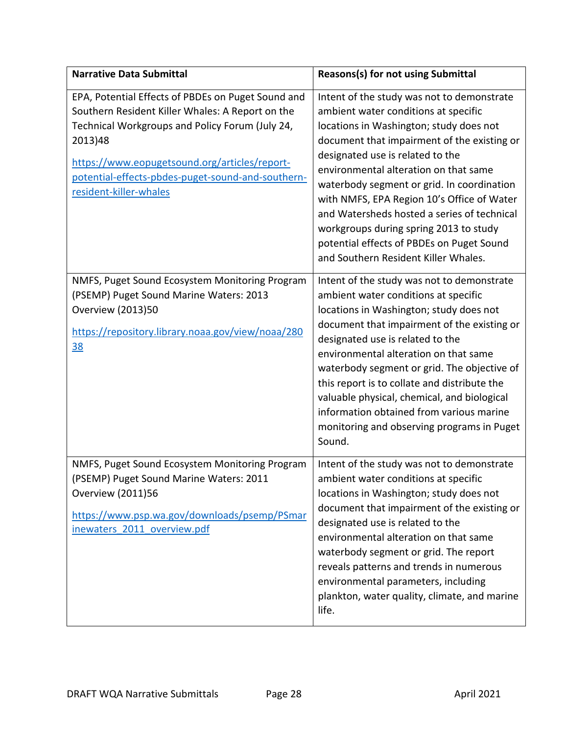| Narrative Data Submittal | Reasons(s) for not using Submittal |
|---|---|
| EPA, Potential Effects of PBDEs on Puget Sound and Southern Resident Killer Whales: A Report on the Technical Workgroups and Policy Forum (July 24, 2013)48<br><br>https://www.eopugetsound.org/articles/report-potential-effects-pbdes-puget-sound-and-southern-resident-killer-whales | Intent of the study was not to demonstrate ambient water conditions at specific locations in Washington; study does not document that impairment of the existing or designated use is related to the environmental alteration on that same waterbody segment or grid. In coordination with NMFS, EPA Region 10's Office of Water and Watersheds hosted a series of technical workgroups during spring 2013 to study potential effects of PBDEs on Puget Sound and Southern Resident Killer Whales. |
| NMFS, Puget Sound Ecosystem Monitoring Program (PSEMP) Puget Sound Marine Waters: 2013 Overview (2013)50<br><br>https://repository.library.noaa.gov/view/noaa/28038 | Intent of the study was not to demonstrate ambient water conditions at specific locations in Washington; study does not document that impairment of the existing or designated use is related to the environmental alteration on that same waterbody segment or grid. The objective of this report is to collate and distribute the valuable physical, chemical, and biological information obtained from various marine monitoring and observing programs in Puget Sound. |
| NMFS, Puget Sound Ecosystem Monitoring Program (PSEMP) Puget Sound Marine Waters: 2011 Overview (2011)56<br><br>https://www.psp.wa.gov/downloads/psemp/PSmarinewaters_2011_overview.pdf | Intent of the study was not to demonstrate ambient water conditions at specific locations in Washington; study does not document that impairment of the existing or designated use is related to the environmental alteration on that same waterbody segment or grid. The report reveals patterns and trends in numerous environmental parameters, including plankton, water quality, climate, and marine life. |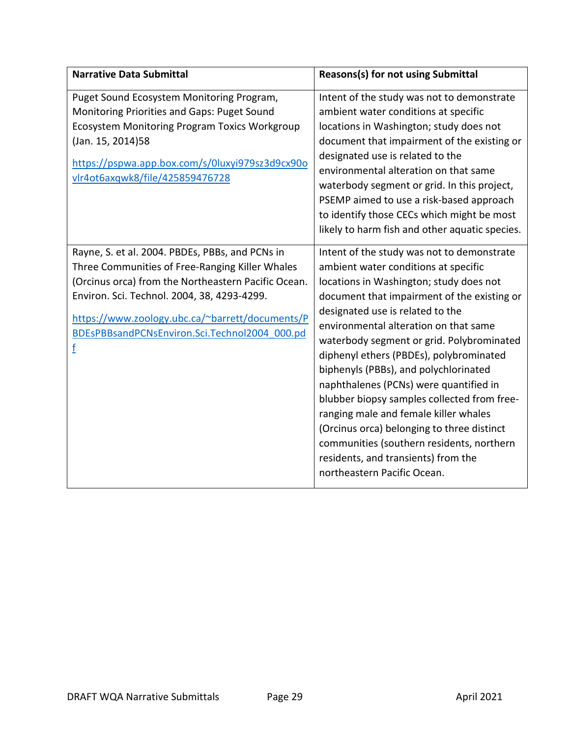| Narrative Data Submittal | Reasons(s) for not using Submittal |
| --- | --- |
| Puget Sound Ecosystem Monitoring Program, Monitoring Priorities and Gaps: Puget Sound Ecosystem Monitoring Program Toxics Workgroup (Jan. 15, 2014)58<br><br>[https://pspwa.app.box.com/s/0luxyi979sz3d9cx90ovlr4ot6axqwk8/file/425859476728](https://pspwa.app.box.com/s/0luxyi979sz3d9cx90ovlr4ot6axqwk8/file/425859476728) | Intent of the study was not to demonstrate ambient water conditions at specific locations in Washington; study does not document that impairment of the existing or designated use is related to the environmental alteration on that same waterbody segment or grid. In this project, PSEMP aimed to use a risk-based approach to identify those CECs which might be most likely to harm fish and other aquatic species. |
| Rayne, S. et al. 2004. PBDEs, PBBs, and PCNs in Three Communities of Free-Ranging Killer Whales (Orcinus orca) from the Northeastern Pacific Ocean. Environ. Sci. Technol. 2004, 38, 4293-4299.<br><br>[https://www.zoology.ubc.ca/~barrett/documents/PBDEsPBBsandPCNsEnviron.Sci.Technol2004_000.pdf](https://www.zoology.ubc.ca/~barrett/documents/PBDEsPBBsandPCNsEnviron.Sci.Technol2004_000.pdf) | Intent of the study was not to demonstrate ambient water conditions at specific locations in Washington; study does not document that impairment of the existing or designated use is related to the environmental alteration on that same waterbody segment or grid. Polybrominated diphenyl ethers (PBDEs), polybrominated biphenyls (PBBs), and polychlorinated naphthalenes (PCNs) were quantified in blubber biopsy samples collected from free-ranging male and female killer whales (Orcinus orca) belonging to three distinct communities (southern residents, northern residents, and transients) from the northeastern Pacific Ocean. |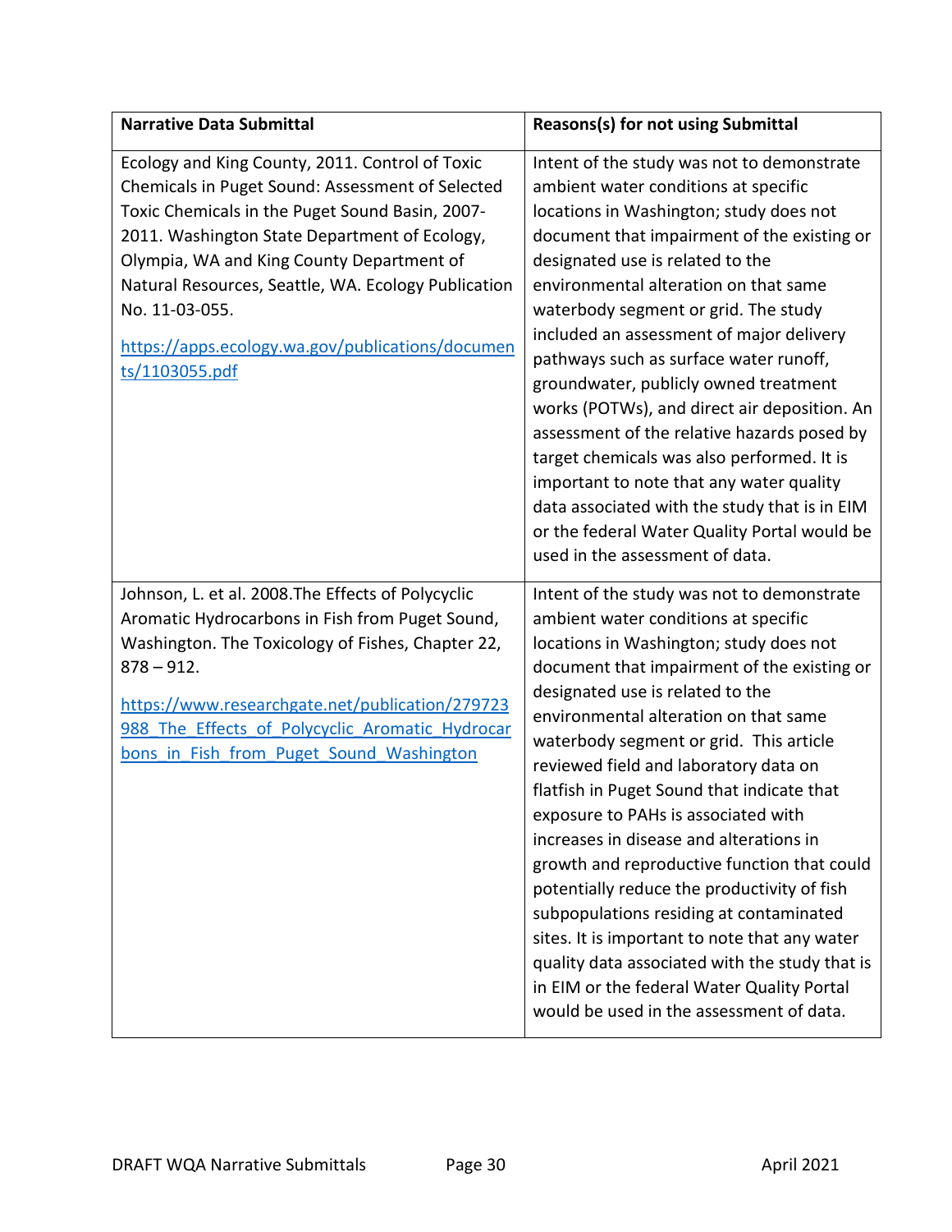| Narrative Data Submittal | Reasons(s) for not using Submittal |
|---|---|
| Ecology and King County, 2011. Control of Toxic Chemicals in Puget Sound: Assessment of Selected Toxic Chemicals in the Puget Sound Basin, 2007-2011. Washington State Department of Ecology, Olympia, WA and King County Department of Natural Resources, Seattle, WA. Ecology Publication No. 11-03-055. <br><br> https://apps.ecology.wa.gov/publications/documents/1103055.pdf | Intent of the study was not to demonstrate ambient water conditions at specific locations in Washington; study does not document that impairment of the existing or designated use is related to the environmental alteration on that same waterbody segment or grid. The study included an assessment of major delivery pathways such as surface water runoff, groundwater, publicly owned treatment works (POTWs), and direct air deposition. An assessment of the relative hazards posed by target chemicals was also performed. It is important to note that any water quality data associated with the study that is in EIM or the federal Water Quality Portal would be used in the assessment of data. |
| Johnson, L. et al. 2008.The Effects of Polycyclic Aromatic Hydrocarbons in Fish from Puget Sound, Washington. The Toxicology of Fishes, Chapter 22, 878 – 912. <br><br> https://www.researchgate.net/publication/279723988_The_Effects_of_Polycyclic_Aromatic_Hydrocarbons_in_Fish_from_Puget_Sound_Washington | Intent of the study was not to demonstrate ambient water conditions at specific locations in Washington; study does not document that impairment of the existing or designated use is related to the environmental alteration on that same waterbody segment or grid. This article reviewed field and laboratory data on flatfish in Puget Sound that indicate that exposure to PAHs is associated with increases in disease and alterations in growth and reproductive function that could potentially reduce the productivity of fish subpopulations residing at contaminated sites. It is important to note that any water quality data associated with the study that is in EIM or the federal Water Quality Portal would be used in the assessment of data. |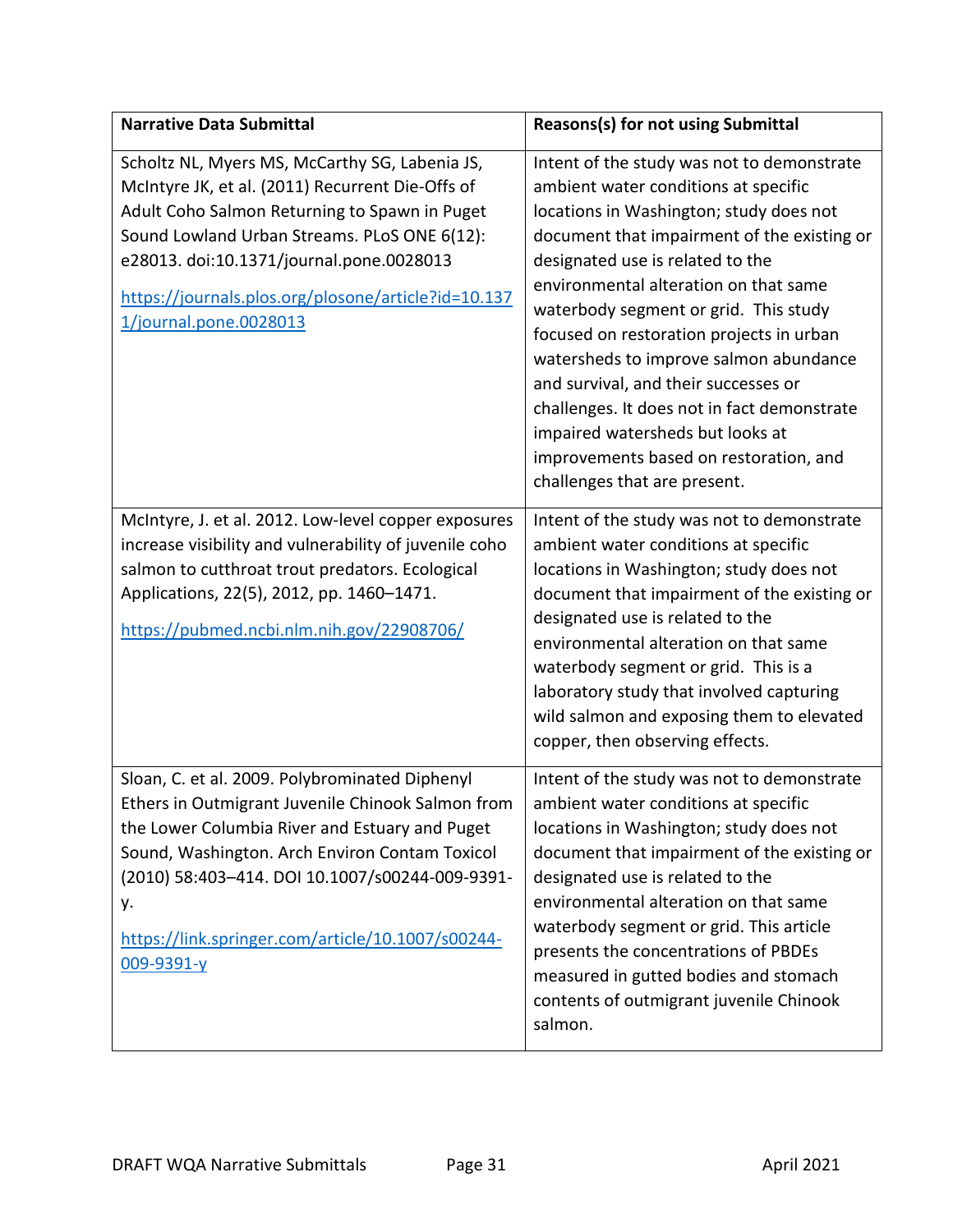| Narrative Data Submittal | Reasons(s) for not using Submittal |
|---|---|
| Scholtz NL, Myers MS, McCarthy SG, Labenia JS, McIntyre JK, et al. (2011) Recurrent Die-Offs of Adult Coho Salmon Returning to Spawn in Puget Sound Lowland Urban Streams. PLoS ONE 6(12): e28013. doi:10.1371/journal.pone.0028013<br><br>https://journals.plos.org/plosone/article?id=10.1371/journal.pone.0028013 | Intent of the study was not to demonstrate ambient water conditions at specific locations in Washington; study does not document that impairment of the existing or designated use is related to the environmental alteration on that same waterbody segment or grid. This study focused on restoration projects in urban watersheds to improve salmon abundance and survival, and their successes or challenges. It does not in fact demonstrate impaired watersheds but looks at improvements based on restoration, and challenges that are present. |
| McIntyre, J. et al. 2012. Low-level copper exposures increase visibility and vulnerability of juvenile coho salmon to cutthroat trout predators. Ecological Applications, 22(5), 2012, pp. 1460–1471.<br><br>https://pubmed.ncbi.nlm.nih.gov/22908706/ | Intent of the study was not to demonstrate ambient water conditions at specific locations in Washington; study does not document that impairment of the existing or designated use is related to the environmental alteration on that same waterbody segment or grid. This is a laboratory study that involved capturing wild salmon and exposing them to elevated copper, then observing effects. |
| Sloan, C. et al. 2009. Polybrominated Diphenyl Ethers in Outmigrant Juvenile Chinook Salmon from the Lower Columbia River and Estuary and Puget Sound, Washington. Arch Environ Contam Toxicol (2010) 58:403–414. DOI 10.1007/s00244-009-9391-y.<br><br>https://link.springer.com/article/10.1007/s00244-009-9391-y | Intent of the study was not to demonstrate ambient water conditions at specific locations in Washington; study does not document that impairment of the existing or designated use is related to the environmental alteration on that same waterbody segment or grid. This article presents the concentrations of PBDEs measured in gutted bodies and stomach contents of outmigrant juvenile Chinook salmon. |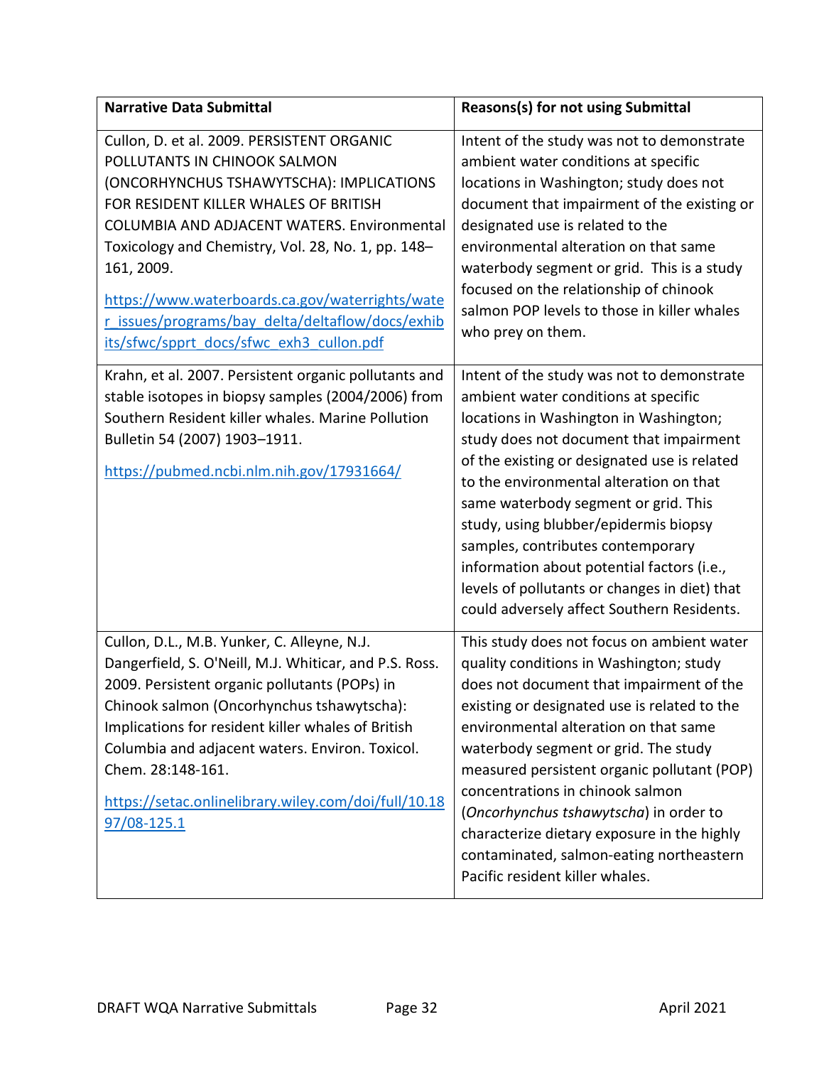| Narrative Data Submittal | Reasons(s) for not using Submittal |
|---|---|
| Cullon, D. et al. 2009. PERSISTENT ORGANIC POLLUTANTS IN CHINOOK SALMON (ONCORHYNCHUS TSHAWYTSCHA): IMPLICATIONS FOR RESIDENT KILLER WHALES OF BRITISH COLUMBIA AND ADJACENT WATERS. Environmental Toxicology and Chemistry, Vol. 28, No. 1, pp. 148–161, 2009. [https://www.waterboards.ca.gov/waterrights/water_issues/programs/bay_delta/deltaflow/docs/exhibits/sfwc/spprt_docs/sfwc_exh3_cullon.pdf](https://www.waterboards.ca.gov/waterrights/water_issues/programs/bay_delta/deltaflow/docs/exhibits/sfwc/spprt_docs/sfwc_exh3_cullon.pdf) | Intent of the study was not to demonstrate ambient water conditions at specific locations in Washington; study does not document that impairment of the existing or designated use is related to the environmental alteration on that same waterbody segment or grid. This is a study focused on the relationship of chinook salmon POP levels to those in killer whales who prey on them. |
| Krahn, et al. 2007. Persistent organic pollutants and stable isotopes in biopsy samples (2004/2006) from Southern Resident killer whales. Marine Pollution Bulletin 54 (2007) 1903–1911. [https://pubmed.ncbi.nlm.nih.gov/17931664/](https://pubmed.ncbi.nlm.nih.gov/17931664/) | Intent of the study was not to demonstrate ambient water conditions at specific locations in Washington in Washington; study does not document that impairment of the existing or designated use is related to the environmental alteration on that same waterbody segment or grid. This study, using blubber/epidermis biopsy samples, contributes contemporary information about potential factors (i.e., levels of pollutants or changes in diet) that could adversely affect Southern Residents. |
| Cullon, D.L., M.B. Yunker, C. Alleyne, N.J. Dangerfield, S. O'Neill, M.J. Whiticar, and P.S. Ross. 2009. Persistent organic pollutants (POPs) in Chinook salmon (Oncorhynchus tshawytscha): Implications for resident killer whales of British Columbia and adjacent waters. Environ. Toxicol. Chem. 28:148-161. [https://setac.onlinelibrary.wiley.com/doi/full/10.1897/08-125.1](https://setac.onlinelibrary.wiley.com/doi/full/10.1897/08-125.1) | This study does not focus on ambient water quality conditions in Washington; study does not document that impairment of the existing or designated use is related to the environmental alteration on that same waterbody segment or grid. The study measured persistent organic pollutant (POP) concentrations in chinook salmon (*Oncorhynchus tshawytscha*) in order to characterize dietary exposure in the highly contaminated, salmon-eating northeastern Pacific resident killer whales. |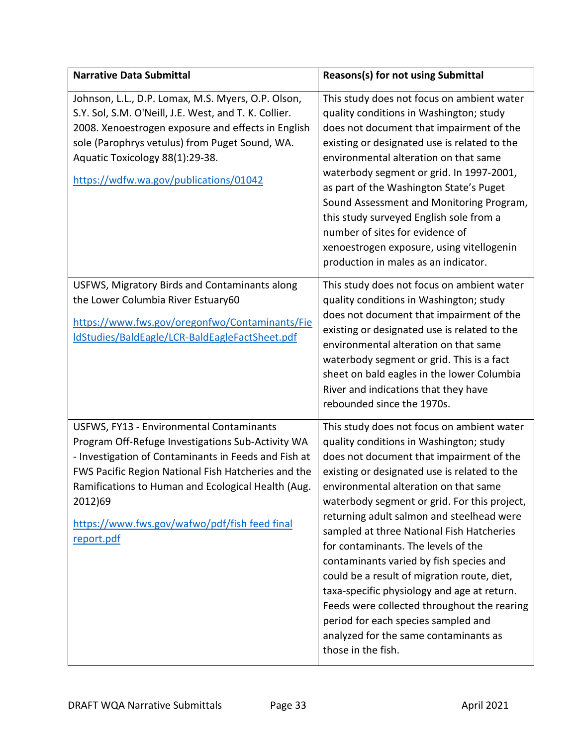| Narrative Data Submittal | Reasons(s) for not using Submittal |
| --- | --- |
| Johnson, L.L., D.P. Lomax, M.S. Myers, O.P. Olson, S.Y. Sol, S.M. O'Neill, J.E. West, and T. K. Collier. 2008. Xenoestrogen exposure and effects in English sole (Parophrys vetulus) from Puget Sound, WA. Aquatic Toxicology 88(1):29-38. <br><br> https://wdfw.wa.gov/publications/01042 | This study does not focus on ambient water quality conditions in Washington; study does not document that impairment of the existing or designated use is related to the environmental alteration on that same waterbody segment or grid. In 1997-2001, as part of the Washington State's Puget Sound Assessment and Monitoring Program, this study surveyed English sole from a number of sites for evidence of xenoestrogen exposure, using vitellogenin production in males as an indicator. |
| USFWS, Migratory Birds and Contaminants along the Lower Columbia River Estuary60 <br><br> https://www.fws.gov/oregonfwo/Contaminants/FieldStudies/BaldEagle/LCR-BaldEagleFactSheet.pdf | This study does not focus on ambient water quality conditions in Washington; study does not document that impairment of the existing or designated use is related to the environmental alteration on that same waterbody segment or grid. This is a fact sheet on bald eagles in the lower Columbia River and indications that they have rebounded since the 1970s. |
| USFWS, FY13 - Environmental Contaminants Program Off-Refuge Investigations Sub-Activity WA - Investigation of Contaminants in Feeds and Fish at FWS Pacific Region National Fish Hatcheries and the Ramifications to Human and Ecological Health (Aug. 2012)69 <br><br> https://www.fws.gov/wafwo/pdf/fish feed final report.pdf | This study does not focus on ambient water quality conditions in Washington; study does not document that impairment of the existing or designated use is related to the environmental alteration on that same waterbody segment or grid. For this project, returning adult salmon and steelhead were sampled at three National Fish Hatcheries for contaminants. The levels of the contaminants varied by fish species and could be a result of migration route, diet, taxa-specific physiology and age at return. Feeds were collected throughout the rearing period for each species sampled and analyzed for the same contaminants as those in the fish. |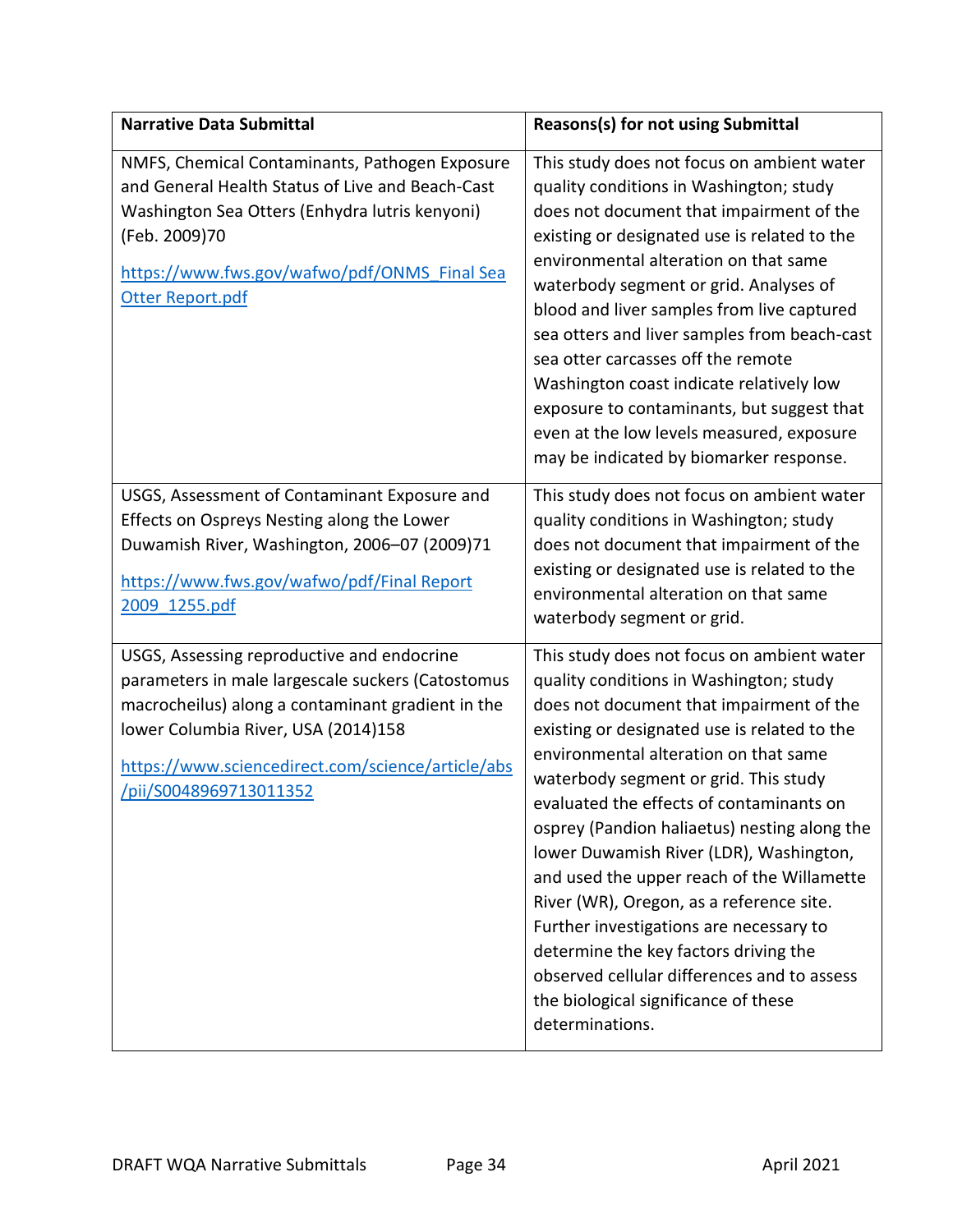| Narrative Data Submittal | Reasons(s) for not using Submittal |
|---|---|
| NMFS, Chemical Contaminants, Pathogen Exposure and General Health Status of Live and Beach-Cast Washington Sea Otters (Enhydra lutris kenyoni) (Feb. 2009)70<br><br>[https://www.fws.gov/wafwo/pdf/ONMS_Final Sea Otter Report.pdf](https://www.fws.gov/wafwo/pdf/ONMS_Final Sea Otter Report.pdf) | This study does not focus on ambient water quality conditions in Washington; study does not document that impairment of the existing or designated use is related to the environmental alteration on that same waterbody segment or grid. Analyses of blood and liver samples from live captured sea otters and liver samples from beach-cast sea otter carcasses off the remote Washington coast indicate relatively low exposure to contaminants, but suggest that even at the low levels measured, exposure may be indicated by biomarker response. |
| USGS, Assessment of Contaminant Exposure and Effects on Ospreys Nesting along the Lower Duwamish River, Washington, 2006–07 (2009)71<br><br>[https://www.fws.gov/wafwo/pdf/Final Report 2009_1255.pdf](https://www.fws.gov/wafwo/pdf/Final Report 2009_1255.pdf) | This study does not focus on ambient water quality conditions in Washington; study does not document that impairment of the existing or designated use is related to the environmental alteration on that same waterbody segment or grid. |
| USGS, Assessing reproductive and endocrine parameters in male largescale suckers (Catostomus macrocheilus) along a contaminant gradient in the lower Columbia River, USA (2014)158<br><br>[https://www.sciencedirect.com/science/article/abs/pii/S0048969713011352](https://www.sciencedirect.com/science/article/abs/pii/S0048969713011352) | This study does not focus on ambient water quality conditions in Washington; study does not document that impairment of the existing or designated use is related to the environmental alteration on that same waterbody segment or grid. This study evaluated the effects of contaminants on osprey (Pandion haliaetus) nesting along the lower Duwamish River (LDR), Washington, and used the upper reach of the Willamette River (WR), Oregon, as a reference site. Further investigations are necessary to determine the key factors driving the observed cellular differences and to assess the biological significance of these determinations. |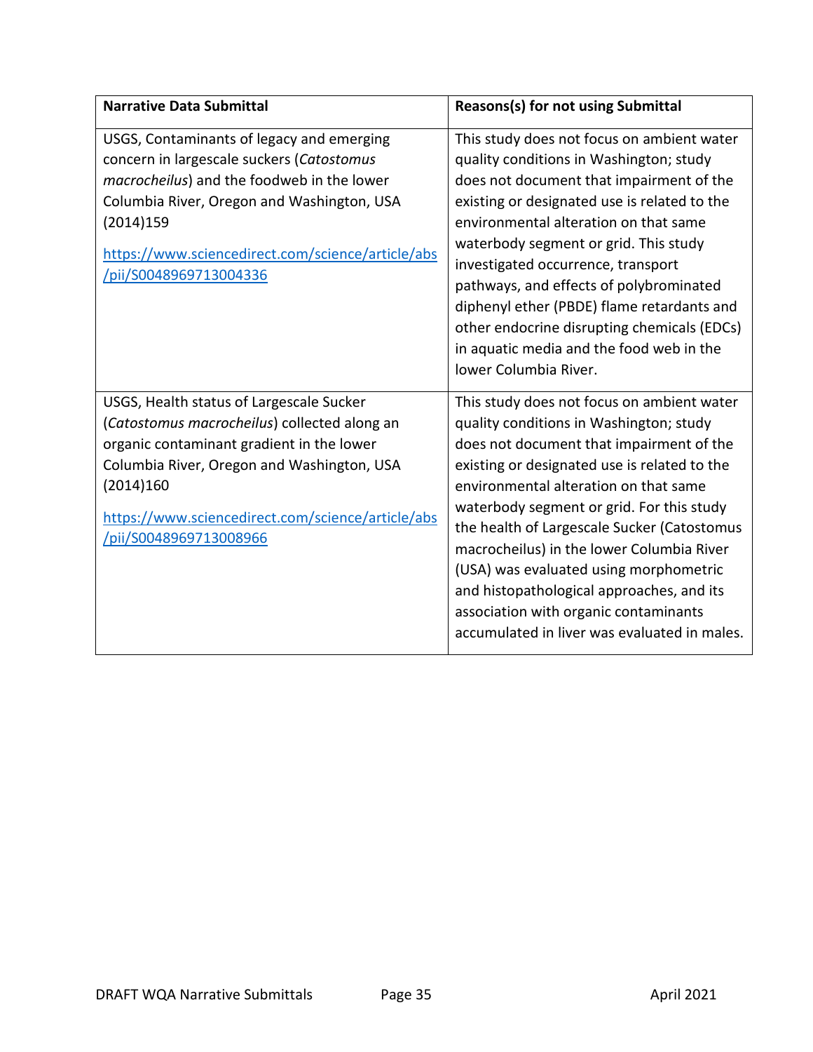| Narrative Data Submittal | Reasons(s) for not using Submittal |
| --- | --- |
| USGS, Contaminants of legacy and emerging concern in largescale suckers (*Catostomus macrocheilus*) and the foodweb in the lower Columbia River, Oregon and Washington, USA (2014)159<br><br>[https://www.sciencedirect.com/science/article/abs/pii/S0048969713004336](https://www.sciencedirect.com/science/article/abs/pii/S0048969713004336) | This study does not focus on ambient water quality conditions in Washington; study does not document that impairment of the existing or designated use is related to the environmental alteration on that same waterbody segment or grid. This study investigated occurrence, transport pathways, and effects of polybrominated diphenyl ether (PBDE) flame retardants and other endocrine disrupting chemicals (EDCs) in aquatic media and the food web in the lower Columbia River. |
| USGS, Health status of Largescale Sucker (*Catostomus macrocheilus*) collected along an organic contaminant gradient in the lower Columbia River, Oregon and Washington, USA (2014)160<br><br>[https://www.sciencedirect.com/science/article/abs/pii/S0048969713008966](https://www.sciencedirect.com/science/article/abs/pii/S0048969713008966) | This study does not focus on ambient water quality conditions in Washington; study does not document that impairment of the existing or designated use is related to the environmental alteration on that same waterbody segment or grid. For this study the health of Largescale Sucker (Catostomus macrocheilus) in the lower Columbia River (USA) was evaluated using morphometric and histopathological approaches, and its association with organic contaminants accumulated in liver was evaluated in males. |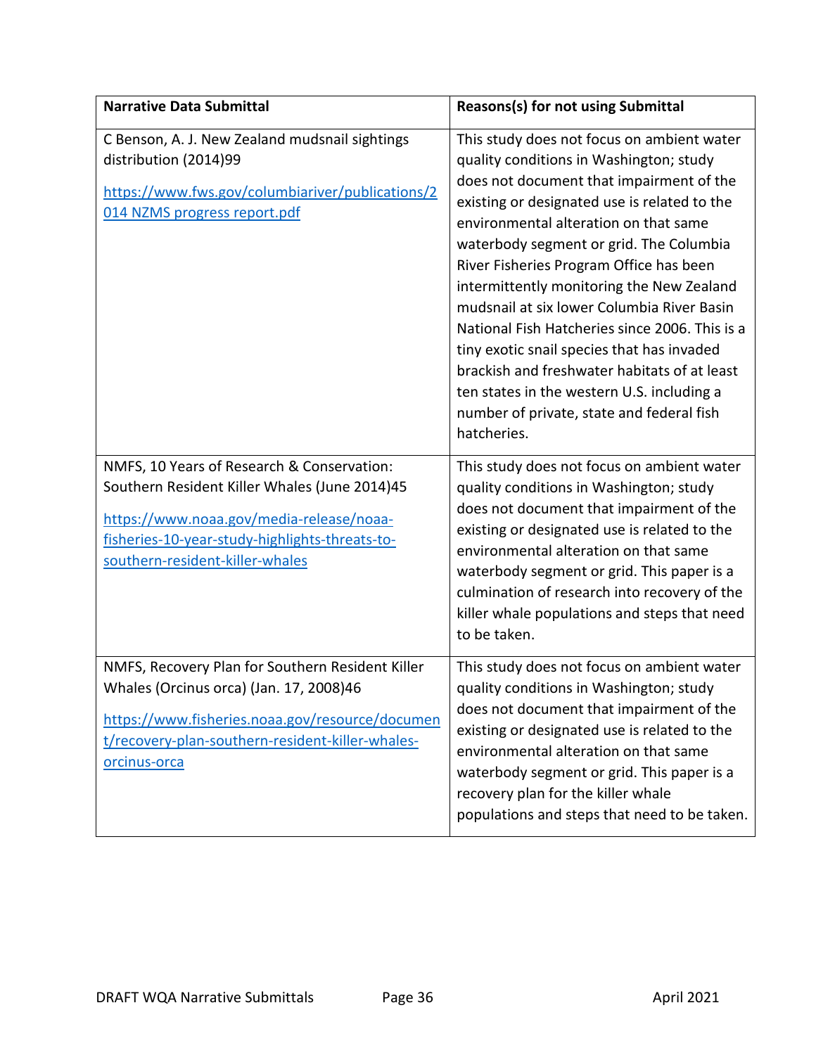| Narrative Data Submittal | Reasons(s) for not using Submittal |
|---|---|
| C Benson, A. J. New Zealand mudsnail sightings distribution (2014)99 https://www.fws.gov/columbiariver/publications/2014 NZMS progress report.pdf | This study does not focus on ambient water quality conditions in Washington; study does not document that impairment of the existing or designated use is related to the environmental alteration on that same waterbody segment or grid. The Columbia River Fisheries Program Office has been intermittently monitoring the New Zealand mudsnail at six lower Columbia River Basin National Fish Hatcheries since 2006. This is a tiny exotic snail species that has invaded brackish and freshwater habitats of at least ten states in the western U.S. including a number of private, state and federal fish hatcheries. |
| NMFS, 10 Years of Research & Conservation: Southern Resident Killer Whales (June 2014)45 https://www.noaa.gov/media-release/noaa-fisheries-10-year-study-highlights-threats-to-southern-resident-killer-whales | This study does not focus on ambient water quality conditions in Washington; study does not document that impairment of the existing or designated use is related to the environmental alteration on that same waterbody segment or grid. This paper is a culmination of research into recovery of the killer whale populations and steps that need to be taken. |
| NMFS, Recovery Plan for Southern Resident Killer Whales (Orcinus orca) (Jan. 17, 2008)46 https://www.fisheries.noaa.gov/resource/document/recovery-plan-southern-resident-killer-whales-orcinus-orca | This study does not focus on ambient water quality conditions in Washington; study does not document that impairment of the existing or designated use is related to the environmental alteration on that same waterbody segment or grid. This paper is a recovery plan for the killer whale populations and steps that need to be taken. |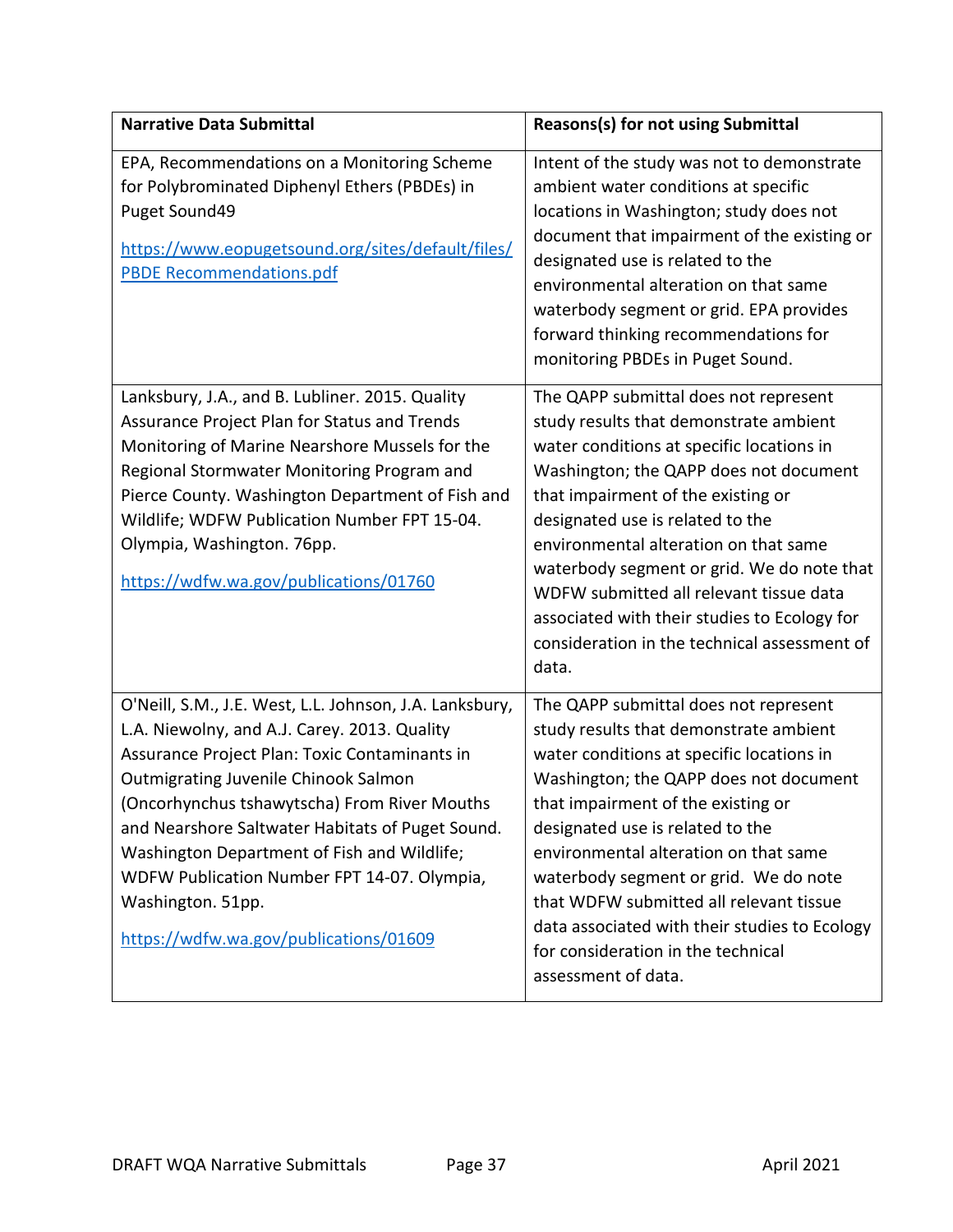| Narrative Data Submittal | Reasons(s) for not using Submittal |
|---|---|
| EPA, Recommendations on a Monitoring Scheme for Polybrominated Diphenyl Ethers (PBDEs) in Puget Sound49<br><br>[https://www.eopugetsound.org/sites/default/files/PBDE Recommendations.pdf](https://www.eopugetsound.org/sites/default/files/PBDE%20Recommendations.pdf) | Intent of the study was not to demonstrate ambient water conditions at specific locations in Washington; study does not document that impairment of the existing or designated use is related to the environmental alteration on that same waterbody segment or grid. EPA provides forward thinking recommendations for monitoring PBDEs in Puget Sound. |
| Lanksbury, J.A., and B. Lubliner. 2015. Quality Assurance Project Plan for Status and Trends Monitoring of Marine Nearshore Mussels for the Regional Stormwater Monitoring Program and Pierce County. Washington Department of Fish and Wildlife; WDFW Publication Number FPT 15-04. Olympia, Washington. 76pp.<br><br>[https://wdfw.wa.gov/publications/01760](https://wdfw.wa.gov/publications/01760) | The QAPP submittal does not represent study results that demonstrate ambient water conditions at specific locations in Washington; the QAPP does not document that impairment of the existing or designated use is related to the environmental alteration on that same waterbody segment or grid. We do note that WDFW submitted all relevant tissue data associated with their studies to Ecology for consideration in the technical assessment of data. |
| O'Neill, S.M., J.E. West, L.L. Johnson, J.A. Lanksbury, L.A. Niewolny, and A.J. Carey. 2013. Quality Assurance Project Plan: Toxic Contaminants in Outmigrating Juvenile Chinook Salmon (Oncorhynchus tshawytscha) From River Mouths and Nearshore Saltwater Habitats of Puget Sound. Washington Department of Fish and Wildlife; WDFW Publication Number FPT 14-07. Olympia, Washington. 51pp.<br><br>[https://wdfw.wa.gov/publications/01609](https://wdfw.wa.gov/publications/01609) | The QAPP submittal does not represent study results that demonstrate ambient water conditions at specific locations in Washington; the QAPP does not document that impairment of the existing or designated use is related to the environmental alteration on that same waterbody segment or grid. We do note that WDFW submitted all relevant tissue data associated with their studies to Ecology for consideration in the technical assessment of data. |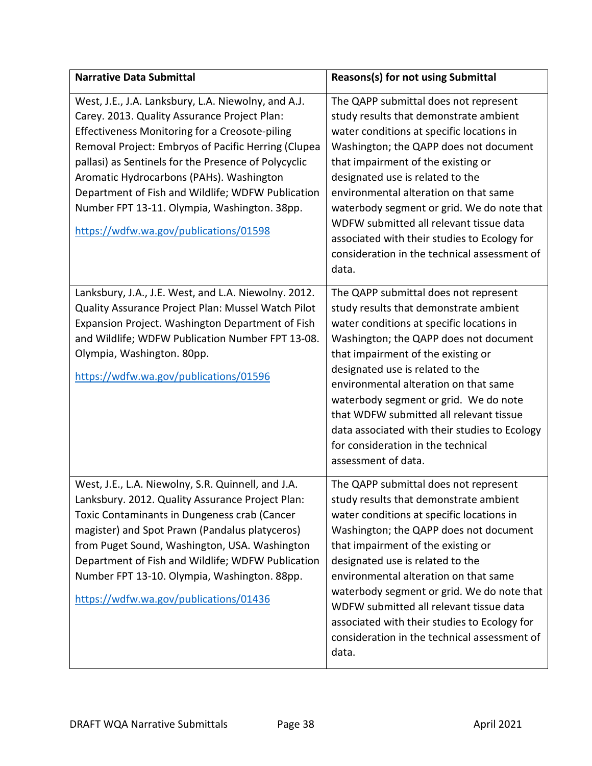| Narrative Data Submittal | Reasons(s) for not using Submittal |
|---|---|
| West, J.E., J.A. Lanksbury, L.A. Niewolny, and A.J. Carey. 2013. Quality Assurance Project Plan: Effectiveness Monitoring for a Creosote-piling Removal Project: Embryos of Pacific Herring (Clupea pallasi) as Sentinels for the Presence of Polycyclic Aromatic Hydrocarbons (PAHs). Washington Department of Fish and Wildlife; WDFW Publication Number FPT 13-11. Olympia, Washington. 38pp. <br><br> [https://wdfw.wa.gov/publications/01598](https://wdfw.wa.gov/publications/01598) | The QAPP submittal does not represent study results that demonstrate ambient water conditions at specific locations in Washington; the QAPP does not document that impairment of the existing or designated use is related to the environmental alteration on that same waterbody segment or grid. We do note that WDFW submitted all relevant tissue data associated with their studies to Ecology for consideration in the technical assessment of data. |
| Lanksbury, J.A., J.E. West, and L.A. Niewolny. 2012. Quality Assurance Project Plan: Mussel Watch Pilot Expansion Project. Washington Department of Fish and Wildlife; WDFW Publication Number FPT 13-08. Olympia, Washington. 80pp. <br><br> [https://wdfw.wa.gov/publications/01596](https://wdfw.wa.gov/publications/01596) | The QAPP submittal does not represent study results that demonstrate ambient water conditions at specific locations in Washington; the QAPP does not document that impairment of the existing or designated use is related to the environmental alteration on that same waterbody segment or grid. We do note that WDFW submitted all relevant tissue data associated with their studies to Ecology for consideration in the technical assessment of data. |
| West, J.E., L.A. Niewolny, S.R. Quinnell, and J.A. Lanksbury. 2012. Quality Assurance Project Plan: Toxic Contaminants in Dungeness crab (Cancer magister) and Spot Prawn (Pandalus platyceros) from Puget Sound, Washington, USA. Washington Department of Fish and Wildlife; WDFW Publication Number FPT 13-10. Olympia, Washington. 88pp. <br><br> [https://wdfw.wa.gov/publications/01436](https://wdfw.wa.gov/publications/01436) | The QAPP submittal does not represent study results that demonstrate ambient water conditions at specific locations in Washington; the QAPP does not document that impairment of the existing or designated use is related to the environmental alteration on that same waterbody segment or grid. We do note that WDFW submitted all relevant tissue data associated with their studies to Ecology for consideration in the technical assessment of data. |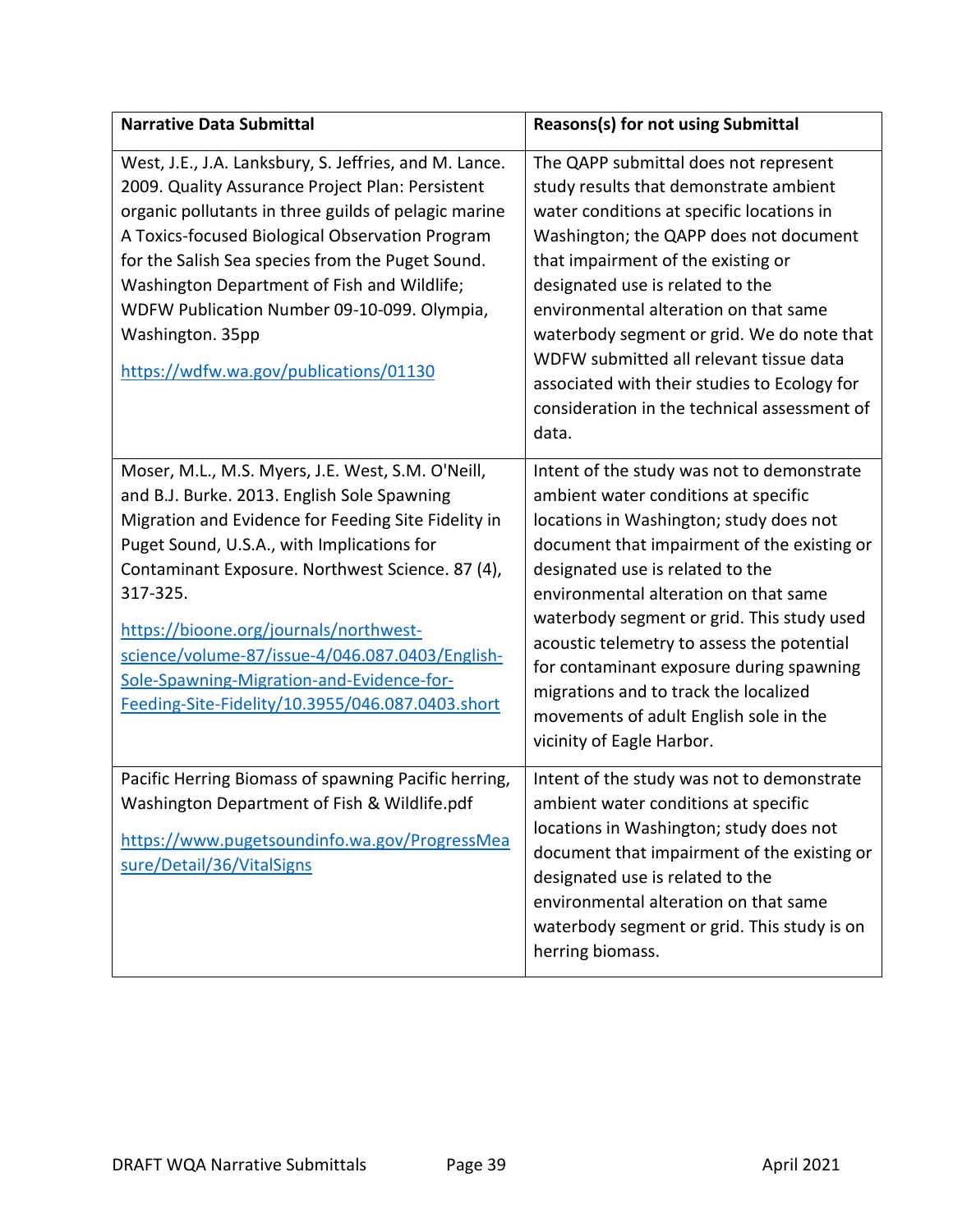| Narrative Data Submittal | Reasons(s) for not using Submittal |
|---|---|
| West, J.E., J.A. Lanksbury, S. Jeffries, and M. Lance. 2009. Quality Assurance Project Plan: Persistent organic pollutants in three guilds of pelagic marine A Toxics-focused Biological Observation Program for the Salish Sea species from the Puget Sound. Washington Department of Fish and Wildlife; WDFW Publication Number 09-10-099. Olympia, Washington. 35pp<br><br>https://wdfw.wa.gov/publications/01130 | The QAPP submittal does not represent study results that demonstrate ambient water conditions at specific locations in Washington; the QAPP does not document that impairment of the existing or designated use is related to the environmental alteration on that same waterbody segment or grid. We do note that WDFW submitted all relevant tissue data associated with their studies to Ecology for consideration in the technical assessment of data. |
| Moser, M.L., M.S. Myers, J.E. West, S.M. O'Neill, and B.J. Burke. 2013. English Sole Spawning Migration and Evidence for Feeding Site Fidelity in Puget Sound, U.S.A., with Implications for Contaminant Exposure. Northwest Science. 87 (4), 317-325.<br><br>https://bioone.org/journals/northwest-science/volume-87/issue-4/046.087.0403/English-Sole-Spawning-Migration-and-Evidence-for-Feeding-Site-Fidelity/10.3955/046.087.0403.short | Intent of the study was not to demonstrate ambient water conditions at specific locations in Washington; study does not document that impairment of the existing or designated use is related to the environmental alteration on that same waterbody segment or grid. This study used acoustic telemetry to assess the potential for contaminant exposure during spawning migrations and to track the localized movements of adult English sole in the vicinity of Eagle Harbor. |
| Pacific Herring Biomass of spawning Pacific herring, Washington Department of Fish & Wildlife.pdf<br><br>https://www.pugetsoundinfo.wa.gov/ProgressMeasure/Detail/36/VitalSigns | Intent of the study was not to demonstrate ambient water conditions at specific locations in Washington; study does not document that impairment of the existing or designated use is related to the environmental alteration on that same waterbody segment or grid. This study is on herring biomass. |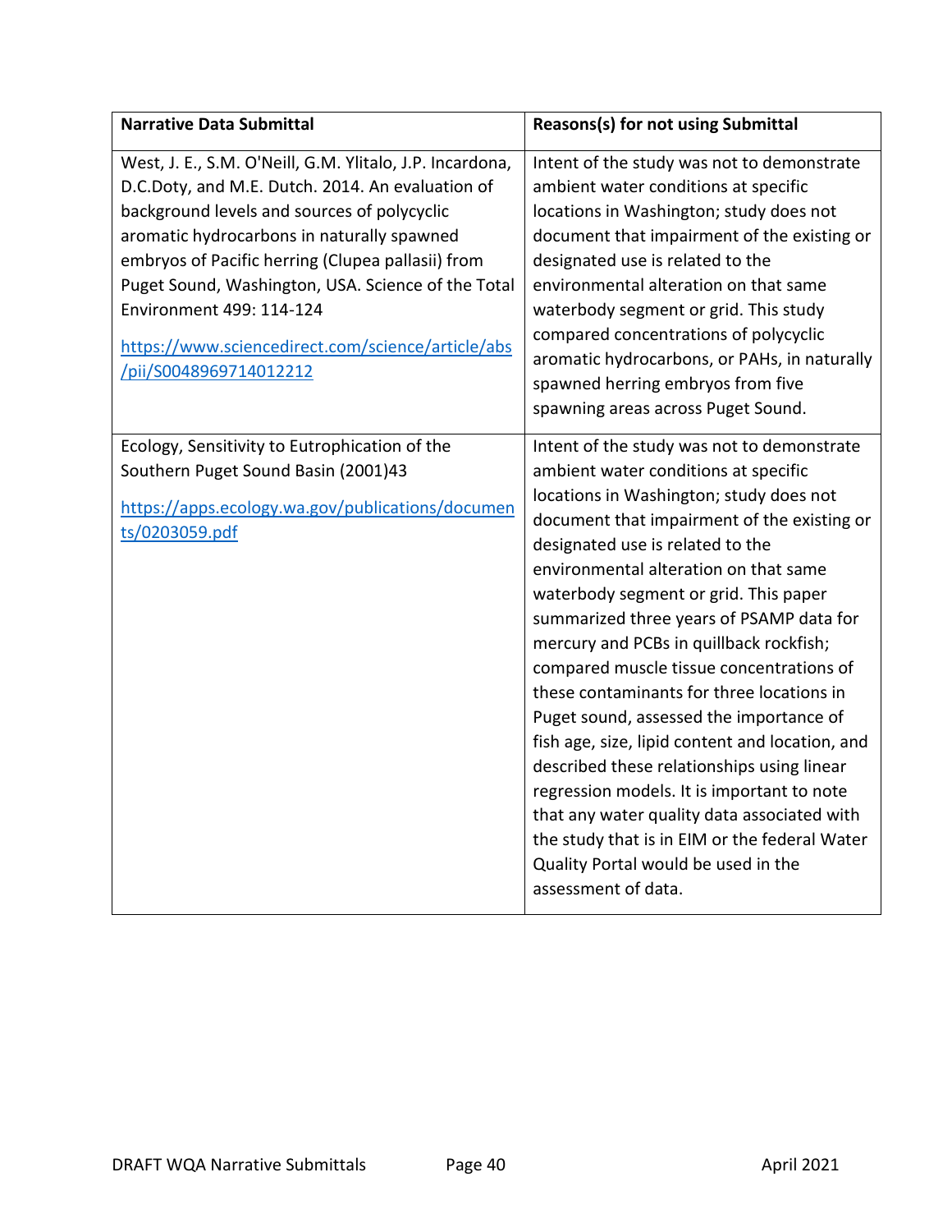| Narrative Data Submittal | Reasons(s) for not using Submittal |
| --- | --- |
| West, J. E., S.M. O'Neill, G.M. Ylitalo, J.P. Incardona, D.C.Doty, and M.E. Dutch. 2014. An evaluation of background levels and sources of polycyclic aromatic hydrocarbons in naturally spawned embryos of Pacific herring (Clupea pallasii) from Puget Sound, Washington, USA. Science of the Total Environment 499: 114-124<br><br>[https://www.sciencedirect.com/science/article/abs/pii/S0048969714012212](https://www.sciencedirect.com/science/article/abs/pii/S0048969714012212) | Intent of the study was not to demonstrate ambient water conditions at specific locations in Washington; study does not document that impairment of the existing or designated use is related to the environmental alteration on that same waterbody segment or grid. This study compared concentrations of polycyclic aromatic hydrocarbons, or PAHs, in naturally spawned herring embryos from five spawning areas across Puget Sound. |
| Ecology, Sensitivity to Eutrophication of the Southern Puget Sound Basin (2001)43<br><br>[https://apps.ecology.wa.gov/publications/documents/0203059.pdf](https://apps.ecology.wa.gov/publications/documents/0203059.pdf) | Intent of the study was not to demonstrate ambient water conditions at specific locations in Washington; study does not document that impairment of the existing or designated use is related to the environmental alteration on that same waterbody segment or grid. This paper summarized three years of PSAMP data for mercury and PCBs in quillback rockfish; compared muscle tissue concentrations of these contaminants for three locations in Puget sound, assessed the importance of fish age, size, lipid content and location, and described these relationships using linear regression models. It is important to note that any water quality data associated with the study that is in EIM or the federal Water Quality Portal would be used in the assessment of data. |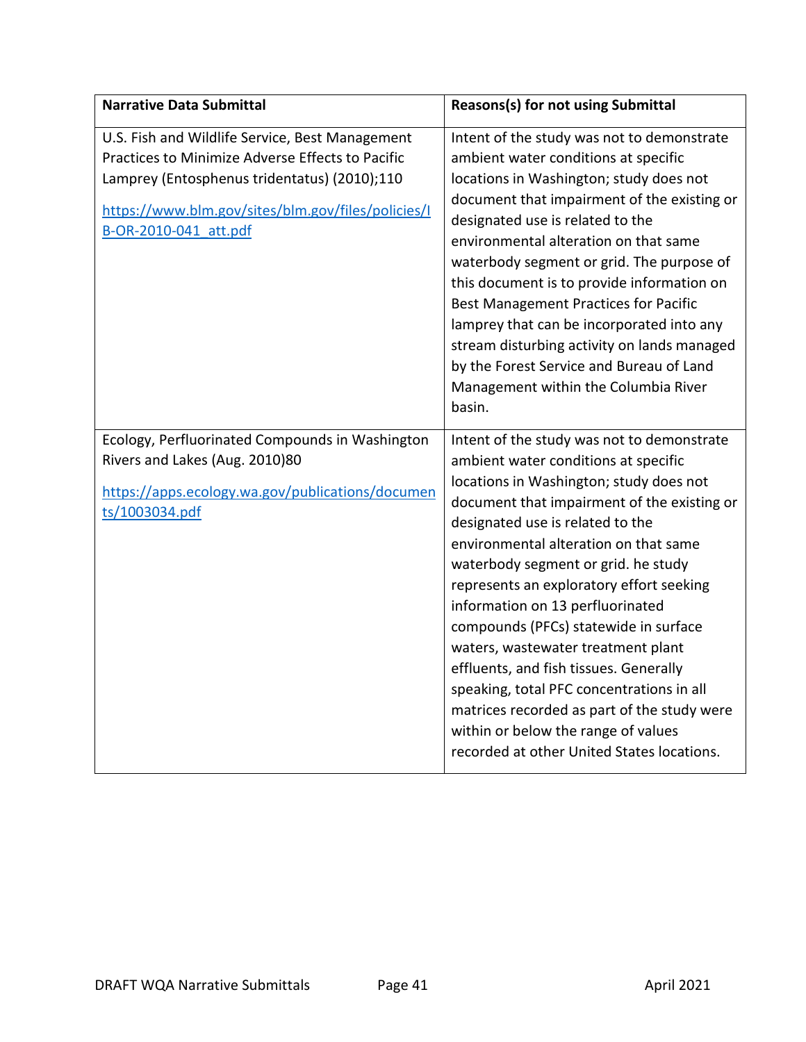| Narrative Data Submittal | Reasons(s) for not using Submittal |
|---|---|
| U.S. Fish and Wildlife Service, Best Management Practices to Minimize Adverse Effects to Pacific Lamprey (Entosphenus tridentatus) (2010);110 [https://www.blm.gov/sites/blm.gov/files/policies/IB-OR-2010-041_att.pdf](https://www.blm.gov/sites/blm.gov/files/policies/IB-OR-2010-041_att.pdf) | Intent of the study was not to demonstrate ambient water conditions at specific locations in Washington; study does not document that impairment of the existing or designated use is related to the environmental alteration on that same waterbody segment or grid. The purpose of this document is to provide information on Best Management Practices for Pacific lamprey that can be incorporated into any stream disturbing activity on lands managed by the Forest Service and Bureau of Land Management within the Columbia River basin. |
| Ecology, Perfluorinated Compounds in Washington Rivers and Lakes (Aug. 2010)80 [https://apps.ecology.wa.gov/publications/documents/1003034.pdf](https://apps.ecology.wa.gov/publications/documents/1003034.pdf) | Intent of the study was not to demonstrate ambient water conditions at specific locations in Washington; study does not document that impairment of the existing or designated use is related to the environmental alteration on that same waterbody segment or grid. he study represents an exploratory effort seeking information on 13 perfluorinated compounds (PFCs) statewide in surface waters, wastewater treatment plant effluents, and fish tissues. Generally speaking, total PFC concentrations in all matrices recorded as part of the study were within or below the range of values recorded at other United States locations. |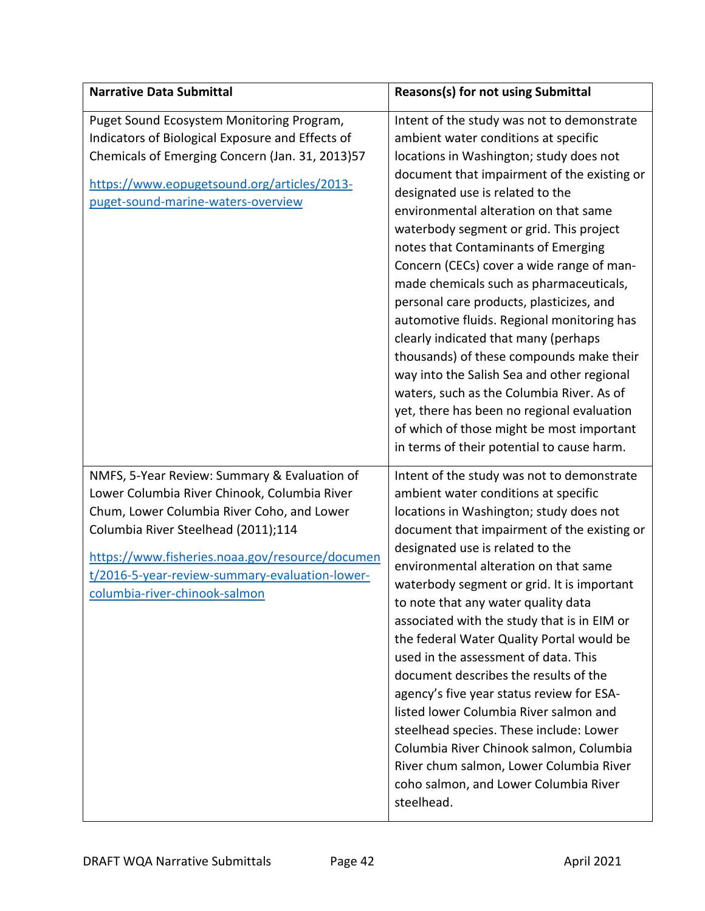| Narrative Data Submittal | Reasons(s) for not using Submittal |
|---|---|
| Puget Sound Ecosystem Monitoring Program, Indicators of Biological Exposure and Effects of Chemicals of Emerging Concern (Jan. 31, 2013)57<br><br>[https://www.eopugetsound.org/articles/2013-puget-sound-marine-waters-overview](https://www.eopugetsound.org/articles/2013-puget-sound-marine-waters-overview) | Intent of the study was not to demonstrate ambient water conditions at specific locations in Washington; study does not document that impairment of the existing or designated use is related to the environmental alteration on that same waterbody segment or grid. This project notes that Contaminants of Emerging Concern (CECs) cover a wide range of man-made chemicals such as pharmaceuticals, personal care products, plasticizes, and automotive fluids. Regional monitoring has clearly indicated that many (perhaps thousands) of these compounds make their way into the Salish Sea and other regional waters, such as the Columbia River. As of yet, there has been no regional evaluation of which of those might be most important in terms of their potential to cause harm. |
| NMFS, 5-Year Review: Summary & Evaluation of Lower Columbia River Chinook, Columbia River Chum, Lower Columbia River Coho, and Lower Columbia River Steelhead (2011);114<br><br>[https://www.fisheries.noaa.gov/resource/document/2016-5-year-review-summary-evaluation-lower-columbia-river-chinook-salmon](https://www.fisheries.noaa.gov/resource/document/2016-5-year-review-summary-evaluation-lower-columbia-river-chinook-salmon) | Intent of the study was not to demonstrate ambient water conditions at specific locations in Washington; study does not document that impairment of the existing or designated use is related to the environmental alteration on that same waterbody segment or grid. It is important to note that any water quality data associated with the study that is in EIM or the federal Water Quality Portal would be used in the assessment of data. This document describes the results of the agency's five year status review for ESA-listed lower Columbia River salmon and steelhead species. These include: Lower Columbia River Chinook salmon, Columbia River chum salmon, Lower Columbia River coho salmon, and Lower Columbia River steelhead. |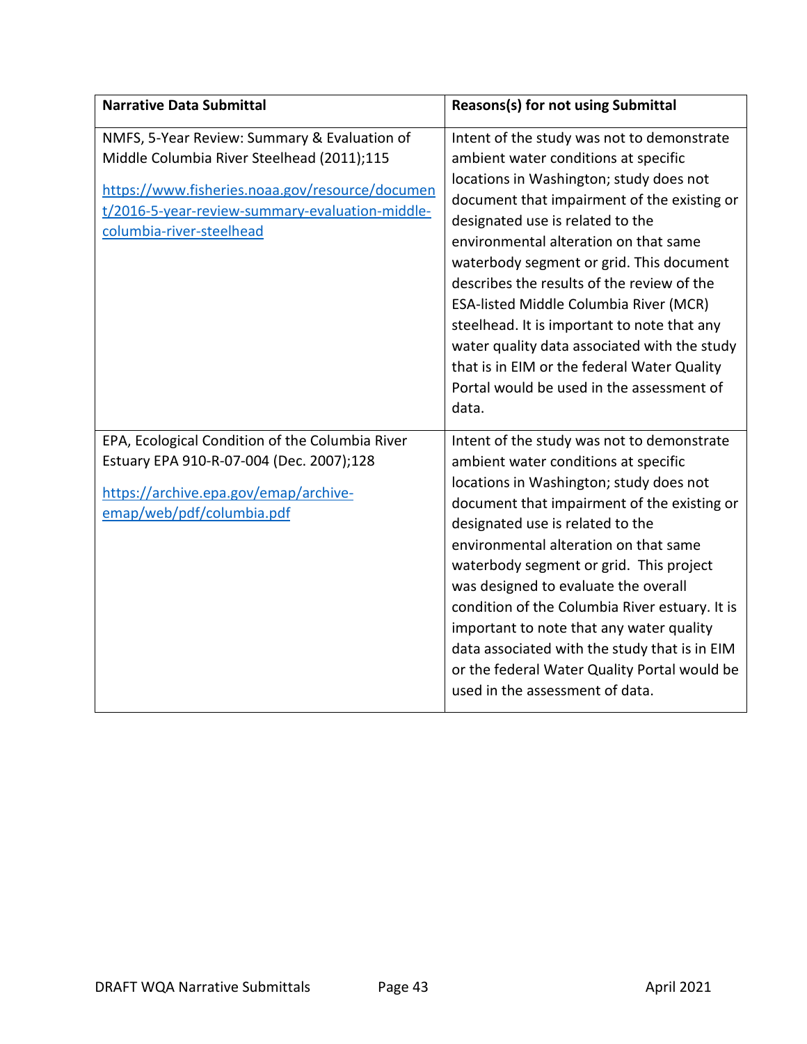| Narrative Data Submittal | Reasons(s) for not using Submittal |
|---|---|
| NMFS, 5-Year Review: Summary & Evaluation of Middle Columbia River Steelhead (2011);115<br><br>[https://www.fisheries.noaa.gov/resource/document/2016-5-year-review-summary-evaluation-middle-columbia-river-steelhead](https://www.fisheries.noaa.gov/resource/document/2016-5-year-review-summary-evaluation-middle-columbia-river-steelhead) | Intent of the study was not to demonstrate ambient water conditions at specific locations in Washington; study does not document that impairment of the existing or designated use is related to the environmental alteration on that same waterbody segment or grid. This document describes the results of the review of the ESA-listed Middle Columbia River (MCR) steelhead. It is important to note that any water quality data associated with the study that is in EIM or the federal Water Quality Portal would be used in the assessment of data. |
| EPA, Ecological Condition of the Columbia River Estuary EPA 910-R-07-004 (Dec. 2007);128<br><br>[https://archive.epa.gov/emap/archive-emap/web/pdf/columbia.pdf](https://archive.epa.gov/emap/archive-emap/web/pdf/columbia.pdf) | Intent of the study was not to demonstrate ambient water conditions at specific locations in Washington; study does not document that impairment of the existing or designated use is related to the environmental alteration on that same waterbody segment or grid. This project was designed to evaluate the overall condition of the Columbia River estuary. It is important to note that any water quality data associated with the study that is in EIM or the federal Water Quality Portal would be used in the assessment of data. |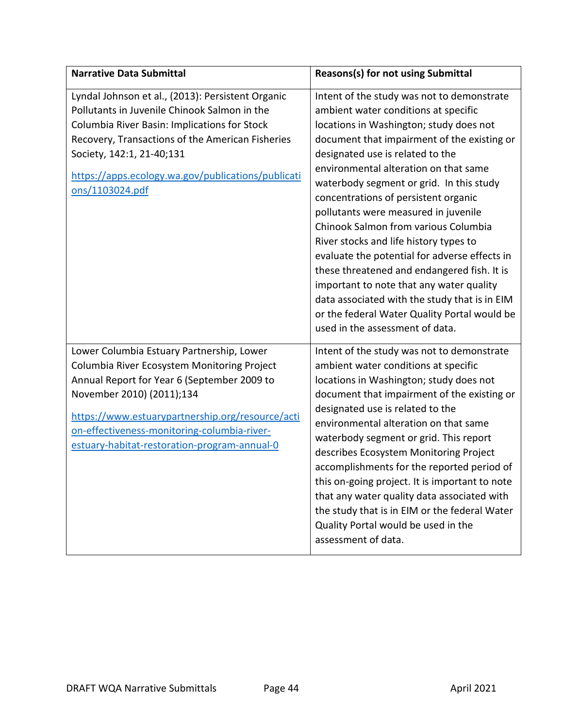| Narrative Data Submittal | Reasons(s) for not using Submittal |
|---|---|
| Lyndal Johnson et al., (2013): Persistent Organic Pollutants in Juvenile Chinook Salmon in the Columbia River Basin: Implications for Stock Recovery, Transactions of the American Fisheries Society, 142:1, 21-40;131<br><br>https://apps.ecology.wa.gov/publications/publications/1103024.pdf | Intent of the study was not to demonstrate ambient water conditions at specific locations in Washington; study does not document that impairment of the existing or designated use is related to the environmental alteration on that same waterbody segment or grid. In this study concentrations of persistent organic pollutants were measured in juvenile Chinook Salmon from various Columbia River stocks and life history types to evaluate the potential for adverse effects in these threatened and endangered fish. It is important to note that any water quality data associated with the study that is in EIM or the federal Water Quality Portal would be used in the assessment of data. |
| Lower Columbia Estuary Partnership, Lower Columbia River Ecosystem Monitoring Project Annual Report for Year 6 (September 2009 to November 2010) (2011);134<br><br>https://www.estuarypartnership.org/resource/action-effectiveness-monitoring-columbia-river-estuary-habitat-restoration-program-annual-0 | Intent of the study was not to demonstrate ambient water conditions at specific locations in Washington; study does not document that impairment of the existing or designated use is related to the environmental alteration on that same waterbody segment or grid. This report describes Ecosystem Monitoring Project accomplishments for the reported period of this on-going project. It is important to note that any water quality data associated with the study that is in EIM or the federal Water Quality Portal would be used in the assessment of data. |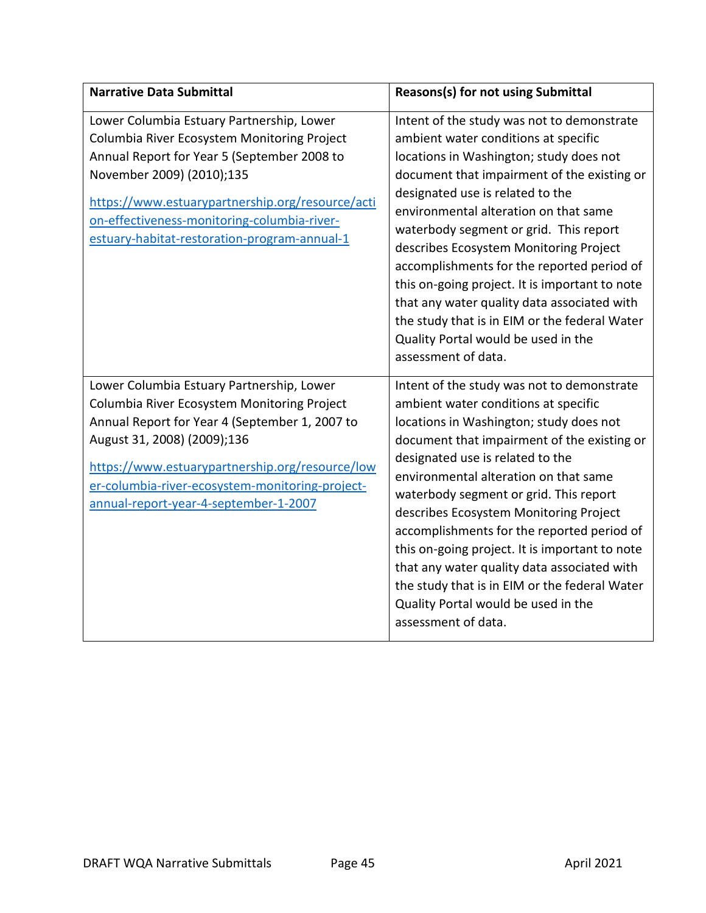| Narrative Data Submittal | Reasons(s) for not using Submittal |
|---|---|
| Lower Columbia Estuary Partnership, Lower Columbia River Ecosystem Monitoring Project Annual Report for Year 5 (September 2008 to November 2009) (2010);135 [https://www.estuarypartnership.org/resource/action-effectiveness-monitoring-columbia-river-estuary-habitat-restoration-program-annual-1](https://www.estuarypartnership.org/resource/action-effectiveness-monitoring-columbia-river-estuary-habitat-restoration-program-annual-1) | Intent of the study was not to demonstrate ambient water conditions at specific locations in Washington; study does not document that impairment of the existing or designated use is related to the environmental alteration on that same waterbody segment or grid. This report describes Ecosystem Monitoring Project accomplishments for the reported period of this on-going project. It is important to note that any water quality data associated with the study that is in EIM or the federal Water Quality Portal would be used in the assessment of data. |
| Lower Columbia Estuary Partnership, Lower Columbia River Ecosystem Monitoring Project Annual Report for Year 4 (September 1, 2007 to August 31, 2008) (2009);136 [https://www.estuarypartnership.org/resource/lower-columbia-river-ecosystem-monitoring-project-annual-report-year-4-september-1-2007](https://www.estuarypartnership.org/resource/lower-columbia-river-ecosystem-monitoring-project-annual-report-year-4-september-1-2007) | Intent of the study was not to demonstrate ambient water conditions at specific locations in Washington; study does not document that impairment of the existing or designated use is related to the environmental alteration on that same waterbody segment or grid. This report describes Ecosystem Monitoring Project accomplishments for the reported period of this on-going project. It is important to note that any water quality data associated with the study that is in EIM or the federal Water Quality Portal would be used in the assessment of data. |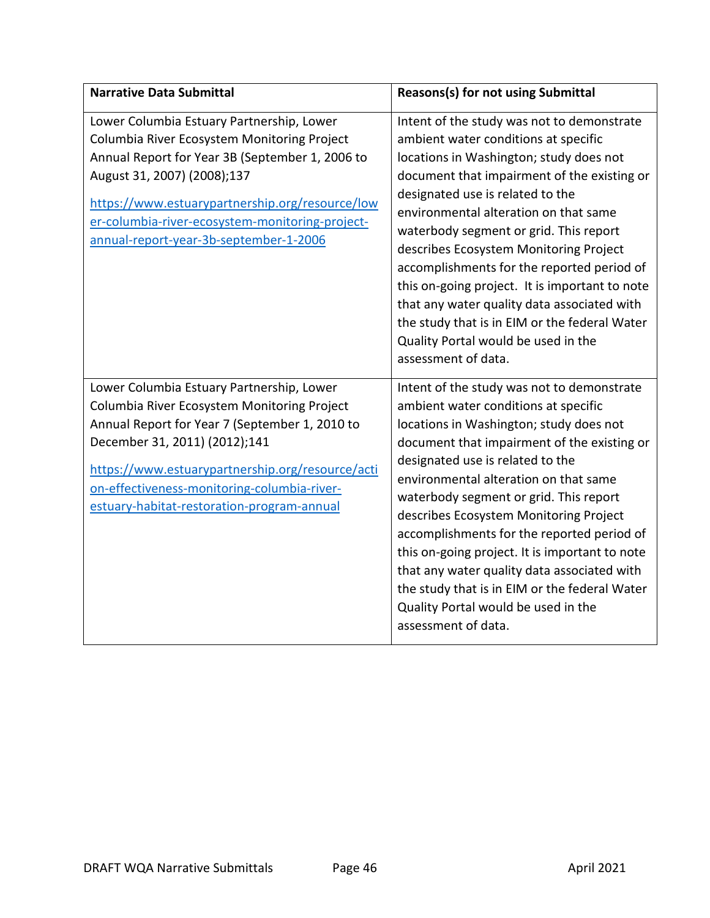| Narrative Data Submittal | Reasons(s) for not using Submittal |
|---|---|
| Lower Columbia Estuary Partnership, Lower Columbia River Ecosystem Monitoring Project Annual Report for Year 3B (September 1, 2006 to August 31, 2007) (2008);137<br><br>https://www.estuarypartnership.org/resource/lower-columbia-river-ecosystem-monitoring-project-annual-report-year-3b-september-1-2006 | Intent of the study was not to demonstrate ambient water conditions at specific locations in Washington; study does not document that impairment of the existing or designated use is related to the environmental alteration on that same waterbody segment or grid. This report describes Ecosystem Monitoring Project accomplishments for the reported period of this on-going project. It is important to note that any water quality data associated with the study that is in EIM or the federal Water Quality Portal would be used in the assessment of data. |
| Lower Columbia Estuary Partnership, Lower Columbia River Ecosystem Monitoring Project Annual Report for Year 7 (September 1, 2010 to December 31, 2011) (2012);141<br><br>https://www.estuarypartnership.org/resource/action-effectiveness-monitoring-columbia-river-estuary-habitat-restoration-program-annual | Intent of the study was not to demonstrate ambient water conditions at specific locations in Washington; study does not document that impairment of the existing or designated use is related to the environmental alteration on that same waterbody segment or grid. This report describes Ecosystem Monitoring Project accomplishments for the reported period of this on-going project. It is important to note that any water quality data associated with the study that is in EIM or the federal Water Quality Portal would be used in the assessment of data. |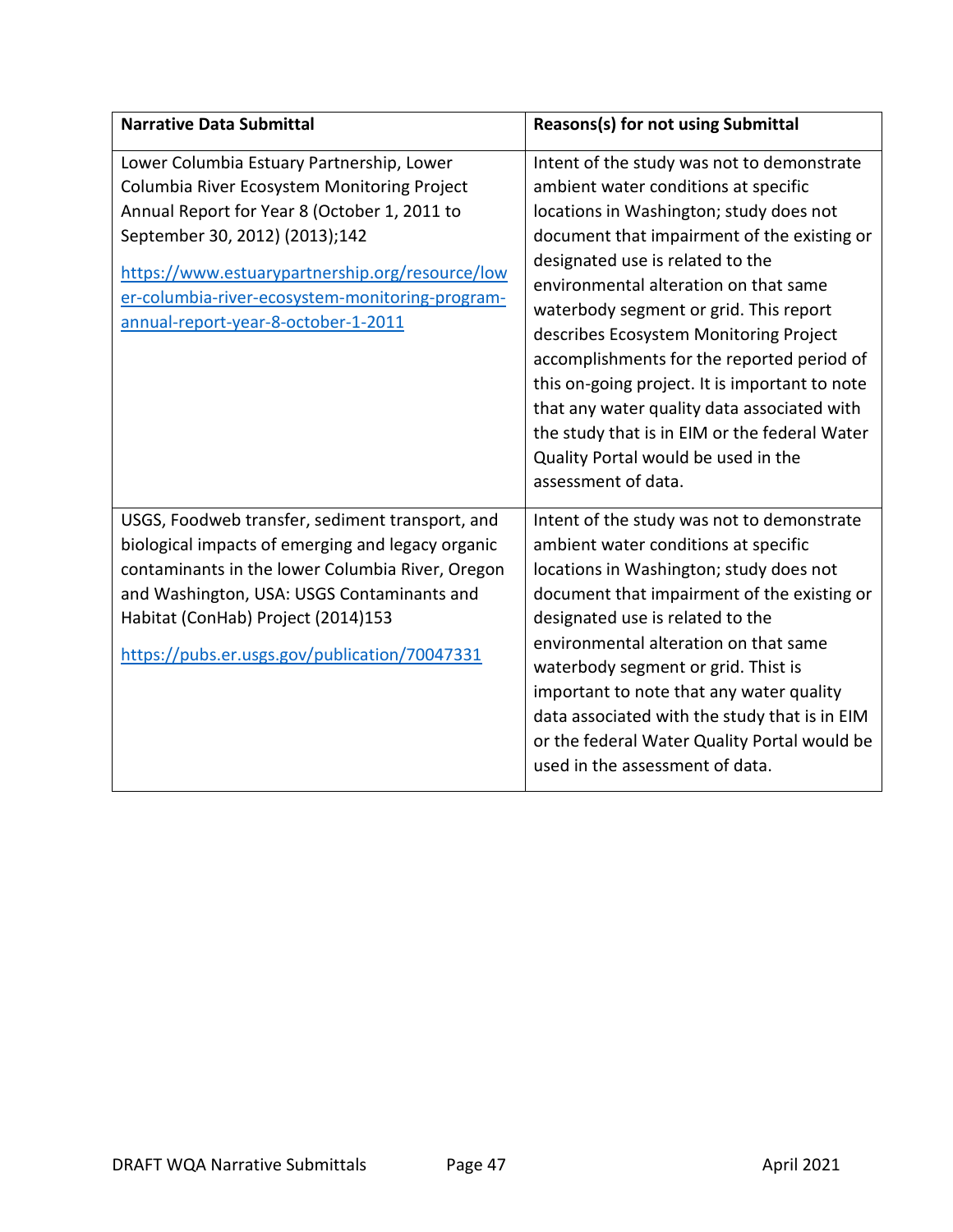| Narrative Data Submittal | Reasons(s) for not using Submittal |
|---|---|
| Lower Columbia Estuary Partnership, Lower Columbia River Ecosystem Monitoring Project Annual Report for Year 8 (October 1, 2011 to September 30, 2012) (2013);142<br><br>[https://www.estuarypartnership.org/resource/lower-columbia-river-ecosystem-monitoring-program-annual-report-year-8-october-1-2011](https://www.estuarypartnership.org/resource/lower-columbia-river-ecosystem-monitoring-program-annual-report-year-8-october-1-2011) | Intent of the study was not to demonstrate ambient water conditions at specific locations in Washington; study does not document that impairment of the existing or designated use is related to the environmental alteration on that same waterbody segment or grid. This report describes Ecosystem Monitoring Project accomplishments for the reported period of this on-going project. It is important to note that any water quality data associated with the study that is in EIM or the federal Water Quality Portal would be used in the assessment of data. |
| USGS, Foodweb transfer, sediment transport, and biological impacts of emerging and legacy organic contaminants in the lower Columbia River, Oregon and Washington, USA: USGS Contaminants and Habitat (ConHab) Project (2014)153<br><br>[https://pubs.er.usgs.gov/publication/70047331](https://pubs.er.usgs.gov/publication/70047331) | Intent of the study was not to demonstrate ambient water conditions at specific locations in Washington; study does not document that impairment of the existing or designated use is related to the environmental alteration on that same waterbody segment or grid. Thist is important to note that any water quality data associated with the study that is in EIM or the federal Water Quality Portal would be used in the assessment of data. |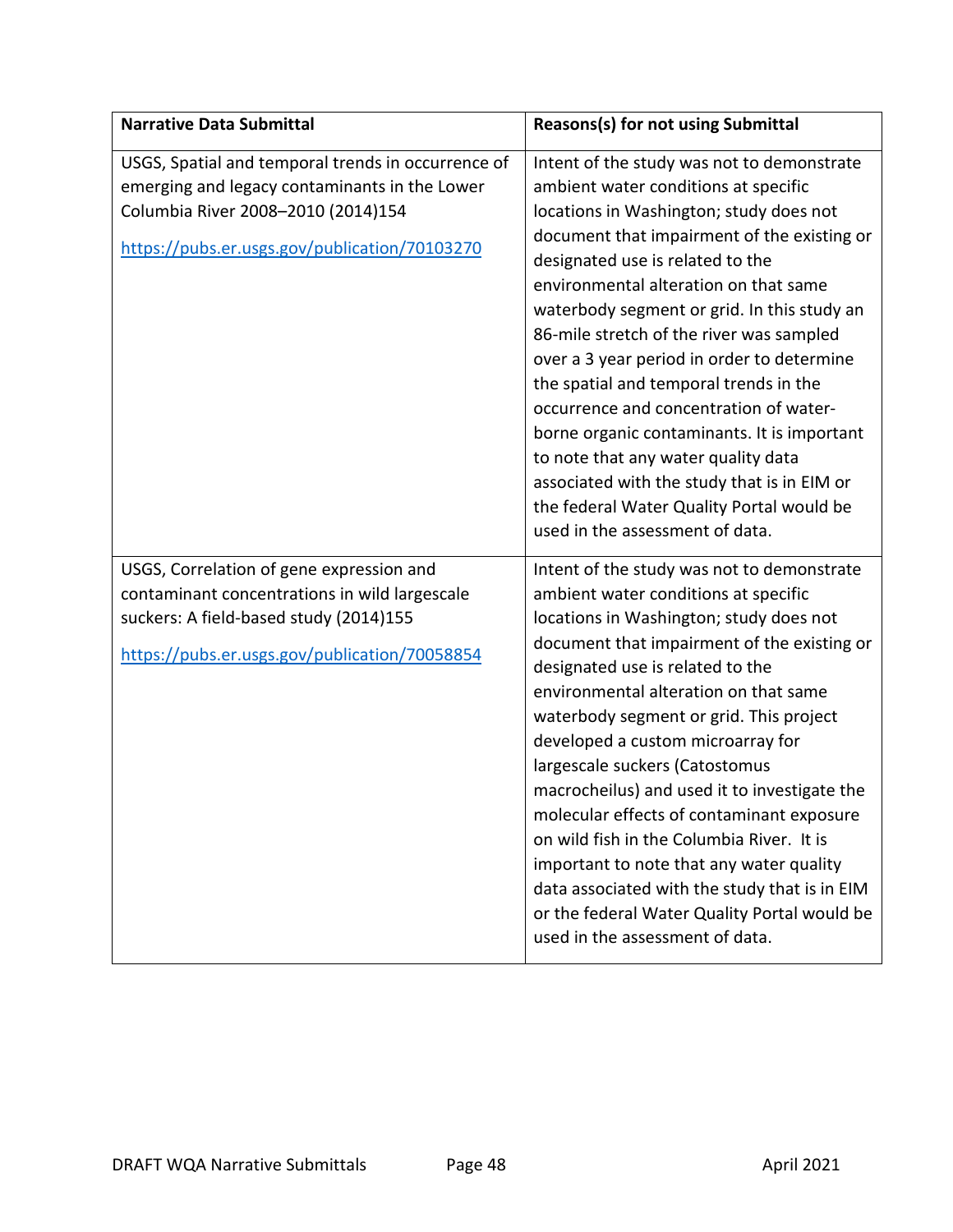| Narrative Data Submittal | Reasons(s) for not using Submittal |
|---|---|
| USGS, Spatial and temporal trends in occurrence of emerging and legacy contaminants in the Lower Columbia River 2008–2010 (2014)154<br><br>https://pubs.er.usgs.gov/publication/70103270 | Intent of the study was not to demonstrate ambient water conditions at specific locations in Washington; study does not document that impairment of the existing or designated use is related to the environmental alteration on that same waterbody segment or grid. In this study an 86-mile stretch of the river was sampled over a 3 year period in order to determine the spatial and temporal trends in the occurrence and concentration of water-borne organic contaminants. It is important to note that any water quality data associated with the study that is in EIM or the federal Water Quality Portal would be used in the assessment of data. |
| USGS, Correlation of gene expression and contaminant concentrations in wild largescale suckers: A field-based study (2014)155<br><br>https://pubs.er.usgs.gov/publication/70058854 | Intent of the study was not to demonstrate ambient water conditions at specific locations in Washington; study does not document that impairment of the existing or designated use is related to the environmental alteration on that same waterbody segment or grid. This project developed a custom microarray for largescale suckers (Catostomus macrocheilus) and used it to investigate the molecular effects of contaminant exposure on wild fish in the Columbia River. It is important to note that any water quality data associated with the study that is in EIM or the federal Water Quality Portal would be used in the assessment of data. |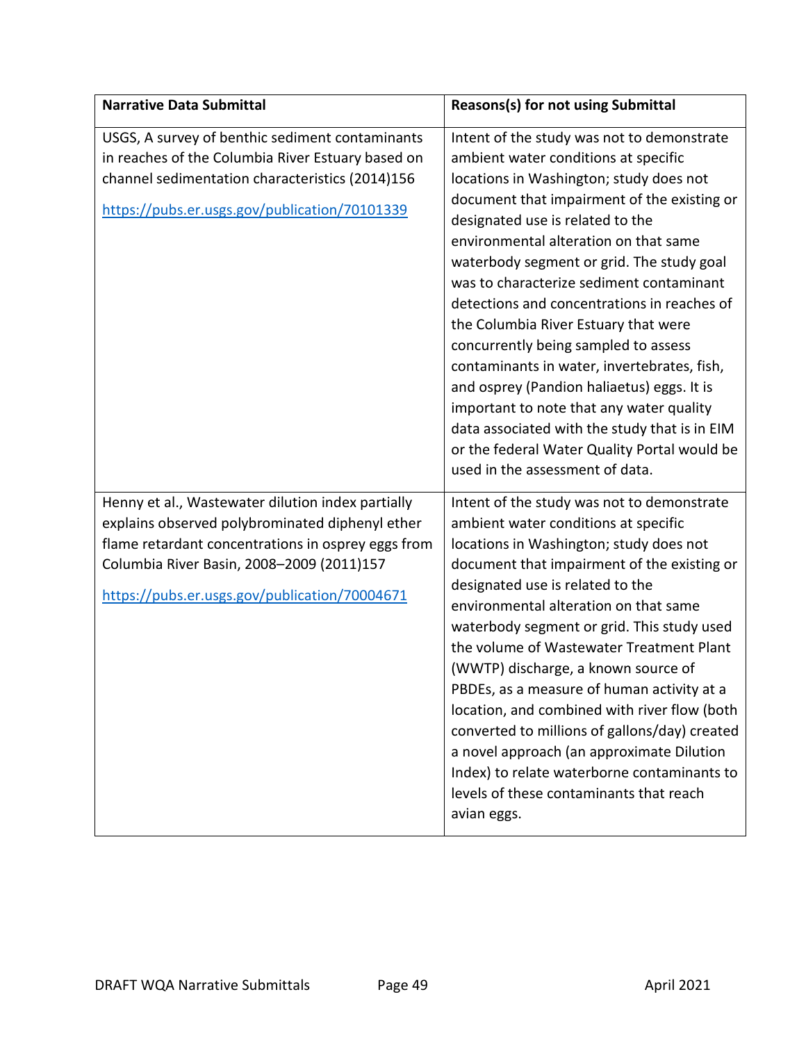| Narrative Data Submittal | Reasons(s) for not using Submittal |
|---|---|
| USGS, A survey of benthic sediment contaminants in reaches of the Columbia River Estuary based on channel sedimentation characteristics (2014)156<br><br>https://pubs.er.usgs.gov/publication/70101339 | Intent of the study was not to demonstrate ambient water conditions at specific locations in Washington; study does not document that impairment of the existing or designated use is related to the environmental alteration on that same waterbody segment or grid. The study goal was to characterize sediment contaminant detections and concentrations in reaches of the Columbia River Estuary that were concurrently being sampled to assess contaminants in water, invertebrates, fish, and osprey (Pandion haliaetus) eggs. It is important to note that any water quality data associated with the study that is in EIM or the federal Water Quality Portal would be used in the assessment of data. |
| Henny et al., Wastewater dilution index partially explains observed polybrominated diphenyl ether flame retardant concentrations in osprey eggs from Columbia River Basin, 2008–2009 (2011)157<br><br>https://pubs.er.usgs.gov/publication/70004671 | Intent of the study was not to demonstrate ambient water conditions at specific locations in Washington; study does not document that impairment of the existing or designated use is related to the environmental alteration on that same waterbody segment or grid. This study used the volume of Wastewater Treatment Plant (WWTP) discharge, a known source of PBDEs, as a measure of human activity at a location, and combined with river flow (both converted to millions of gallons/day) created a novel approach (an approximate Dilution Index) to relate waterborne contaminants to levels of these contaminants that reach avian eggs. |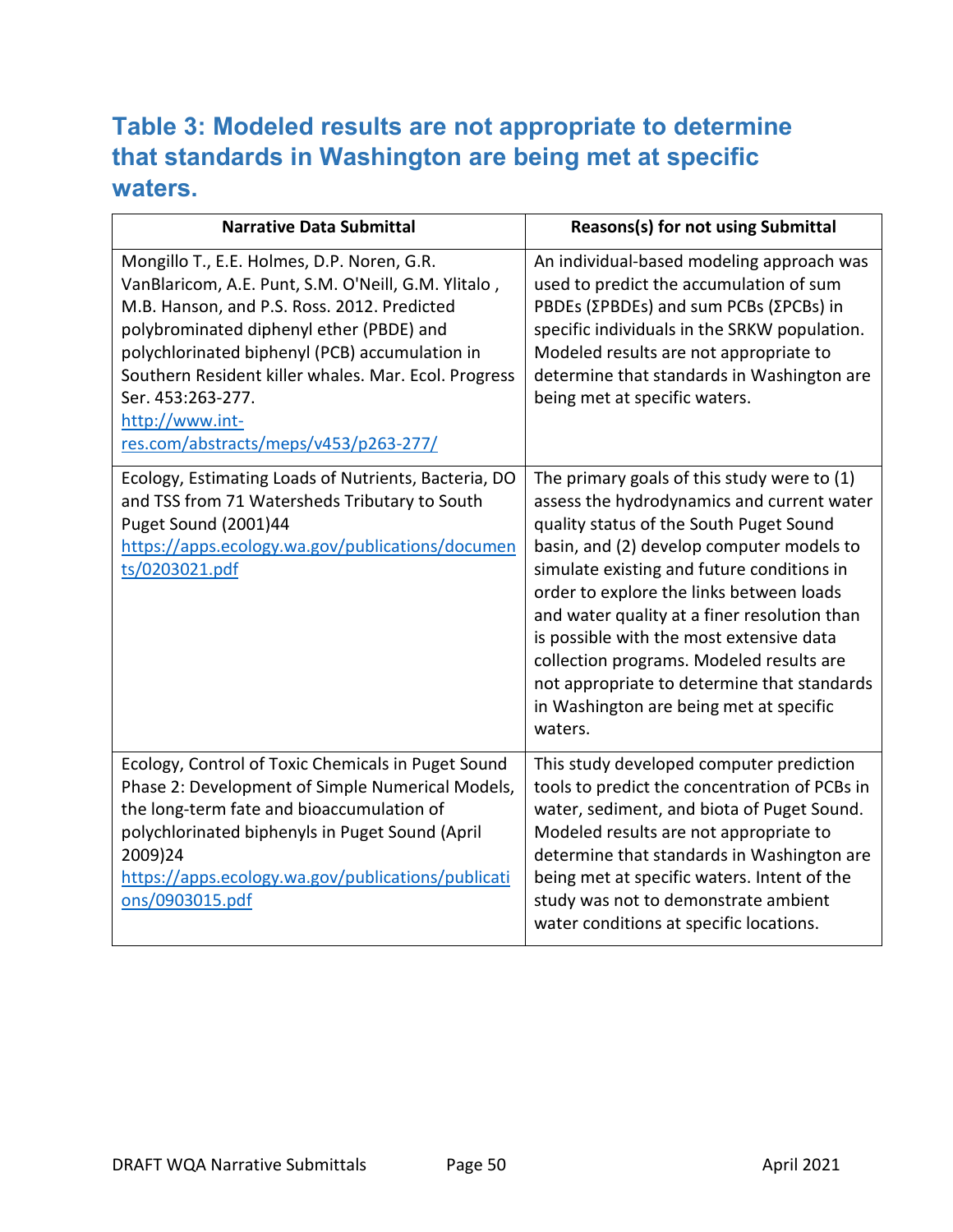## Table 3: Modeled results are not appropriate to determine that standards in Washington are being met at specific waters.

| Narrative Data Submittal | Reasons(s) for not using Submittal |
|---|---|
| Mongillo T., E.E. Holmes, D.P. Noren, G.R. VanBlaricom, A.E. Punt, S.M. O'Neill, G.M. Ylitalo , M.B. Hanson, and P.S. Ross. 2012. Predicted polybrominated diphenyl ether (PBDE) and polychlorinated biphenyl (PCB) accumulation in Southern Resident killer whales. Mar. Ecol. Progress Ser. 453:263-277. [http://www.int-res.com/abstracts/meps/v453/p263-277/](http://www.int-res.com/abstracts/meps/v453/p263-277/) | An individual-based modeling approach was used to predict the accumulation of sum PBDEs (ΣPBDEs) and sum PCBs (ΣPCBs) in specific individuals in the SRKW population. Modeled results are not appropriate to determine that standards in Washington are being met at specific waters. |
| Ecology, Estimating Loads of Nutrients, Bacteria, DO and TSS from 71 Watersheds Tributary to South Puget Sound (2001)44 [https://apps.ecology.wa.gov/publications/documents/0203021.pdf](https://apps.ecology.wa.gov/publications/documents/0203021.pdf) | The primary goals of this study were to (1) assess the hydrodynamics and current water quality status of the South Puget Sound basin, and (2) develop computer models to simulate existing and future conditions in order to explore the links between loads and water quality at a finer resolution than is possible with the most extensive data collection programs. Modeled results are not appropriate to determine that standards in Washington are being met at specific waters. |
| Ecology, Control of Toxic Chemicals in Puget Sound Phase 2: Development of Simple Numerical Models, the long-term fate and bioaccumulation of polychlorinated biphenyls in Puget Sound (April 2009)24 [https://apps.ecology.wa.gov/publications/publications/0903015.pdf](https://apps.ecology.wa.gov/publications/publications/0903015.pdf) | This study developed computer prediction tools to predict the concentration of PCBs in water, sediment, and biota of Puget Sound. Modeled results are not appropriate to determine that standards in Washington are being met at specific waters. Intent of the study was not to demonstrate ambient water conditions at specific locations. |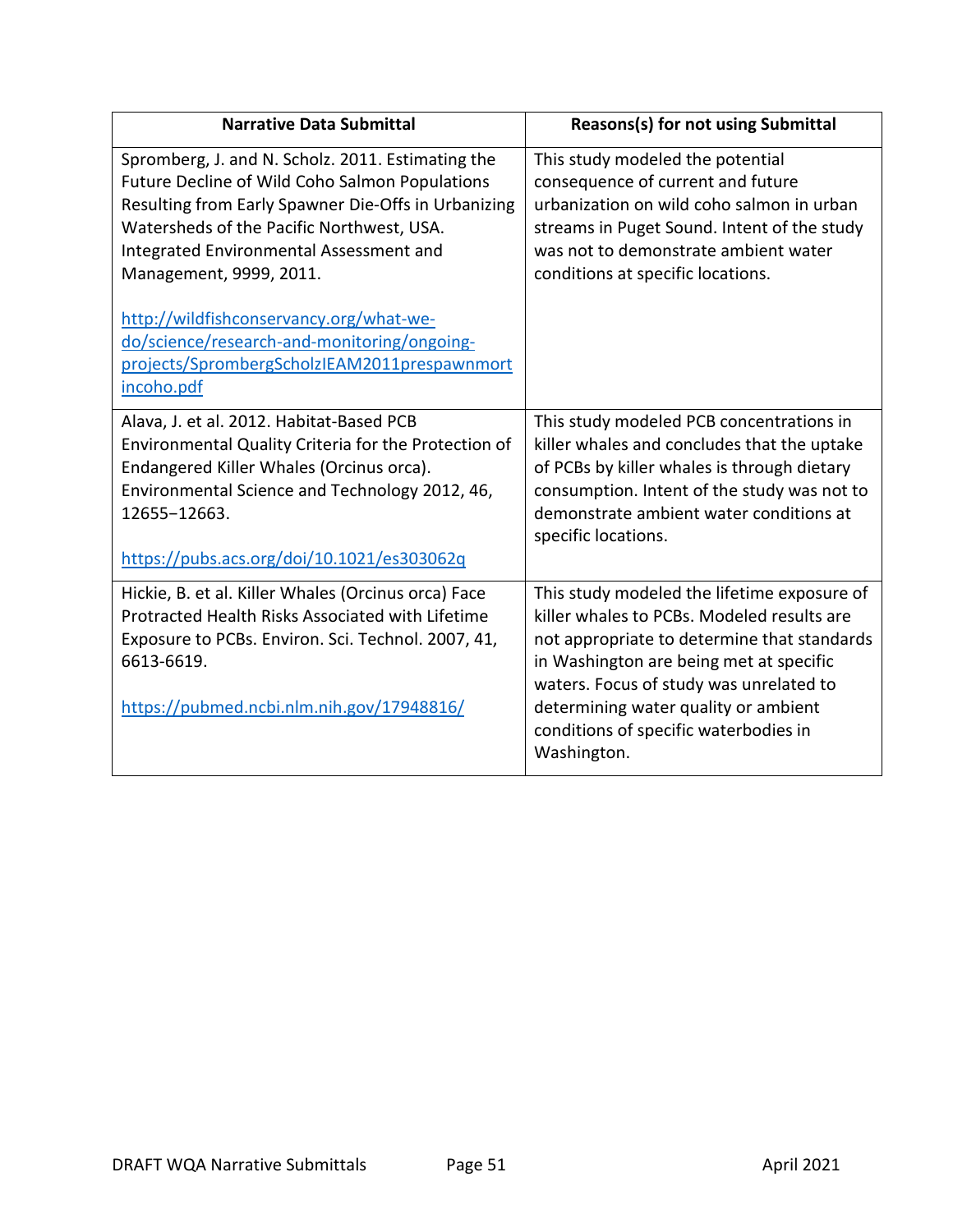| Narrative Data Submittal | Reasons(s) for not using Submittal |
|---|---|
| Spromberg, J. and N. Scholz. 2011. Estimating the Future Decline of Wild Coho Salmon Populations Resulting from Early Spawner Die-Offs in Urbanizing Watersheds of the Pacific Northwest, USA. Integrated Environmental Assessment and Management, 9999, 2011.<br><br>http://wildfishconservancy.org/what-we-do/science/research-and-monitoring/ongoing-projects/SprombergScholzIEAM2011prespawnmortincoho.pdf | This study modeled the potential consequence of current and future urbanization on wild coho salmon in urban streams in Puget Sound. Intent of the study was not to demonstrate ambient water conditions at specific locations. |
| Alava, J. et al. 2012. Habitat-Based PCB Environmental Quality Criteria for the Protection of Endangered Killer Whales (Orcinus orca). Environmental Science and Technology 2012, 46, 12655−12663.<br><br>https://pubs.acs.org/doi/10.1021/es303062q | This study modeled PCB concentrations in killer whales and concludes that the uptake of PCBs by killer whales is through dietary consumption. Intent of the study was not to demonstrate ambient water conditions at specific locations. |
| Hickie, B. et al. Killer Whales (Orcinus orca) Face Protracted Health Risks Associated with Lifetime Exposure to PCBs. Environ. Sci. Technol. 2007, 41, 6613-6619.<br><br>https://pubmed.ncbi.nlm.nih.gov/17948816/ | This study modeled the lifetime exposure of killer whales to PCBs. Modeled results are not appropriate to determine that standards in Washington are being met at specific waters. Focus of study was unrelated to determining water quality or ambient conditions of specific waterbodies in Washington. |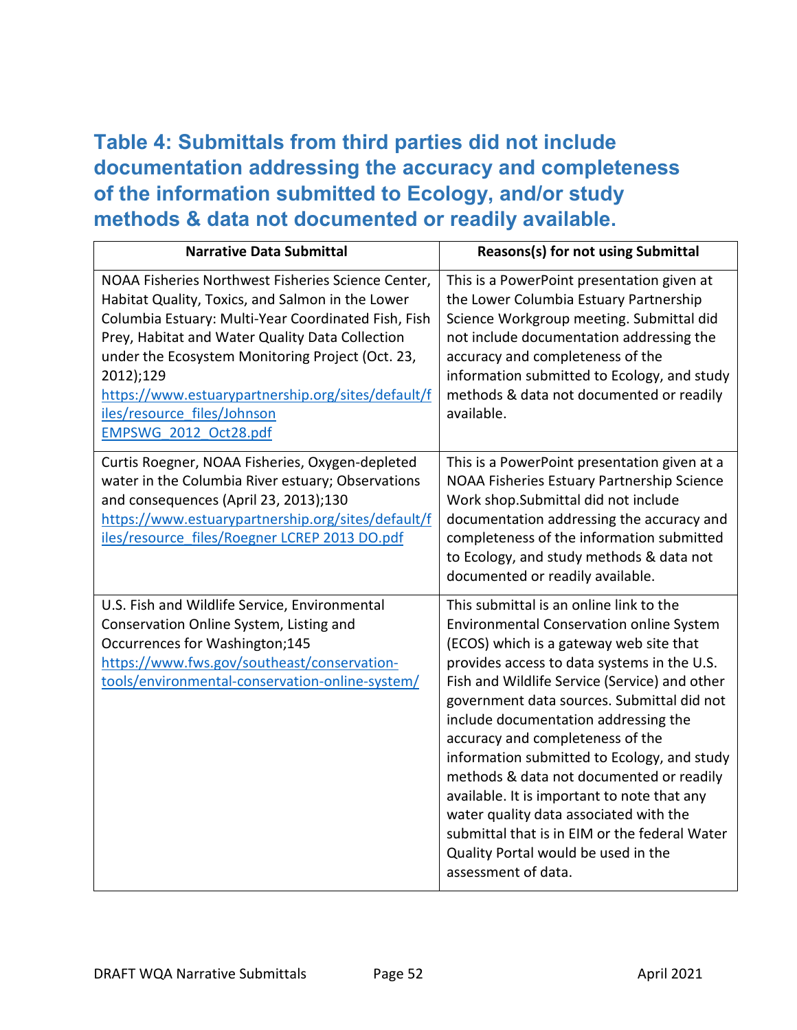## Table 4: Submittals from third parties did not include documentation addressing the accuracy and completeness of the information submitted to Ecology, and/or study methods & data not documented or readily available.

| Narrative Data Submittal | Reasons(s) for not using Submittal |
|---|---|
| NOAA Fisheries Northwest Fisheries Science Center, Habitat Quality, Toxics, and Salmon in the Lower Columbia Estuary: Multi-Year Coordinated Fish, Fish Prey, Habitat and Water Quality Data Collection under the Ecosystem Monitoring Project (Oct. 23, 2012);129 https://www.estuarypartnership.org/sites/default/files/resource_files/Johnson EMPSWG_2012_Oct28.pdf | This is a PowerPoint presentation given at the Lower Columbia Estuary Partnership Science Workgroup meeting. Submittal did not include documentation addressing the accuracy and completeness of the information submitted to Ecology, and study methods & data not documented or readily available. |
| Curtis Roegner, NOAA Fisheries, Oxygen-depleted water in the Columbia River estuary; Observations and consequences (April 23, 2013);130 https://www.estuarypartnership.org/sites/default/files/resource_files/Roegner LCREP 2013 DO.pdf | This is a PowerPoint presentation given at a NOAA Fisheries Estuary Partnership Science Work shop.Submittal did not include documentation addressing the accuracy and completeness of the information submitted to Ecology, and study methods & data not documented or readily available. |
| U.S. Fish and Wildlife Service, Environmental Conservation Online System, Listing and Occurrences for Washington;145 https://www.fws.gov/southeast/conservation-tools/environmental-conservation-online-system/ | This submittal is an online link to the Environmental Conservation online System (ECOS) which is a gateway web site that provides access to data systems in the U.S. Fish and Wildlife Service (Service) and other government data sources. Submittal did not include documentation addressing the accuracy and completeness of the information submitted to Ecology, and study methods & data not documented or readily available. It is important to note that any water quality data associated with the submittal that is in EIM or the federal Water Quality Portal would be used in the assessment of data. |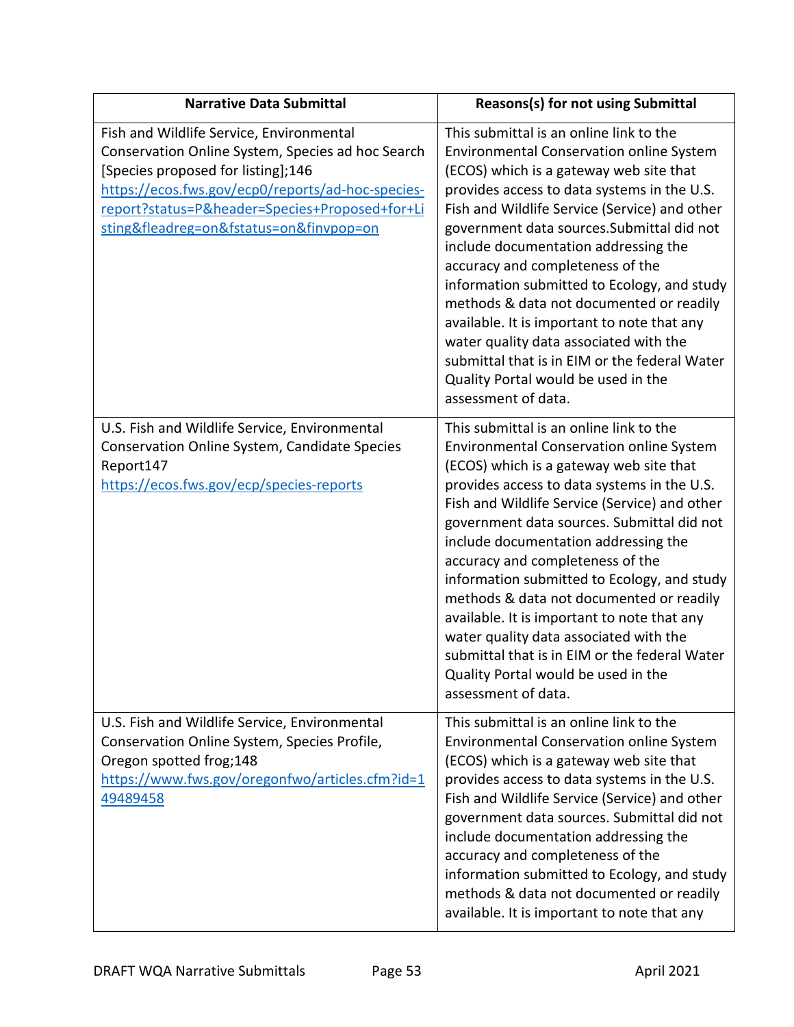| Narrative Data Submittal | Reasons(s) for not using Submittal |
|---|---|
| Fish and Wildlife Service, Environmental Conservation Online System, Species ad hoc Search [Species proposed for listing];146 https://ecos.fws.gov/ecp0/reports/ad-hoc-species-report?status=P&header=Species+Proposed+for+Listing&fleadreg=on&fstatus=on&finvpop=on | This submittal is an online link to the Environmental Conservation online System (ECOS) which is a gateway web site that provides access to data systems in the U.S. Fish and Wildlife Service (Service) and other government data sources.Submittal did not include documentation addressing the accuracy and completeness of the information submitted to Ecology, and study methods & data not documented or readily available. It is important to note that any water quality data associated with the submittal that is in EIM or the federal Water Quality Portal would be used in the assessment of data. |
| U.S. Fish and Wildlife Service, Environmental Conservation Online System, Candidate Species Report147 https://ecos.fws.gov/ecp/species-reports | This submittal is an online link to the Environmental Conservation online System (ECOS) which is a gateway web site that provides access to data systems in the U.S. Fish and Wildlife Service (Service) and other government data sources. Submittal did not include documentation addressing the accuracy and completeness of the information submitted to Ecology, and study methods & data not documented or readily available. It is important to note that any water quality data associated with the submittal that is in EIM or the federal Water Quality Portal would be used in the assessment of data. |
| U.S. Fish and Wildlife Service, Environmental Conservation Online System, Species Profile, Oregon spotted frog;148 https://www.fws.gov/oregonfwo/articles.cfm?id=149489458 | This submittal is an online link to the Environmental Conservation online System (ECOS) which is a gateway web site that provides access to data systems in the U.S. Fish and Wildlife Service (Service) and other government data sources. Submittal did not include documentation addressing the accuracy and completeness of the information submitted to Ecology, and study methods & data not documented or readily available. It is important to note that any |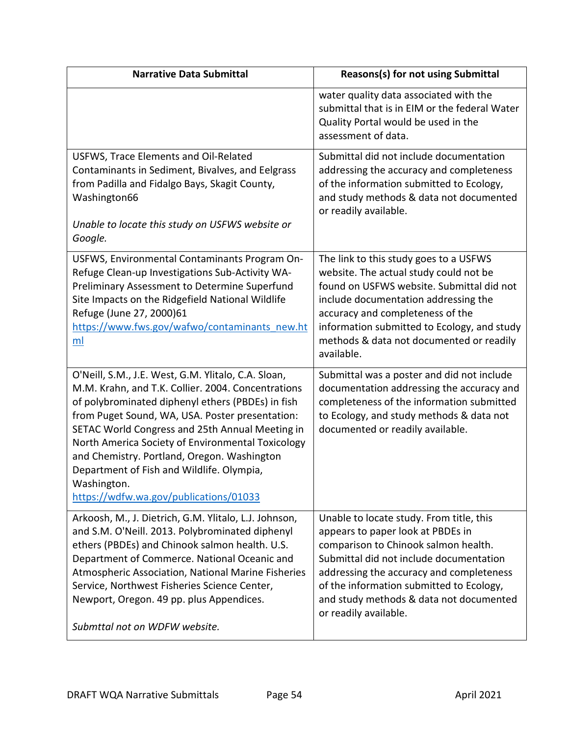| Narrative Data Submittal | Reasons(s) for not using Submittal |
|---|---|
| | water quality data associated with the submittal that is in EIM or the federal Water Quality Portal would be used in the assessment of data. |
| USFWS, Trace Elements and Oil-Related Contaminants in Sediment, Bivalves, and Eelgrass from Padilla and Fidalgo Bays, Skagit County, Washington66<br><br>*Unable to locate this study on USFWS website or Google.* | Submittal did not include documentation addressing the accuracy and completeness of the information submitted to Ecology, and study methods & data not documented or readily available. |
| USFWS, Environmental Contaminants Program On-Refuge Clean-up Investigations Sub-Activity WA-Preliminary Assessment to Determine Superfund Site Impacts on the Ridgefield National Wildlife Refuge (June 27, 2000)61 https://www.fws.gov/wafwo/contaminants_new.html | The link to this study goes to a USFWS website. The actual study could not be found on USFWS website. Submittal did not include documentation addressing the accuracy and completeness of the information submitted to Ecology, and study methods & data not documented or readily available. |
| O'Neill, S.M., J.E. West, G.M. Ylitalo, C.A. Sloan, M.M. Krahn, and T.K. Collier. 2004. Concentrations of polybrominated diphenyl ethers (PBDEs) in fish from Puget Sound, WA, USA. Poster presentation: SETAC World Congress and 25th Annual Meeting in North America Society of Environmental Toxicology and Chemistry. Portland, Oregon. Washington Department of Fish and Wildlife. Olympia, Washington. https://wdfw.wa.gov/publications/01033 | Submittal was a poster and did not include documentation addressing the accuracy and completeness of the information submitted to Ecology, and study methods & data not documented or readily available. |
| Arkoosh, M., J. Dietrich, G.M. Ylitalo, L.J. Johnson, and S.M. O'Neill. 2013. Polybrominated diphenyl ethers (PBDEs) and Chinook salmon health. U.S. Department of Commerce. National Oceanic and Atmospheric Association, National Marine Fisheries Service, Northwest Fisheries Science Center, Newport, Oregon. 49 pp. plus Appendices.<br><br>*Submttal not on WDFW website.* | Unable to locate study. From title, this appears to paper look at PBDEs in comparison to Chinook salmon health. Submittal did not include documentation addressing the accuracy and completeness of the information submitted to Ecology, and study methods & data not documented or readily available. |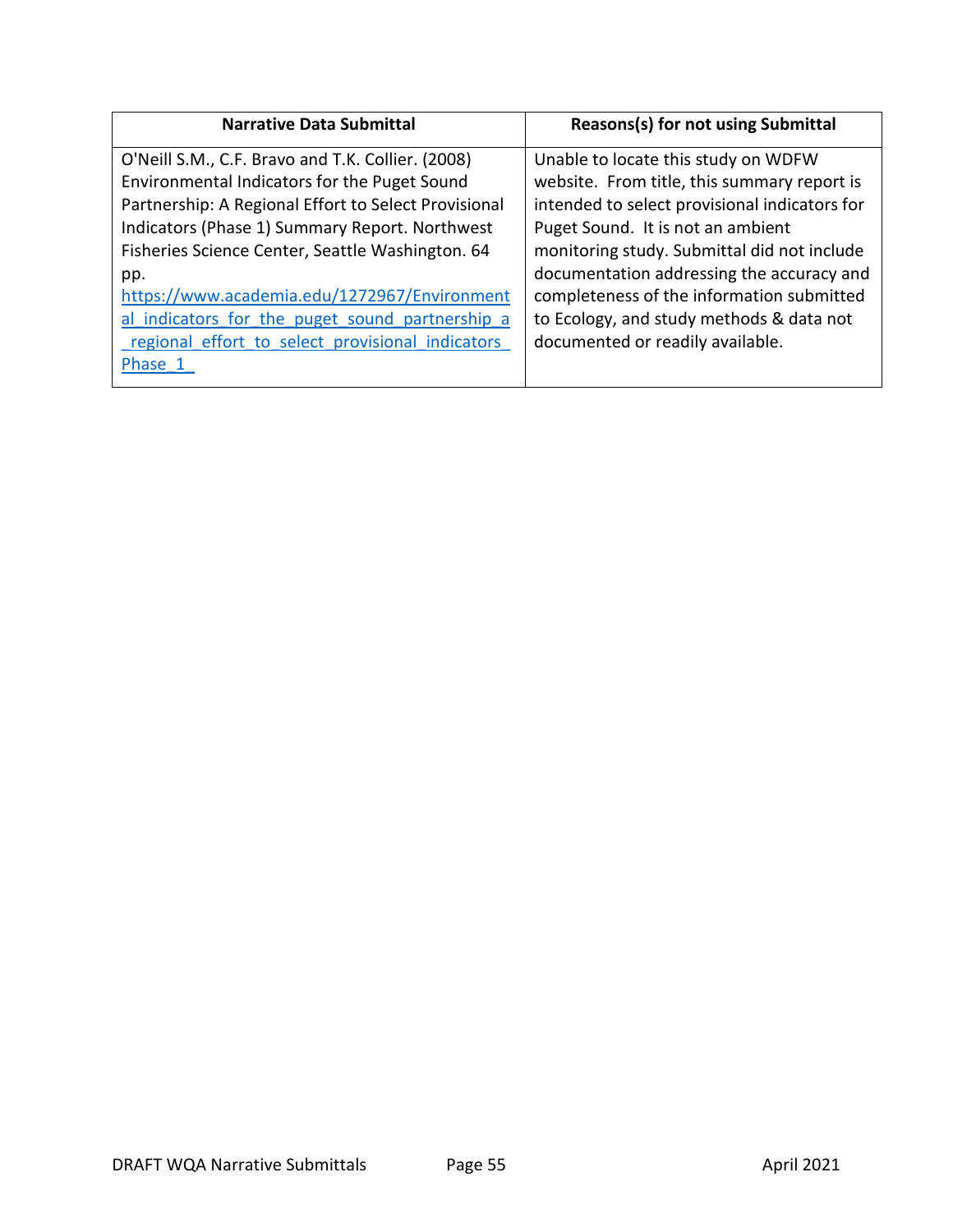| Narrative Data Submittal | Reasons(s) for not using Submittal |
| --- | --- |
| O'Neill S.M., C.F. Bravo and T.K. Collier. (2008) Environmental Indicators for the Puget Sound Partnership: A Regional Effort to Select Provisional Indicators (Phase 1) Summary Report. Northwest Fisheries Science Center, Seattle Washington. 64 pp. [https://www.academia.edu/1272967/Environmental_indicators_for_the_puget_sound_partnership_a_regional_effort_to_select_provisional_indicators_Phase_1_](https://www.academia.edu/1272967/Environmental_indicators_for_the_puget_sound_partnership_a_regional_effort_to_select_provisional_indicators_Phase_1_) | Unable to locate this study on WDFW website. From title, this summary report is intended to select provisional indicators for Puget Sound. It is not an ambient monitoring study. Submittal did not include documentation addressing the accuracy and completeness of the information submitted to Ecology, and study methods & data not documented or readily available. |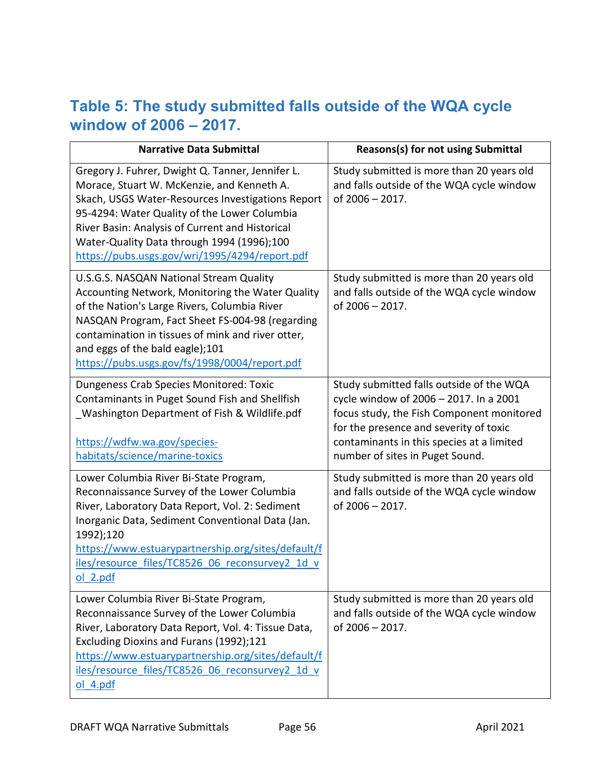## Table 5: The study submitted falls outside of the WQA cycle window of 2006 – 2017.

| Narrative Data Submittal | Reasons(s) for not using Submittal |
| --- | --- |
| Gregory J. Fuhrer, Dwight Q. Tanner, Jennifer L. Morace, Stuart W. McKenzie, and Kenneth A. Skach, USGS Water-Resources Investigations Report 95-4294: Water Quality of the Lower Columbia River Basin: Analysis of Current and Historical Water-Quality Data through 1994 (1996);100 https://pubs.usgs.gov/wri/1995/4294/report.pdf | Study submitted is more than 20 years old and falls outside of the WQA cycle window of 2006 – 2017. |
| U.S.G.S. NASQAN National Stream Quality Accounting Network, Monitoring the Water Quality of the Nation's Large Rivers, Columbia River NASQAN Program, Fact Sheet FS-004-98 (regarding contamination in tissues of mink and river otter, and eggs of the bald eagle);101 https://pubs.usgs.gov/fs/1998/0004/report.pdf | Study submitted is more than 20 years old and falls outside of the WQA cycle window of 2006 – 2017. |
| Dungeness Crab Species Monitored: Toxic Contaminants in Puget Sound Fish and Shellfish _Washington Department of Fish & Wildlife.pdf<br><br>https://wdfw.wa.gov/species-habitats/science/marine-toxics | Study submitted falls outside of the WQA cycle window of 2006 – 2017. In a 2001 focus study, the Fish Component monitored for the presence and severity of toxic contaminants in this species at a limited number of sites in Puget Sound. |
| Lower Columbia River Bi-State Program, Reconnaissance Survey of the Lower Columbia River, Laboratory Data Report, Vol. 2: Sediment Inorganic Data, Sediment Conventional Data (Jan. 1992);120 https://www.estuarypartnership.org/sites/default/files/resource_files/TC8526_06_reconsurvey2_1d_vol_2.pdf | Study submitted is more than 20 years old and falls outside of the WQA cycle window of 2006 – 2017. |
| Lower Columbia River Bi-State Program, Reconnaissance Survey of the Lower Columbia River, Laboratory Data Report, Vol. 4: Tissue Data, Excluding Dioxins and Furans (1992);121 https://www.estuarypartnership.org/sites/default/files/resource_files/TC8526_06_reconsurvey2_1d_vol_4.pdf | Study submitted is more than 20 years old and falls outside of the WQA cycle window of 2006 – 2017. |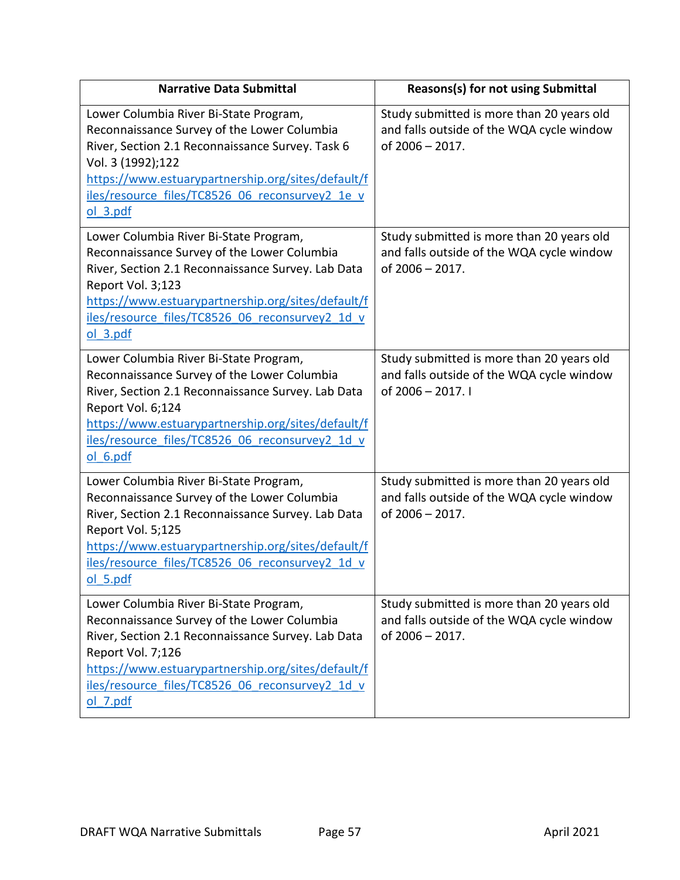| Narrative Data Submittal | Reasons(s) for not using Submittal |
| --- | --- |
| Lower Columbia River Bi-State Program, Reconnaissance Survey of the Lower Columbia River, Section 2.1 Reconnaissance Survey. Task 6 Vol. 3 (1992);122 https://www.estuarypartnership.org/sites/default/files/resource_files/TC8526_06_reconsurvey2_1e_vol_3.pdf | Study submitted is more than 20 years old and falls outside of the WQA cycle window of 2006 – 2017. |
| Lower Columbia River Bi-State Program, Reconnaissance Survey of the Lower Columbia River, Section 2.1 Reconnaissance Survey. Lab Data Report Vol. 3;123 https://www.estuarypartnership.org/sites/default/files/resource_files/TC8526_06_reconsurvey2_1d_vol_3.pdf | Study submitted is more than 20 years old and falls outside of the WQA cycle window of 2006 – 2017. |
| Lower Columbia River Bi-State Program, Reconnaissance Survey of the Lower Columbia River, Section 2.1 Reconnaissance Survey. Lab Data Report Vol. 6;124 https://www.estuarypartnership.org/sites/default/files/resource_files/TC8526_06_reconsurvey2_1d_vol_6.pdf | Study submitted is more than 20 years old and falls outside of the WQA cycle window of 2006 – 2017. I |
| Lower Columbia River Bi-State Program, Reconnaissance Survey of the Lower Columbia River, Section 2.1 Reconnaissance Survey. Lab Data Report Vol. 5;125 https://www.estuarypartnership.org/sites/default/files/resource_files/TC8526_06_reconsurvey2_1d_vol_5.pdf | Study submitted is more than 20 years old and falls outside of the WQA cycle window of 2006 – 2017. |
| Lower Columbia River Bi-State Program, Reconnaissance Survey of the Lower Columbia River, Section 2.1 Reconnaissance Survey. Lab Data Report Vol. 7;126 https://www.estuarypartnership.org/sites/default/files/resource_files/TC8526_06_reconsurvey2_1d_vol_7.pdf | Study submitted is more than 20 years old and falls outside of the WQA cycle window of 2006 – 2017. |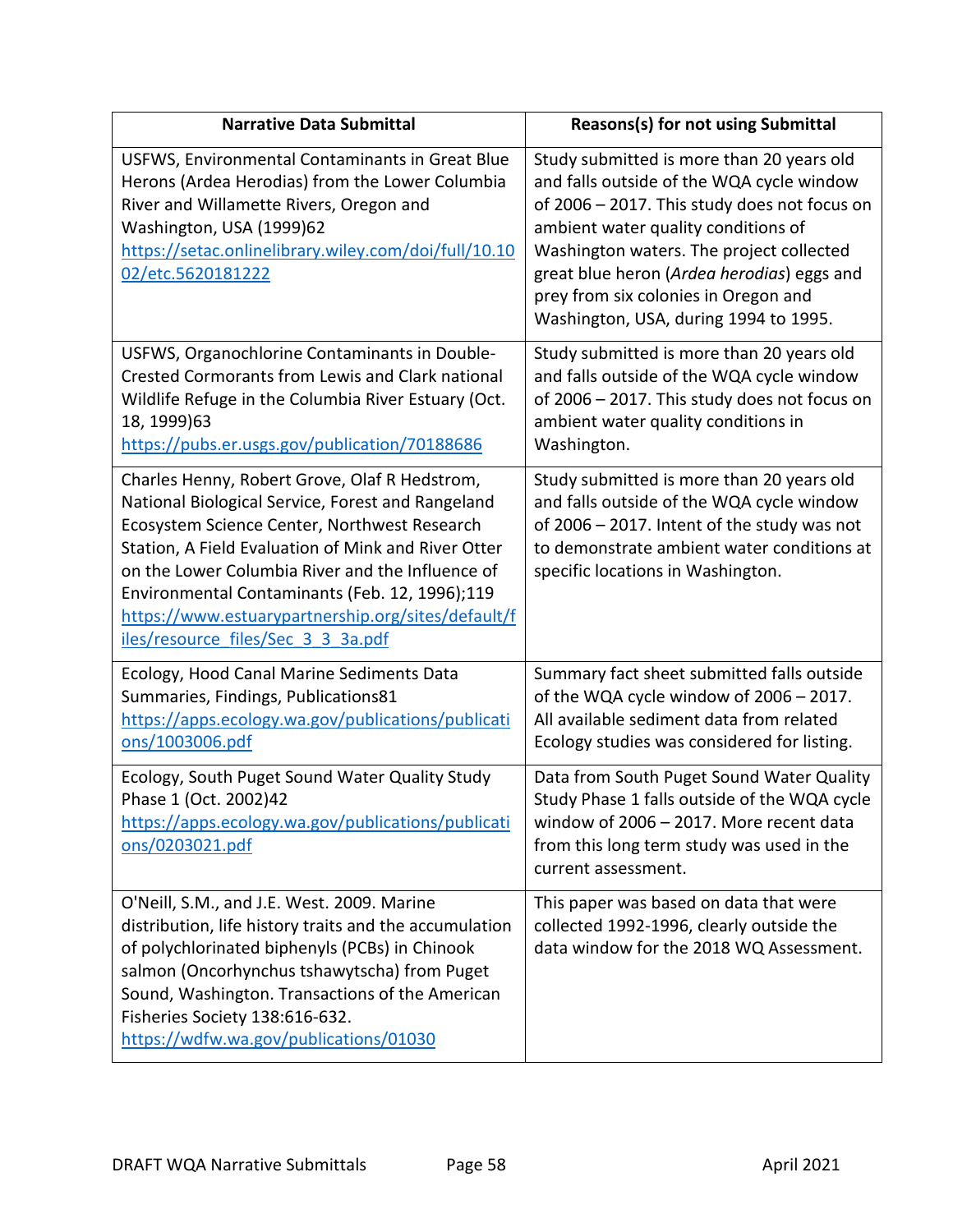| Narrative Data Submittal | Reasons(s) for not using Submittal |
|---|---|
| USFWS, Environmental Contaminants in Great Blue Herons (Ardea Herodias) from the Lower Columbia River and Willamette Rivers, Oregon and Washington, USA (1999)62 https://setac.onlinelibrary.wiley.com/doi/full/10.1002/etc.5620181222 | Study submitted is more than 20 years old and falls outside of the WQA cycle window of 2006 – 2017. This study does not focus on ambient water quality conditions of Washington waters. The project collected great blue heron (*Ardea herodias*) eggs and prey from six colonies in Oregon and Washington, USA, during 1994 to 1995. |
| USFWS, Organochlorine Contaminants in Double-Crested Cormorants from Lewis and Clark national Wildlife Refuge in the Columbia River Estuary (Oct. 18, 1999)63 https://pubs.er.usgs.gov/publication/70188686 | Study submitted is more than 20 years old and falls outside of the WQA cycle window of 2006 – 2017. This study does not focus on ambient water quality conditions in Washington. |
| Charles Henny, Robert Grove, Olaf R Hedstrom, National Biological Service, Forest and Rangeland Ecosystem Science Center, Northwest Research Station, A Field Evaluation of Mink and River Otter on the Lower Columbia River and the Influence of Environmental Contaminants (Feb. 12, 1996);119 https://www.estuarypartnership.org/sites/default/files/resource_files/Sec_3_3_3a.pdf | Study submitted is more than 20 years old and falls outside of the WQA cycle window of 2006 – 2017. Intent of the study was not to demonstrate ambient water conditions at specific locations in Washington. |
| Ecology, Hood Canal Marine Sediments Data Summaries, Findings, Publications81 https://apps.ecology.wa.gov/publications/publications/1003006.pdf | Summary fact sheet submitted falls outside of the WQA cycle window of 2006 – 2017. All available sediment data from related Ecology studies was considered for listing. |
| Ecology, South Puget Sound Water Quality Study Phase 1 (Oct. 2002)42 https://apps.ecology.wa.gov/publications/publications/0203021.pdf | Data from South Puget Sound Water Quality Study Phase 1 falls outside of the WQA cycle window of 2006 – 2017. More recent data from this long term study was used in the current assessment. |
| O'Neill, S.M., and J.E. West. 2009. Marine distribution, life history traits and the accumulation of polychlorinated biphenyls (PCBs) in Chinook salmon (Oncorhynchus tshawytscha) from Puget Sound, Washington. Transactions of the American Fisheries Society 138:616-632. https://wdfw.wa.gov/publications/01030 | This paper was based on data that were collected 1992-1996, clearly outside the data window for the 2018 WQ Assessment. |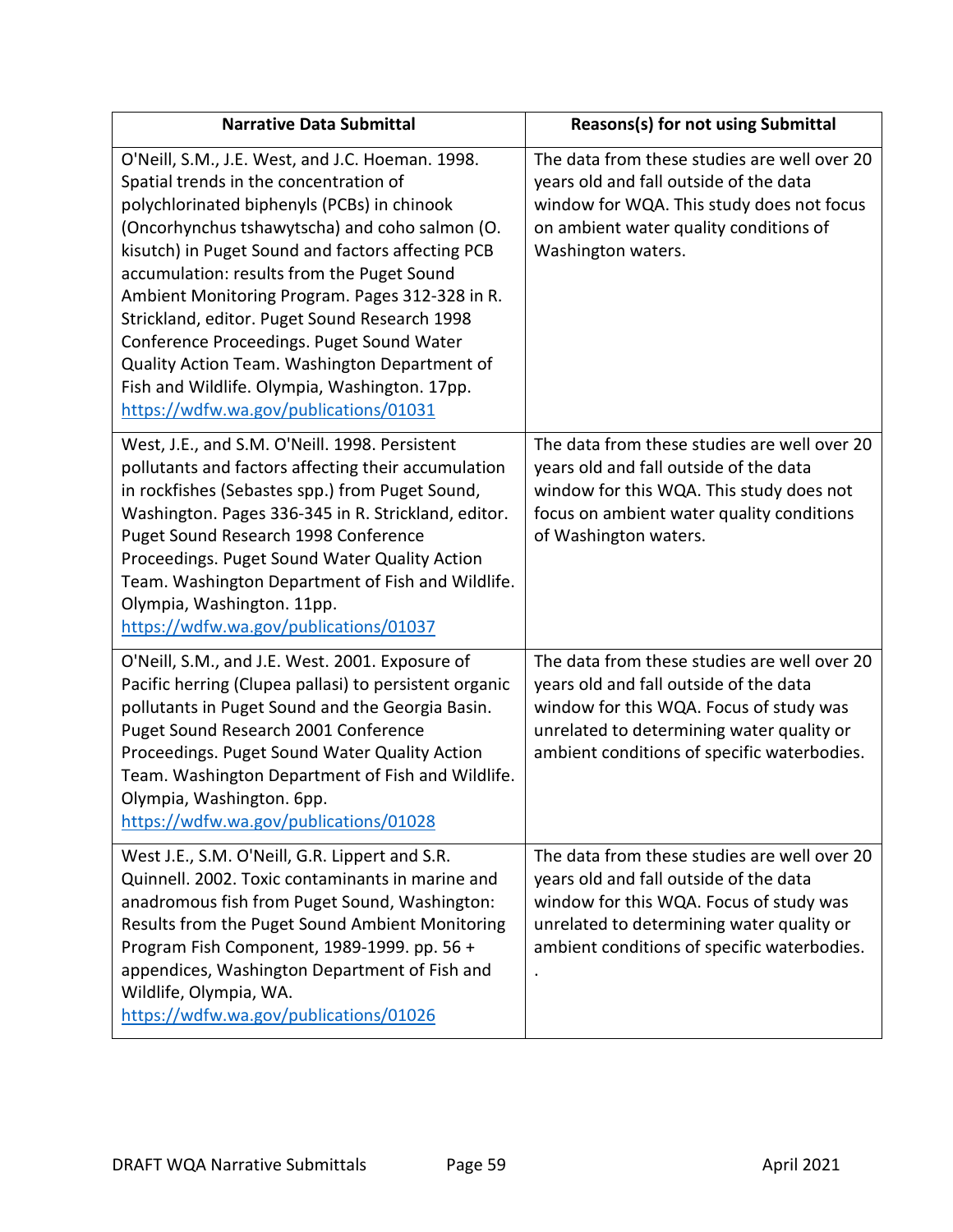| Narrative Data Submittal | Reasons(s) for not using Submittal |
|---|---|
| O'Neill, S.M., J.E. West, and J.C. Hoeman. 1998. Spatial trends in the concentration of polychlorinated biphenyls (PCBs) in chinook (Oncorhynchus tshawytscha) and coho salmon (O. kisutch) in Puget Sound and factors affecting PCB accumulation: results from the Puget Sound Ambient Monitoring Program. Pages 312-328 in R. Strickland, editor. Puget Sound Research 1998 Conference Proceedings. Puget Sound Water Quality Action Team. Washington Department of Fish and Wildlife. Olympia, Washington. 17pp. https://wdfw.wa.gov/publications/01031 | The data from these studies are well over 20 years old and fall outside of the data window for WQA. This study does not focus on ambient water quality conditions of Washington waters. |
| West, J.E., and S.M. O'Neill. 1998. Persistent pollutants and factors affecting their accumulation in rockfishes (Sebastes spp.) from Puget Sound, Washington. Pages 336-345 in R. Strickland, editor. Puget Sound Research 1998 Conference Proceedings. Puget Sound Water Quality Action Team. Washington Department of Fish and Wildlife. Olympia, Washington. 11pp. https://wdfw.wa.gov/publications/01037 | The data from these studies are well over 20 years old and fall outside of the data window for this WQA. This study does not focus on ambient water quality conditions of Washington waters. |
| O'Neill, S.M., and J.E. West. 2001. Exposure of Pacific herring (Clupea pallasi) to persistent organic pollutants in Puget Sound and the Georgia Basin. Puget Sound Research 2001 Conference Proceedings. Puget Sound Water Quality Action Team. Washington Department of Fish and Wildlife. Olympia, Washington. 6pp. https://wdfw.wa.gov/publications/01028 | The data from these studies are well over 20 years old and fall outside of the data window for this WQA. Focus of study was unrelated to determining water quality or ambient conditions of specific waterbodies. |
| West J.E., S.M. O'Neill, G.R. Lippert and S.R. Quinnell. 2002. Toxic contaminants in marine and anadromous fish from Puget Sound, Washington: Results from the Puget Sound Ambient Monitoring Program Fish Component, 1989-1999. pp. 56 + appendices, Washington Department of Fish and Wildlife, Olympia, WA. https://wdfw.wa.gov/publications/01026 | The data from these studies are well over 20 years old and fall outside of the data window for this WQA. Focus of study was unrelated to determining water quality or ambient conditions of specific waterbodies. . |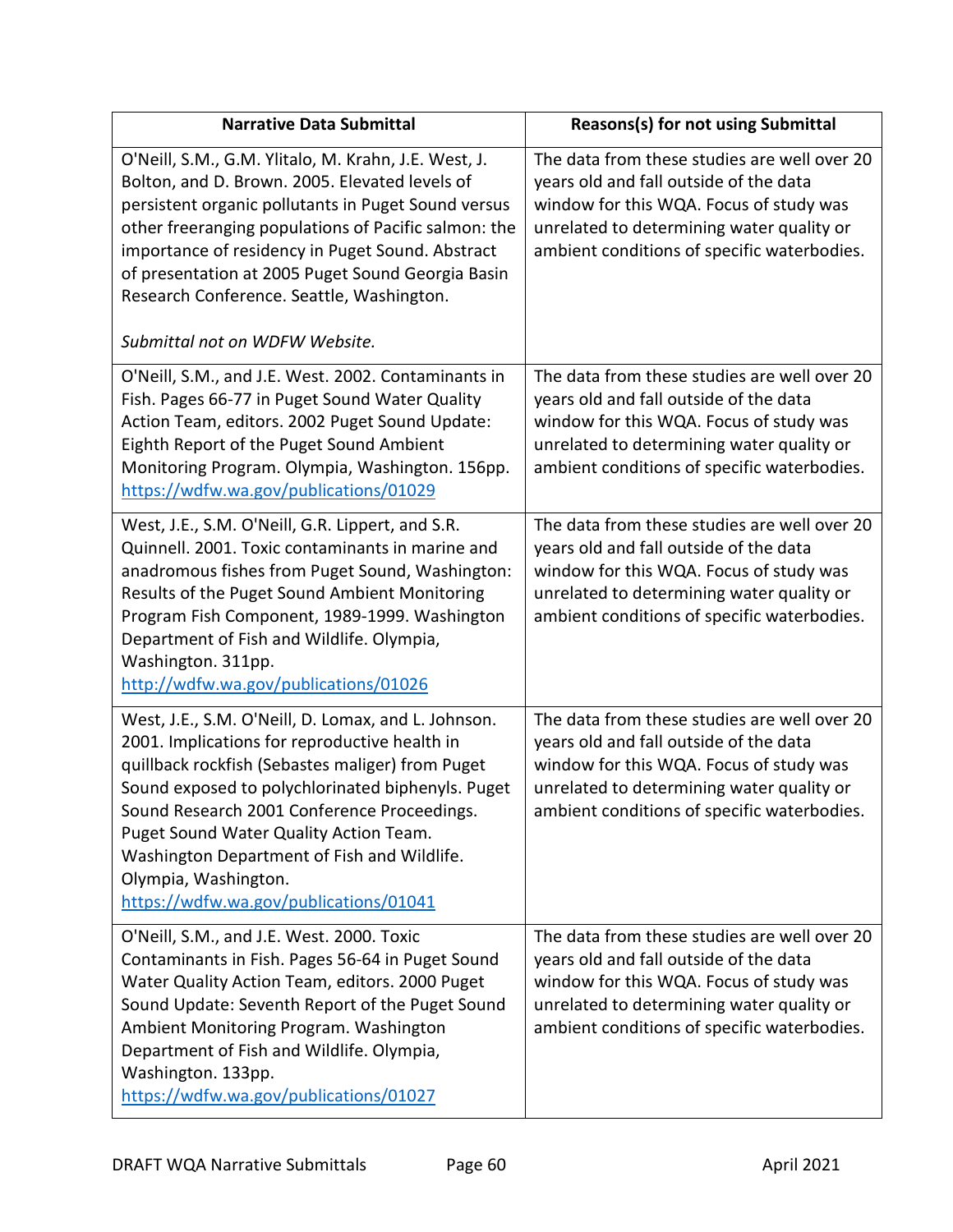| Narrative Data Submittal | Reasons(s) for not using Submittal |
|---|---|
| O'Neill, S.M., G.M. Ylitalo, M. Krahn, J.E. West, J. Bolton, and D. Brown. 2005. Elevated levels of persistent organic pollutants in Puget Sound versus other freeranging populations of Pacific salmon: the importance of residency in Puget Sound. Abstract of presentation at 2005 Puget Sound Georgia Basin Research Conference. Seattle, Washington.<br><br>*Submittal not on WDFW Website.* | The data from these studies are well over 20 years old and fall outside of the data window for this WQA. Focus of study was unrelated to determining water quality or ambient conditions of specific waterbodies. |
| O'Neill, S.M., and J.E. West. 2002. Contaminants in Fish. Pages 66-77 in Puget Sound Water Quality Action Team, editors. 2002 Puget Sound Update: Eighth Report of the Puget Sound Ambient Monitoring Program. Olympia, Washington. 156pp. [https://wdfw.wa.gov/publications/01029](https://wdfw.wa.gov/publications/01029) | The data from these studies are well over 20 years old and fall outside of the data window for this WQA. Focus of study was unrelated to determining water quality or ambient conditions of specific waterbodies. |
| West, J.E., S.M. O'Neill, G.R. Lippert, and S.R. Quinnell. 2001. Toxic contaminants in marine and anadromous fishes from Puget Sound, Washington: Results of the Puget Sound Ambient Monitoring Program Fish Component, 1989-1999. Washington Department of Fish and Wildlife. Olympia, Washington. 311pp. [http://wdfw.wa.gov/publications/01026](http://wdfw.wa.gov/publications/01026) | The data from these studies are well over 20 years old and fall outside of the data window for this WQA. Focus of study was unrelated to determining water quality or ambient conditions of specific waterbodies. |
| West, J.E., S.M. O'Neill, D. Lomax, and L. Johnson. 2001. Implications for reproductive health in quillback rockfish (Sebastes maliger) from Puget Sound exposed to polychlorinated biphenyls. Puget Sound Research 2001 Conference Proceedings. Puget Sound Water Quality Action Team. Washington Department of Fish and Wildlife. Olympia, Washington. [https://wdfw.wa.gov/publications/01041](https://wdfw.wa.gov/publications/01041) | The data from these studies are well over 20 years old and fall outside of the data window for this WQA. Focus of study was unrelated to determining water quality or ambient conditions of specific waterbodies. |
| O'Neill, S.M., and J.E. West. 2000. Toxic Contaminants in Fish. Pages 56-64 in Puget Sound Water Quality Action Team, editors. 2000 Puget Sound Update: Seventh Report of the Puget Sound Ambient Monitoring Program. Washington Department of Fish and Wildlife. Olympia, Washington. 133pp. [https://wdfw.wa.gov/publications/01027](https://wdfw.wa.gov/publications/01027) | The data from these studies are well over 20 years old and fall outside of the data window for this WQA. Focus of study was unrelated to determining water quality or ambient conditions of specific waterbodies. |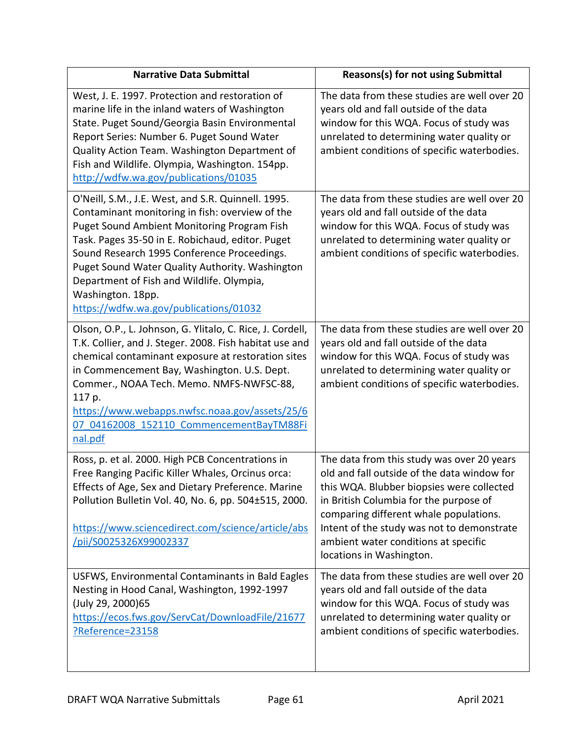| Narrative Data Submittal | Reasons(s) for not using Submittal |
|---|---|
| West, J. E. 1997. Protection and restoration of marine life in the inland waters of Washington State. Puget Sound/Georgia Basin Environmental Report Series: Number 6. Puget Sound Water Quality Action Team. Washington Department of Fish and Wildlife. Olympia, Washington. 154pp. http://wdfw.wa.gov/publications/01035 | The data from these studies are well over 20 years old and fall outside of the data window for this WQA. Focus of study was unrelated to determining water quality or ambient conditions of specific waterbodies. |
| O'Neill, S.M., J.E. West, and S.R. Quinnell. 1995. Contaminant monitoring in fish: overview of the Puget Sound Ambient Monitoring Program Fish Task. Pages 35-50 in E. Robichaud, editor. Puget Sound Research 1995 Conference Proceedings. Puget Sound Water Quality Authority. Washington Department of Fish and Wildlife. Olympia, Washington. 18pp. https://wdfw.wa.gov/publications/01032 | The data from these studies are well over 20 years old and fall outside of the data window for this WQA. Focus of study was unrelated to determining water quality or ambient conditions of specific waterbodies. |
| Olson, O.P., L. Johnson, G. Ylitalo, C. Rice, J. Cordell, T.K. Collier, and J. Steger. 2008. Fish habitat use and chemical contaminant exposure at restoration sites in Commencement Bay, Washington. U.S. Dept. Commer., NOAA Tech. Memo. NMFS-NWFSC-88, 117 p. https://www.webapps.nwfsc.noaa.gov/assets/25/607_04162008_152110_CommencementBayTM88Final.pdf | The data from these studies are well over 20 years old and fall outside of the data window for this WQA. Focus of study was unrelated to determining water quality or ambient conditions of specific waterbodies. |
| Ross, p. et al. 2000. High PCB Concentrations in Free Ranging Pacific Killer Whales, Orcinus orca: Effects of Age, Sex and Dietary Preference. Marine Pollution Bulletin Vol. 40, No. 6, pp. 504±515, 2000. https://www.sciencedirect.com/science/article/abs/pii/S0025326X99002337 | The data from this study was over 20 years old and fall outside of the data window for this WQA. Blubber biopsies were collected in British Columbia for the purpose of comparing different whale populations. Intent of the study was not to demonstrate ambient water conditions at specific locations in Washington. |
| USFWS, Environmental Contaminants in Bald Eagles Nesting in Hood Canal, Washington, 1992-1997 (July 29, 2000)65 https://ecos.fws.gov/ServCat/DownloadFile/21677?Reference=23158 | The data from these studies are well over 20 years old and fall outside of the data window for this WQA. Focus of study was unrelated to determining water quality or ambient conditions of specific waterbodies. |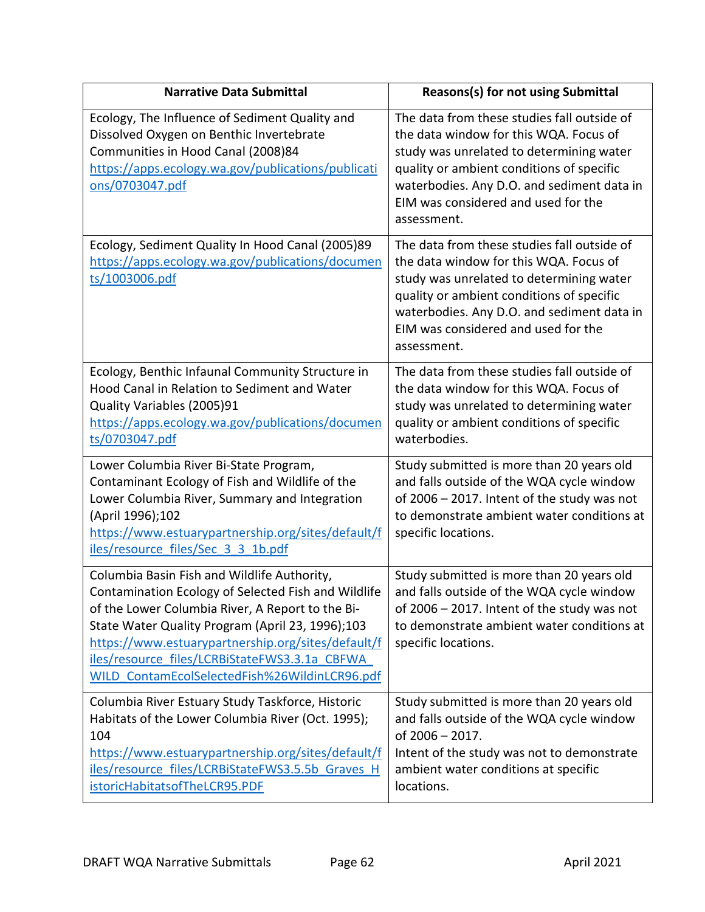| Narrative Data Submittal | Reasons(s) for not using Submittal |
|---|---|
| Ecology, The Influence of Sediment Quality and Dissolved Oxygen on Benthic Invertebrate Communities in Hood Canal (2008)84 https://apps.ecology.wa.gov/publications/publications/0703047.pdf | The data from these studies fall outside of the data window for this WQA. Focus of study was unrelated to determining water quality or ambient conditions of specific waterbodies. Any D.O. and sediment data in EIM was considered and used for the assessment. |
| Ecology, Sediment Quality In Hood Canal (2005)89 https://apps.ecology.wa.gov/publications/documents/1003006.pdf | The data from these studies fall outside of the data window for this WQA. Focus of study was unrelated to determining water quality or ambient conditions of specific waterbodies. Any D.O. and sediment data in EIM was considered and used for the assessment. |
| Ecology, Benthic Infaunal Community Structure in Hood Canal in Relation to Sediment and Water Quality Variables (2005)91 https://apps.ecology.wa.gov/publications/documents/0703047.pdf | The data from these studies fall outside of the data window for this WQA. Focus of study was unrelated to determining water quality or ambient conditions of specific waterbodies. |
| Lower Columbia River Bi-State Program, Contaminant Ecology of Fish and Wildlife of the Lower Columbia River, Summary and Integration (April 1996);102 https://www.estuarypartnership.org/sites/default/files/resource_files/Sec_3_3_1b.pdf | Study submitted is more than 20 years old and falls outside of the WQA cycle window of 2006 – 2017. Intent of the study was not to demonstrate ambient water conditions at specific locations. |
| Columbia Basin Fish and Wildlife Authority, Contamination Ecology of Selected Fish and Wildlife of the Lower Columbia River, A Report to the Bi-State Water Quality Program (April 23, 1996);103 https://www.estuarypartnership.org/sites/default/files/resource_files/LCRBiStateFWS3.3.1a_CBFWA_WILD_ContamEcolSelectedFish%26WildinLCR96.pdf | Study submitted is more than 20 years old and falls outside of the WQA cycle window of 2006 – 2017. Intent of the study was not to demonstrate ambient water conditions at specific locations. |
| Columbia River Estuary Study Taskforce, Historic Habitats of the Lower Columbia River (Oct. 1995); 104 https://www.estuarypartnership.org/sites/default/files/resource_files/LCRBiStateFWS3.5.5b_Graves_HistoricHabitatsofTheLCR95.PDF | Study submitted is more than 20 years old and falls outside of the WQA cycle window of 2006 – 2017. Intent of the study was not to demonstrate ambient water conditions at specific locations. |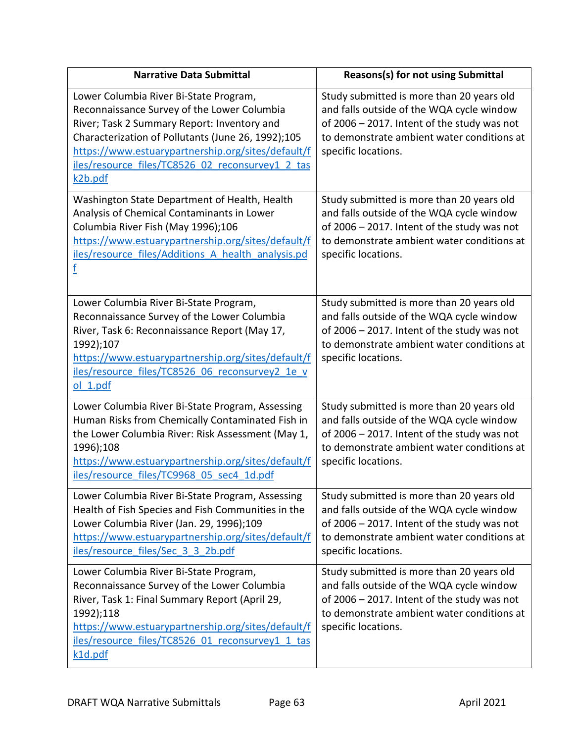| Narrative Data Submittal | Reasons(s) for not using Submittal |
|---|---|
| Lower Columbia River Bi-State Program, Reconnaissance Survey of the Lower Columbia River; Task 2 Summary Report: Inventory and Characterization of Pollutants (June 26, 1992);105 https://www.estuarypartnership.org/sites/default/files/resource_files/TC8526_02_reconsurvey1_2_task2b.pdf | Study submitted is more than 20 years old and falls outside of the WQA cycle window of 2006 – 2017. Intent of the study was not to demonstrate ambient water conditions at specific locations. |
| Washington State Department of Health, Health Analysis of Chemical Contaminants in Lower Columbia River Fish (May 1996);106 https://www.estuarypartnership.org/sites/default/files/resource_files/Additions_A_health_analysis.pdf | Study submitted is more than 20 years old and falls outside of the WQA cycle window of 2006 – 2017. Intent of the study was not to demonstrate ambient water conditions at specific locations. |
| Lower Columbia River Bi-State Program, Reconnaissance Survey of the Lower Columbia River, Task 6: Reconnaissance Report (May 17, 1992);107 https://www.estuarypartnership.org/sites/default/files/resource_files/TC8526_06_reconsurvey2_1e_vol_1.pdf | Study submitted is more than 20 years old and falls outside of the WQA cycle window of 2006 – 2017. Intent of the study was not to demonstrate ambient water conditions at specific locations. |
| Lower Columbia River Bi-State Program, Assessing Human Risks from Chemically Contaminated Fish in the Lower Columbia River: Risk Assessment (May 1, 1996);108 https://www.estuarypartnership.org/sites/default/files/resource_files/TC9968_05_sec4_1d.pdf | Study submitted is more than 20 years old and falls outside of the WQA cycle window of 2006 – 2017. Intent of the study was not to demonstrate ambient water conditions at specific locations. |
| Lower Columbia River Bi-State Program, Assessing Health of Fish Species and Fish Communities in the Lower Columbia River (Jan. 29, 1996);109 https://www.estuarypartnership.org/sites/default/files/resource_files/Sec_3_3_2b.pdf | Study submitted is more than 20 years old and falls outside of the WQA cycle window of 2006 – 2017. Intent of the study was not to demonstrate ambient water conditions at specific locations. |
| Lower Columbia River Bi-State Program, Reconnaissance Survey of the Lower Columbia River, Task 1: Final Summary Report (April 29, 1992);118 https://www.estuarypartnership.org/sites/default/files/resource_files/TC8526_01_reconsurvey1_1_task1d.pdf | Study submitted is more than 20 years old and falls outside of the WQA cycle window of 2006 – 2017. Intent of the study was not to demonstrate ambient water conditions at specific locations. |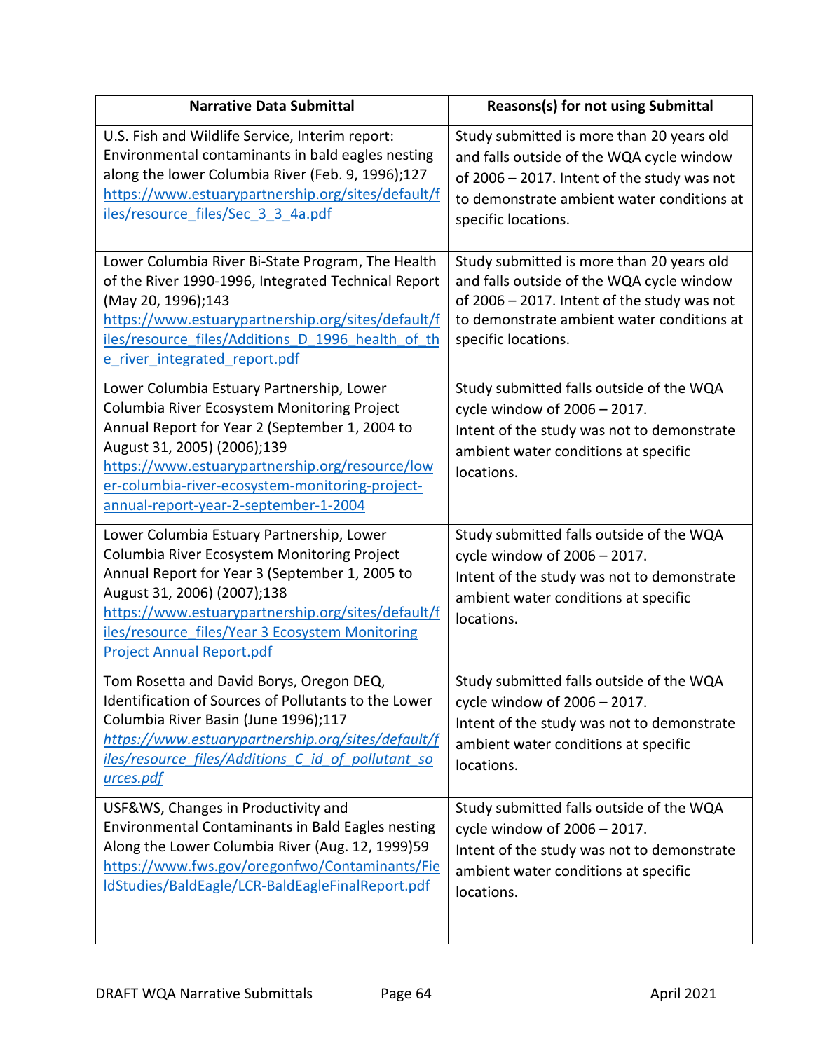| Narrative Data Submittal | Reasons(s) for not using Submittal |
|---|---|
| U.S. Fish and Wildlife Service, Interim report: Environmental contaminants in bald eagles nesting along the lower Columbia River (Feb. 9, 1996);127 https://www.estuarypartnership.org/sites/default/files/resource_files/Sec_3_3_4a.pdf | Study submitted is more than 20 years old and falls outside of the WQA cycle window of 2006 – 2017. Intent of the study was not to demonstrate ambient water conditions at specific locations. |
| Lower Columbia River Bi-State Program, The Health of the River 1990-1996, Integrated Technical Report (May 20, 1996);143 https://www.estuarypartnership.org/sites/default/files/resource_files/Additions_D_1996_health_of_the_river_integrated_report.pdf | Study submitted is more than 20 years old and falls outside of the WQA cycle window of 2006 – 2017. Intent of the study was not to demonstrate ambient water conditions at specific locations. |
| Lower Columbia Estuary Partnership, Lower Columbia River Ecosystem Monitoring Project Annual Report for Year 2 (September 1, 2004 to August 31, 2005) (2006);139 https://www.estuarypartnership.org/resource/lower-columbia-river-ecosystem-monitoring-project-annual-report-year-2-september-1-2004 | Study submitted falls outside of the WQA cycle window of 2006 – 2017. Intent of the study was not to demonstrate ambient water conditions at specific locations. |
| Lower Columbia Estuary Partnership, Lower Columbia River Ecosystem Monitoring Project Annual Report for Year 3 (September 1, 2005 to August 31, 2006) (2007);138 https://www.estuarypartnership.org/sites/default/files/resource_files/Year 3 Ecosystem Monitoring Project Annual Report.pdf | Study submitted falls outside of the WQA cycle window of 2006 – 2017. Intent of the study was not to demonstrate ambient water conditions at specific locations. |
| Tom Rosetta and David Borys, Oregon DEQ, Identification of Sources of Pollutants to the Lower Columbia River Basin (June 1996);117 *https://www.estuarypartnership.org/sites/default/files/resource_files/Additions_C_id_of_pollutant_sources.pdf* | Study submitted falls outside of the WQA cycle window of 2006 – 2017. Intent of the study was not to demonstrate ambient water conditions at specific locations. |
| USF&WS, Changes in Productivity and Environmental Contaminants in Bald Eagles nesting Along the Lower Columbia River (Aug. 12, 1999)59 https://www.fws.gov/oregonfwo/Contaminants/FieldStudies/BaldEagle/LCR-BaldEagleFinalReport.pdf | Study submitted falls outside of the WQA cycle window of 2006 – 2017. Intent of the study was not to demonstrate ambient water conditions at specific locations. |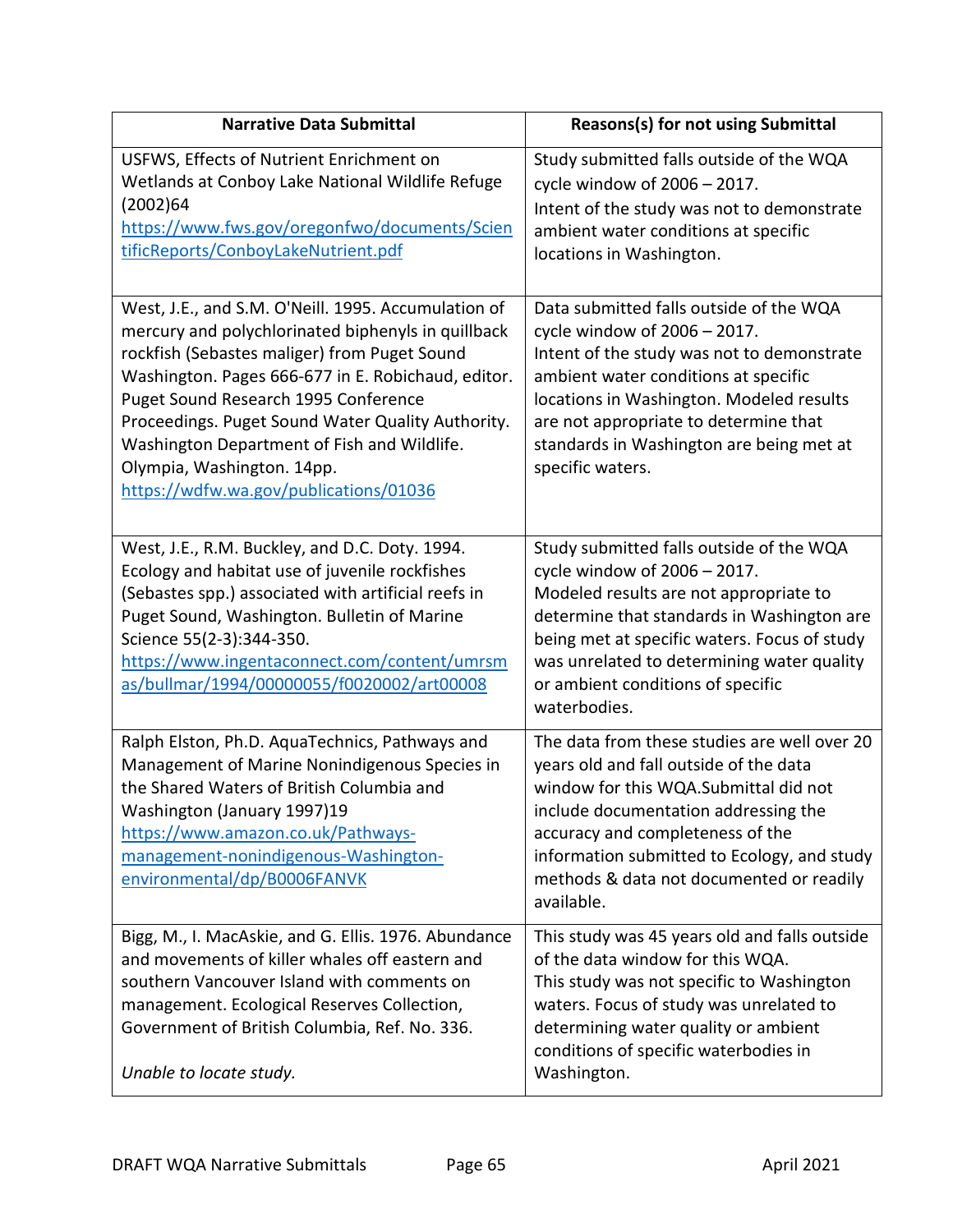| Narrative Data Submittal | Reasons(s) for not using Submittal |
|---|---|
| USFWS, Effects of Nutrient Enrichment on Wetlands at Conboy Lake National Wildlife Refuge (2002)64 [https://www.fws.gov/oregonfwo/documents/ScientificReports/ConboyLakeNutrient.pdf](https://www.fws.gov/oregonfwo/documents/ScientificReports/ConboyLakeNutrient.pdf) | Study submitted falls outside of the WQA cycle window of 2006 – 2017.<br>Intent of the study was not to demonstrate ambient water conditions at specific locations in Washington. |
| West, J.E., and S.M. O'Neill. 1995. Accumulation of mercury and polychlorinated biphenyls in quillback rockfish (Sebastes maliger) from Puget Sound Washington. Pages 666-677 in E. Robichaud, editor. Puget Sound Research 1995 Conference Proceedings. Puget Sound Water Quality Authority. Washington Department of Fish and Wildlife. Olympia, Washington. 14pp. [https://wdfw.wa.gov/publications/01036](https://wdfw.wa.gov/publications/01036) | Data submitted falls outside of the WQA cycle window of 2006 – 2017.<br>Intent of the study was not to demonstrate ambient water conditions at specific locations in Washington. Modeled results are not appropriate to determine that standards in Washington are being met at specific waters. |
| West, J.E., R.M. Buckley, and D.C. Doty. 1994. Ecology and habitat use of juvenile rockfishes (Sebastes spp.) associated with artificial reefs in Puget Sound, Washington. Bulletin of Marine Science 55(2-3):344-350. [https://www.ingentaconnect.com/content/umrsmas/bullmar/1994/00000055/f0020002/art00008](https://www.ingentaconnect.com/content/umrsmas/bullmar/1994/00000055/f0020002/art00008) | Study submitted falls outside of the WQA cycle window of 2006 – 2017.<br>Modeled results are not appropriate to determine that standards in Washington are being met at specific waters. Focus of study was unrelated to determining water quality or ambient conditions of specific waterbodies. |
| Ralph Elston, Ph.D. AquaTechnics, Pathways and Management of Marine Nonindigenous Species in the Shared Waters of British Columbia and Washington (January 1997)19 [https://www.amazon.co.uk/Pathways-management-nonindigenous-Washington-environmental/dp/B0006FANVK](https://www.amazon.co.uk/Pathways-management-nonindigenous-Washington-environmental/dp/B0006FANVK) | The data from these studies are well over 20 years old and fall outside of the data window for this WQA.Submittal did not include documentation addressing the accuracy and completeness of the information submitted to Ecology, and study methods & data not documented or readily available. |
| Bigg, M., I. MacAskie, and G. Ellis. 1976. Abundance and movements of killer whales off eastern and southern Vancouver Island with comments on management. Ecological Reserves Collection, Government of British Columbia, Ref. No. 336.<br><br>*Unable to locate study.* | This study was 45 years old and falls outside of the data window for this WQA.<br>This study was not specific to Washington waters. Focus of study was unrelated to determining water quality or ambient conditions of specific waterbodies in Washington. |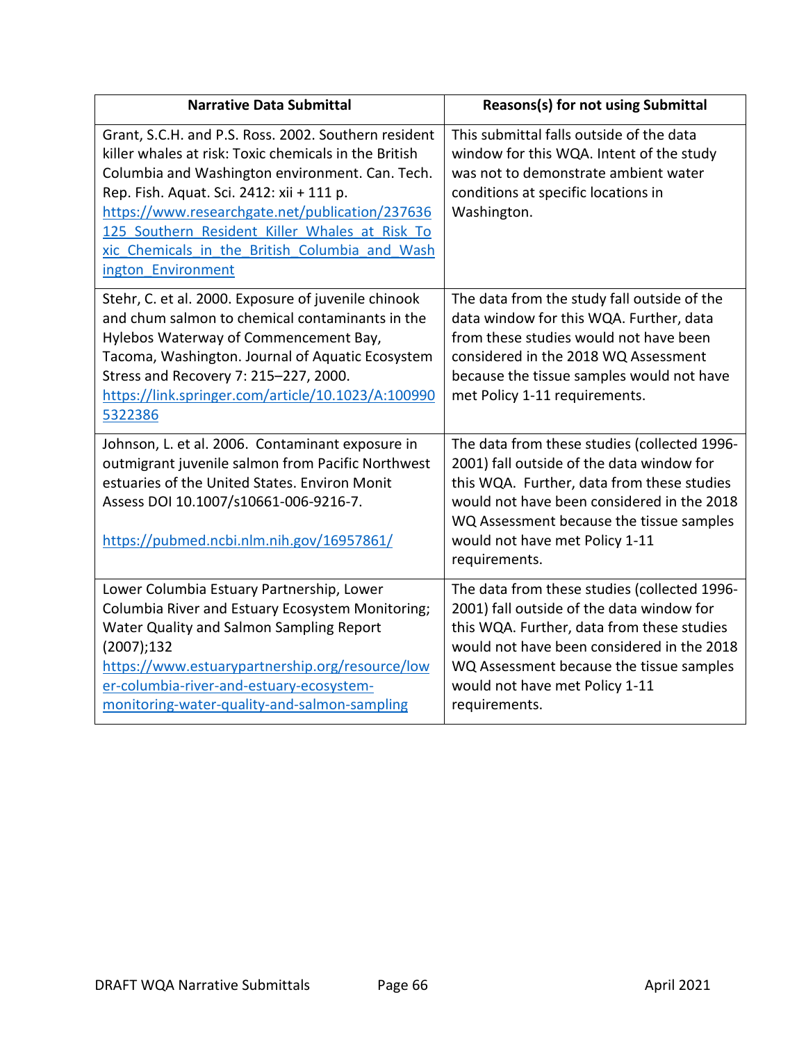| Narrative Data Submittal | Reasons(s) for not using Submittal |
|---|---|
| Grant, S.C.H. and P.S. Ross. 2002. Southern resident killer whales at risk: Toxic chemicals in the British Columbia and Washington environment. Can. Tech. Rep. Fish. Aquat. Sci. 2412: xii + 111 p. https://www.researchgate.net/publication/237636125_Southern_Resident_Killer_Whales_at_Risk_Toxic_Chemicals_in_the_British_Columbia_and_Washington_Environment | This submittal falls outside of the data window for this WQA. Intent of the study was not to demonstrate ambient water conditions at specific locations in Washington. |
| Stehr, C. et al. 2000. Exposure of juvenile chinook and chum salmon to chemical contaminants in the Hylebos Waterway of Commencement Bay, Tacoma, Washington. Journal of Aquatic Ecosystem Stress and Recovery 7: 215–227, 2000. https://link.springer.com/article/10.1023/A:1009905322386 | The data from the study fall outside of the data window for this WQA. Further, data from these studies would not have been considered in the 2018 WQ Assessment because the tissue samples would not have met Policy 1-11 requirements. |
| Johnson, L. et al. 2006. Contaminant exposure in outmigrant juvenile salmon from Pacific Northwest estuaries of the United States. Environ Monit Assess DOI 10.1007/s10661-006-9216-7. <br><br> https://pubmed.ncbi.nlm.nih.gov/16957861/ | The data from these studies (collected 1996-2001) fall outside of the data window for this WQA. Further, data from these studies would not have been considered in the 2018 WQ Assessment because the tissue samples would not have met Policy 1-11 requirements. |
| Lower Columbia Estuary Partnership, Lower Columbia River and Estuary Ecosystem Monitoring; Water Quality and Salmon Sampling Report (2007);132 https://www.estuarypartnership.org/resource/lower-columbia-river-and-estuary-ecosystem-monitoring-water-quality-and-salmon-sampling | The data from these studies (collected 1996-2001) fall outside of the data window for this WQA. Further, data from these studies would not have been considered in the 2018 WQ Assessment because the tissue samples would not have met Policy 1-11 requirements. |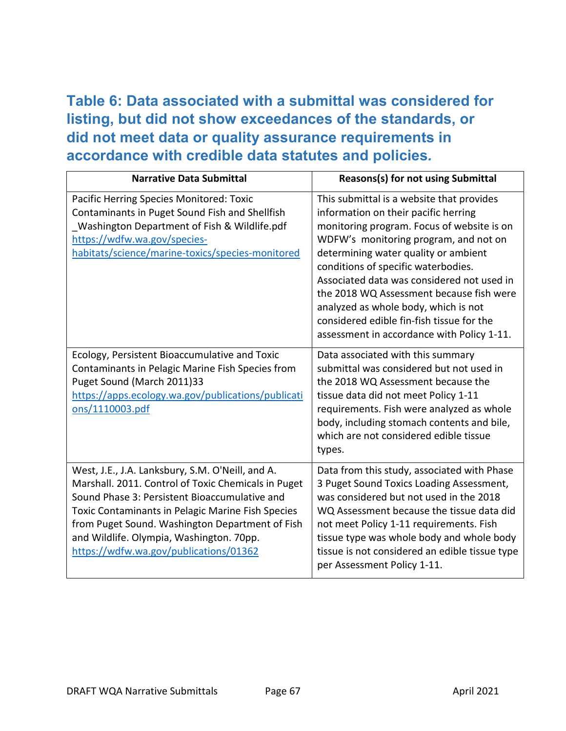## Table 6: Data associated with a submittal was considered for listing, but did not show exceedances of the standards, or did not meet data or quality assurance requirements in accordance with credible data statutes and policies.

| Narrative Data Submittal | Reasons(s) for not using Submittal |
|---|---|
| Pacific Herring Species Monitored: Toxic Contaminants in Puget Sound Fish and Shellfish _Washington Department of Fish & Wildlife.pdf https://wdfw.wa.gov/species-habitats/science/marine-toxics/species-monitored | This submittal is a website that provides information on their pacific herring monitoring program. Focus of website is on WDFW's monitoring program, and not on determining water quality or ambient conditions of specific waterbodies. Associated data was considered not used in the 2018 WQ Assessment because fish were analyzed as whole body, which is not considered edible fin-fish tissue for the assessment in accordance with Policy 1-11. |
| Ecology, Persistent Bioaccumulative and Toxic Contaminants in Pelagic Marine Fish Species from Puget Sound (March 2011)33 https://apps.ecology.wa.gov/publications/publications/1110003.pdf | Data associated with this summary submittal was considered but not used in the 2018 WQ Assessment because the tissue data did not meet Policy 1-11 requirements. Fish were analyzed as whole body, including stomach contents and bile, which are not considered edible tissue types. |
| West, J.E., J.A. Lanksbury, S.M. O'Neill, and A. Marshall. 2011. Control of Toxic Chemicals in Puget Sound Phase 3: Persistent Bioaccumulative and Toxic Contaminants in Pelagic Marine Fish Species from Puget Sound. Washington Department of Fish and Wildlife. Olympia, Washington. 70pp. https://wdfw.wa.gov/publications/01362 | Data from this study, associated with Phase 3 Puget Sound Toxics Loading Assessment, was considered but not used in the 2018 WQ Assessment because the tissue data did not meet Policy 1-11 requirements. Fish tissue type was whole body and whole body tissue is not considered an edible tissue type per Assessment Policy 1-11. |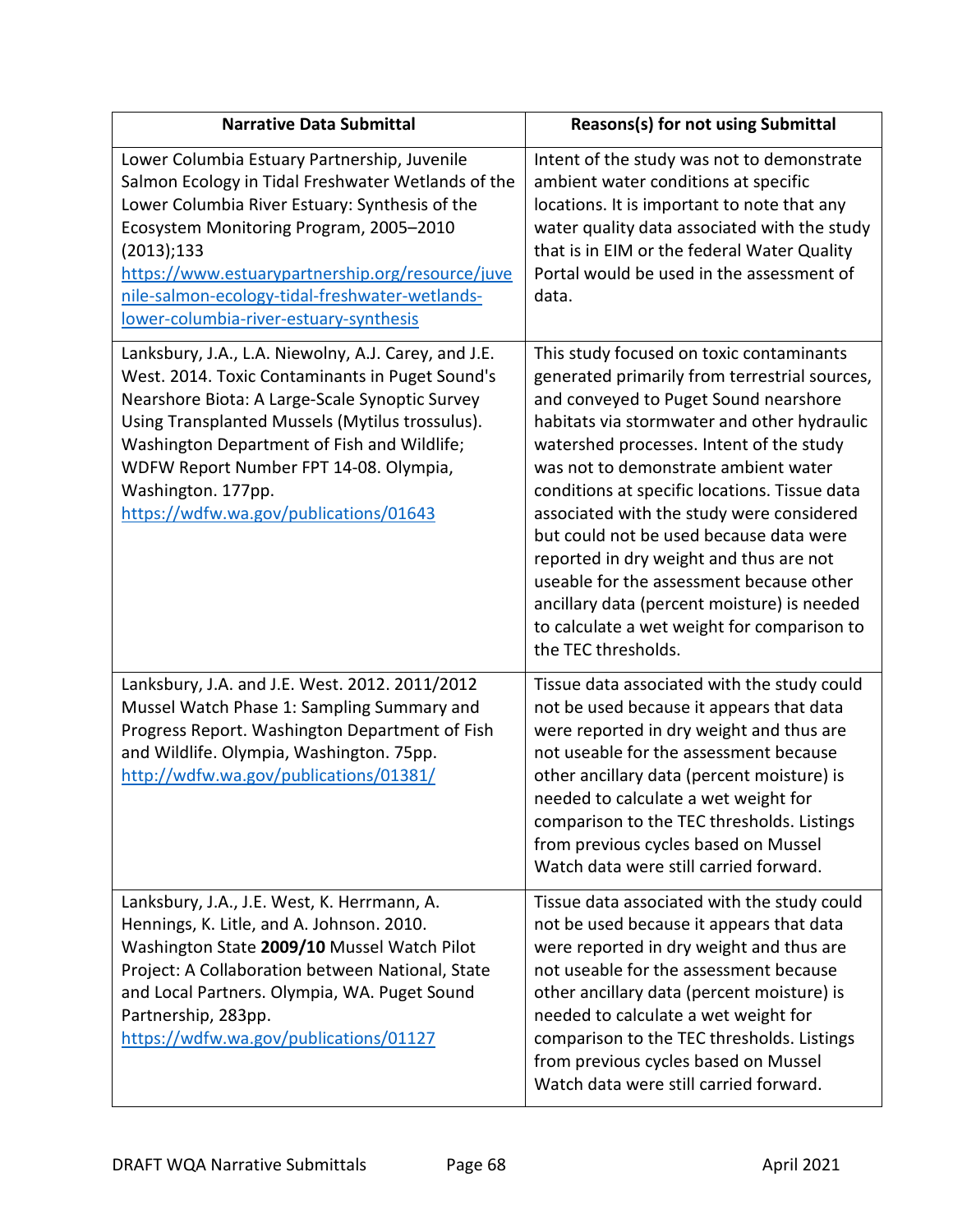| Narrative Data Submittal | Reasons(s) for not using Submittal |
|---|---|
| Lower Columbia Estuary Partnership, Juvenile Salmon Ecology in Tidal Freshwater Wetlands of the Lower Columbia River Estuary: Synthesis of the Ecosystem Monitoring Program, 2005–2010 (2013);133 [https://www.estuarypartnership.org/resource/juvenile-salmon-ecology-tidal-freshwater-wetlands-lower-columbia-river-estuary-synthesis](https://www.estuarypartnership.org/resource/juvenile-salmon-ecology-tidal-freshwater-wetlands-lower-columbia-river-estuary-synthesis) | Intent of the study was not to demonstrate ambient water conditions at specific locations. It is important to note that any water quality data associated with the study that is in EIM or the federal Water Quality Portal would be used in the assessment of data. |
| Lanksbury, J.A., L.A. Niewolny, A.J. Carey, and J.E. West. 2014. Toxic Contaminants in Puget Sound's Nearshore Biota: A Large-Scale Synoptic Survey Using Transplanted Mussels (Mytilus trossulus). Washington Department of Fish and Wildlife; WDFW Report Number FPT 14-08. Olympia, Washington. 177pp. [https://wdfw.wa.gov/publications/01643](https://wdfw.wa.gov/publications/01643) | This study focused on toxic contaminants generated primarily from terrestrial sources, and conveyed to Puget Sound nearshore habitats via stormwater and other hydraulic watershed processes. Intent of the study was not to demonstrate ambient water conditions at specific locations. Tissue data associated with the study were considered but could not be used because data were reported in dry weight and thus are not useable for the assessment because other ancillary data (percent moisture) is needed to calculate a wet weight for comparison to the TEC thresholds. |
| Lanksbury, J.A. and J.E. West. 2012. 2011/2012 Mussel Watch Phase 1: Sampling Summary and Progress Report. Washington Department of Fish and Wildlife. Olympia, Washington. 75pp. [http://wdfw.wa.gov/publications/01381/](http://wdfw.wa.gov/publications/01381/) | Tissue data associated with the study could not be used because it appears that data were reported in dry weight and thus are not useable for the assessment because other ancillary data (percent moisture) is needed to calculate a wet weight for comparison to the TEC thresholds. Listings from previous cycles based on Mussel Watch data were still carried forward. |
| Lanksbury, J.A., J.E. West, K. Herrmann, A. Hennings, K. Litle, and A. Johnson. 2010. Washington State **2009/10** Mussel Watch Pilot Project: A Collaboration between National, State and Local Partners. Olympia, WA. Puget Sound Partnership, 283pp. [https://wdfw.wa.gov/publications/01127](https://wdfw.wa.gov/publications/01127) | Tissue data associated with the study could not be used because it appears that data were reported in dry weight and thus are not useable for the assessment because other ancillary data (percent moisture) is needed to calculate a wet weight for comparison to the TEC thresholds. Listings from previous cycles based on Mussel Watch data were still carried forward. |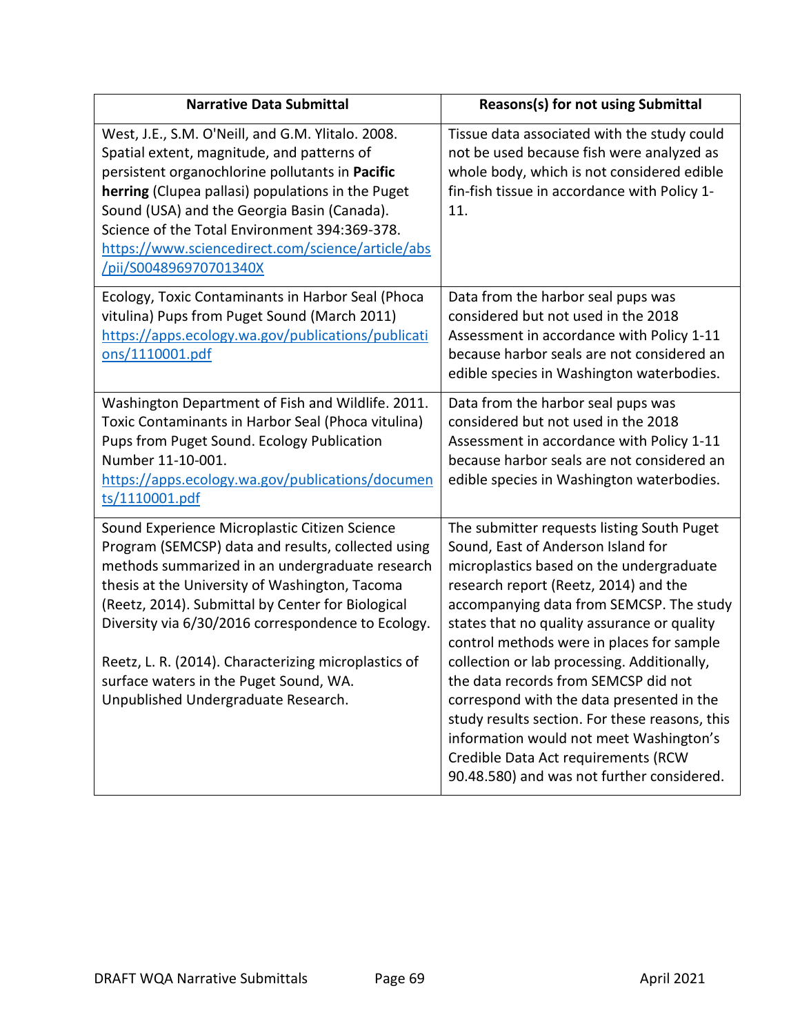| Narrative Data Submittal | Reasons(s) for not using Submittal |
|---|---|
| West, J.E., S.M. O'Neill, and G.M. Ylitalo. 2008. Spatial extent, magnitude, and patterns of persistent organochlorine pollutants in **Pacific herring** (Clupea pallasi) populations in the Puget Sound (USA) and the Georgia Basin (Canada). Science of the Total Environment 394:369-378. https://www.sciencedirect.com/science/article/abs/pii/S004896970701340X | Tissue data associated with the study could not be used because fish were analyzed as whole body, which is not considered edible fin-fish tissue in accordance with Policy 1-11. |
| Ecology, Toxic Contaminants in Harbor Seal (Phoca vitulina) Pups from Puget Sound (March 2011) https://apps.ecology.wa.gov/publications/publications/1110001.pdf | Data from the harbor seal pups was considered but not used in the 2018 Assessment in accordance with Policy 1-11 because harbor seals are not considered an edible species in Washington waterbodies. |
| Washington Department of Fish and Wildlife. 2011. Toxic Contaminants in Harbor Seal (Phoca vitulina) Pups from Puget Sound. Ecology Publication Number 11-10-001. https://apps.ecology.wa.gov/publications/documents/1110001.pdf | Data from the harbor seal pups was considered but not used in the 2018 Assessment in accordance with Policy 1-11 because harbor seals are not considered an edible species in Washington waterbodies. |
| Sound Experience Microplastic Citizen Science Program (SEMCSP) data and results, collected using methods summarized in an undergraduate research thesis at the University of Washington, Tacoma (Reetz, 2014). Submittal by Center for Biological Diversity via 6/30/2016 correspondence to Ecology.<br><br>Reetz, L. R. (2014). Characterizing microplastics of surface waters in the Puget Sound, WA. Unpublished Undergraduate Research. | The submitter requests listing South Puget Sound, East of Anderson Island for microplastics based on the undergraduate research report (Reetz, 2014) and the accompanying data from SEMCSP. The study states that no quality assurance or quality control methods were in places for sample collection or lab processing. Additionally, the data records from SEMCSP did not correspond with the data presented in the study results section. For these reasons, this information would not meet Washington's Credible Data Act requirements (RCW 90.48.580) and was not further considered. |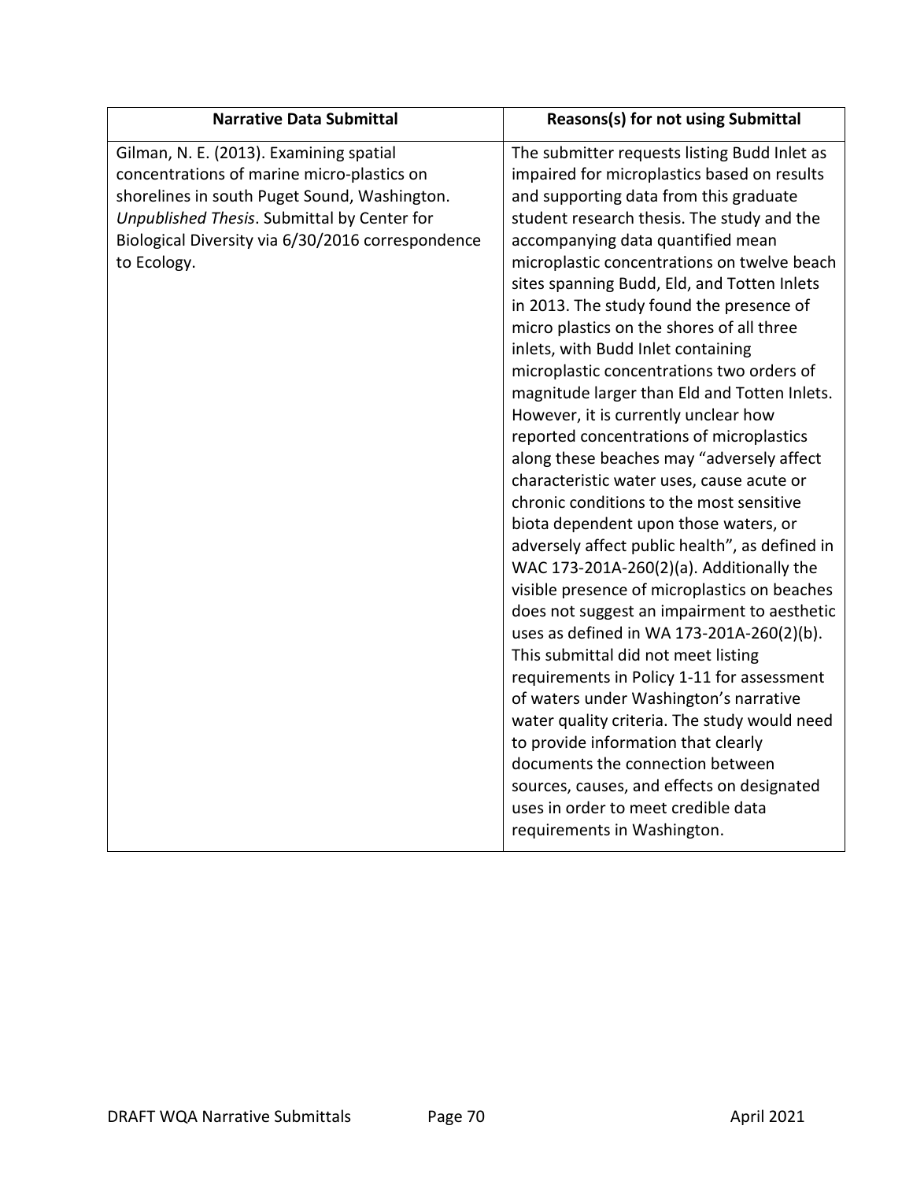| Narrative Data Submittal | Reasons(s) for not using Submittal |
|---|---|
| Gilman, N. E. (2013). Examining spatial concentrations of marine micro-plastics on shorelines in south Puget Sound, Washington. *Unpublished Thesis*. Submittal by Center for Biological Diversity via 6/30/2016 correspondence to Ecology. | The submitter requests listing Budd Inlet as impaired for microplastics based on results and supporting data from this graduate student research thesis. The study and the accompanying data quantified mean microplastic concentrations on twelve beach sites spanning Budd, Eld, and Totten Inlets in 2013. The study found the presence of micro plastics on the shores of all three inlets, with Budd Inlet containing microplastic concentrations two orders of magnitude larger than Eld and Totten Inlets. However, it is currently unclear how reported concentrations of microplastics along these beaches may "adversely affect characteristic water uses, cause acute or chronic conditions to the most sensitive biota dependent upon those waters, or adversely affect public health", as defined in WAC 173-201A-260(2)(a). Additionally the visible presence of microplastics on beaches does not suggest an impairment to aesthetic uses as defined in WA 173-201A-260(2)(b). This submittal did not meet listing requirements in Policy 1-11 for assessment of waters under Washington's narrative water quality criteria. The study would need to provide information that clearly documents the connection between sources, causes, and effects on designated uses in order to meet credible data requirements in Washington. |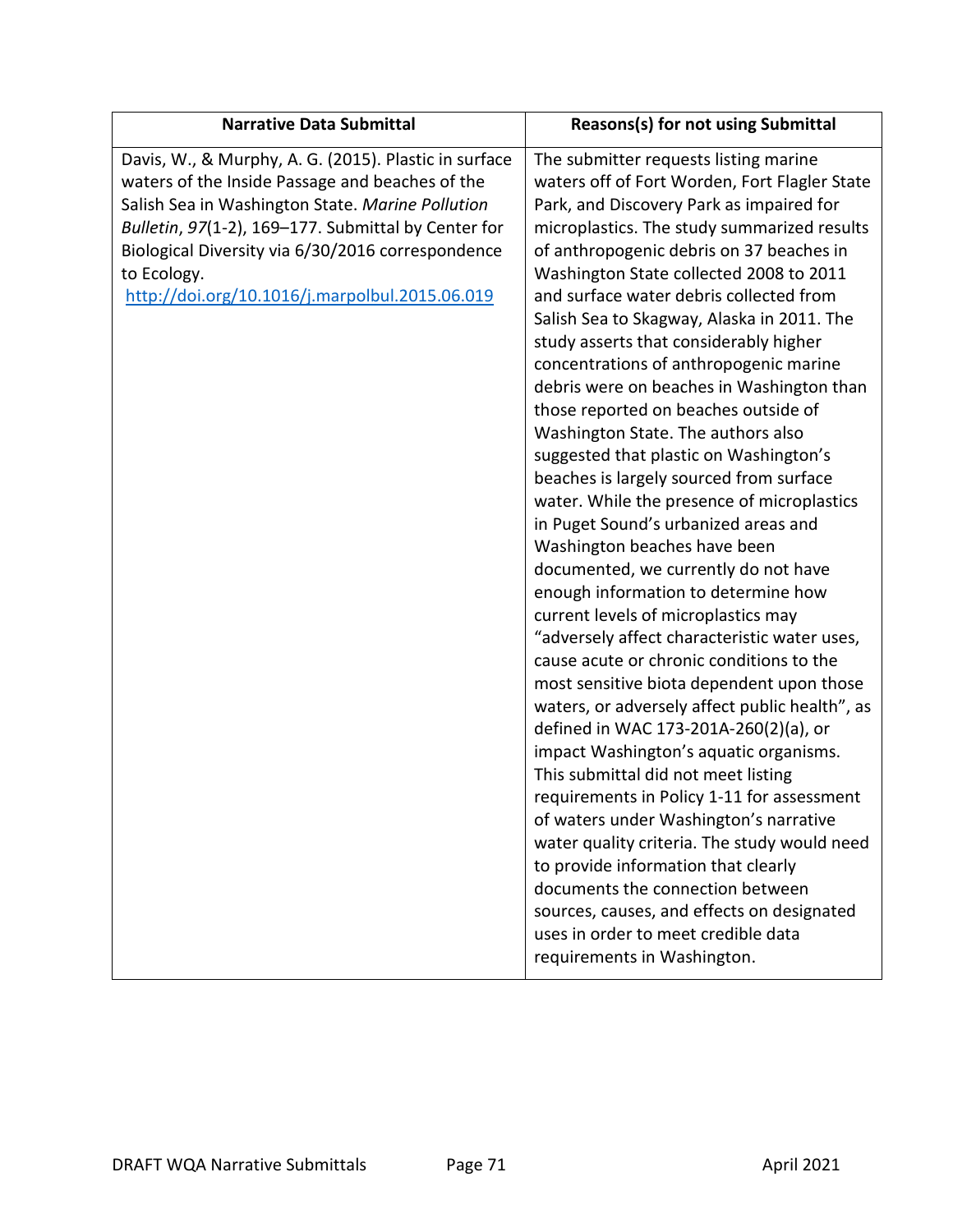| Narrative Data Submittal | Reasons(s) for not using Submittal |
|---|---|
| Davis, W., & Murphy, A. G. (2015). Plastic in surface waters of the Inside Passage and beaches of the Salish Sea in Washington State. *Marine Pollution Bulletin*, *97*(1-2), 169–177. Submittal by Center for Biological Diversity via 6/30/2016 correspondence to Ecology. http://doi.org/10.1016/j.marpolbul.2015.06.019 | The submitter requests listing marine waters off of Fort Worden, Fort Flagler State Park, and Discovery Park as impaired for microplastics. The study summarized results of anthropogenic debris on 37 beaches in Washington State collected 2008 to 2011 and surface water debris collected from Salish Sea to Skagway, Alaska in 2011. The study asserts that considerably higher concentrations of anthropogenic marine debris were on beaches in Washington than those reported on beaches outside of Washington State. The authors also suggested that plastic on Washington's beaches is largely sourced from surface water. While the presence of microplastics in Puget Sound's urbanized areas and Washington beaches have been documented, we currently do not have enough information to determine how current levels of microplastics may "adversely affect characteristic water uses, cause acute or chronic conditions to the most sensitive biota dependent upon those waters, or adversely affect public health", as defined in WAC 173-201A-260(2)(a), or impact Washington's aquatic organisms. This submittal did not meet listing requirements in Policy 1-11 for assessment of waters under Washington's narrative water quality criteria. The study would need to provide information that clearly documents the connection between sources, causes, and effects on designated uses in order to meet credible data requirements in Washington. |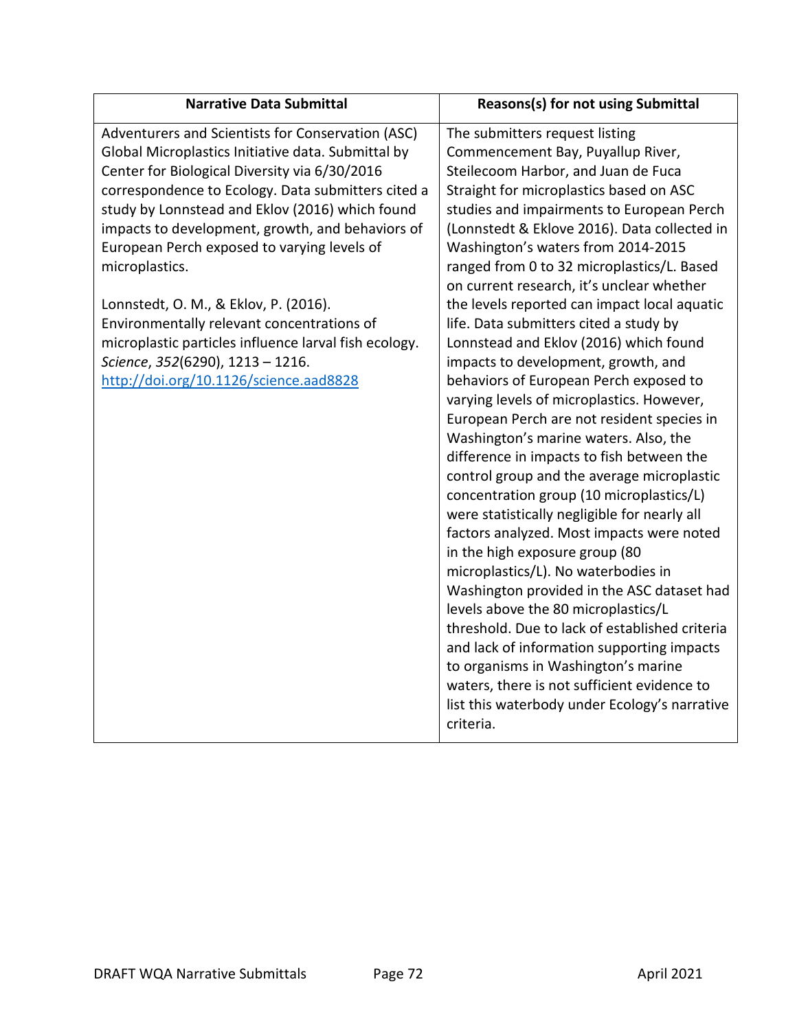| Narrative Data Submittal | Reasons(s) for not using Submittal |
|---|---|
| Adventurers and Scientists for Conservation (ASC) Global Microplastics Initiative data. Submittal by Center for Biological Diversity via 6/30/2016 correspondence to Ecology. Data submitters cited a study by Lonnstead and Eklov (2016) which found impacts to development, growth, and behaviors of European Perch exposed to varying levels of microplastics.<br><br>Lonnstedt, O. M., & Eklov, P. (2016). Environmentally relevant concentrations of microplastic particles influence larval fish ecology. *Science*, *352*(6290), 1213 – 1216. [http://doi.org/10.1126/science.aad8828](http://doi.org/10.1126/science.aad8828) | The submitters request listing Commencement Bay, Puyallup River, Steilecoom Harbor, and Juan de Fuca Straight for microplastics based on ASC studies and impairments to European Perch (Lonnstedt & Eklove 2016). Data collected in Washington's waters from 2014-2015 ranged from 0 to 32 microplastics/L. Based on current research, it's unclear whether the levels reported can impact local aquatic life. Data submitters cited a study by Lonnstead and Eklov (2016) which found impacts to development, growth, and behaviors of European Perch exposed to varying levels of microplastics. However, European Perch are not resident species in Washington's marine waters. Also, the difference in impacts to fish between the control group and the average microplastic concentration group (10 microplastics/L) were statistically negligible for nearly all factors analyzed. Most impacts were noted in the high exposure group (80 microplastics/L). No waterbodies in Washington provided in the ASC dataset had levels above the 80 microplastics/L threshold. Due to lack of established criteria and lack of information supporting impacts to organisms in Washington's marine waters, there is not sufficient evidence to list this waterbody under Ecology's narrative criteria. |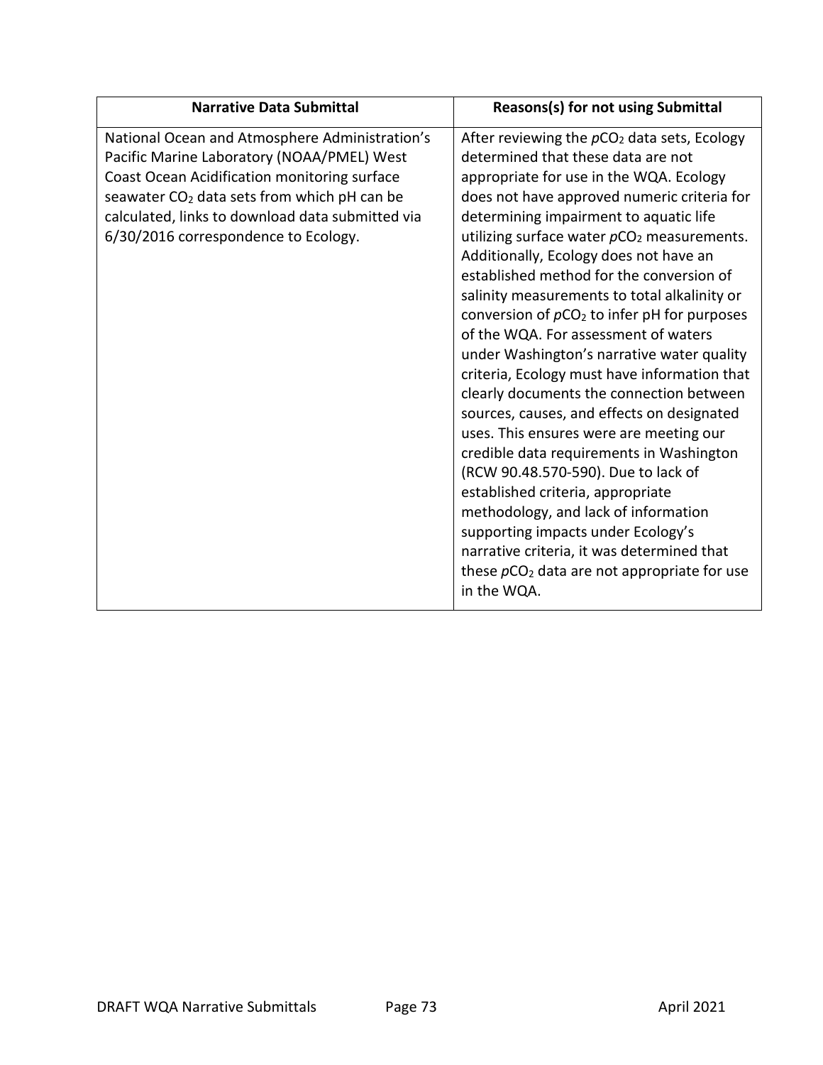| Narrative Data Submittal | Reasons(s) for not using Submittal |
|---|---|
| National Ocean and Atmosphere Administration's Pacific Marine Laboratory (NOAA/PMEL) West Coast Ocean Acidification monitoring surface seawater $CO_2$ data sets from which pH can be calculated, links to download data submitted via 6/30/2016 correspondence to Ecology. | After reviewing the $pCO_2$ data sets, Ecology determined that these data are not appropriate for use in the WQA. Ecology does not have approved numeric criteria for determining impairment to aquatic life utilizing surface water $pCO_2$ measurements. Additionally, Ecology does not have an established method for the conversion of salinity measurements to total alkalinity or conversion of $pCO_2$ to infer pH for purposes of the WQA. For assessment of waters under Washington's narrative water quality criteria, Ecology must have information that clearly documents the connection between sources, causes, and effects on designated uses. This ensures were are meeting our credible data requirements in Washington (RCW 90.48.570-590). Due to lack of established criteria, appropriate methodology, and lack of information supporting impacts under Ecology's narrative criteria, it was determined that these $pCO_2$ data are not appropriate for use in the WQA. |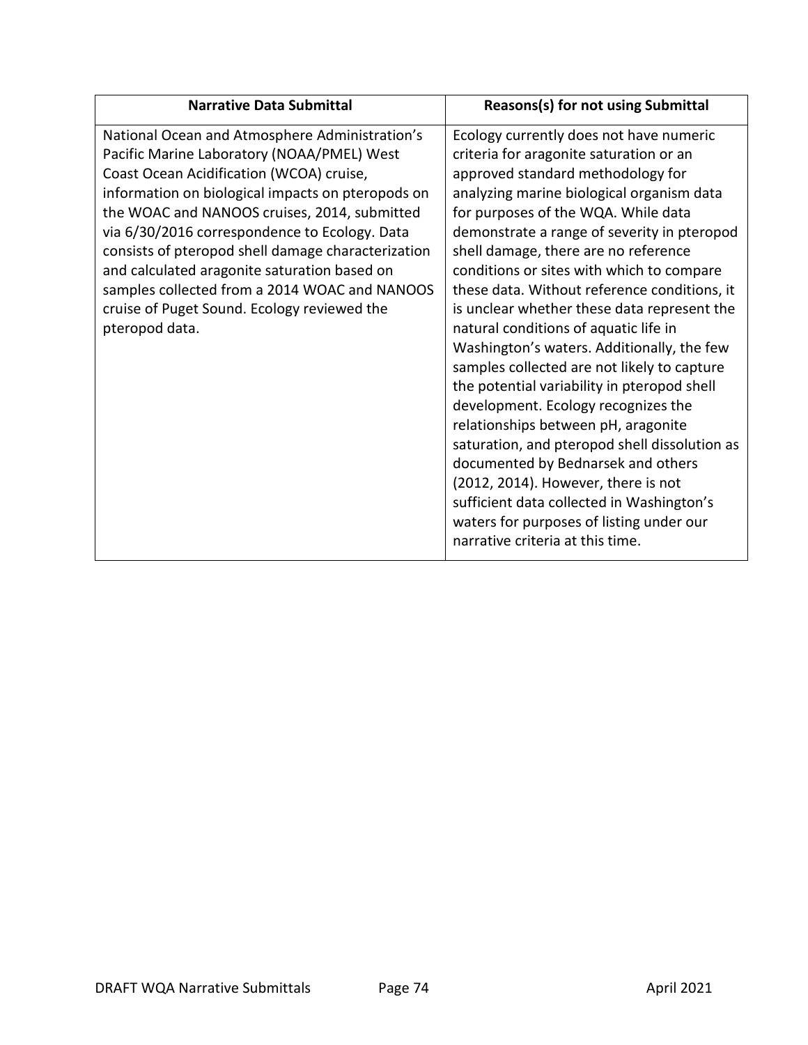| Narrative Data Submittal | Reasons(s) for not using Submittal |
|---|---|
| National Ocean and Atmosphere Administration's Pacific Marine Laboratory (NOAA/PMEL) West Coast Ocean Acidification (WCOA) cruise, information on biological impacts on pteropods on the WOAC and NANOOS cruises, 2014, submitted via 6/30/2016 correspondence to Ecology. Data consists of pteropod shell damage characterization and calculated aragonite saturation based on samples collected from a 2014 WOAC and NANOOS cruise of Puget Sound. Ecology reviewed the pteropod data. | Ecology currently does not have numeric criteria for aragonite saturation or an approved standard methodology for analyzing marine biological organism data for purposes of the WQA. While data demonstrate a range of severity in pteropod shell damage, there are no reference conditions or sites with which to compare these data. Without reference conditions, it is unclear whether these data represent the natural conditions of aquatic life in Washington's waters. Additionally, the few samples collected are not likely to capture the potential variability in pteropod shell development. Ecology recognizes the relationships between pH, aragonite saturation, and pteropod shell dissolution as documented by Bednarsek and others (2012, 2014). However, there is not sufficient data collected in Washington's waters for purposes of listing under our narrative criteria at this time. |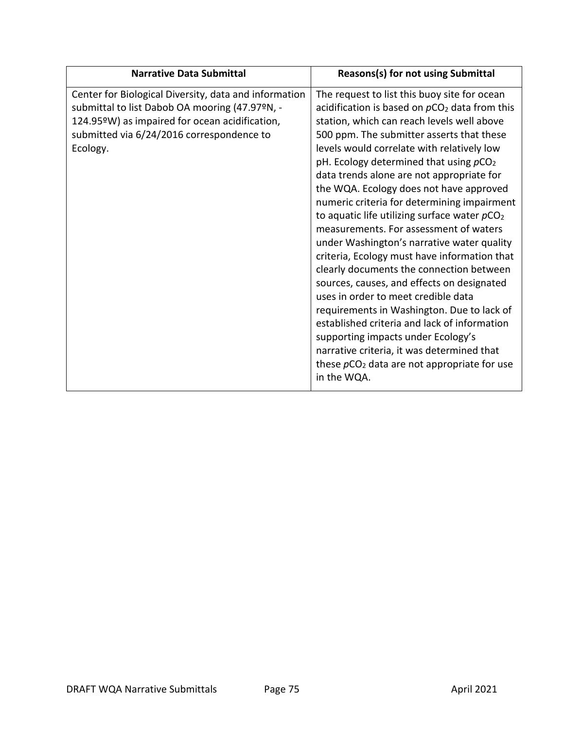| Narrative Data Submittal | Reasons(s) for not using Submittal |
| --- | --- |
| Center for Biological Diversity, data and information submittal to list Dabob OA mooring (47.97ºN, -124.95ºW) as impaired for ocean acidification, submitted via 6/24/2016 correspondence to Ecology. | The request to list this buoy site for ocean acidification is based on *p*$CO_2$ data from this station, which can reach levels well above 500 ppm. The submitter asserts that these levels would correlate with relatively low pH. Ecology determined that using *p*$CO_2$ data trends alone are not appropriate for the WQA. Ecology does not have approved numeric criteria for determining impairment to aquatic life utilizing surface water *p*$CO_2$ measurements. For assessment of waters under Washington's narrative water quality criteria, Ecology must have information that clearly documents the connection between sources, causes, and effects on designated uses in order to meet credible data requirements in Washington. Due to lack of established criteria and lack of information supporting impacts under Ecology's narrative criteria, it was determined that these *p*$CO_2$ data are not appropriate for use in the WQA. |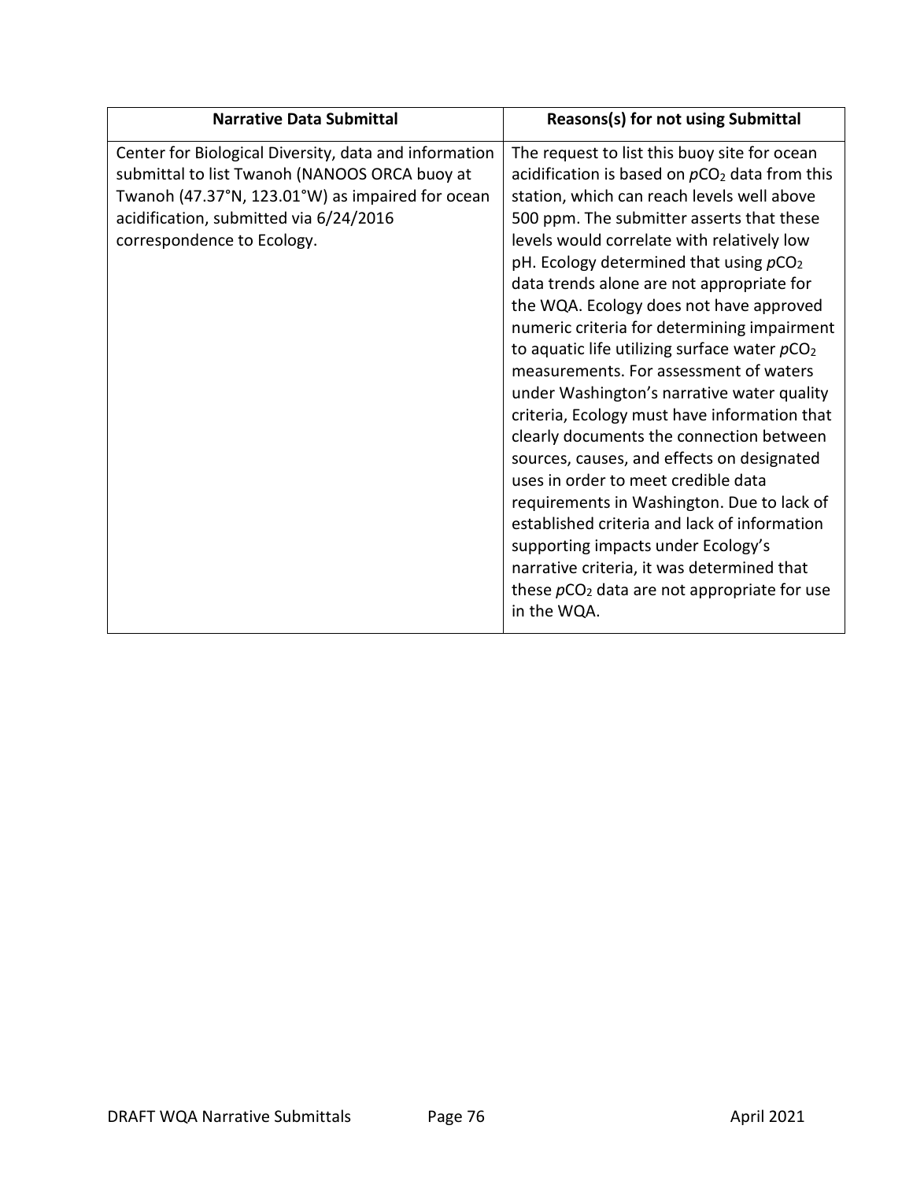| Narrative Data Submittal | Reasons(s) for not using Submittal |
|---|---|
| Center for Biological Diversity, data and information submittal to list Twanoh (NANOOS ORCA buoy at Twanoh (47.37°N, 123.01°W) as impaired for ocean acidification, submitted via 6/24/2016 correspondence to Ecology. | The request to list this buoy site for ocean acidification is based on $pCO_2$ data from this station, which can reach levels well above 500 ppm. The submitter asserts that these levels would correlate with relatively low pH. Ecology determined that using $pCO_2$ data trends alone are not appropriate for the WQA. Ecology does not have approved numeric criteria for determining impairment to aquatic life utilizing surface water $pCO_2$ measurements. For assessment of waters under Washington's narrative water quality criteria, Ecology must have information that clearly documents the connection between sources, causes, and effects on designated uses in order to meet credible data requirements in Washington. Due to lack of established criteria and lack of information supporting impacts under Ecology's narrative criteria, it was determined that these $pCO_2$ data are not appropriate for use in the WQA. |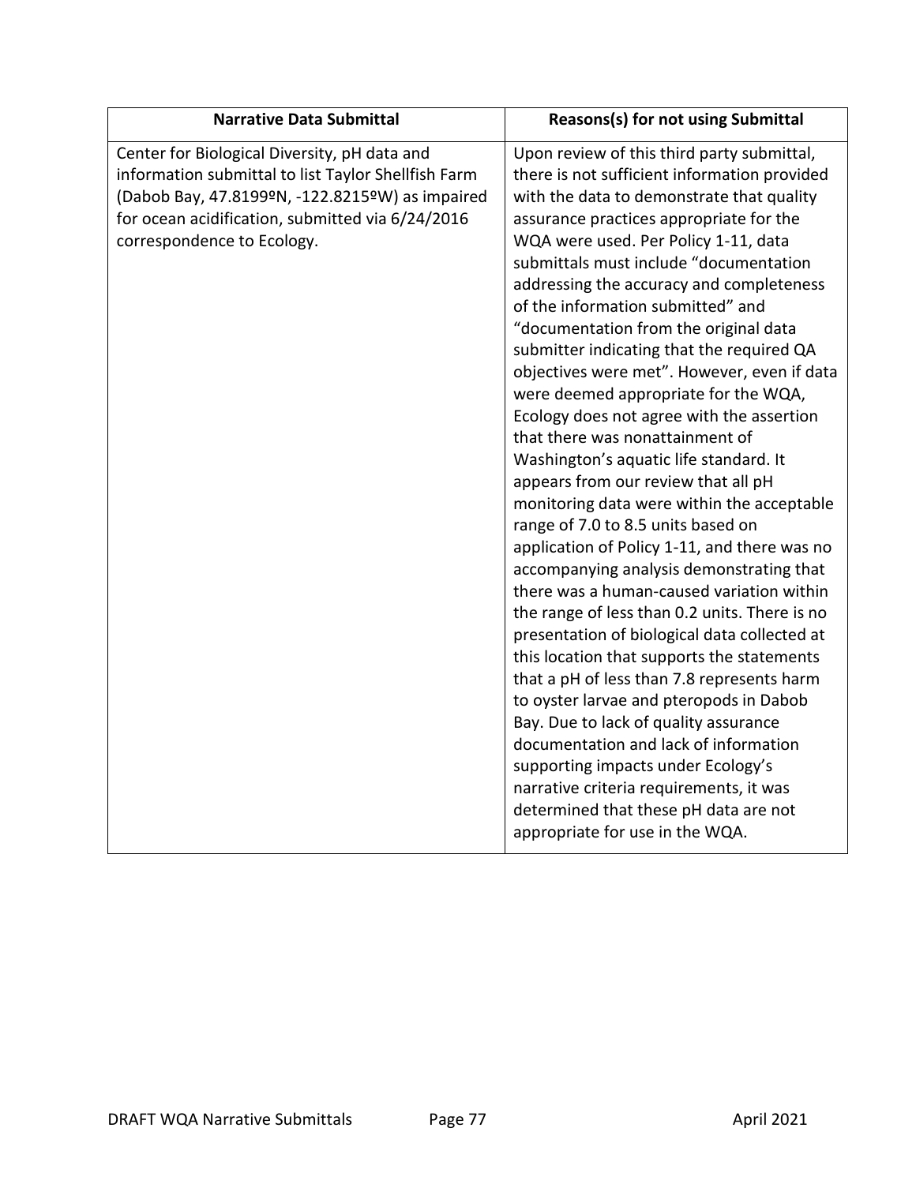| Narrative Data Submittal | Reasons(s) for not using Submittal |
|---|---|
| Center for Biological Diversity, pH data and information submittal to list Taylor Shellfish Farm (Dabob Bay, 47.8199ºN, -122.8215ºW) as impaired for ocean acidification, submitted via 6/24/2016 correspondence to Ecology. | Upon review of this third party submittal, there is not sufficient information provided with the data to demonstrate that quality assurance practices appropriate for the WQA were used. Per Policy 1-11, data submittals must include "documentation addressing the accuracy and completeness of the information submitted" and "documentation from the original data submitter indicating that the required QA objectives were met". However, even if data were deemed appropriate for the WQA, Ecology does not agree with the assertion that there was nonattainment of Washington's aquatic life standard. It appears from our review that all pH monitoring data were within the acceptable range of 7.0 to 8.5 units based on application of Policy 1-11, and there was no accompanying analysis demonstrating that there was a human-caused variation within the range of less than 0.2 units. There is no presentation of biological data collected at this location that supports the statements that a pH of less than 7.8 represents harm to oyster larvae and pteropods in Dabob Bay. Due to lack of quality assurance documentation and lack of information supporting impacts under Ecology's narrative criteria requirements, it was determined that these pH data are not appropriate for use in the WQA. |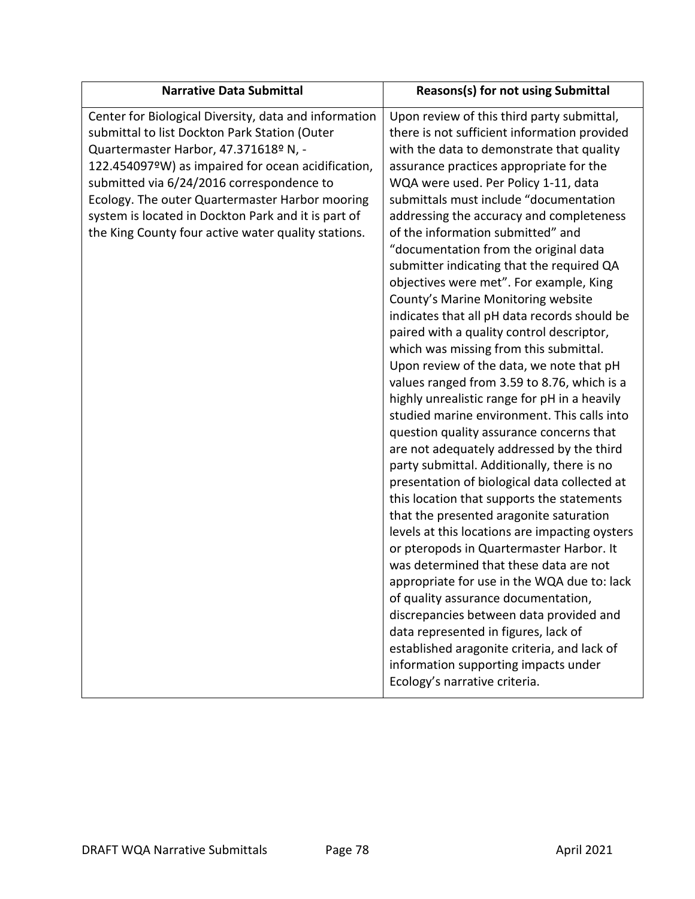| Narrative Data Submittal | Reasons(s) for not using Submittal |
|---|---|
| Center for Biological Diversity, data and information submittal to list Dockton Park Station (Outer Quartermaster Harbor, 47.371618º N, -122.454097ºW) as impaired for ocean acidification, submitted via 6/24/2016 correspondence to Ecology. The outer Quartermaster Harbor mooring system is located in Dockton Park and it is part of the King County four active water quality stations. | Upon review of this third party submittal, there is not sufficient information provided with the data to demonstrate that quality assurance practices appropriate for the WQA were used. Per Policy 1-11, data submittals must include "documentation addressing the accuracy and completeness of the information submitted" and "documentation from the original data submitter indicating that the required QA objectives were met". For example, King County's Marine Monitoring website indicates that all pH data records should be paired with a quality control descriptor, which was missing from this submittal. Upon review of the data, we note that pH values ranged from 3.59 to 8.76, which is a highly unrealistic range for pH in a heavily studied marine environment. This calls into question quality assurance concerns that are not adequately addressed by the third party submittal. Additionally, there is no presentation of biological data collected at this location that supports the statements that the presented aragonite saturation levels at this locations are impacting oysters or pteropods in Quartermaster Harbor. It was determined that these data are not appropriate for use in the WQA due to: lack of quality assurance documentation, discrepancies between data provided and data represented in figures, lack of established aragonite criteria, and lack of information supporting impacts under Ecology's narrative criteria. |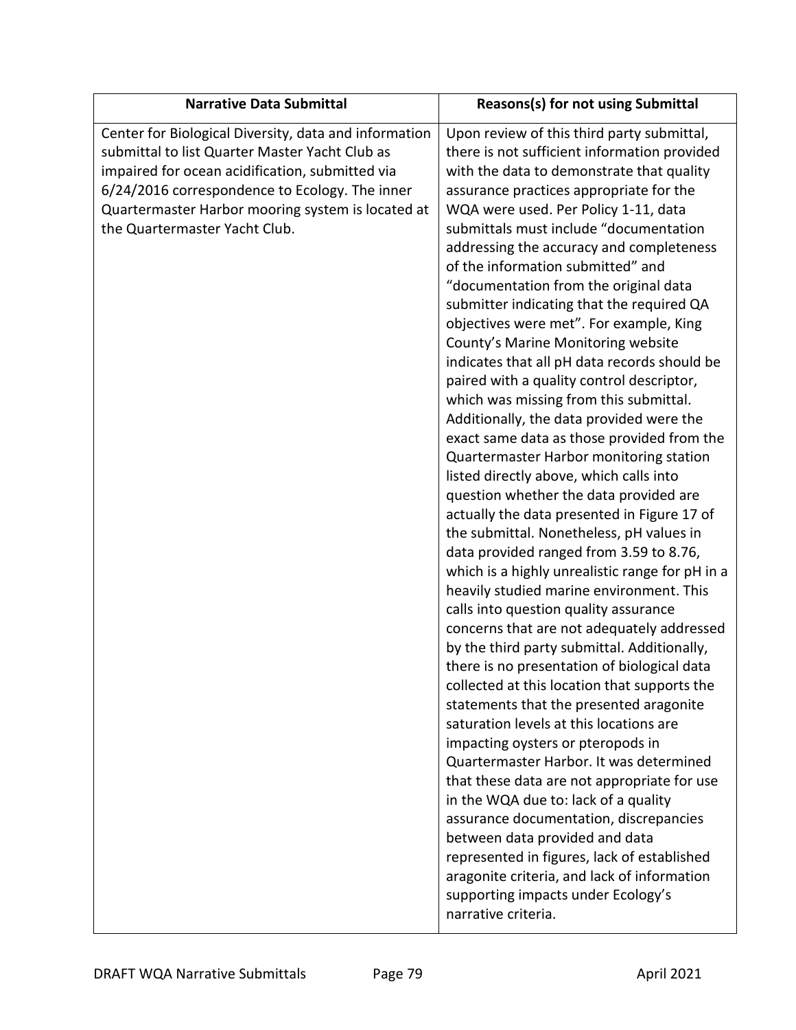| Narrative Data Submittal | Reasons(s) for not using Submittal |
|---|---|
| Center for Biological Diversity, data and information submittal to list Quarter Master Yacht Club as impaired for ocean acidification, submitted via 6/24/2016 correspondence to Ecology. The inner Quartermaster Harbor mooring system is located at the Quartermaster Yacht Club. | Upon review of this third party submittal, there is not sufficient information provided with the data to demonstrate that quality assurance practices appropriate for the WQA were used. Per Policy 1-11, data submittals must include "documentation addressing the accuracy and completeness of the information submitted" and "documentation from the original data submitter indicating that the required QA objectives were met". For example, King County's Marine Monitoring website indicates that all pH data records should be paired with a quality control descriptor, which was missing from this submittal. Additionally, the data provided were the exact same data as those provided from the Quartermaster Harbor monitoring station listed directly above, which calls into question whether the data provided are actually the data presented in Figure 17 of the submittal. Nonetheless, pH values in data provided ranged from 3.59 to 8.76, which is a highly unrealistic range for pH in a heavily studied marine environment. This calls into question quality assurance concerns that are not adequately addressed by the third party submittal. Additionally, there is no presentation of biological data collected at this location that supports the statements that the presented aragonite saturation levels at this locations are impacting oysters or pteropods in Quartermaster Harbor. It was determined that these data are not appropriate for use in the WQA due to: lack of a quality assurance documentation, discrepancies between data provided and data represented in figures, lack of established aragonite criteria, and lack of information supporting impacts under Ecology's narrative criteria. |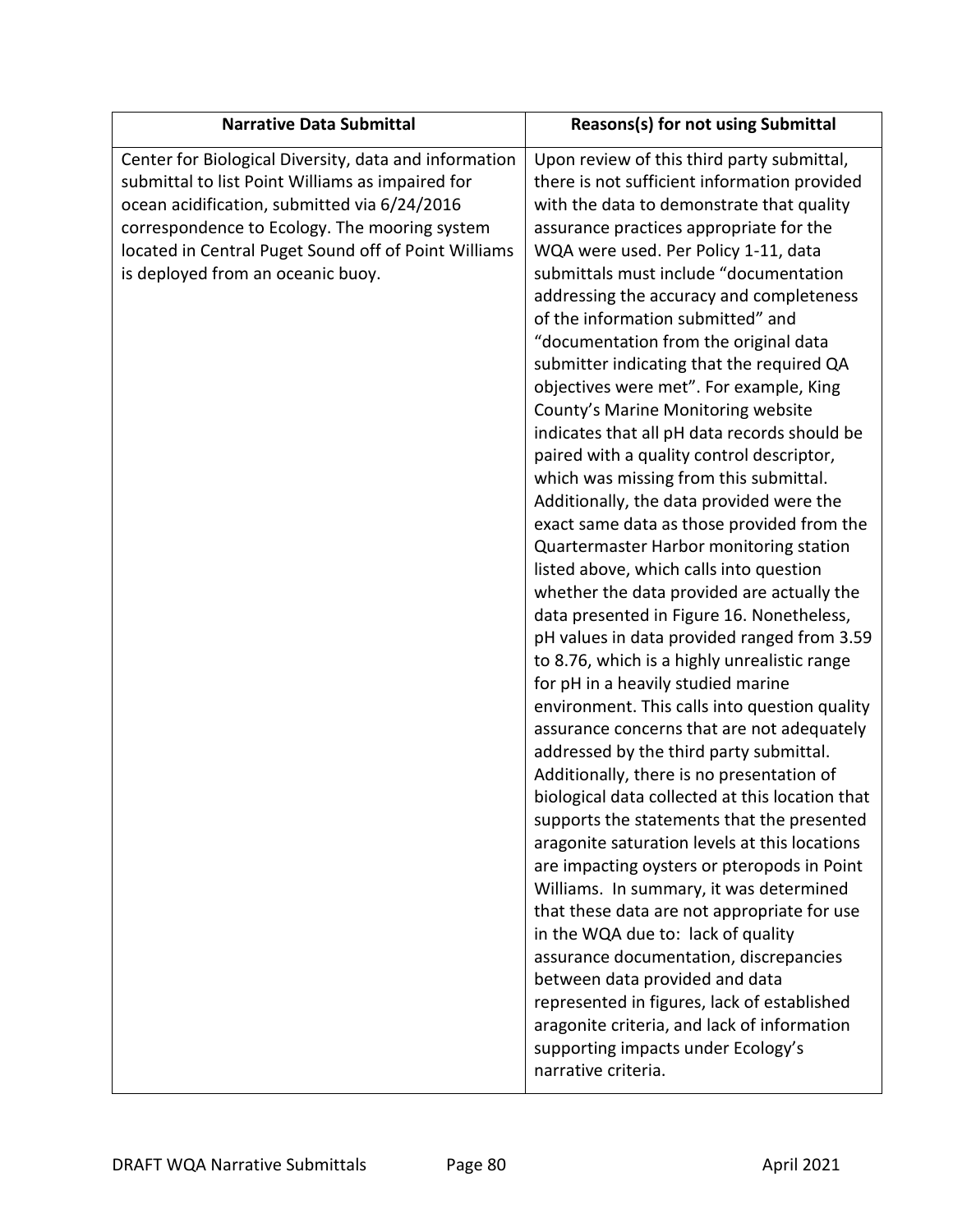| Narrative Data Submittal | Reasons(s) for not using Submittal |
|---|---|
| Center for Biological Diversity, data and information submittal to list Point Williams as impaired for ocean acidification, submitted via 6/24/2016 correspondence to Ecology. The mooring system located in Central Puget Sound off of Point Williams is deployed from an oceanic buoy. | Upon review of this third party submittal, there is not sufficient information provided with the data to demonstrate that quality assurance practices appropriate for the WQA were used. Per Policy 1-11, data submittals must include "documentation addressing the accuracy and completeness of the information submitted" and "documentation from the original data submitter indicating that the required QA objectives were met". For example, King County's Marine Monitoring website indicates that all pH data records should be paired with a quality control descriptor, which was missing from this submittal. Additionally, the data provided were the exact same data as those provided from the Quartermaster Harbor monitoring station listed above, which calls into question whether the data provided are actually the data presented in Figure 16. Nonetheless, pH values in data provided ranged from 3.59 to 8.76, which is a highly unrealistic range for pH in a heavily studied marine environment. This calls into question quality assurance concerns that are not adequately addressed by the third party submittal. Additionally, there is no presentation of biological data collected at this location that supports the statements that the presented aragonite saturation levels at this locations are impacting oysters or pteropods in Point Williams. In summary, it was determined that these data are not appropriate for use in the WQA due to: lack of quality assurance documentation, discrepancies between data provided and data represented in figures, lack of established aragonite criteria, and lack of information supporting impacts under Ecology's narrative criteria. |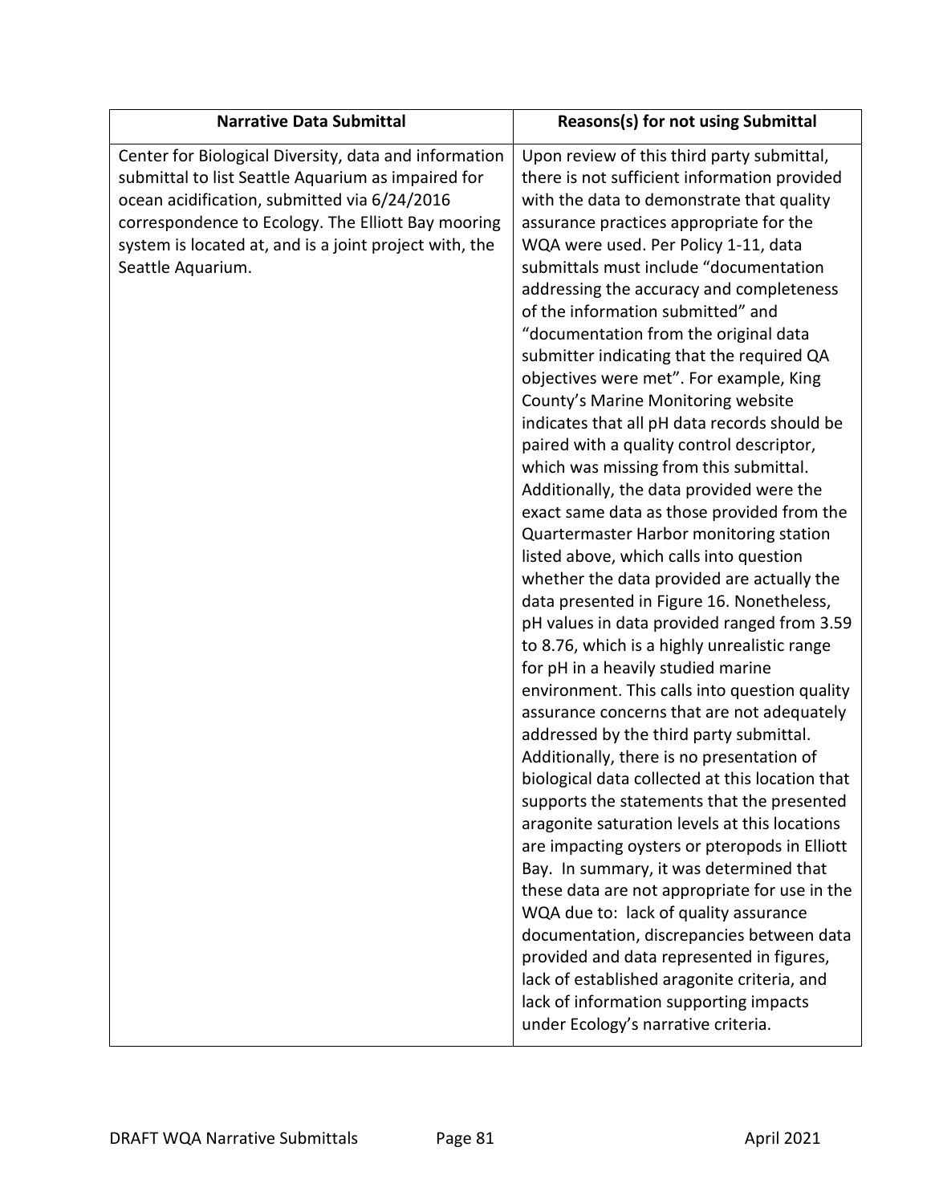| Narrative Data Submittal | Reasons(s) for not using Submittal |
|---|---|
| Center for Biological Diversity, data and information submittal to list Seattle Aquarium as impaired for ocean acidification, submitted via 6/24/2016 correspondence to Ecology. The Elliott Bay mooring system is located at, and is a joint project with, the Seattle Aquarium. | Upon review of this third party submittal, there is not sufficient information provided with the data to demonstrate that quality assurance practices appropriate for the WQA were used. Per Policy 1-11, data submittals must include "documentation addressing the accuracy and completeness of the information submitted" and "documentation from the original data submitter indicating that the required QA objectives were met". For example, King County's Marine Monitoring website indicates that all pH data records should be paired with a quality control descriptor, which was missing from this submittal. Additionally, the data provided were the exact same data as those provided from the Quartermaster Harbor monitoring station listed above, which calls into question whether the data provided are actually the data presented in Figure 16. Nonetheless, pH values in data provided ranged from 3.59 to 8.76, which is a highly unrealistic range for pH in a heavily studied marine environment. This calls into question quality assurance concerns that are not adequately addressed by the third party submittal. Additionally, there is no presentation of biological data collected at this location that supports the statements that the presented aragonite saturation levels at this locations are impacting oysters or pteropods in Elliott Bay. In summary, it was determined that these data are not appropriate for use in the WQA due to: lack of quality assurance documentation, discrepancies between data provided and data represented in figures, lack of established aragonite criteria, and lack of information supporting impacts under Ecology's narrative criteria. |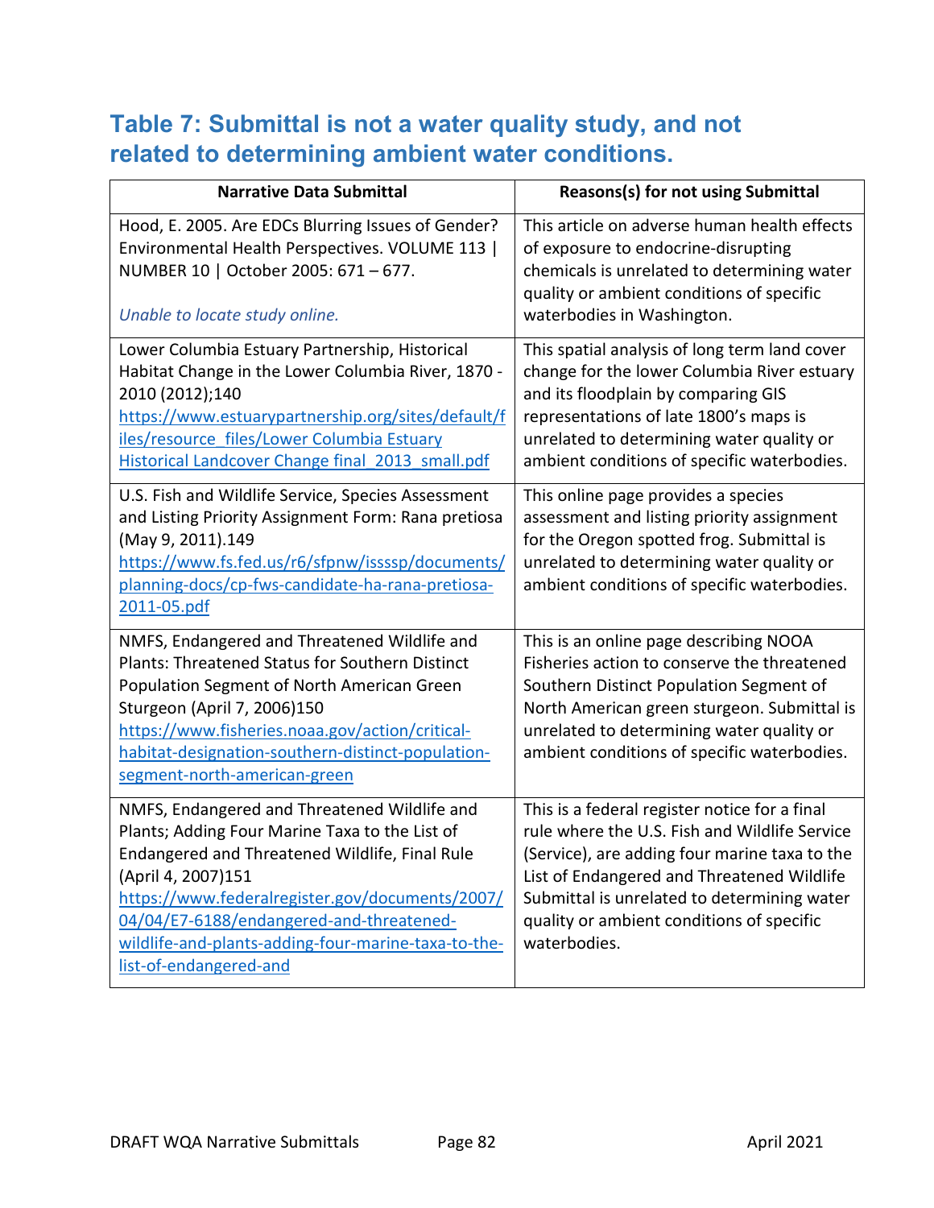## Table 7: Submittal is not a water quality study, and not related to determining ambient water conditions.

| Narrative Data Submittal | Reasons(s) for not using Submittal |
|---|---|
| Hood, E. 2005. Are EDCs Blurring Issues of Gender? Environmental Health Perspectives. VOLUME 113 \| NUMBER 10 \| October 2005: 671 – 677.<br><br>*Unable to locate study online.* | This article on adverse human health effects of exposure to endocrine-disrupting chemicals is unrelated to determining water quality or ambient conditions of specific waterbodies in Washington. |
| Lower Columbia Estuary Partnership, Historical Habitat Change in the Lower Columbia River, 1870 - 2010 (2012);140 [https://www.estuarypartnership.org/sites/default/files/resource_files/Lower Columbia Estuary Historical Landcover Change final_2013_small.pdf](https://www.estuarypartnership.org/sites/default/files/resource_files/Lower Columbia Estuary Historical Landcover Change final_2013_small.pdf) | This spatial analysis of long term land cover change for the lower Columbia River estuary and its floodplain by comparing GIS representations of late 1800's maps is unrelated to determining water quality or ambient conditions of specific waterbodies. |
| U.S. Fish and Wildlife Service, Species Assessment and Listing Priority Assignment Form: Rana pretiosa (May 9, 2011).149 [https://www.fs.fed.us/r6/sfpnw/issssp/documents/planning-docs/cp-fws-candidate-ha-rana-pretiosa-2011-05.pdf](https://www.fs.fed.us/r6/sfpnw/issssp/documents/planning-docs/cp-fws-candidate-ha-rana-pretiosa-2011-05.pdf) | This online page provides a species assessment and listing priority assignment for the Oregon spotted frog. Submittal is unrelated to determining water quality or ambient conditions of specific waterbodies. |
| NMFS, Endangered and Threatened Wildlife and Plants: Threatened Status for Southern Distinct Population Segment of North American Green Sturgeon (April 7, 2006)150 [https://www.fisheries.noaa.gov/action/critical-habitat-designation-southern-distinct-population-segment-north-american-green](https://www.fisheries.noaa.gov/action/critical-habitat-designation-southern-distinct-population-segment-north-american-green) | This is an online page describing NOAA Fisheries action to conserve the threatened Southern Distinct Population Segment of North American green sturgeon. Submittal is unrelated to determining water quality or ambient conditions of specific waterbodies. |
| NMFS, Endangered and Threatened Wildlife and Plants; Adding Four Marine Taxa to the List of Endangered and Threatened Wildlife, Final Rule (April 4, 2007)151 [https://www.federalregister.gov/documents/2007/04/04/E7-6188/endangered-and-threatened-wildlife-and-plants-adding-four-marine-taxa-to-the-list-of-endangered-and](https://www.federalregister.gov/documents/2007/04/04/E7-6188/endangered-and-threatened-wildlife-and-plants-adding-four-marine-taxa-to-the-list-of-endangered-and) | This is a federal register notice for a final rule where the U.S. Fish and Wildlife Service (Service), are adding four marine taxa to the List of Endangered and Threatened Wildlife Submittal is unrelated to determining water quality or ambient conditions of specific waterbodies. |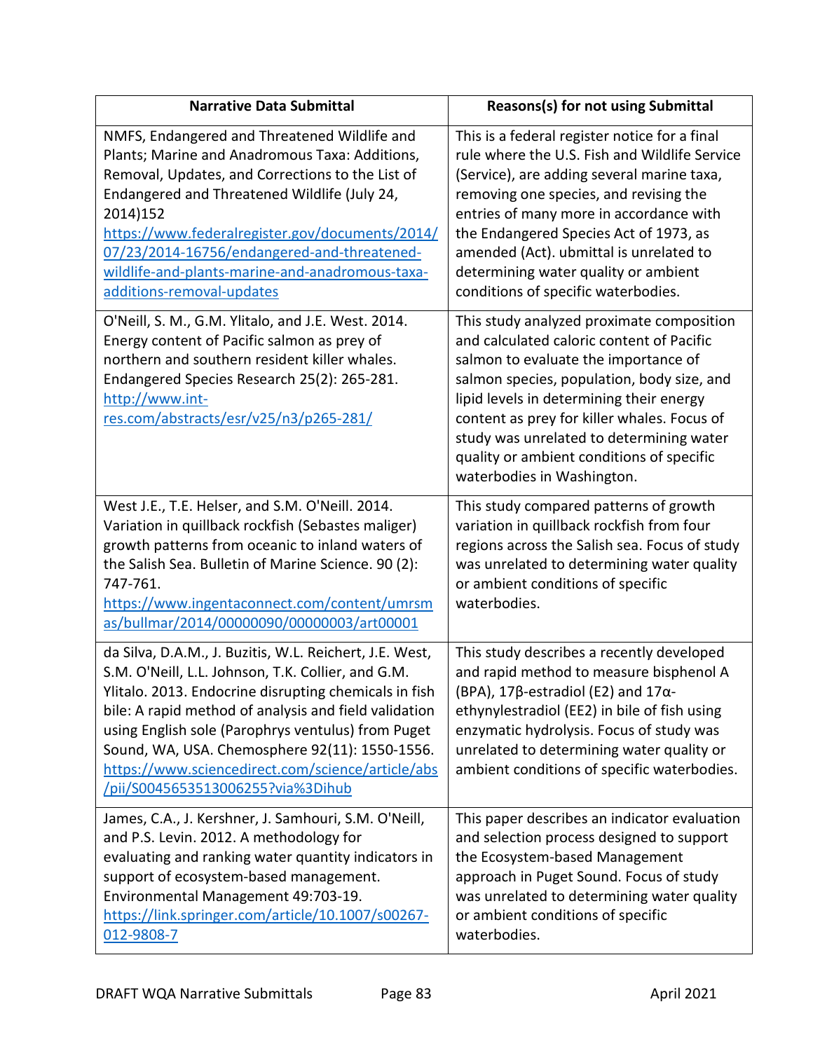| Narrative Data Submittal | Reasons(s) for not using Submittal |
|---|---|
| NMFS, Endangered and Threatened Wildlife and Plants; Marine and Anadromous Taxa: Additions, Removal, Updates, and Corrections to the List of Endangered and Threatened Wildlife (July 24, 2014)152 https://www.federalregister.gov/documents/2014/07/23/2014-16756/endangered-and-threatened-wildlife-and-plants-marine-and-anadromous-taxa-additions-removal-updates | This is a federal register notice for a final rule where the U.S. Fish and Wildlife Service (Service), are adding several marine taxa, removing one species, and revising the entries of many more in accordance with the Endangered Species Act of 1973, as amended (Act). ubmittal is unrelated to determining water quality or ambient conditions of specific waterbodies. |
| O'Neill, S. M., G.M. Ylitalo, and J.E. West. 2014. Energy content of Pacific salmon as prey of northern and southern resident killer whales. Endangered Species Research 25(2): 265-281. http://www.int-res.com/abstracts/esr/v25/n3/p265-281/ | This study analyzed proximate composition and calculated caloric content of Pacific salmon to evaluate the importance of salmon species, population, body size, and lipid levels in determining their energy content as prey for killer whales. Focus of study was unrelated to determining water quality or ambient conditions of specific waterbodies in Washington. |
| West J.E., T.E. Helser, and S.M. O'Neill. 2014. Variation in quillback rockfish (Sebastes maliger) growth patterns from oceanic to inland waters of the Salish Sea. Bulletin of Marine Science. 90 (2): 747-761. https://www.ingentaconnect.com/content/umrsmas/bullmar/2014/00000090/00000003/art00001 | This study compared patterns of growth variation in quillback rockfish from four regions across the Salish sea. Focus of study was unrelated to determining water quality or ambient conditions of specific waterbodies. |
| da Silva, D.A.M., J. Buzitis, W.L. Reichert, J.E. West, S.M. O'Neill, L.L. Johnson, T.K. Collier, and G.M. Ylitalo. 2013. Endocrine disrupting chemicals in fish bile: A rapid method of analysis and field validation using English sole (Parophrys ventulus) from Puget Sound, WA, USA. Chemosphere 92(11): 1550-1556. https://www.sciencedirect.com/science/article/abs/pii/S0045653513006255?via%3Dihub | This study describes a recently developed and rapid method to measure bisphenol A (BPA), 17β-estradiol (E2) and 17α-ethynylestradiol (EE2) in bile of fish using enzymatic hydrolysis. Focus of study was unrelated to determining water quality or ambient conditions of specific waterbodies. |
| James, C.A., J. Kershner, J. Samhouri, S.M. O'Neill, and P.S. Levin. 2012. A methodology for evaluating and ranking water quantity indicators in support of ecosystem-based management. Environmental Management 49:703-19. https://link.springer.com/article/10.1007/s00267-012-9808-7 | This paper describes an indicator evaluation and selection process designed to support the Ecosystem-based Management approach in Puget Sound. Focus of study was unrelated to determining water quality or ambient conditions of specific waterbodies. |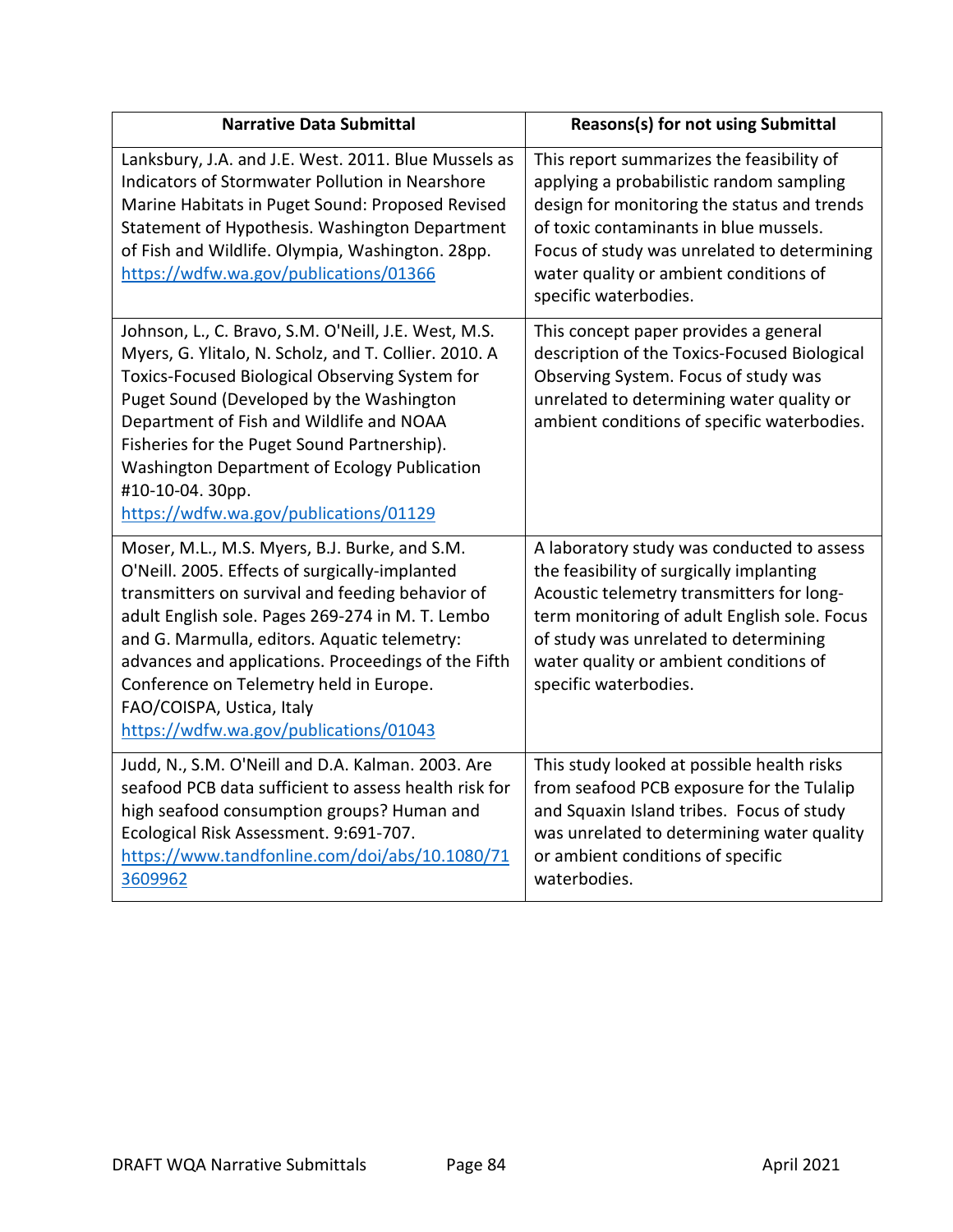| Narrative Data Submittal | Reasons(s) for not using Submittal |
|---|---|
| Lanksbury, J.A. and J.E. West. 2011. Blue Mussels as Indicators of Stormwater Pollution in Nearshore Marine Habitats in Puget Sound: Proposed Revised Statement of Hypothesis. Washington Department of Fish and Wildlife. Olympia, Washington. 28pp. https://wdfw.wa.gov/publications/01366 | This report summarizes the feasibility of applying a probabilistic random sampling design for monitoring the status and trends of toxic contaminants in blue mussels. Focus of study was unrelated to determining water quality or ambient conditions of specific waterbodies. |
| Johnson, L., C. Bravo, S.M. O'Neill, J.E. West, M.S. Myers, G. Ylitalo, N. Scholz, and T. Collier. 2010. A Toxics-Focused Biological Observing System for Puget Sound (Developed by the Washington Department of Fish and Wildlife and NOAA Fisheries for the Puget Sound Partnership). Washington Department of Ecology Publication #10-10-04. 30pp. https://wdfw.wa.gov/publications/01129 | This concept paper provides a general description of the Toxics-Focused Biological Observing System. Focus of study was unrelated to determining water quality or ambient conditions of specific waterbodies. |
| Moser, M.L., M.S. Myers, B.J. Burke, and S.M. O'Neill. 2005. Effects of surgically-implanted transmitters on survival and feeding behavior of adult English sole. Pages 269-274 in M. T. Lembo and G. Marmulla, editors. Aquatic telemetry: advances and applications. Proceedings of the Fifth Conference on Telemetry held in Europe. FAO/COISPA, Ustica, Italy https://wdfw.wa.gov/publications/01043 | A laboratory study was conducted to assess the feasibility of surgically implanting Acoustic telemetry transmitters for long-term monitoring of adult English sole. Focus of study was unrelated to determining water quality or ambient conditions of specific waterbodies. |
| Judd, N., S.M. O'Neill and D.A. Kalman. 2003. Are seafood PCB data sufficient to assess health risk for high seafood consumption groups? Human and Ecological Risk Assessment. 9:691-707. https://www.tandfonline.com/doi/abs/10.1080/713609962 | This study looked at possible health risks from seafood PCB exposure for the Tulalip and Squaxin Island tribes. Focus of study was unrelated to determining water quality or ambient conditions of specific waterbodies. |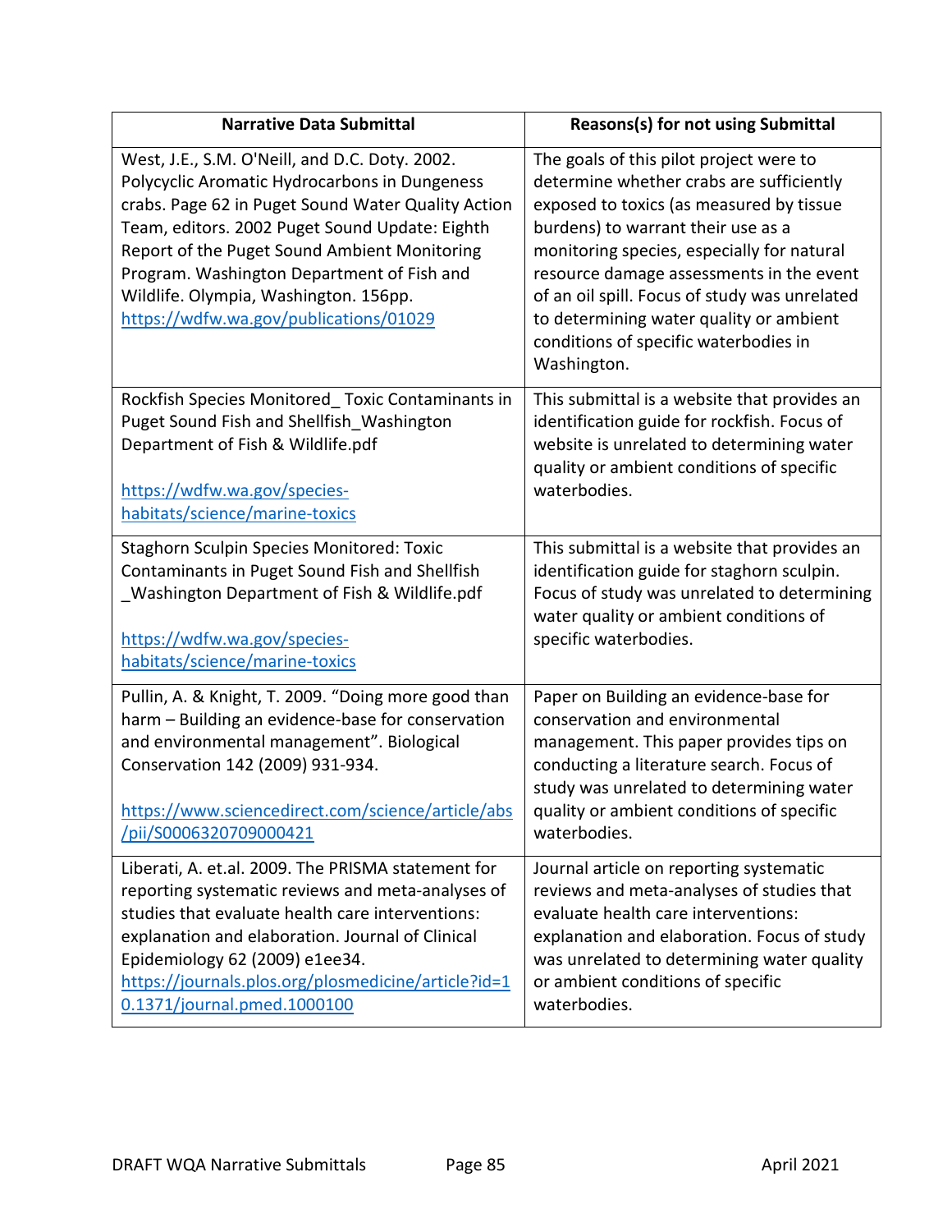| Narrative Data Submittal | Reasons(s) for not using Submittal |
|---|---|
| West, J.E., S.M. O'Neill, and D.C. Doty. 2002. Polycyclic Aromatic Hydrocarbons in Dungeness crabs. Page 62 in Puget Sound Water Quality Action Team, editors. 2002 Puget Sound Update: Eighth Report of the Puget Sound Ambient Monitoring Program. Washington Department of Fish and Wildlife. Olympia, Washington. 156pp. [https://wdfw.wa.gov/publications/01029](https://wdfw.wa.gov/publications/01029) | The goals of this pilot project were to determine whether crabs are sufficiently exposed to toxics (as measured by tissue burdens) to warrant their use as a monitoring species, especially for natural resource damage assessments in the event of an oil spill. Focus of study was unrelated to determining water quality or ambient conditions of specific waterbodies in Washington. |
| Rockfish Species Monitored_ Toxic Contaminants in Puget Sound Fish and Shellfish_Washington Department of Fish & Wildlife.pdf<br><br>[https://wdfw.wa.gov/species-habitats/science/marine-toxics](https://wdfw.wa.gov/species-habitats/science/marine-toxics) | This submittal is a website that provides an identification guide for rockfish. Focus of website is unrelated to determining water quality or ambient conditions of specific waterbodies. |
| Staghorn Sculpin Species Monitored: Toxic Contaminants in Puget Sound Fish and Shellfish _Washington Department of Fish & Wildlife.pdf<br><br>[https://wdfw.wa.gov/species-habitats/science/marine-toxics](https://wdfw.wa.gov/species-habitats/science/marine-toxics) | This submittal is a website that provides an identification guide for staghorn sculpin. Focus of study was unrelated to determining water quality or ambient conditions of specific waterbodies. |
| Pullin, A. & Knight, T. 2009. "Doing more good than harm – Building an evidence-base for conservation and environmental management". Biological Conservation 142 (2009) 931-934.<br><br>[https://www.sciencedirect.com/science/article/abs/pii/S0006320709000421](https://www.sciencedirect.com/science/article/abs/pii/S0006320709000421) | Paper on Building an evidence-base for conservation and environmental management. This paper provides tips on conducting a literature search. Focus of study was unrelated to determining water quality or ambient conditions of specific waterbodies. |
| Liberati, A. et.al. 2009. The PRISMA statement for reporting systematic reviews and meta-analyses of studies that evaluate health care interventions: explanation and elaboration. Journal of Clinical Epidemiology 62 (2009) e1ee34. [https://journals.plos.org/plosmedicine/article?id=10.1371/journal.pmed.1000100](https://journals.plos.org/plosmedicine/article?id=10.1371/journal.pmed.1000100) | Journal article on reporting systematic reviews and meta-analyses of studies that evaluate health care interventions: explanation and elaboration. Focus of study was unrelated to determining water quality or ambient conditions of specific waterbodies. |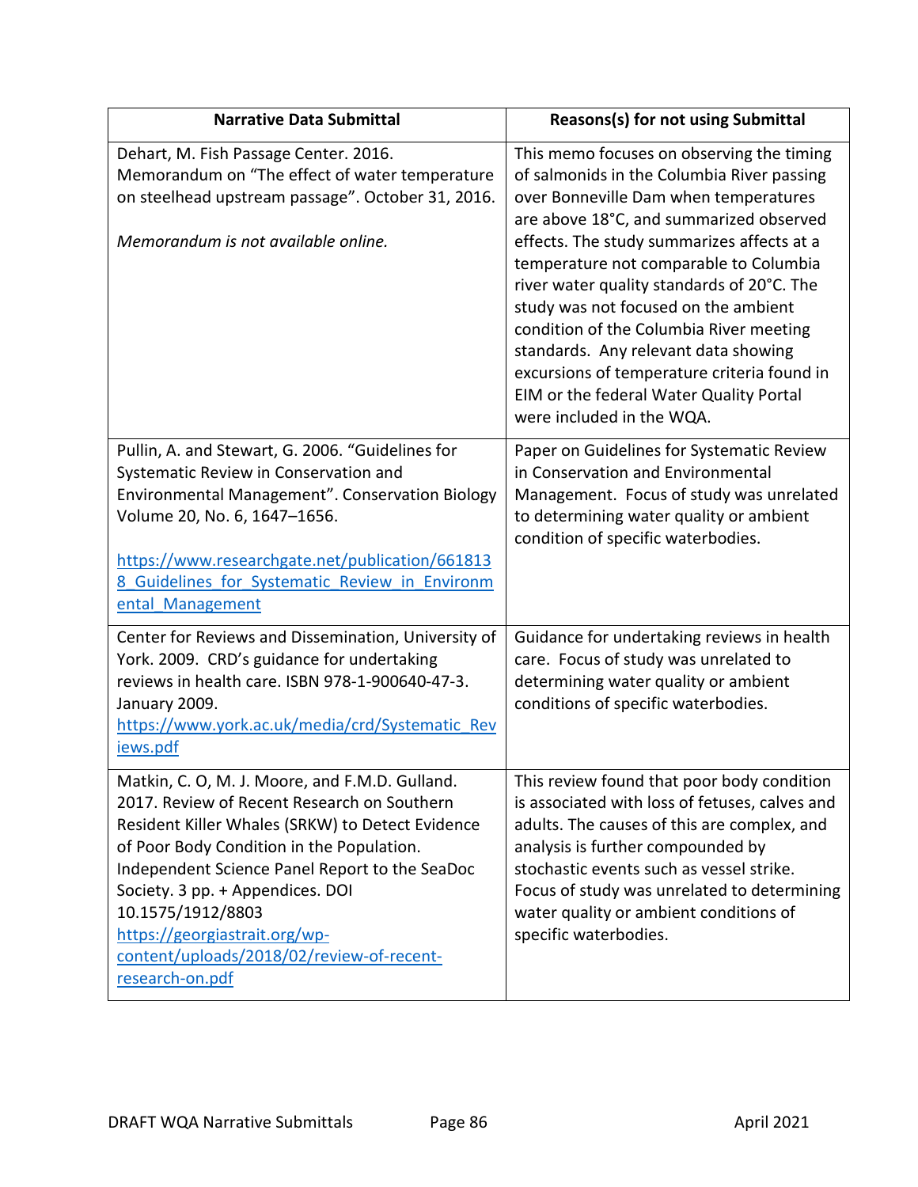| Narrative Data Submittal | Reasons(s) for not using Submittal |
|---|---|
| Dehart, M. Fish Passage Center. 2016. Memorandum on "The effect of water temperature on steelhead upstream passage". October 31, 2016.<br><br>*Memorandum is not available online.* | This memo focuses on observing the timing of salmonids in the Columbia River passing over Bonneville Dam when temperatures are above 18°C, and summarized observed effects. The study summarizes affects at a temperature not comparable to Columbia river water quality standards of 20°C. The study was not focused on the ambient condition of the Columbia River meeting standards. Any relevant data showing excursions of temperature criteria found in EIM or the federal Water Quality Portal were included in the WQA. |
| Pullin, A. and Stewart, G. 2006. "Guidelines for Systematic Review in Conservation and Environmental Management". Conservation Biology Volume 20, No. 6, 1647–1656.<br><br>https://www.researchgate.net/publication/6618138_Guidelines_for_Systematic_Review_in_Environmental_Management | Paper on Guidelines for Systematic Review in Conservation and Environmental Management. Focus of study was unrelated to determining water quality or ambient condition of specific waterbodies. |
| Center for Reviews and Dissemination, University of York. 2009. CRD's guidance for undertaking reviews in health care. ISBN 978-1-900640-47-3. January 2009.<br>https://www.york.ac.uk/media/crd/Systematic_Reviews.pdf | Guidance for undertaking reviews in health care. Focus of study was unrelated to determining water quality or ambient conditions of specific waterbodies. |
| Matkin, C. O, M. J. Moore, and F.M.D. Gulland. 2017. Review of Recent Research on Southern Resident Killer Whales (SRKW) to Detect Evidence of Poor Body Condition in the Population. Independent Science Panel Report to the SeaDoc Society. 3 pp. + Appendices. DOI 10.1575/1912/8803<br>https://georgiastrait.org/wp-content/uploads/2018/02/review-of-recent-research-on.pdf | This review found that poor body condition is associated with loss of fetuses, calves and adults. The causes of this are complex, and analysis is further compounded by stochastic events such as vessel strike. Focus of study was unrelated to determining water quality or ambient conditions of specific waterbodies. |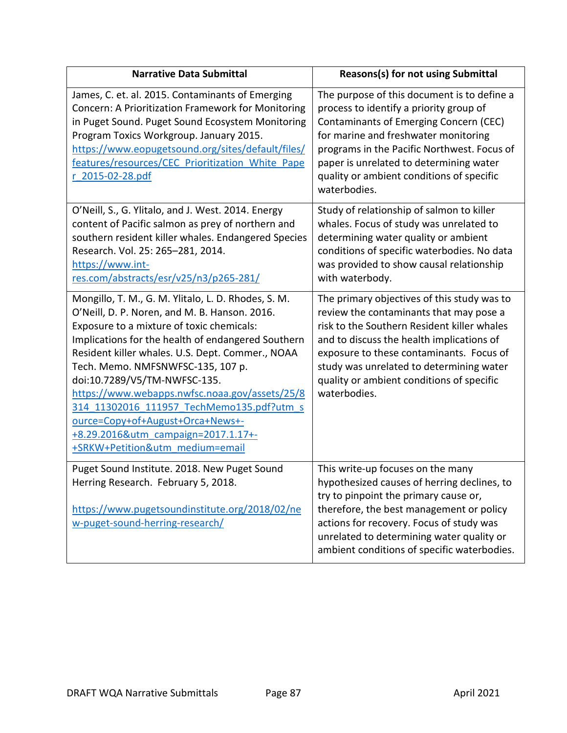| Narrative Data Submittal | Reasons(s) for not using Submittal |
|---|---|
| James, C. et. al. 2015. Contaminants of Emerging Concern: A Prioritization Framework for Monitoring in Puget Sound. Puget Sound Ecosystem Monitoring Program Toxics Workgroup. January 2015. https://www.eopugetsound.org/sites/default/files/features/resources/CEC_Prioritization_White_Paper_2015-02-28.pdf | The purpose of this document is to define a process to identify a priority group of Contaminants of Emerging Concern (CEC) for marine and freshwater monitoring programs in the Pacific Northwest. Focus of paper is unrelated to determining water quality or ambient conditions of specific waterbodies. |
| O'Neill, S., G. Ylitalo, and J. West. 2014. Energy content of Pacific salmon as prey of northern and southern resident killer whales. Endangered Species Research. Vol. 25: 265–281, 2014. https://www.int-res.com/abstracts/esr/v25/n3/p265-281/ | Study of relationship of salmon to killer whales. Focus of study was unrelated to determining water quality or ambient conditions of specific waterbodies. No data was provided to show causal relationship with waterbody. |
| Mongillo, T. M., G. M. Ylitalo, L. D. Rhodes, S. M. O'Neill, D. P. Noren, and M. B. Hanson. 2016. Exposure to a mixture of toxic chemicals: Implications for the health of endangered Southern Resident killer whales. U.S. Dept. Commer., NOAA Tech. Memo. NMFSNWFSC-135, 107 p. doi:10.7289/V5/TM-NWFSC-135. https://www.webapps.nwfsc.noaa.gov/assets/25/8314_11302016_111957_TechMemo135.pdf?utm_source=Copy+of+August+Orca+News+-+8.29.2016&utm_campaign=2017.1.17+-+SRKW+Petition&utm_medium=email | The primary objectives of this study was to review the contaminants that may pose a risk to the Southern Resident killer whales and to discuss the health implications of exposure to these contaminants. Focus of study was unrelated to determining water quality or ambient conditions of specific waterbodies. |
| Puget Sound Institute. 2018. New Puget Sound Herring Research. February 5, 2018.<br><br>https://www.pugetsoundinstitute.org/2018/02/new-puget-sound-herring-research/ | This write-up focuses on the many hypothesized causes of herring declines, to try to pinpoint the primary cause or, therefore, the best management or policy actions for recovery. Focus of study was unrelated to determining water quality or ambient conditions of specific waterbodies. |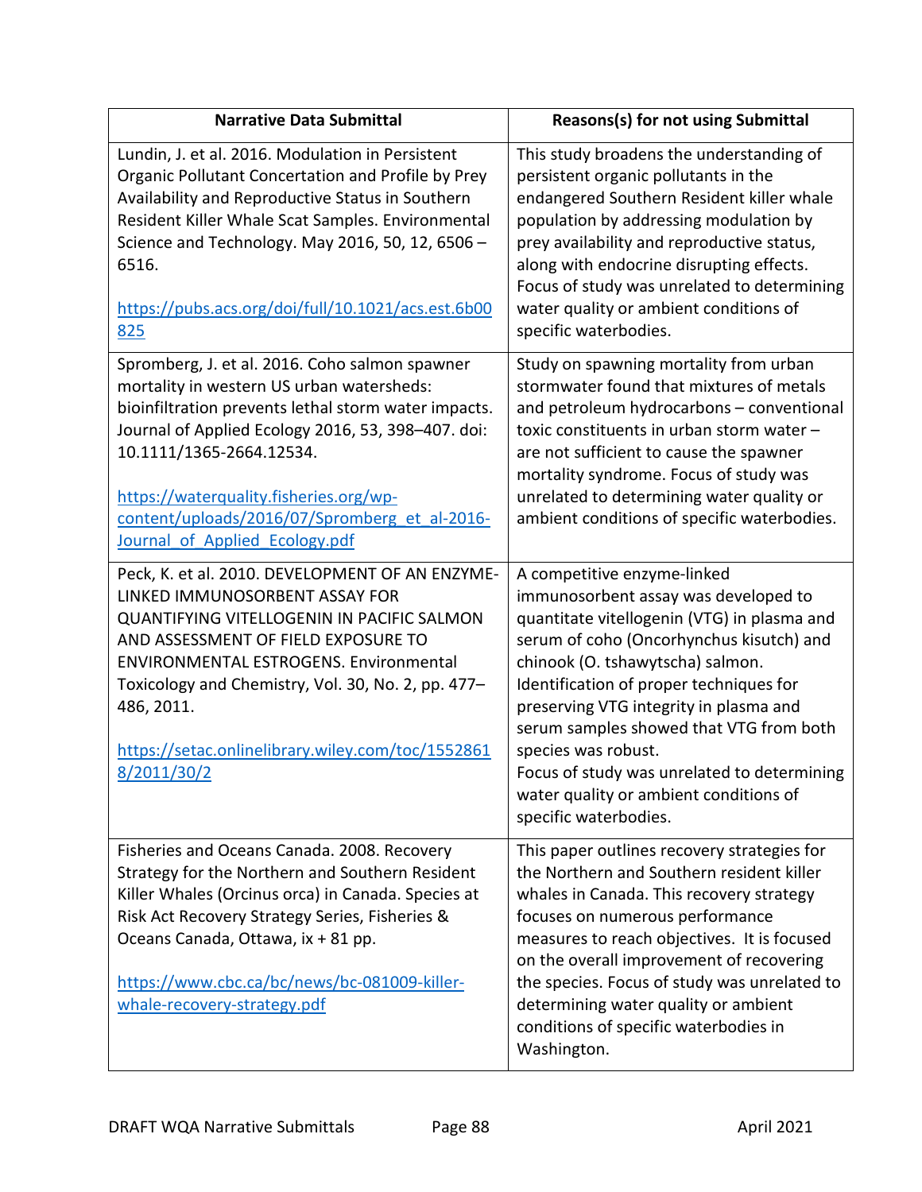| Narrative Data Submittal | Reasons(s) for not using Submittal |
|---|---|
| Lundin, J. et al. 2016. Modulation in Persistent Organic Pollutant Concentation and Profile by Prey Availability and Reproductive Status in Southern Resident Killer Whale Scat Samples. Environmental Science and Technology. May 2016, 50, 12, 6506 – 6516.<br><br>https://pubs.acs.org/doi/full/10.1021/acs.est.6b00825 | This study broadens the understanding of persistent organic pollutants in the endangered Southern Resident killer whale population by addressing modulation by prey availability and reproductive status, along with endocrine disrupting effects. Focus of study was unrelated to determining water quality or ambient conditions of specific waterbodies. |
| Spromberg, J. et al. 2016. Coho salmon spawner mortality in western US urban watersheds: bioinfiltration prevents lethal storm water impacts. Journal of Applied Ecology 2016, 53, 398–407. doi: 10.1111/1365-2664.12534.<br><br>https://waterquality.fisheries.org/wp-content/uploads/2016/07/Spromberg_et_al-2016-Journal_of_Applied_Ecology.pdf | Study on spawning mortality from urban stormwater found that mixtures of metals and petroleum hydrocarbons – conventional toxic constituents in urban storm water – are not sufficient to cause the spawner mortality syndrome. Focus of study was unrelated to determining water quality or ambient conditions of specific waterbodies. |
| Peck, K. et al. 2010. DEVELOPMENT OF AN ENZYME-LINKED IMMUNOSORBENT ASSAY FOR QUANTIFYING VITELLOGENIN IN PACIFIC SALMON AND ASSESSMENT OF FIELD EXPOSURE TO ENVIRONMENTAL ESTROGENS. Environmental Toxicology and Chemistry, Vol. 30, No. 2, pp. 477–486, 2011.<br><br>https://setac.onlinelibrary.wiley.com/toc/15528618/2011/30/2 | A competitive enzyme-linked immunosorbent assay was developed to quantitate vitellogenin (VTG) in plasma and serum of coho (Oncorhynchus kisutch) and chinook (O. tshawytscha) salmon. Identification of proper techniques for preserving VTG integrity in plasma and serum samples showed that VTG from both species was robust.<br>Focus of study was unrelated to determining water quality or ambient conditions of specific waterbodies. |
| Fisheries and Oceans Canada. 2008. Recovery Strategy for the Northern and Southern Resident Killer Whales (Orcinus orca) in Canada. Species at Risk Act Recovery Strategy Series, Fisheries & Oceans Canada, Ottawa, ix + 81 pp.<br><br>https://www.cbc.ca/bc/news/bc-081009-killer-whale-recovery-strategy.pdf | This paper outlines recovery strategies for the Northern and Southern resident killer whales in Canada. This recovery strategy focuses on numerous performance measures to reach objectives. It is focused on the overall improvement of recovering the species. Focus of study was unrelated to determining water quality or ambient conditions of specific waterbodies in Washington. |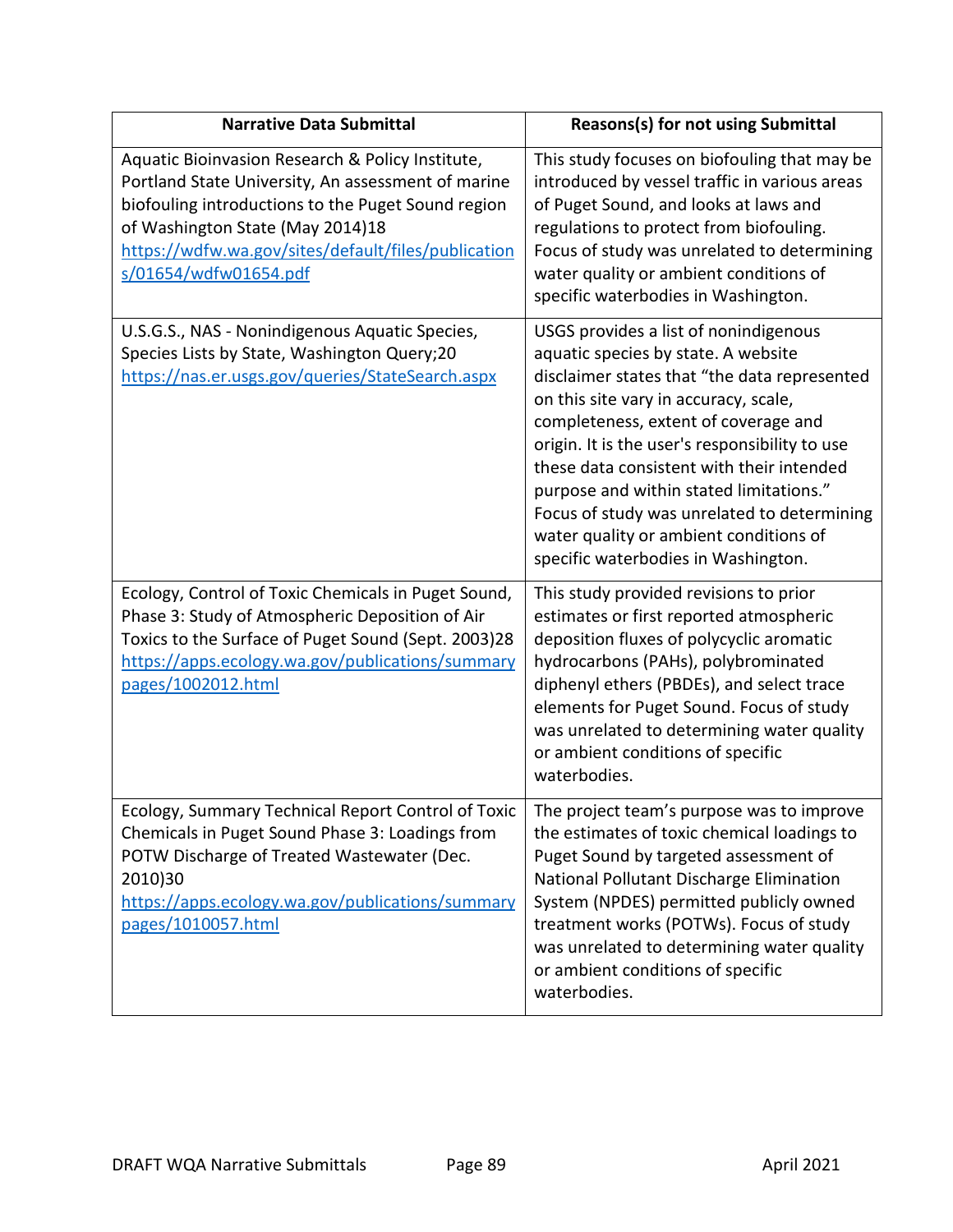| Narrative Data Submittal | Reasons(s) for not using Submittal |
|---|---|
| Aquatic Bioinvasion Research & Policy Institute, Portland State University, An assessment of marine biofouling introductions to the Puget Sound region of Washington State (May 2014)18 https://wdfw.wa.gov/sites/default/files/publications/01654/wdfw01654.pdf | This study focuses on biofouling that may be introduced by vessel traffic in various areas of Puget Sound, and looks at laws and regulations to protect from biofouling. Focus of study was unrelated to determining water quality or ambient conditions of specific waterbodies in Washington. |
| U.S.G.S., NAS - Nonindigenous Aquatic Species, Species Lists by State, Washington Query;20 https://nas.er.usgs.gov/queries/StateSearch.aspx | USGS provides a list of nonindigenous aquatic species by state. A website disclaimer states that "the data represented on this site vary in accuracy, scale, completeness, extent of coverage and origin. It is the user's responsibility to use these data consistent with their intended purpose and within stated limitations." Focus of study was unrelated to determining water quality or ambient conditions of specific waterbodies in Washington. |
| Ecology, Control of Toxic Chemicals in Puget Sound, Phase 3: Study of Atmospheric Deposition of Air Toxics to the Surface of Puget Sound (Sept. 2003)28 https://apps.ecology.wa.gov/publications/summarypages/1002012.html | This study provided revisions to prior estimates or first reported atmospheric deposition fluxes of polycyclic aromatic hydrocarbons (PAHs), polybrominated diphenyl ethers (PBDEs), and select trace elements for Puget Sound. Focus of study was unrelated to determining water quality or ambient conditions of specific waterbodies. |
| Ecology, Summary Technical Report Control of Toxic Chemicals in Puget Sound Phase 3: Loadings from POTW Discharge of Treated Wastewater (Dec. 2010)30 https://apps.ecology.wa.gov/publications/summarypages/1010057.html | The project team's purpose was to improve the estimates of toxic chemical loadings to Puget Sound by targeted assessment of National Pollutant Discharge Elimination System (NPDES) permitted publicly owned treatment works (POTWs). Focus of study was unrelated to determining water quality or ambient conditions of specific waterbodies. |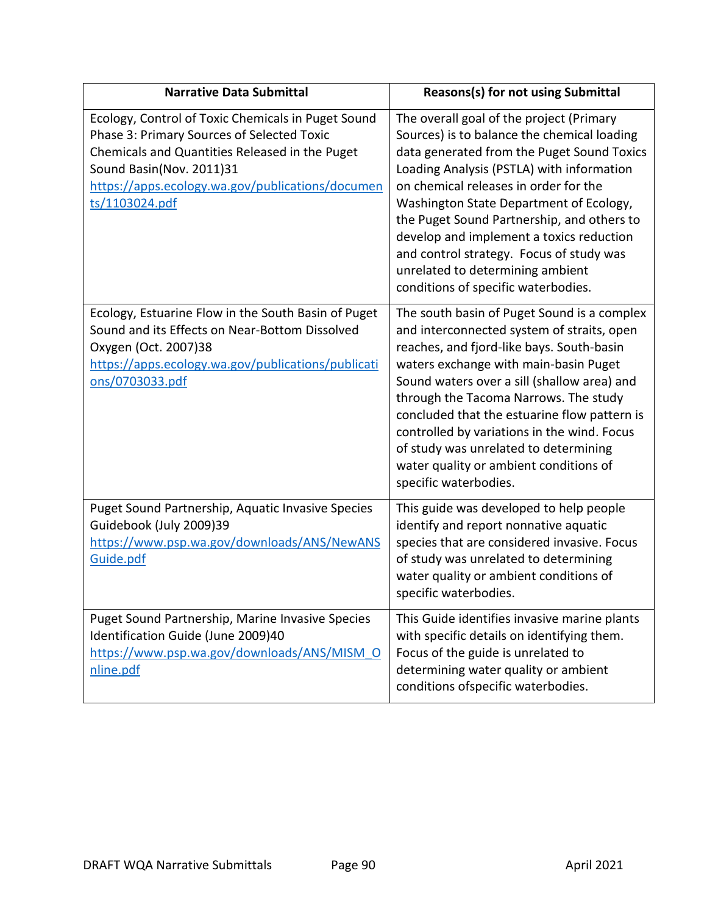| Narrative Data Submittal | Reasons(s) for not using Submittal |
|---|---|
| Ecology, Control of Toxic Chemicals in Puget Sound Phase 3: Primary Sources of Selected Toxic Chemicals and Quantities Released in the Puget Sound Basin(Nov. 2011)31 https://apps.ecology.wa.gov/publications/documents/1103024.pdf | The overall goal of the project (Primary Sources) is to balance the chemical loading data generated from the Puget Sound Toxics Loading Analysis (PSTLA) with information on chemical releases in order for the Washington State Department of Ecology, the Puget Sound Partnership, and others to develop and implement a toxics reduction and control strategy. Focus of study was unrelated to determining ambient conditions of specific waterbodies. |
| Ecology, Estuarine Flow in the South Basin of Puget Sound and its Effects on Near-Bottom Dissolved Oxygen (Oct. 2007)38 https://apps.ecology.wa.gov/publications/publications/0703033.pdf | The south basin of Puget Sound is a complex and interconnected system of straits, open reaches, and fjord-like bays. South-basin waters exchange with main-basin Puget Sound waters over a sill (shallow area) and through the Tacoma Narrows. The study concluded that the estuarine flow pattern is controlled by variations in the wind. Focus of study was unrelated to determining water quality or ambient conditions of specific waterbodies. |
| Puget Sound Partnership, Aquatic Invasive Species Guidebook (July 2009)39 https://www.psp.wa.gov/downloads/ANS/NewANSGuide.pdf | This guide was developed to help people identify and report nonnative aquatic species that are considered invasive. Focus of study was unrelated to determining water quality or ambient conditions of specific waterbodies. |
| Puget Sound Partnership, Marine Invasive Species Identification Guide (June 2009)40 https://www.psp.wa.gov/downloads/ANS/MISM_Online.pdf | This Guide identifies invasive marine plants with specific details on identifying them. Focus of the guide is unrelated to determining water quality or ambient conditions ofspecific waterbodies. |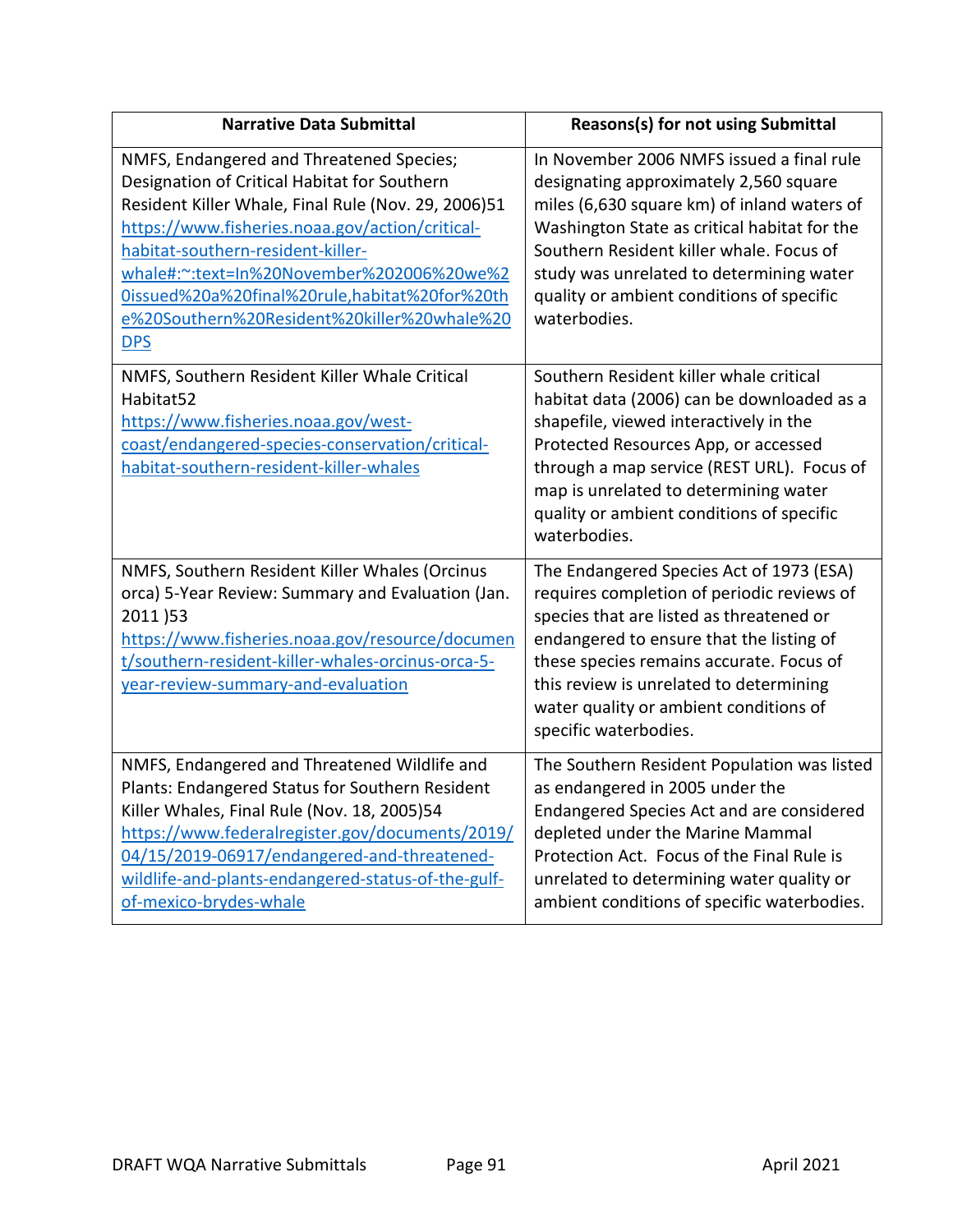| Narrative Data Submittal | Reasons(s) for not using Submittal |
|---|---|
| NMFS, Endangered and Threatened Species; Designation of Critical Habitat for Southern Resident Killer Whale, Final Rule (Nov. 29, 2006)51 https://www.fisheries.noaa.gov/action/critical-habitat-southern-resident-killer-whale#:~:text=In%20November%202006%20we%20issued%20a%20final%20rule,habitat%20for%20the%20Southern%20Resident%20killer%20whale%20DPS | In November 2006 NMFS issued a final rule designating approximately 2,560 square miles (6,630 square km) of inland waters of Washington State as critical habitat for the Southern Resident killer whale. Focus of study was unrelated to determining water quality or ambient conditions of specific waterbodies. |
| NMFS, Southern Resident Killer Whale Critical Habitat52 https://www.fisheries.noaa.gov/west-coast/endangered-species-conservation/critical-habitat-southern-resident-killer-whales | Southern Resident killer whale critical habitat data (2006) can be downloaded as a shapefile, viewed interactively in the Protected Resources App, or accessed through a map service (REST URL). Focus of map is unrelated to determining water quality or ambient conditions of specific waterbodies. |
| NMFS, Southern Resident Killer Whales (Orcinus orca) 5-Year Review: Summary and Evaluation (Jan. 2011 )53 https://www.fisheries.noaa.gov/resource/document/southern-resident-killer-whales-orcinus-orca-5-year-review-summary-and-evaluation | The Endangered Species Act of 1973 (ESA) requires completion of periodic reviews of species that are listed as threatened or endangered to ensure that the listing of these species remains accurate. Focus of this review is unrelated to determining water quality or ambient conditions of specific waterbodies. |
| NMFS, Endangered and Threatened Wildlife and Plants: Endangered Status for Southern Resident Killer Whales, Final Rule (Nov. 18, 2005)54 https://www.federalregister.gov/documents/2019/04/15/2019-06917/endangered-and-threatened-wildlife-and-plants-endangered-status-of-the-gulf-of-mexico-brydes-whale | The Southern Resident Population was listed as endangered in 2005 under the Endangered Species Act and are considered depleted under the Marine Mammal Protection Act. Focus of the Final Rule is unrelated to determining water quality or ambient conditions of specific waterbodies. |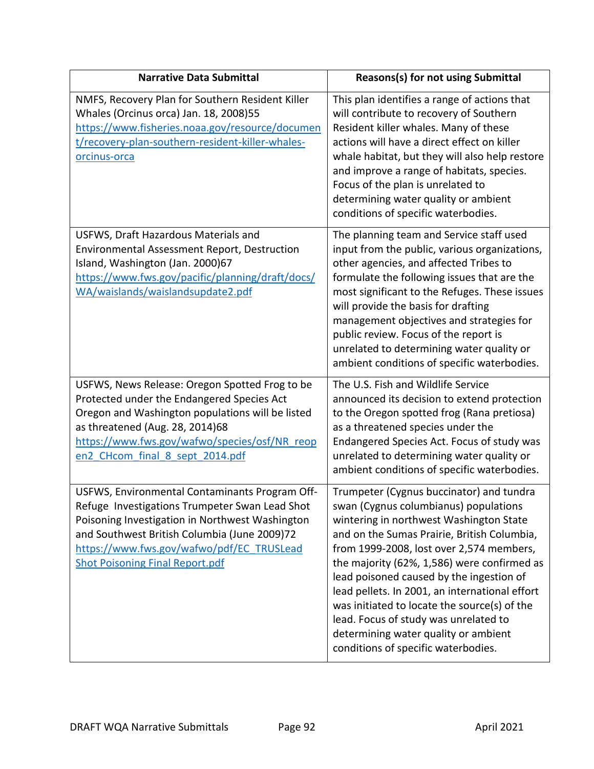| Narrative Data Submittal | Reason(s) for not using Submittal |
| --- | --- |
| NMFS, Recovery Plan for Southern Resident Killer Whales (Orcinus orca) Jan. 18, 2008)55 [https://www.fisheries.noaa.gov/resource/document/recovery-plan-southern-resident-killer-whales-orcinus-orca](https://www.fisheries.noaa.gov/resource/document/recovery-plan-southern-resident-killer-whales-orcinus-orca) | This plan identifies a range of actions that will contribute to recovery of Southern Resident killer whales. Many of these actions will have a direct effect on killer whale habitat, but they will also help restore and improve a range of habitats, species. Focus of the plan is unrelated to determining water quality or ambient conditions of specific waterbodies. |
| USFWS, Draft Hazardous Materials and Environmental Assessment Report, Destruction Island, Washington (Jan. 2000)67 [https://www.fws.gov/pacific/planning/draft/docs/WA/waislands/waislandsupdate2.pdf](https://www.fws.gov/pacific/planning/draft/docs/WA/waislands/waislandsupdate2.pdf) | The planning team and Service staff used input from the public, various organizations, other agencies, and affected Tribes to formulate the following issues that are the most significant to the Refuges. These issues will provide the basis for drafting management objectives and strategies for public review. Focus of the report is unrelated to determining water quality or ambient conditions of specific waterbodies. |
| USFWS, News Release: Oregon Spotted Frog to be Protected under the Endangered Species Act Oregon and Washington populations will be listed as threatened (Aug. 28, 2014)68 [https://www.fws.gov/wafwo/species/osf/NR_reopen2_CHcom_final_8_sept_2014.pdf](https://www.fws.gov/wafwo/species/osf/NR_reopen2_CHcom_final_8_sept_2014.pdf) | The U.S. Fish and Wildlife Service announced its decision to extend protection to the Oregon spotted frog (Rana pretiosa) as a threatened species under the Endangered Species Act. Focus of study was unrelated to determining water quality or ambient conditions of specific waterbodies. |
| USFWS, Environmental Contaminants Program Off-Refuge Investigations Trumpeter Swan Lead Shot Poisoning Investigation in Northwest Washington and Southwest British Columbia (June 2009)72 [https://www.fws.gov/wafwo/pdf/EC_TRUSLead Shot Poisoning Final Report.pdf](https://www.fws.gov/wafwo/pdf/EC_TRUSLead Shot Poisoning Final Report.pdf) | Trumpeter (Cygnus buccinator) and tundra swan (Cygnus columbianus) populations wintering in northwest Washington State and on the Sumas Prairie, British Columbia, from 1999-2008, lost over 2,574 members, the majority (62%, 1,586) were confirmed as lead poisoned caused by the ingestion of lead pellets. In 2001, an international effort was initiated to locate the source(s) of the lead. Focus of study was unrelated to determining water quality or ambient conditions of specific waterbodies. |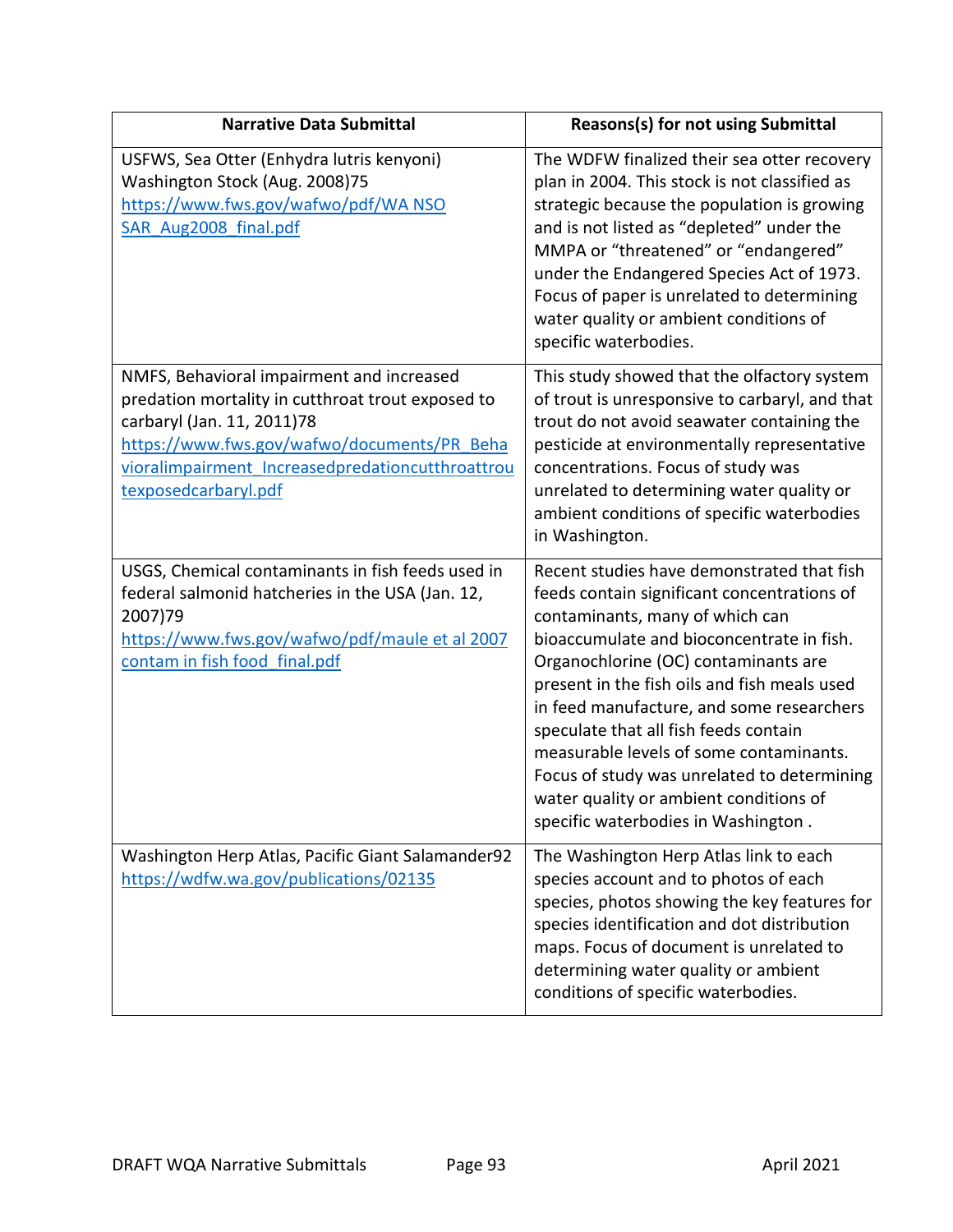| Narrative Data Submittal | Reasons(s) for not using Submittal |
|---|---|
| USFWS, Sea Otter (Enhydra lutris kenyoni) Washington Stock (Aug. 2008)75 https://www.fws.gov/wafwo/pdf/WA NSO SAR_Aug2008_final.pdf | The WDFW finalized their sea otter recovery plan in 2004. This stock is not classified as strategic because the population is growing and is not listed as "depleted" under the MMPA or "threatened" or "endangered" under the Endangered Species Act of 1973. Focus of paper is unrelated to determining water quality or ambient conditions of specific waterbodies. |
| NMFS, Behavioral impairment and increased predation mortality in cutthroat trout exposed to carbaryl (Jan. 11, 2011)78 https://www.fws.gov/wafwo/documents/PR_Behavioralimpairment_Increasedpredationcutthroattroutexposedcarbaryl.pdf | This study showed that the olfactory system of trout is unresponsive to carbaryl, and that trout do not avoid seawater containing the pesticide at environmentally representative concentrations. Focus of study was unrelated to determining water quality or ambient conditions of specific waterbodies in Washington. |
| USGS, Chemical contaminants in fish feeds used in federal salmonid hatcheries in the USA (Jan. 12, 2007)79 https://www.fws.gov/wafwo/pdf/maule et al 2007 contam in fish food_final.pdf | Recent studies have demonstrated that fish feeds contain significant concentrations of contaminants, many of which can bioaccumulate and bioconcentrate in fish. Organochlorine (OC) contaminants are present in the fish oils and fish meals used in feed manufacture, and some researchers speculate that all fish feeds contain measurable levels of some contaminants. Focus of study was unrelated to determining water quality or ambient conditions of specific waterbodies in Washington . |
| Washington Herp Atlas, Pacific Giant Salamander92 https://wdfw.wa.gov/publications/02135 | The Washington Herp Atlas link to each species account and to photos of each species, photos showing the key features for species identification and dot distribution maps. Focus of document is unrelated to determining water quality or ambient conditions of specific waterbodies. |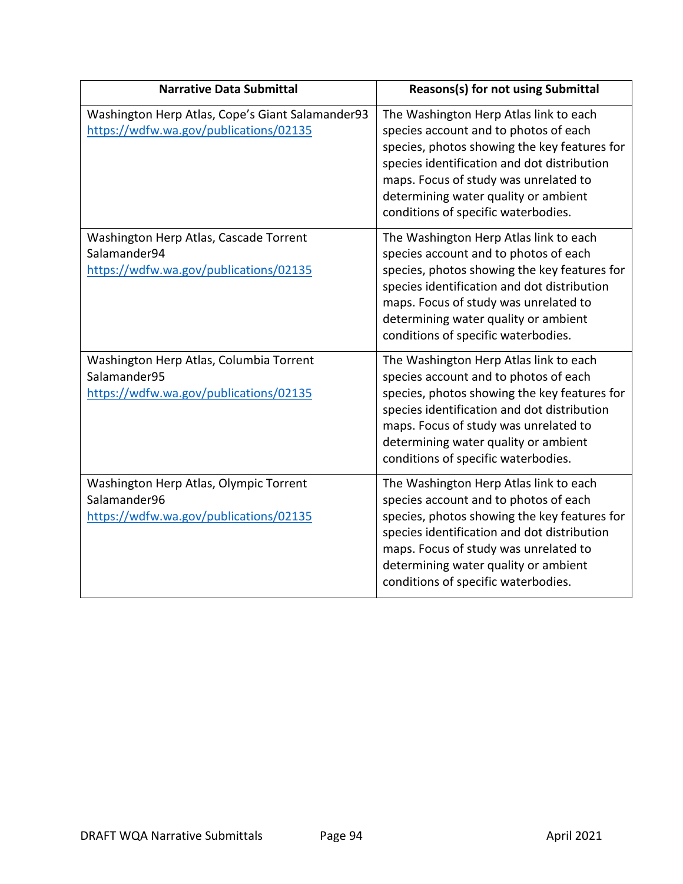| Narrative Data Submittal | Reasons(s) for not using Submittal |
| --- | --- |
| Washington Herp Atlas, Cope's Giant Salamander[93] https://wdfw.wa.gov/publications/02135 | The Washington Herp Atlas link to each species account and to photos of each species, photos showing the key features for species identification and dot distribution maps. Focus of study was unrelated to determining water quality or ambient conditions of specific waterbodies. |
| Washington Herp Atlas, Cascade Torrent Salamander[94] https://wdfw.wa.gov/publications/02135 | The Washington Herp Atlas link to each species account and to photos of each species, photos showing the key features for species identification and dot distribution maps. Focus of study was unrelated to determining water quality or ambient conditions of specific waterbodies. |
| Washington Herp Atlas, Columbia Torrent Salamander[95] https://wdfw.wa.gov/publications/02135 | The Washington Herp Atlas link to each species account and to photos of each species, photos showing the key features for species identification and dot distribution maps. Focus of study was unrelated to determining water quality or ambient conditions of specific waterbodies. |
| Washington Herp Atlas, Olympic Torrent Salamander[96] https://wdfw.wa.gov/publications/02135 | The Washington Herp Atlas link to each species account and to photos of each species, photos showing the key features for species identification and dot distribution maps. Focus of study was unrelated to determining water quality or ambient conditions of specific waterbodies. |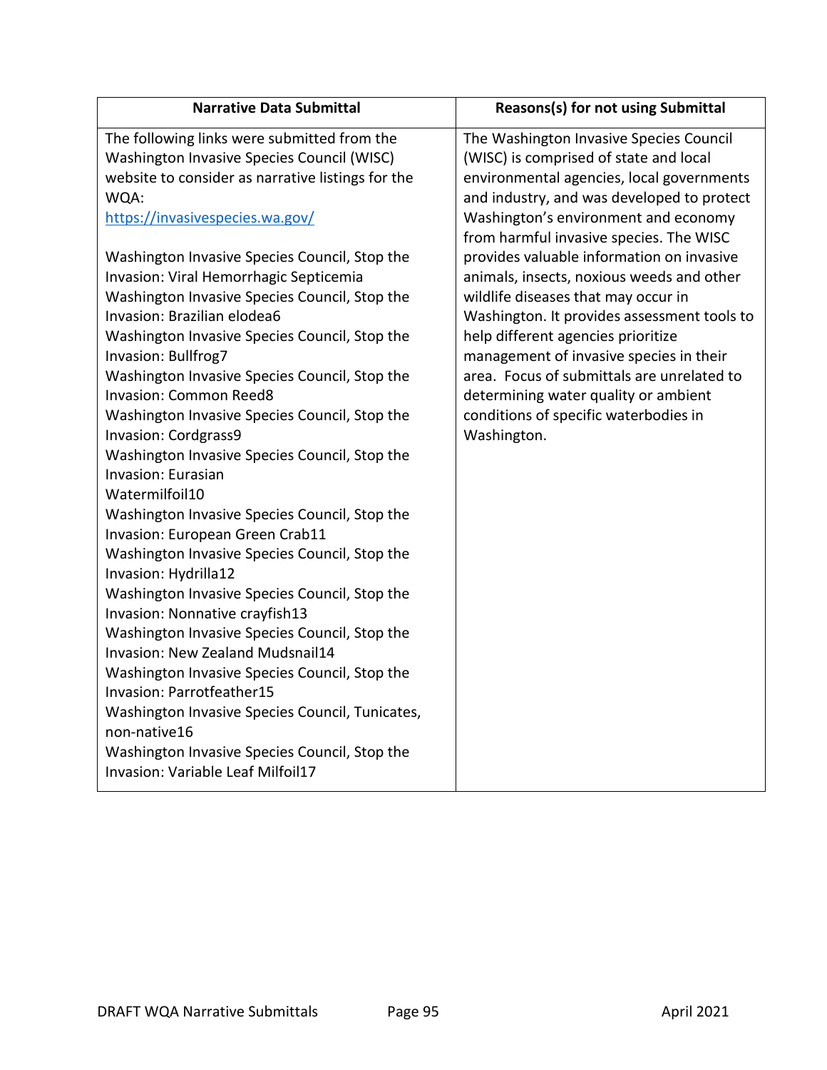| Narrative Data Submittal | Reasons(s) for not using Submittal |
|---|---|
| The following links were submitted from the Washington Invasive Species Council (WISC) website to consider as narrative listings for the WQA:<br>https://invasivespecies.wa.gov/<br><br>Washington Invasive Species Council, Stop the Invasion: Viral Hemorrhagic Septicemia<br>Washington Invasive Species Council, Stop the Invasion: Brazilian elodea[6]<br>Washington Invasive Species Council, Stop the Invasion: Bullfrog[7]<br>Washington Invasive Species Council, Stop the Invasion: Common Reed[8]<br>Washington Invasive Species Council, Stop the Invasion: Cordgrass[9]<br>Washington Invasive Species Council, Stop the Invasion: Eurasian Watermilfoil[10]<br>Washington Invasive Species Council, Stop the Invasion: European Green Crab[11]<br>Washington Invasive Species Council, Stop the Invasion: Hydrilla[12]<br>Washington Invasive Species Council, Stop the Invasion: Nonnative crayfish[13]<br>Washington Invasive Species Council, Stop the Invasion: New Zealand Mudsnail[14]<br>Washington Invasive Species Council, Stop the Invasion: Parrotfeather[15]<br>Washington Invasive Species Council, Tunicates, non-native[16]<br>Washington Invasive Species Council, Stop the Invasion: Variable Leaf Milfoil[17] | The Washington Invasive Species Council (WISC) is comprised of state and local environmental agencies, local governments and industry, and was developed to protect Washington's environment and economy from harmful invasive species. The WISC provides valuable information on invasive animals, insects, noxious weeds and other wildlife diseases that may occur in Washington. It provides assessment tools to help different agencies prioritize management of invasive species in their area. Focus of submittals are unrelated to determining water quality or ambient conditions of specific waterbodies in Washington. |